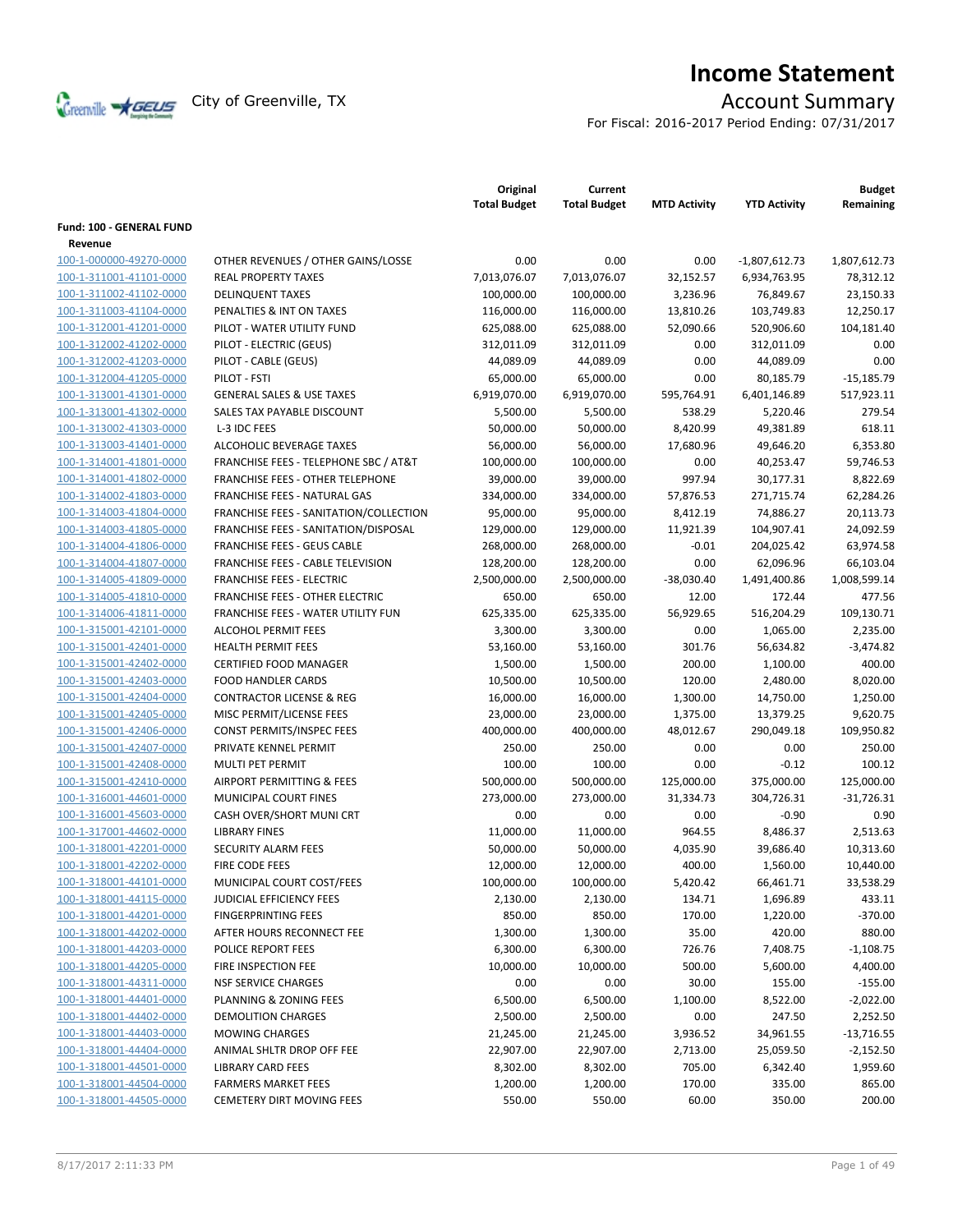# Income Statement

City of Greenville, TX

## Account Summary

For Fiscal: 2016-2017 Period Ending: 07/31/2017

| | | Original Total Budget | Current Total Budget | MTD Activity | YTD Activity | Budget Remaining |
|---|---|---|---|---|---|---|
| **Fund: 100 - GENERAL FUND** | | | | | | |
| **Revenue** | | | | | | |
| 100-1-000000-49270-0000 | OTHER REVENUES / OTHER GAINS/LOSSE | 0.00 | 0.00 | 0.00 | -1,807,612.73 | 1,807,612.73 |
| 100-1-311001-41101-0000 | REAL PROPERTY TAXES | 7,013,076.07 | 7,013,076.07 | 32,152.57 | 6,934,763.95 | 78,312.12 |
| 100-1-311002-41102-0000 | DELINQUENT TAXES | 100,000.00 | 100,000.00 | 3,236.96 | 76,849.67 | 23,150.33 |
| 100-1-311003-41104-0000 | PENALTIES & INT ON TAXES | 116,000.00 | 116,000.00 | 13,810.26 | 103,749.83 | 12,250.17 |
| 100-1-312001-41201-0000 | PILOT - WATER UTILITY FUND | 625,088.00 | 625,088.00 | 52,090.66 | 520,906.60 | 104,181.40 |
| 100-1-312002-41202-0000 | PILOT - ELECTRIC (GEUS) | 312,011.09 | 312,011.09 | 0.00 | 312,011.09 | 0.00 |
| 100-1-312002-41203-0000 | PILOT - CABLE (GEUS) | 44,089.09 | 44,089.09 | 0.00 | 44,089.09 | 0.00 |
| 100-1-312004-41205-0000 | PILOT - FSTI | 65,000.00 | 65,000.00 | 0.00 | 80,185.79 | -15,185.79 |
| 100-1-313001-41301-0000 | GENERAL SALES & USE TAXES | 6,919,070.00 | 6,919,070.00 | 595,764.91 | 6,401,146.89 | 517,923.11 |
| 100-1-313001-41302-0000 | SALES TAX PAYABLE DISCOUNT | 5,500.00 | 5,500.00 | 538.29 | 5,220.46 | 279.54 |
| 100-1-313002-41303-0000 | L-3 IDC FEES | 50,000.00 | 50,000.00 | 8,420.99 | 49,381.89 | 618.11 |
| 100-1-313003-41401-0000 | ALCOHOLIC BEVERAGE TAXES | 56,000.00 | 56,000.00 | 17,680.96 | 49,646.20 | 6,353.80 |
| 100-1-314001-41801-0000 | FRANCHISE FEES - TELEPHONE SBC / AT&T | 100,000.00 | 100,000.00 | 0.00 | 40,253.47 | 59,746.53 |
| 100-1-314001-41802-0000 | FRANCHISE FEES - OTHER TELEPHONE | 39,000.00 | 39,000.00 | 997.94 | 30,177.31 | 8,822.69 |
| 100-1-314002-41803-0000 | FRANCHISE FEES - NATURAL GAS | 334,000.00 | 334,000.00 | 57,876.53 | 271,715.74 | 62,284.26 |
| 100-1-314003-41804-0000 | FRANCHISE FEES - SANITATION/COLLECTION | 95,000.00 | 95,000.00 | 8,412.19 | 74,886.27 | 20,113.73 |
| 100-1-314003-41805-0000 | FRANCHISE FEES - SANITATION/DISPOSAL | 129,000.00 | 129,000.00 | 11,921.39 | 104,907.41 | 24,092.59 |
| 100-1-314004-41806-0000 | FRANCHISE FEES - GEUS CABLE | 268,000.00 | 268,000.00 | -0.01 | 204,025.42 | 63,974.58 |
| 100-1-314004-41807-0000 | FRANCHISE FEES - CABLE TELEVISION | 128,200.00 | 128,200.00 | 0.00 | 62,096.96 | 66,103.04 |
| 100-1-314005-41809-0000 | FRANCHISE FEES - ELECTRIC | 2,500,000.00 | 2,500,000.00 | -38,030.40 | 1,491,400.86 | 1,008,599.14 |
| 100-1-314005-41810-0000 | FRANCHISE FEES - OTHER ELECTRIC | 650.00 | 650.00 | 12.00 | 172.44 | 477.56 |
| 100-1-314006-41811-0000 | FRANCHISE FEES - WATER UTILITY FUN | 625,335.00 | 625,335.00 | 56,929.65 | 516,204.29 | 109,130.71 |
| 100-1-315001-42101-0000 | ALCOHOL PERMIT FEES | 3,300.00 | 3,300.00 | 0.00 | 1,065.00 | 2,235.00 |
| 100-1-315001-42401-0000 | HEALTH PERMIT FEES | 53,160.00 | 53,160.00 | 301.76 | 56,634.82 | -3,474.82 |
| 100-1-315001-42402-0000 | CERTIFIED FOOD MANAGER | 1,500.00 | 1,500.00 | 200.00 | 1,100.00 | 400.00 |
| 100-1-315001-42403-0000 | FOOD HANDLER CARDS | 10,500.00 | 10,500.00 | 120.00 | 2,480.00 | 8,020.00 |
| 100-1-315001-42404-0000 | CONTRACTOR LICENSE & REG | 16,000.00 | 16,000.00 | 1,300.00 | 14,750.00 | 1,250.00 |
| 100-1-315001-42405-0000 | MISC PERMIT/LICENSE FEES | 23,000.00 | 23,000.00 | 1,375.00 | 13,379.25 | 9,620.75 |
| 100-1-315001-42406-0000 | CONST PERMITS/INSPEC FEES | 400,000.00 | 400,000.00 | 48,012.67 | 290,049.18 | 109,950.82 |
| 100-1-315001-42407-0000 | PRIVATE KENNEL PERMIT | 250.00 | 250.00 | 0.00 | 0.00 | 250.00 |
| 100-1-315001-42408-0000 | MULTI PET PERMIT | 100.00 | 100.00 | 0.00 | -0.12 | 100.12 |
| 100-1-315001-42410-0000 | AIRPORT PERMITTING & FEES | 500,000.00 | 500,000.00 | 125,000.00 | 375,000.00 | 125,000.00 |
| 100-1-316001-44601-0000 | MUNICIPAL COURT FINES | 273,000.00 | 273,000.00 | 31,334.73 | 304,726.31 | -31,726.31 |
| 100-1-316001-45603-0000 | CASH OVER/SHORT MUNI CRT | 0.00 | 0.00 | 0.00 | -0.90 | 0.90 |
| 100-1-317001-44602-0000 | LIBRARY FINES | 11,000.00 | 11,000.00 | 964.55 | 8,486.37 | 2,513.63 |
| 100-1-318001-42201-0000 | SECURITY ALARM FEES | 50,000.00 | 50,000.00 | 4,035.90 | 39,686.40 | 10,313.60 |
| 100-1-318001-42202-0000 | FIRE CODE FEES | 12,000.00 | 12,000.00 | 400.00 | 1,560.00 | 10,440.00 |
| 100-1-318001-44101-0000 | MUNICIPAL COURT COST/FEES | 100,000.00 | 100,000.00 | 5,420.42 | 66,461.71 | 33,538.29 |
| 100-1-318001-44115-0000 | JUDICIAL EFFICIENCY FEES | 2,130.00 | 2,130.00 | 134.71 | 1,696.89 | 433.11 |
| 100-1-318001-44201-0000 | FINGERPRINTING FEES | 850.00 | 850.00 | 170.00 | 1,220.00 | -370.00 |
| 100-1-318001-44202-0000 | AFTER HOURS RECONNECT FEE | 1,300.00 | 1,300.00 | 35.00 | 420.00 | 880.00 |
| 100-1-318001-44203-0000 | POLICE REPORT FEES | 6,300.00 | 6,300.00 | 726.76 | 7,408.75 | -1,108.75 |
| 100-1-318001-44205-0000 | FIRE INSPECTION FEE | 10,000.00 | 10,000.00 | 500.00 | 5,600.00 | 4,400.00 |
| 100-1-318001-44311-0000 | NSF SERVICE CHARGES | 0.00 | 0.00 | 30.00 | 155.00 | -155.00 |
| 100-1-318001-44401-0000 | PLANNING & ZONING FEES | 6,500.00 | 6,500.00 | 1,100.00 | 8,522.00 | -2,022.00 |
| 100-1-318001-44402-0000 | DEMOLITION CHARGES | 2,500.00 | 2,500.00 | 0.00 | 247.50 | 2,252.50 |
| 100-1-318001-44403-0000 | MOWING CHARGES | 21,245.00 | 21,245.00 | 3,936.52 | 34,961.55 | -13,716.55 |
| 100-1-318001-44404-0000 | ANIMAL SHLTR DROP OFF FEE | 22,907.00 | 22,907.00 | 2,713.00 | 25,059.50 | -2,152.50 |
| 100-1-318001-44501-0000 | LIBRARY CARD FEES | 8,302.00 | 8,302.00 | 705.00 | 6,342.40 | 1,959.60 |
| 100-1-318001-44504-0000 | FARMERS MARKET FEES | 1,200.00 | 1,200.00 | 170.00 | 335.00 | 865.00 |
| 100-1-318001-44505-0000 | CEMETERY DIRT MOVING FEES | 550.00 | 550.00 | 60.00 | 350.00 | 200.00 |

8/17/2017 2:11:33 PM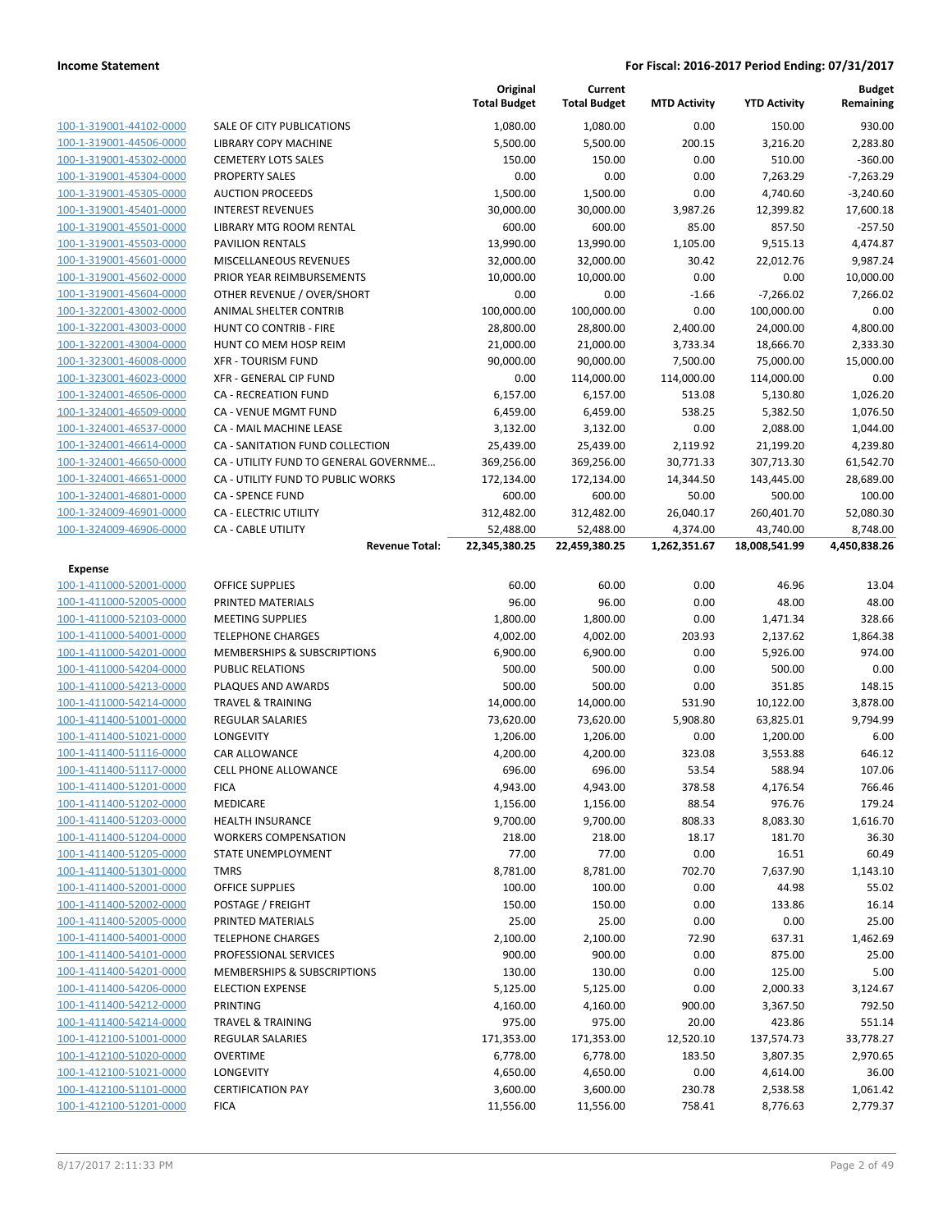**Income Statement** — **For Fiscal: 2016-2017 Period Ending: 07/31/2017**

| | | Original Total Budget | Current Total Budget | MTD Activity | YTD Activity | Budget Remaining |
|---|---|---|---|---|---|---|
| 100-1-319001-44102-0000 | SALE OF CITY PUBLICATIONS | 1,080.00 | 1,080.00 | 0.00 | 150.00 | 930.00 |
| 100-1-319001-44506-0000 | LIBRARY COPY MACHINE | 5,500.00 | 5,500.00 | 200.15 | 3,216.20 | 2,283.80 |
| 100-1-319001-45302-0000 | CEMETERY LOTS SALES | 150.00 | 150.00 | 0.00 | 510.00 | -360.00 |
| 100-1-319001-45304-0000 | PROPERTY SALES | 0.00 | 0.00 | 0.00 | 7,263.29 | -7,263.29 |
| 100-1-319001-45305-0000 | AUCTION PROCEEDS | 1,500.00 | 1,500.00 | 0.00 | 4,740.60 | -3,240.60 |
| 100-1-319001-45401-0000 | INTEREST REVENUES | 30,000.00 | 30,000.00 | 3,987.26 | 12,399.82 | 17,600.18 |
| 100-1-319001-45501-0000 | LIBRARY MTG ROOM RENTAL | 600.00 | 600.00 | 85.00 | 857.50 | -257.50 |
| 100-1-319001-45503-0000 | PAVILION RENTALS | 13,990.00 | 13,990.00 | 1,105.00 | 9,515.13 | 4,474.87 |
| 100-1-319001-45601-0000 | MISCELLANEOUS REVENUES | 32,000.00 | 32,000.00 | 30.42 | 22,012.76 | 9,987.24 |
| 100-1-319001-45602-0000 | PRIOR YEAR REIMBURSEMENTS | 10,000.00 | 10,000.00 | 0.00 | 0.00 | 10,000.00 |
| 100-1-319001-45604-0000 | OTHER REVENUE / OVER/SHORT | 0.00 | 0.00 | -1.66 | -7,266.02 | 7,266.02 |
| 100-1-322001-43002-0000 | ANIMAL SHELTER CONTRIB | 100,000.00 | 100,000.00 | 0.00 | 100,000.00 | 0.00 |
| 100-1-322001-43003-0000 | HUNT CO CONTRIB - FIRE | 28,800.00 | 28,800.00 | 2,400.00 | 24,000.00 | 4,800.00 |
| 100-1-322001-43004-0000 | HUNT CO MEM HOSP REIM | 21,000.00 | 21,000.00 | 3,733.34 | 18,666.70 | 2,333.30 |
| 100-1-323001-46008-0000 | XFR - TOURISM FUND | 90,000.00 | 90,000.00 | 7,500.00 | 75,000.00 | 15,000.00 |
| 100-1-323001-46023-0000 | XFR - GENERAL CIP FUND | 0.00 | 114,000.00 | 114,000.00 | 114,000.00 | 0.00 |
| 100-1-324001-46506-0000 | CA - RECREATION FUND | 6,157.00 | 6,157.00 | 513.08 | 5,130.80 | 1,026.20 |
| 100-1-324001-46509-0000 | CA - VENUE MGMT FUND | 6,459.00 | 6,459.00 | 538.25 | 5,382.50 | 1,076.50 |
| 100-1-324001-46537-0000 | CA - MAIL MACHINE LEASE | 3,132.00 | 3,132.00 | 0.00 | 2,088.00 | 1,044.00 |
| 100-1-324001-46614-0000 | CA - SANITATION FUND COLLECTION | 25,439.00 | 25,439.00 | 2,119.92 | 21,199.20 | 4,239.80 |
| 100-1-324001-46650-0000 | CA - UTILITY FUND TO GENERAL GOVERNME... | 369,256.00 | 369,256.00 | 30,771.33 | 307,713.30 | 61,542.70 |
| 100-1-324001-46651-0000 | CA - UTILITY FUND TO PUBLIC WORKS | 172,134.00 | 172,134.00 | 14,344.50 | 143,445.00 | 28,689.00 |
| 100-1-324001-46801-0000 | CA - SPENCE FUND | 600.00 | 600.00 | 50.00 | 500.00 | 100.00 |
| 100-1-324009-46901-0000 | CA - ELECTRIC UTILITY | 312,482.00 | 312,482.00 | 26,040.17 | 260,401.70 | 52,080.30 |
| 100-1-324009-46906-0000 | CA - CABLE UTILITY | 52,488.00 | 52,488.00 | 4,374.00 | 43,740.00 | 8,748.00 |
| | **Revenue Total:** | **22,345,380.25** | **22,459,380.25** | **1,262,351.67** | **18,008,541.99** | **4,450,838.26** |
| **Expense** | | | | | | |
| 100-1-411000-52001-0000 | OFFICE SUPPLIES | 60.00 | 60.00 | 0.00 | 46.96 | 13.04 |
| 100-1-411000-52005-0000 | PRINTED MATERIALS | 96.00 | 96.00 | 0.00 | 48.00 | 48.00 |
| 100-1-411000-52103-0000 | MEETING SUPPLIES | 1,800.00 | 1,800.00 | 0.00 | 1,471.34 | 328.66 |
| 100-1-411000-54001-0000 | TELEPHONE CHARGES | 4,002.00 | 4,002.00 | 203.93 | 2,137.62 | 1,864.38 |
| 100-1-411000-54201-0000 | MEMBERSHIPS & SUBSCRIPTIONS | 6,900.00 | 6,900.00 | 0.00 | 5,926.00 | 974.00 |
| 100-1-411000-54204-0000 | PUBLIC RELATIONS | 500.00 | 500.00 | 0.00 | 500.00 | 0.00 |
| 100-1-411000-54213-0000 | PLAQUES AND AWARDS | 500.00 | 500.00 | 0.00 | 351.85 | 148.15 |
| 100-1-411000-54214-0000 | TRAVEL & TRAINING | 14,000.00 | 14,000.00 | 531.90 | 10,122.00 | 3,878.00 |
| 100-1-411400-51001-0000 | REGULAR SALARIES | 73,620.00 | 73,620.00 | 5,908.80 | 63,825.01 | 9,794.99 |
| 100-1-411400-51021-0000 | LONGEVITY | 1,206.00 | 1,206.00 | 0.00 | 1,200.00 | 6.00 |
| 100-1-411400-51116-0000 | CAR ALLOWANCE | 4,200.00 | 4,200.00 | 323.08 | 3,553.88 | 646.12 |
| 100-1-411400-51117-0000 | CELL PHONE ALLOWANCE | 696.00 | 696.00 | 53.54 | 588.94 | 107.06 |
| 100-1-411400-51201-0000 | FICA | 4,943.00 | 4,943.00 | 378.58 | 4,176.54 | 766.46 |
| 100-1-411400-51202-0000 | MEDICARE | 1,156.00 | 1,156.00 | 88.54 | 976.76 | 179.24 |
| 100-1-411400-51203-0000 | HEALTH INSURANCE | 9,700.00 | 9,700.00 | 808.33 | 8,083.30 | 1,616.70 |
| 100-1-411400-51204-0000 | WORKERS COMPENSATION | 218.00 | 218.00 | 18.17 | 181.70 | 36.30 |
| 100-1-411400-51205-0000 | STATE UNEMPLOYMENT | 77.00 | 77.00 | 0.00 | 16.51 | 60.49 |
| 100-1-411400-51301-0000 | TMRS | 8,781.00 | 8,781.00 | 702.70 | 7,637.90 | 1,143.10 |
| 100-1-411400-52001-0000 | OFFICE SUPPLIES | 100.00 | 100.00 | 0.00 | 44.98 | 55.02 |
| 100-1-411400-52002-0000 | POSTAGE / FREIGHT | 150.00 | 150.00 | 0.00 | 133.86 | 16.14 |
| 100-1-411400-52005-0000 | PRINTED MATERIALS | 25.00 | 25.00 | 0.00 | 0.00 | 25.00 |
| 100-1-411400-54001-0000 | TELEPHONE CHARGES | 2,100.00 | 2,100.00 | 72.90 | 637.31 | 1,462.69 |
| 100-1-411400-54101-0000 | PROFESSIONAL SERVICES | 900.00 | 900.00 | 0.00 | 875.00 | 25.00 |
| 100-1-411400-54201-0000 | MEMBERSHIPS & SUBSCRIPTIONS | 130.00 | 130.00 | 0.00 | 125.00 | 5.00 |
| 100-1-411400-54206-0000 | ELECTION EXPENSE | 5,125.00 | 5,125.00 | 0.00 | 2,000.33 | 3,124.67 |
| 100-1-411400-54212-0000 | PRINTING | 4,160.00 | 4,160.00 | 900.00 | 3,367.50 | 792.50 |
| 100-1-411400-54214-0000 | TRAVEL & TRAINING | 975.00 | 975.00 | 20.00 | 423.86 | 551.14 |
| 100-1-412100-51001-0000 | REGULAR SALARIES | 171,353.00 | 171,353.00 | 12,520.10 | 137,574.73 | 33,778.27 |
| 100-1-412100-51020-0000 | OVERTIME | 6,778.00 | 6,778.00 | 183.50 | 3,807.35 | 2,970.65 |
| 100-1-412100-51021-0000 | LONGEVITY | 4,650.00 | 4,650.00 | 0.00 | 4,614.00 | 36.00 |
| 100-1-412100-51101-0000 | CERTIFICATION PAY | 3,600.00 | 3,600.00 | 230.78 | 2,538.58 | 1,061.42 |
| 100-1-412100-51201-0000 | FICA | 11,556.00 | 11,556.00 | 758.41 | 8,776.63 | 2,779.37 |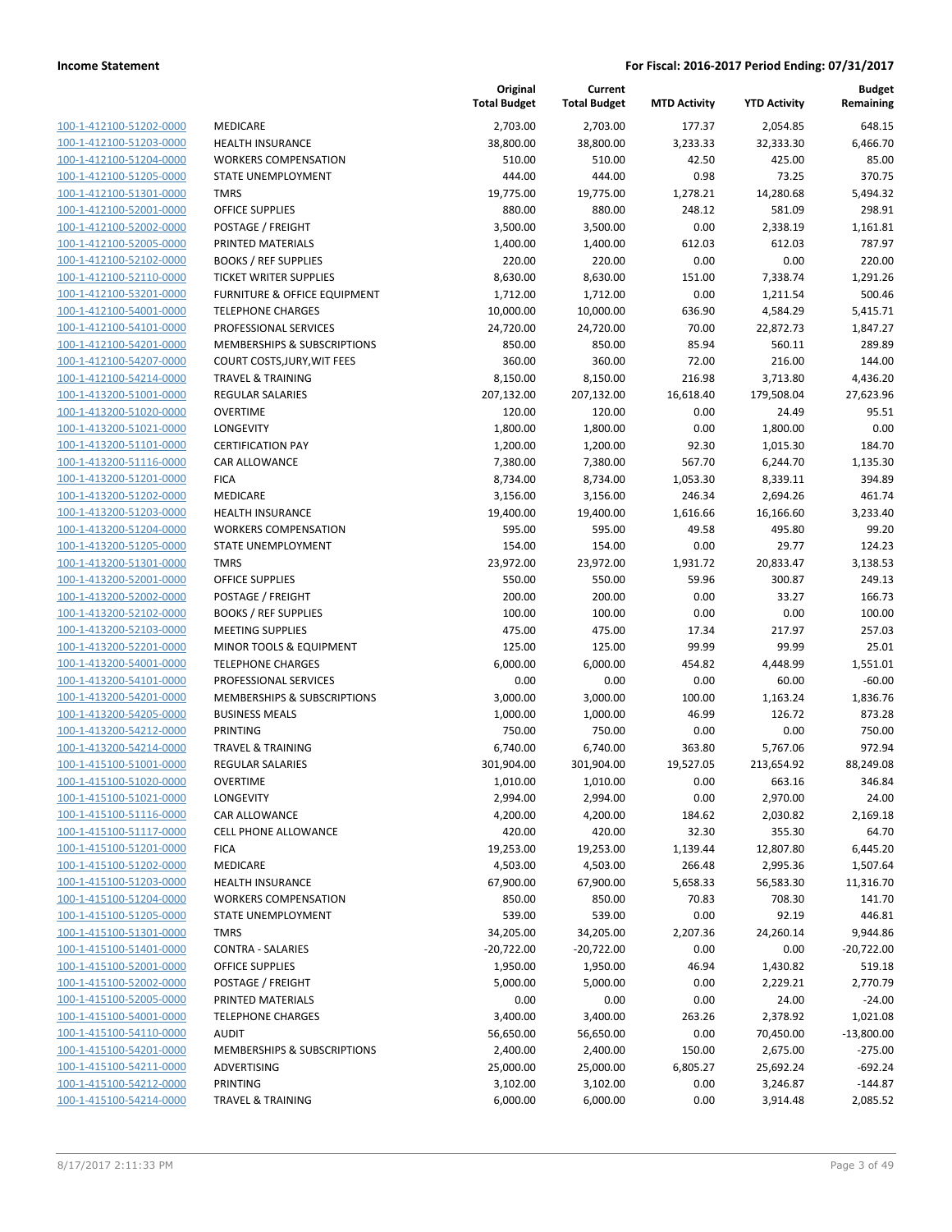**Income Statement** | **For Fiscal: 2016-2017 Period Ending: 07/31/2017**

| | | Original Total Budget | Current Total Budget | MTD Activity | YTD Activity | Budget Remaining |
|---|---|---|---|---|---|---|
| 100-1-412100-51202-0000 | MEDICARE | 2,703.00 | 2,703.00 | 177.37 | 2,054.85 | 648.15 |
| 100-1-412100-51203-0000 | HEALTH INSURANCE | 38,800.00 | 38,800.00 | 3,233.33 | 32,333.30 | 6,466.70 |
| 100-1-412100-51204-0000 | WORKERS COMPENSATION | 510.00 | 510.00 | 42.50 | 425.00 | 85.00 |
| 100-1-412100-51205-0000 | STATE UNEMPLOYMENT | 444.00 | 444.00 | 0.98 | 73.25 | 370.75 |
| 100-1-412100-51301-0000 | TMRS | 19,775.00 | 19,775.00 | 1,278.21 | 14,280.68 | 5,494.32 |
| 100-1-412100-52001-0000 | OFFICE SUPPLIES | 880.00 | 880.00 | 248.12 | 581.09 | 298.91 |
| 100-1-412100-52002-0000 | POSTAGE / FREIGHT | 3,500.00 | 3,500.00 | 0.00 | 2,338.19 | 1,161.81 |
| 100-1-412100-52005-0000 | PRINTED MATERIALS | 1,400.00 | 1,400.00 | 612.03 | 612.03 | 787.97 |
| 100-1-412100-52102-0000 | BOOKS / REF SUPPLIES | 220.00 | 220.00 | 0.00 | 0.00 | 220.00 |
| 100-1-412100-52110-0000 | TICKET WRITER SUPPLIES | 8,630.00 | 8,630.00 | 151.00 | 7,338.74 | 1,291.26 |
| 100-1-412100-53201-0000 | FURNITURE & OFFICE EQUIPMENT | 1,712.00 | 1,712.00 | 0.00 | 1,211.54 | 500.46 |
| 100-1-412100-54001-0000 | TELEPHONE CHARGES | 10,000.00 | 10,000.00 | 636.90 | 4,584.29 | 5,415.71 |
| 100-1-412100-54101-0000 | PROFESSIONAL SERVICES | 24,720.00 | 24,720.00 | 70.00 | 22,872.73 | 1,847.27 |
| 100-1-412100-54201-0000 | MEMBERSHIPS & SUBSCRIPTIONS | 850.00 | 850.00 | 85.94 | 560.11 | 289.89 |
| 100-1-412100-54207-0000 | COURT COSTS,JURY,WIT FEES | 360.00 | 360.00 | 72.00 | 216.00 | 144.00 |
| 100-1-412100-54214-0000 | TRAVEL & TRAINING | 8,150.00 | 8,150.00 | 216.98 | 3,713.80 | 4,436.20 |
| 100-1-413200-51001-0000 | REGULAR SALARIES | 207,132.00 | 207,132.00 | 16,618.40 | 179,508.04 | 27,623.96 |
| 100-1-413200-51020-0000 | OVERTIME | 120.00 | 120.00 | 0.00 | 24.49 | 95.51 |
| 100-1-413200-51021-0000 | LONGEVITY | 1,800.00 | 1,800.00 | 0.00 | 1,800.00 | 0.00 |
| 100-1-413200-51101-0000 | CERTIFICATION PAY | 1,200.00 | 1,200.00 | 92.30 | 1,015.30 | 184.70 |
| 100-1-413200-51116-0000 | CAR ALLOWANCE | 7,380.00 | 7,380.00 | 567.70 | 6,244.70 | 1,135.30 |
| 100-1-413200-51201-0000 | FICA | 8,734.00 | 8,734.00 | 1,053.30 | 8,339.11 | 394.89 |
| 100-1-413200-51202-0000 | MEDICARE | 3,156.00 | 3,156.00 | 246.34 | 2,694.26 | 461.74 |
| 100-1-413200-51203-0000 | HEALTH INSURANCE | 19,400.00 | 19,400.00 | 1,616.66 | 16,166.60 | 3,233.40 |
| 100-1-413200-51204-0000 | WORKERS COMPENSATION | 595.00 | 595.00 | 49.58 | 495.80 | 99.20 |
| 100-1-413200-51205-0000 | STATE UNEMPLOYMENT | 154.00 | 154.00 | 0.00 | 29.77 | 124.23 |
| 100-1-413200-51301-0000 | TMRS | 23,972.00 | 23,972.00 | 1,931.72 | 20,833.47 | 3,138.53 |
| 100-1-413200-52001-0000 | OFFICE SUPPLIES | 550.00 | 550.00 | 59.96 | 300.87 | 249.13 |
| 100-1-413200-52002-0000 | POSTAGE / FREIGHT | 200.00 | 200.00 | 0.00 | 33.27 | 166.73 |
| 100-1-413200-52102-0000 | BOOKS / REF SUPPLIES | 100.00 | 100.00 | 0.00 | 0.00 | 100.00 |
| 100-1-413200-52103-0000 | MEETING SUPPLIES | 475.00 | 475.00 | 17.34 | 217.97 | 257.03 |
| 100-1-413200-52201-0000 | MINOR TOOLS & EQUIPMENT | 125.00 | 125.00 | 99.99 | 99.99 | 25.01 |
| 100-1-413200-54001-0000 | TELEPHONE CHARGES | 6,000.00 | 6,000.00 | 454.82 | 4,448.99 | 1,551.01 |
| 100-1-413200-54101-0000 | PROFESSIONAL SERVICES | 0.00 | 0.00 | 0.00 | 60.00 | -60.00 |
| 100-1-413200-54201-0000 | MEMBERSHIPS & SUBSCRIPTIONS | 3,000.00 | 3,000.00 | 100.00 | 1,163.24 | 1,836.76 |
| 100-1-413200-54205-0000 | BUSINESS MEALS | 1,000.00 | 1,000.00 | 46.99 | 126.72 | 873.28 |
| 100-1-413200-54212-0000 | PRINTING | 750.00 | 750.00 | 0.00 | 0.00 | 750.00 |
| 100-1-413200-54214-0000 | TRAVEL & TRAINING | 6,740.00 | 6,740.00 | 363.80 | 5,767.06 | 972.94 |
| 100-1-415100-51001-0000 | REGULAR SALARIES | 301,904.00 | 301,904.00 | 19,527.05 | 213,654.92 | 88,249.08 |
| 100-1-415100-51020-0000 | OVERTIME | 1,010.00 | 1,010.00 | 0.00 | 663.16 | 346.84 |
| 100-1-415100-51021-0000 | LONGEVITY | 2,994.00 | 2,994.00 | 0.00 | 2,970.00 | 24.00 |
| 100-1-415100-51116-0000 | CAR ALLOWANCE | 4,200.00 | 4,200.00 | 184.62 | 2,030.82 | 2,169.18 |
| 100-1-415100-51117-0000 | CELL PHONE ALLOWANCE | 420.00 | 420.00 | 32.30 | 355.30 | 64.70 |
| 100-1-415100-51201-0000 | FICA | 19,253.00 | 19,253.00 | 1,139.44 | 12,807.80 | 6,445.20 |
| 100-1-415100-51202-0000 | MEDICARE | 4,503.00 | 4,503.00 | 266.48 | 2,995.36 | 1,507.64 |
| 100-1-415100-51203-0000 | HEALTH INSURANCE | 67,900.00 | 67,900.00 | 5,658.33 | 56,583.30 | 11,316.70 |
| 100-1-415100-51204-0000 | WORKERS COMPENSATION | 850.00 | 850.00 | 70.83 | 708.30 | 141.70 |
| 100-1-415100-51205-0000 | STATE UNEMPLOYMENT | 539.00 | 539.00 | 0.00 | 92.19 | 446.81 |
| 100-1-415100-51301-0000 | TMRS | 34,205.00 | 34,205.00 | 2,207.36 | 24,260.14 | 9,944.86 |
| 100-1-415100-51401-0000 | CONTRA - SALARIES | -20,722.00 | -20,722.00 | 0.00 | 0.00 | -20,722.00 |
| 100-1-415100-52001-0000 | OFFICE SUPPLIES | 1,950.00 | 1,950.00 | 46.94 | 1,430.82 | 519.18 |
| 100-1-415100-52002-0000 | POSTAGE / FREIGHT | 5,000.00 | 5,000.00 | 0.00 | 2,229.21 | 2,770.79 |
| 100-1-415100-52005-0000 | PRINTED MATERIALS | 0.00 | 0.00 | 0.00 | 24.00 | -24.00 |
| 100-1-415100-54001-0000 | TELEPHONE CHARGES | 3,400.00 | 3,400.00 | 263.26 | 2,378.92 | 1,021.08 |
| 100-1-415100-54110-0000 | AUDIT | 56,650.00 | 56,650.00 | 0.00 | 70,450.00 | -13,800.00 |
| 100-1-415100-54201-0000 | MEMBERSHIPS & SUBSCRIPTIONS | 2,400.00 | 2,400.00 | 150.00 | 2,675.00 | -275.00 |
| 100-1-415100-54211-0000 | ADVERTISING | 25,000.00 | 25,000.00 | 6,805.27 | 25,692.24 | -692.24 |
| 100-1-415100-54212-0000 | PRINTING | 3,102.00 | 3,102.00 | 0.00 | 3,246.87 | -144.87 |
| 100-1-415100-54214-0000 | TRAVEL & TRAINING | 6,000.00 | 6,000.00 | 0.00 | 3,914.48 | 2,085.52 |

8/17/2017 2:11:33 PM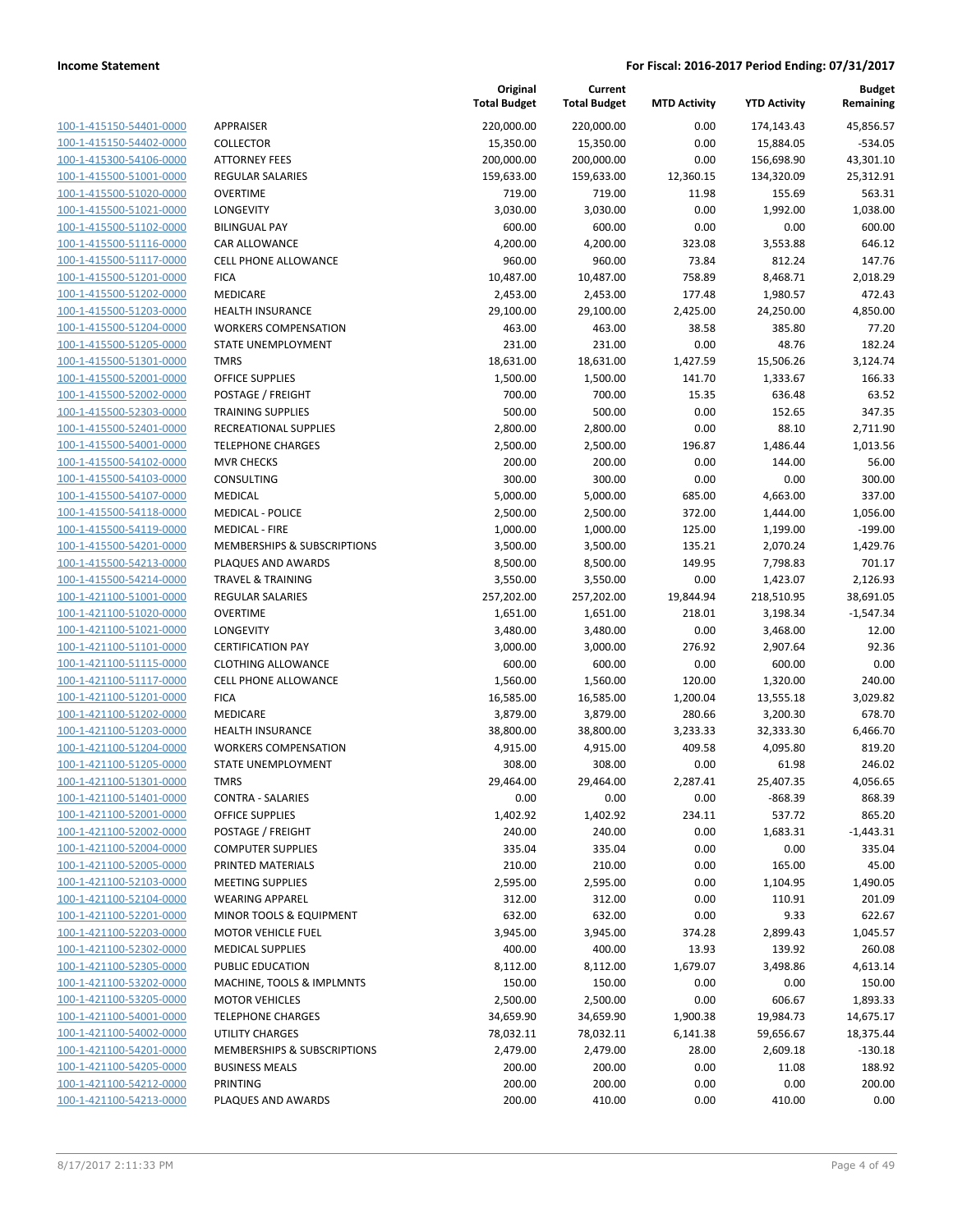**Income Statement** **For Fiscal: 2016-2017 Period Ending: 07/31/2017**

| | | Original Total Budget | Current Total Budget | MTD Activity | YTD Activity | Budget Remaining |
|---|---|---|---|---|---|---|
| 100-1-415150-54401-0000 | APPRAISER | 220,000.00 | 220,000.00 | 0.00 | 174,143.43 | 45,856.57 |
| 100-1-415150-54402-0000 | COLLECTOR | 15,350.00 | 15,350.00 | 0.00 | 15,884.05 | -534.05 |
| 100-1-415300-54106-0000 | ATTORNEY FEES | 200,000.00 | 200,000.00 | 0.00 | 156,698.90 | 43,301.10 |
| 100-1-415500-51001-0000 | REGULAR SALARIES | 159,633.00 | 159,633.00 | 12,360.15 | 134,320.09 | 25,312.91 |
| 100-1-415500-51020-0000 | OVERTIME | 719.00 | 719.00 | 11.98 | 155.69 | 563.31 |
| 100-1-415500-51021-0000 | LONGEVITY | 3,030.00 | 3,030.00 | 0.00 | 1,992.00 | 1,038.00 |
| 100-1-415500-51102-0000 | BILINGUAL PAY | 600.00 | 600.00 | 0.00 | 0.00 | 600.00 |
| 100-1-415500-51116-0000 | CAR ALLOWANCE | 4,200.00 | 4,200.00 | 323.08 | 3,553.88 | 646.12 |
| 100-1-415500-51117-0000 | CELL PHONE ALLOWANCE | 960.00 | 960.00 | 73.84 | 812.24 | 147.76 |
| 100-1-415500-51201-0000 | FICA | 10,487.00 | 10,487.00 | 758.89 | 8,468.71 | 2,018.29 |
| 100-1-415500-51202-0000 | MEDICARE | 2,453.00 | 2,453.00 | 177.48 | 1,980.57 | 472.43 |
| 100-1-415500-51203-0000 | HEALTH INSURANCE | 29,100.00 | 29,100.00 | 2,425.00 | 24,250.00 | 4,850.00 |
| 100-1-415500-51204-0000 | WORKERS COMPENSATION | 463.00 | 463.00 | 38.58 | 385.80 | 77.20 |
| 100-1-415500-51205-0000 | STATE UNEMPLOYMENT | 231.00 | 231.00 | 0.00 | 48.76 | 182.24 |
| 100-1-415500-51301-0000 | TMRS | 18,631.00 | 18,631.00 | 1,427.59 | 15,506.26 | 3,124.74 |
| 100-1-415500-52001-0000 | OFFICE SUPPLIES | 1,500.00 | 1,500.00 | 141.70 | 1,333.67 | 166.33 |
| 100-1-415500-52002-0000 | POSTAGE / FREIGHT | 700.00 | 700.00 | 15.35 | 636.48 | 63.52 |
| 100-1-415500-52303-0000 | TRAINING SUPPLIES | 500.00 | 500.00 | 0.00 | 152.65 | 347.35 |
| 100-1-415500-52401-0000 | RECREATIONAL SUPPLIES | 2,800.00 | 2,800.00 | 0.00 | 88.10 | 2,711.90 |
| 100-1-415500-54001-0000 | TELEPHONE CHARGES | 2,500.00 | 2,500.00 | 196.87 | 1,486.44 | 1,013.56 |
| 100-1-415500-54102-0000 | MVR CHECKS | 200.00 | 200.00 | 0.00 | 144.00 | 56.00 |
| 100-1-415500-54103-0000 | CONSULTING | 300.00 | 300.00 | 0.00 | 0.00 | 300.00 |
| 100-1-415500-54107-0000 | MEDICAL | 5,000.00 | 5,000.00 | 685.00 | 4,663.00 | 337.00 |
| 100-1-415500-54118-0000 | MEDICAL - POLICE | 2,500.00 | 2,500.00 | 372.00 | 1,444.00 | 1,056.00 |
| 100-1-415500-54119-0000 | MEDICAL - FIRE | 1,000.00 | 1,000.00 | 125.00 | 1,199.00 | -199.00 |
| 100-1-415500-54201-0000 | MEMBERSHIPS & SUBSCRIPTIONS | 3,500.00 | 3,500.00 | 135.21 | 2,070.24 | 1,429.76 |
| 100-1-415500-54213-0000 | PLAQUES AND AWARDS | 8,500.00 | 8,500.00 | 149.95 | 7,798.83 | 701.17 |
| 100-1-415500-54214-0000 | TRAVEL & TRAINING | 3,550.00 | 3,550.00 | 0.00 | 1,423.07 | 2,126.93 |
| 100-1-421100-51001-0000 | REGULAR SALARIES | 257,202.00 | 257,202.00 | 19,844.94 | 218,510.95 | 38,691.05 |
| 100-1-421100-51020-0000 | OVERTIME | 1,651.00 | 1,651.00 | 218.01 | 3,198.34 | -1,547.34 |
| 100-1-421100-51021-0000 | LONGEVITY | 3,480.00 | 3,480.00 | 0.00 | 3,468.00 | 12.00 |
| 100-1-421100-51101-0000 | CERTIFICATION PAY | 3,000.00 | 3,000.00 | 276.92 | 2,907.64 | 92.36 |
| 100-1-421100-51115-0000 | CLOTHING ALLOWANCE | 600.00 | 600.00 | 0.00 | 600.00 | 0.00 |
| 100-1-421100-51117-0000 | CELL PHONE ALLOWANCE | 1,560.00 | 1,560.00 | 120.00 | 1,320.00 | 240.00 |
| 100-1-421100-51201-0000 | FICA | 16,585.00 | 16,585.00 | 1,200.04 | 13,555.18 | 3,029.82 |
| 100-1-421100-51202-0000 | MEDICARE | 3,879.00 | 3,879.00 | 280.66 | 3,200.30 | 678.70 |
| 100-1-421100-51203-0000 | HEALTH INSURANCE | 38,800.00 | 38,800.00 | 3,233.33 | 32,333.30 | 6,466.70 |
| 100-1-421100-51204-0000 | WORKERS COMPENSATION | 4,915.00 | 4,915.00 | 409.58 | 4,095.80 | 819.20 |
| 100-1-421100-51205-0000 | STATE UNEMPLOYMENT | 308.00 | 308.00 | 0.00 | 61.98 | 246.02 |
| 100-1-421100-51301-0000 | TMRS | 29,464.00 | 29,464.00 | 2,287.41 | 25,407.35 | 4,056.65 |
| 100-1-421100-51401-0000 | CONTRA - SALARIES | 0.00 | 0.00 | 0.00 | -868.39 | 868.39 |
| 100-1-421100-52001-0000 | OFFICE SUPPLIES | 1,402.92 | 1,402.92 | 234.11 | 537.72 | 865.20 |
| 100-1-421100-52002-0000 | POSTAGE / FREIGHT | 240.00 | 240.00 | 0.00 | 1,683.31 | -1,443.31 |
| 100-1-421100-52004-0000 | COMPUTER SUPPLIES | 335.04 | 335.04 | 0.00 | 0.00 | 335.04 |
| 100-1-421100-52005-0000 | PRINTED MATERIALS | 210.00 | 210.00 | 0.00 | 165.00 | 45.00 |
| 100-1-421100-52103-0000 | MEETING SUPPLIES | 2,595.00 | 2,595.00 | 0.00 | 1,104.95 | 1,490.05 |
| 100-1-421100-52104-0000 | WEARING APPAREL | 312.00 | 312.00 | 0.00 | 110.91 | 201.09 |
| 100-1-421100-52201-0000 | MINOR TOOLS & EQUIPMENT | 632.00 | 632.00 | 0.00 | 9.33 | 622.67 |
| 100-1-421100-52203-0000 | MOTOR VEHICLE FUEL | 3,945.00 | 3,945.00 | 374.28 | 2,899.43 | 1,045.57 |
| 100-1-421100-52302-0000 | MEDICAL SUPPLIES | 400.00 | 400.00 | 13.93 | 139.92 | 260.08 |
| 100-1-421100-52305-0000 | PUBLIC EDUCATION | 8,112.00 | 8,112.00 | 1,679.07 | 3,498.86 | 4,613.14 |
| 100-1-421100-53202-0000 | MACHINE, TOOLS & IMPLMNTS | 150.00 | 150.00 | 0.00 | 0.00 | 150.00 |
| 100-1-421100-53205-0000 | MOTOR VEHICLES | 2,500.00 | 2,500.00 | 0.00 | 606.67 | 1,893.33 |
| 100-1-421100-54001-0000 | TELEPHONE CHARGES | 34,659.90 | 34,659.90 | 1,900.38 | 19,984.73 | 14,675.17 |
| 100-1-421100-54002-0000 | UTILITY CHARGES | 78,032.11 | 78,032.11 | 6,141.38 | 59,656.67 | 18,375.44 |
| 100-1-421100-54201-0000 | MEMBERSHIPS & SUBSCRIPTIONS | 2,479.00 | 2,479.00 | 28.00 | 2,609.18 | -130.18 |
| 100-1-421100-54205-0000 | BUSINESS MEALS | 200.00 | 200.00 | 0.00 | 11.08 | 188.92 |
| 100-1-421100-54212-0000 | PRINTING | 200.00 | 200.00 | 0.00 | 0.00 | 200.00 |
| 100-1-421100-54213-0000 | PLAQUES AND AWARDS | 200.00 | 410.00 | 0.00 | 410.00 | 0.00 |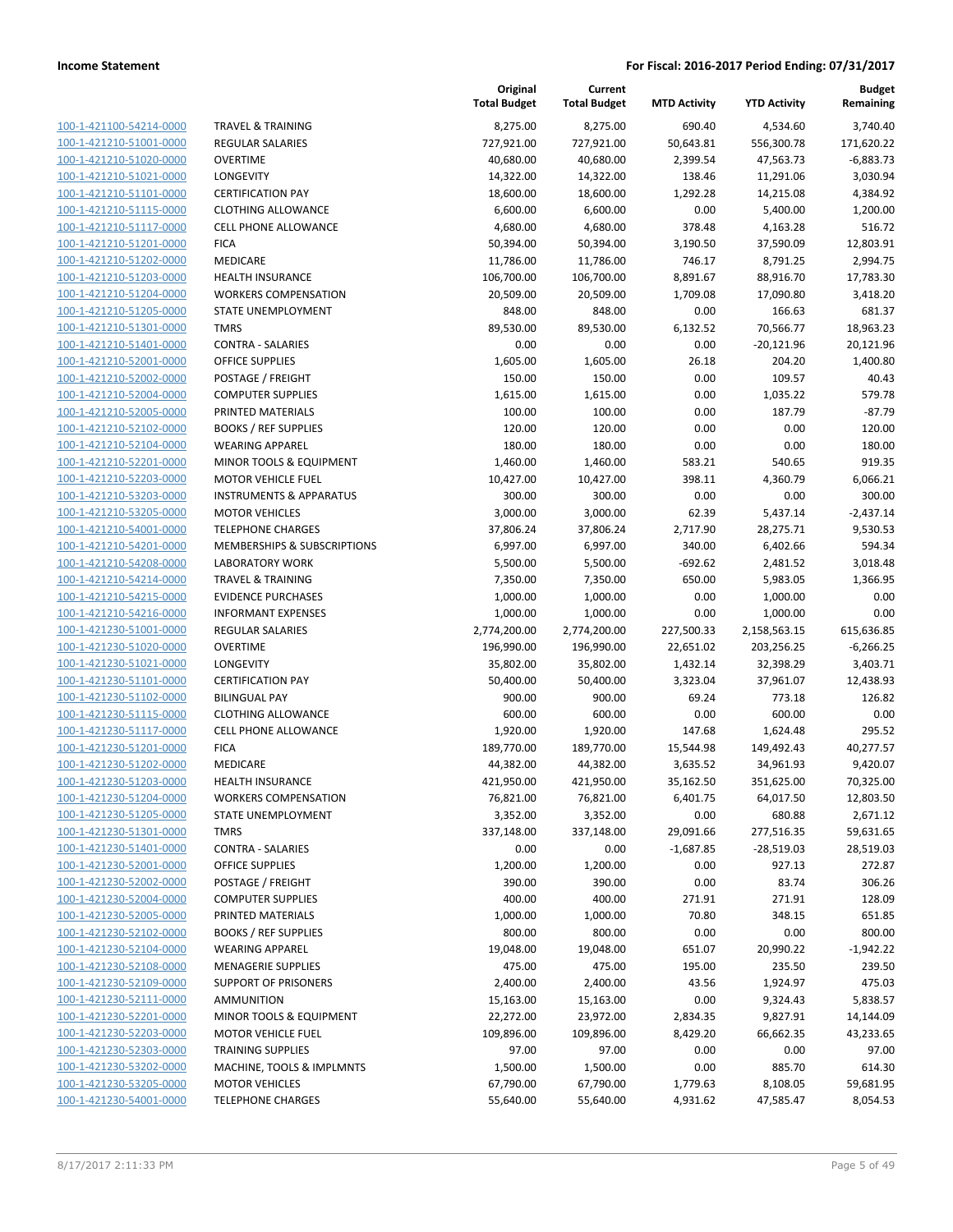**Income Statement** | **For Fiscal: 2016-2017 Period Ending: 07/31/2017**

| | | Original Total Budget | Current Total Budget | MTD Activity | YTD Activity | Budget Remaining |
|---|---|---|---|---|---|---|
| 100-1-421100-54214-0000 | TRAVEL & TRAINING | 8,275.00 | 8,275.00 | 690.40 | 4,534.60 | 3,740.40 |
| 100-1-421210-51001-0000 | REGULAR SALARIES | 727,921.00 | 727,921.00 | 50,643.81 | 556,300.78 | 171,620.22 |
| 100-1-421210-51020-0000 | OVERTIME | 40,680.00 | 40,680.00 | 2,399.54 | 47,563.73 | -6,883.73 |
| 100-1-421210-51021-0000 | LONGEVITY | 14,322.00 | 14,322.00 | 138.46 | 11,291.06 | 3,030.94 |
| 100-1-421210-51101-0000 | CERTIFICATION PAY | 18,600.00 | 18,600.00 | 1,292.28 | 14,215.08 | 4,384.92 |
| 100-1-421210-51115-0000 | CLOTHING ALLOWANCE | 6,600.00 | 6,600.00 | 0.00 | 5,400.00 | 1,200.00 |
| 100-1-421210-51117-0000 | CELL PHONE ALLOWANCE | 4,680.00 | 4,680.00 | 378.48 | 4,163.28 | 516.72 |
| 100-1-421210-51201-0000 | FICA | 50,394.00 | 50,394.00 | 3,190.50 | 37,590.09 | 12,803.91 |
| 100-1-421210-51202-0000 | MEDICARE | 11,786.00 | 11,786.00 | 746.17 | 8,791.25 | 2,994.75 |
| 100-1-421210-51203-0000 | HEALTH INSURANCE | 106,700.00 | 106,700.00 | 8,891.67 | 88,916.70 | 17,783.30 |
| 100-1-421210-51204-0000 | WORKERS COMPENSATION | 20,509.00 | 20,509.00 | 1,709.08 | 17,090.80 | 3,418.20 |
| 100-1-421210-51205-0000 | STATE UNEMPLOYMENT | 848.00 | 848.00 | 0.00 | 166.63 | 681.37 |
| 100-1-421210-51301-0000 | TMRS | 89,530.00 | 89,530.00 | 6,132.52 | 70,566.77 | 18,963.23 |
| 100-1-421210-51401-0000 | CONTRA - SALARIES | 0.00 | 0.00 | 0.00 | -20,121.96 | 20,121.96 |
| 100-1-421210-52001-0000 | OFFICE SUPPLIES | 1,605.00 | 1,605.00 | 26.18 | 204.20 | 1,400.80 |
| 100-1-421210-52002-0000 | POSTAGE / FREIGHT | 150.00 | 150.00 | 0.00 | 109.57 | 40.43 |
| 100-1-421210-52004-0000 | COMPUTER SUPPLIES | 1,615.00 | 1,615.00 | 0.00 | 1,035.22 | 579.78 |
| 100-1-421210-52005-0000 | PRINTED MATERIALS | 100.00 | 100.00 | 0.00 | 187.79 | -87.79 |
| 100-1-421210-52102-0000 | BOOKS / REF SUPPLIES | 120.00 | 120.00 | 0.00 | 0.00 | 120.00 |
| 100-1-421210-52104-0000 | WEARING APPAREL | 180.00 | 180.00 | 0.00 | 0.00 | 180.00 |
| 100-1-421210-52201-0000 | MINOR TOOLS & EQUIPMENT | 1,460.00 | 1,460.00 | 583.21 | 540.65 | 919.35 |
| 100-1-421210-52203-0000 | MOTOR VEHICLE FUEL | 10,427.00 | 10,427.00 | 398.11 | 4,360.79 | 6,066.21 |
| 100-1-421210-53203-0000 | INSTRUMENTS & APPARATUS | 300.00 | 300.00 | 0.00 | 0.00 | 300.00 |
| 100-1-421210-53205-0000 | MOTOR VEHICLES | 3,000.00 | 3,000.00 | 62.39 | 5,437.14 | -2,437.14 |
| 100-1-421210-54001-0000 | TELEPHONE CHARGES | 37,806.24 | 37,806.24 | 2,717.90 | 28,275.71 | 9,530.53 |
| 100-1-421210-54201-0000 | MEMBERSHIPS & SUBSCRIPTIONS | 6,997.00 | 6,997.00 | 340.00 | 6,402.66 | 594.34 |
| 100-1-421210-54208-0000 | LABORATORY WORK | 5,500.00 | 5,500.00 | -692.62 | 2,481.52 | 3,018.48 |
| 100-1-421210-54214-0000 | TRAVEL & TRAINING | 7,350.00 | 7,350.00 | 650.00 | 5,983.05 | 1,366.95 |
| 100-1-421210-54215-0000 | EVIDENCE PURCHASES | 1,000.00 | 1,000.00 | 0.00 | 1,000.00 | 0.00 |
| 100-1-421210-54216-0000 | INFORMANT EXPENSES | 1,000.00 | 1,000.00 | 0.00 | 1,000.00 | 0.00 |
| 100-1-421230-51001-0000 | REGULAR SALARIES | 2,774,200.00 | 2,774,200.00 | 227,500.33 | 2,158,563.15 | 615,636.85 |
| 100-1-421230-51020-0000 | OVERTIME | 196,990.00 | 196,990.00 | 22,651.02 | 203,256.25 | -6,266.25 |
| 100-1-421230-51021-0000 | LONGEVITY | 35,802.00 | 35,802.00 | 1,432.14 | 32,398.29 | 3,403.71 |
| 100-1-421230-51101-0000 | CERTIFICATION PAY | 50,400.00 | 50,400.00 | 3,323.04 | 37,961.07 | 12,438.93 |
| 100-1-421230-51102-0000 | BILINGUAL PAY | 900.00 | 900.00 | 69.24 | 773.18 | 126.82 |
| 100-1-421230-51115-0000 | CLOTHING ALLOWANCE | 600.00 | 600.00 | 0.00 | 600.00 | 0.00 |
| 100-1-421230-51117-0000 | CELL PHONE ALLOWANCE | 1,920.00 | 1,920.00 | 147.68 | 1,624.48 | 295.52 |
| 100-1-421230-51201-0000 | FICA | 189,770.00 | 189,770.00 | 15,544.98 | 149,492.43 | 40,277.57 |
| 100-1-421230-51202-0000 | MEDICARE | 44,382.00 | 44,382.00 | 3,635.52 | 34,961.93 | 9,420.07 |
| 100-1-421230-51203-0000 | HEALTH INSURANCE | 421,950.00 | 421,950.00 | 35,162.50 | 351,625.00 | 70,325.00 |
| 100-1-421230-51204-0000 | WORKERS COMPENSATION | 76,821.00 | 76,821.00 | 6,401.75 | 64,017.50 | 12,803.50 |
| 100-1-421230-51205-0000 | STATE UNEMPLOYMENT | 3,352.00 | 3,352.00 | 0.00 | 680.88 | 2,671.12 |
| 100-1-421230-51301-0000 | TMRS | 337,148.00 | 337,148.00 | 29,091.66 | 277,516.35 | 59,631.65 |
| 100-1-421230-51401-0000 | CONTRA - SALARIES | 0.00 | 0.00 | -1,687.85 | -28,519.03 | 28,519.03 |
| 100-1-421230-52001-0000 | OFFICE SUPPLIES | 1,200.00 | 1,200.00 | 0.00 | 927.13 | 272.87 |
| 100-1-421230-52002-0000 | POSTAGE / FREIGHT | 390.00 | 390.00 | 0.00 | 83.74 | 306.26 |
| 100-1-421230-52004-0000 | COMPUTER SUPPLIES | 400.00 | 400.00 | 271.91 | 271.91 | 128.09 |
| 100-1-421230-52005-0000 | PRINTED MATERIALS | 1,000.00 | 1,000.00 | 70.80 | 348.15 | 651.85 |
| 100-1-421230-52102-0000 | BOOKS / REF SUPPLIES | 800.00 | 800.00 | 0.00 | 0.00 | 800.00 |
| 100-1-421230-52104-0000 | WEARING APPAREL | 19,048.00 | 19,048.00 | 651.07 | 20,990.22 | -1,942.22 |
| 100-1-421230-52108-0000 | MENAGERIE SUPPLIES | 475.00 | 475.00 | 195.00 | 235.50 | 239.50 |
| 100-1-421230-52109-0000 | SUPPORT OF PRISONERS | 2,400.00 | 2,400.00 | 43.56 | 1,924.97 | 475.03 |
| 100-1-421230-52111-0000 | AMMUNITION | 15,163.00 | 15,163.00 | 0.00 | 9,324.43 | 5,838.57 |
| 100-1-421230-52201-0000 | MINOR TOOLS & EQUIPMENT | 22,272.00 | 23,972.00 | 2,834.35 | 9,827.91 | 14,144.09 |
| 100-1-421230-52203-0000 | MOTOR VEHICLE FUEL | 109,896.00 | 109,896.00 | 8,429.20 | 66,662.35 | 43,233.65 |
| 100-1-421230-52303-0000 | TRAINING SUPPLIES | 97.00 | 97.00 | 0.00 | 0.00 | 97.00 |
| 100-1-421230-53202-0000 | MACHINE, TOOLS & IMPLMNTS | 1,500.00 | 1,500.00 | 0.00 | 885.70 | 614.30 |
| 100-1-421230-53205-0000 | MOTOR VEHICLES | 67,790.00 | 67,790.00 | 1,779.63 | 8,108.05 | 59,681.95 |
| 100-1-421230-54001-0000 | TELEPHONE CHARGES | 55,640.00 | 55,640.00 | 4,931.62 | 47,585.47 | 8,054.53 |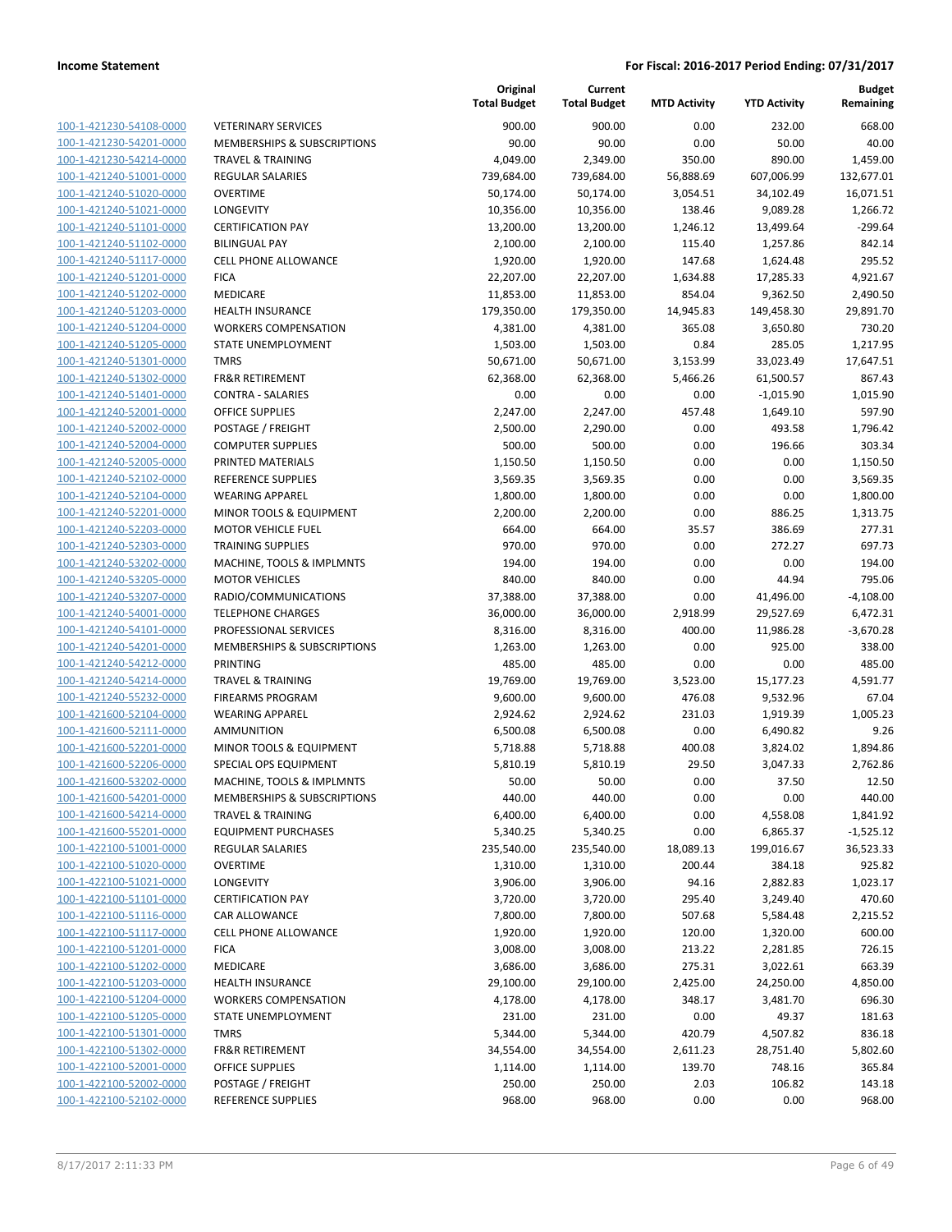| | | Original Total Budget | Current Total Budget | MTD Activity | YTD Activity | Budget Remaining |
|---|---|---|---|---|---|---|
| 100-1-421230-54108-0000 | VETERINARY SERVICES | 900.00 | 900.00 | 0.00 | 232.00 | 668.00 |
| 100-1-421230-54201-0000 | MEMBERSHIPS & SUBSCRIPTIONS | 90.00 | 90.00 | 0.00 | 50.00 | 40.00 |
| 100-1-421230-54214-0000 | TRAVEL & TRAINING | 4,049.00 | 2,349.00 | 350.00 | 890.00 | 1,459.00 |
| 100-1-421240-51001-0000 | REGULAR SALARIES | 739,684.00 | 739,684.00 | 56,888.69 | 607,006.99 | 132,677.01 |
| 100-1-421240-51020-0000 | OVERTIME | 50,174.00 | 50,174.00 | 3,054.51 | 34,102.49 | 16,071.51 |
| 100-1-421240-51021-0000 | LONGEVITY | 10,356.00 | 10,356.00 | 138.46 | 9,089.28 | 1,266.72 |
| 100-1-421240-51101-0000 | CERTIFICATION PAY | 13,200.00 | 13,200.00 | 1,246.12 | 13,499.64 | -299.64 |
| 100-1-421240-51102-0000 | BILINGUAL PAY | 2,100.00 | 2,100.00 | 115.40 | 1,257.86 | 842.14 |
| 100-1-421240-51117-0000 | CELL PHONE ALLOWANCE | 1,920.00 | 1,920.00 | 147.68 | 1,624.48 | 295.52 |
| 100-1-421240-51201-0000 | FICA | 22,207.00 | 22,207.00 | 1,634.88 | 17,285.33 | 4,921.67 |
| 100-1-421240-51202-0000 | MEDICARE | 11,853.00 | 11,853.00 | 854.04 | 9,362.50 | 2,490.50 |
| 100-1-421240-51203-0000 | HEALTH INSURANCE | 179,350.00 | 179,350.00 | 14,945.83 | 149,458.30 | 29,891.70 |
| 100-1-421240-51204-0000 | WORKERS COMPENSATION | 4,381.00 | 4,381.00 | 365.08 | 3,650.80 | 730.20 |
| 100-1-421240-51205-0000 | STATE UNEMPLOYMENT | 1,503.00 | 1,503.00 | 0.84 | 285.05 | 1,217.95 |
| 100-1-421240-51301-0000 | TMRS | 50,671.00 | 50,671.00 | 3,153.99 | 33,023.49 | 17,647.51 |
| 100-1-421240-51302-0000 | FR&R RETIREMENT | 62,368.00 | 62,368.00 | 5,466.26 | 61,500.57 | 867.43 |
| 100-1-421240-51401-0000 | CONTRA - SALARIES | 0.00 | 0.00 | 0.00 | -1,015.90 | 1,015.90 |
| 100-1-421240-52001-0000 | OFFICE SUPPLIES | 2,247.00 | 2,247.00 | 457.48 | 1,649.10 | 597.90 |
| 100-1-421240-52002-0000 | POSTAGE / FREIGHT | 2,500.00 | 2,290.00 | 0.00 | 493.58 | 1,796.42 |
| 100-1-421240-52004-0000 | COMPUTER SUPPLIES | 500.00 | 500.00 | 0.00 | 196.66 | 303.34 |
| 100-1-421240-52005-0000 | PRINTED MATERIALS | 1,150.50 | 1,150.50 | 0.00 | 0.00 | 1,150.50 |
| 100-1-421240-52102-0000 | REFERENCE SUPPLIES | 3,569.35 | 3,569.35 | 0.00 | 0.00 | 3,569.35 |
| 100-1-421240-52104-0000 | WEARING APPAREL | 1,800.00 | 1,800.00 | 0.00 | 0.00 | 1,800.00 |
| 100-1-421240-52201-0000 | MINOR TOOLS & EQUIPMENT | 2,200.00 | 2,200.00 | 0.00 | 886.25 | 1,313.75 |
| 100-1-421240-52203-0000 | MOTOR VEHICLE FUEL | 664.00 | 664.00 | 35.57 | 386.69 | 277.31 |
| 100-1-421240-52303-0000 | TRAINING SUPPLIES | 970.00 | 970.00 | 0.00 | 272.27 | 697.73 |
| 100-1-421240-53202-0000 | MACHINE, TOOLS & IMPLMNTS | 194.00 | 194.00 | 0.00 | 0.00 | 194.00 |
| 100-1-421240-53205-0000 | MOTOR VEHICLES | 840.00 | 840.00 | 0.00 | 44.94 | 795.06 |
| 100-1-421240-53207-0000 | RADIO/COMMUNICATIONS | 37,388.00 | 37,388.00 | 0.00 | 41,496.00 | -4,108.00 |
| 100-1-421240-54001-0000 | TELEPHONE CHARGES | 36,000.00 | 36,000.00 | 2,918.99 | 29,527.69 | 6,472.31 |
| 100-1-421240-54101-0000 | PROFESSIONAL SERVICES | 8,316.00 | 8,316.00 | 400.00 | 11,986.28 | -3,670.28 |
| 100-1-421240-54201-0000 | MEMBERSHIPS & SUBSCRIPTIONS | 1,263.00 | 1,263.00 | 0.00 | 925.00 | 338.00 |
| 100-1-421240-54212-0000 | PRINTING | 485.00 | 485.00 | 0.00 | 0.00 | 485.00 |
| 100-1-421240-54214-0000 | TRAVEL & TRAINING | 19,769.00 | 19,769.00 | 3,523.00 | 15,177.23 | 4,591.77 |
| 100-1-421240-55232-0000 | FIREARMS PROGRAM | 9,600.00 | 9,600.00 | 476.08 | 9,532.96 | 67.04 |
| 100-1-421600-52104-0000 | WEARING APPAREL | 2,924.62 | 2,924.62 | 231.03 | 1,919.39 | 1,005.23 |
| 100-1-421600-52111-0000 | AMMUNITION | 6,500.08 | 6,500.08 | 0.00 | 6,490.82 | 9.26 |
| 100-1-421600-52201-0000 | MINOR TOOLS & EQUIPMENT | 5,718.88 | 5,718.88 | 400.08 | 3,824.02 | 1,894.86 |
| 100-1-421600-52206-0000 | SPECIAL OPS EQUIPMENT | 5,810.19 | 5,810.19 | 29.50 | 3,047.33 | 2,762.86 |
| 100-1-421600-53202-0000 | MACHINE, TOOLS & IMPLMNTS | 50.00 | 50.00 | 0.00 | 37.50 | 12.50 |
| 100-1-421600-54201-0000 | MEMBERSHIPS & SUBSCRIPTIONS | 440.00 | 440.00 | 0.00 | 0.00 | 440.00 |
| 100-1-421600-54214-0000 | TRAVEL & TRAINING | 6,400.00 | 6,400.00 | 0.00 | 4,558.08 | 1,841.92 |
| 100-1-421600-55201-0000 | EQUIPMENT PURCHASES | 5,340.25 | 5,340.25 | 0.00 | 6,865.37 | -1,525.12 |
| 100-1-422100-51001-0000 | REGULAR SALARIES | 235,540.00 | 235,540.00 | 18,089.13 | 199,016.67 | 36,523.33 |
| 100-1-422100-51020-0000 | OVERTIME | 1,310.00 | 1,310.00 | 200.44 | 384.18 | 925.82 |
| 100-1-422100-51021-0000 | LONGEVITY | 3,906.00 | 3,906.00 | 94.16 | 2,882.83 | 1,023.17 |
| 100-1-422100-51101-0000 | CERTIFICATION PAY | 3,720.00 | 3,720.00 | 295.40 | 3,249.40 | 470.60 |
| 100-1-422100-51116-0000 | CAR ALLOWANCE | 7,800.00 | 7,800.00 | 507.68 | 5,584.48 | 2,215.52 |
| 100-1-422100-51117-0000 | CELL PHONE ALLOWANCE | 1,920.00 | 1,920.00 | 120.00 | 1,320.00 | 600.00 |
| 100-1-422100-51201-0000 | FICA | 3,008.00 | 3,008.00 | 213.22 | 2,281.85 | 726.15 |
| 100-1-422100-51202-0000 | MEDICARE | 3,686.00 | 3,686.00 | 275.31 | 3,022.61 | 663.39 |
| 100-1-422100-51203-0000 | HEALTH INSURANCE | 29,100.00 | 29,100.00 | 2,425.00 | 24,250.00 | 4,850.00 |
| 100-1-422100-51204-0000 | WORKERS COMPENSATION | 4,178.00 | 4,178.00 | 348.17 | 3,481.70 | 696.30 |
| 100-1-422100-51205-0000 | STATE UNEMPLOYMENT | 231.00 | 231.00 | 0.00 | 49.37 | 181.63 |
| 100-1-422100-51301-0000 | TMRS | 5,344.00 | 5,344.00 | 420.79 | 4,507.82 | 836.18 |
| 100-1-422100-51302-0000 | FR&R RETIREMENT | 34,554.00 | 34,554.00 | 2,611.23 | 28,751.40 | 5,802.60 |
| 100-1-422100-52001-0000 | OFFICE SUPPLIES | 1,114.00 | 1,114.00 | 139.70 | 748.16 | 365.84 |
| 100-1-422100-52002-0000 | POSTAGE / FREIGHT | 250.00 | 250.00 | 2.03 | 106.82 | 143.18 |
| 100-1-422100-52102-0000 | REFERENCE SUPPLIES | 968.00 | 968.00 | 0.00 | 0.00 | 968.00 |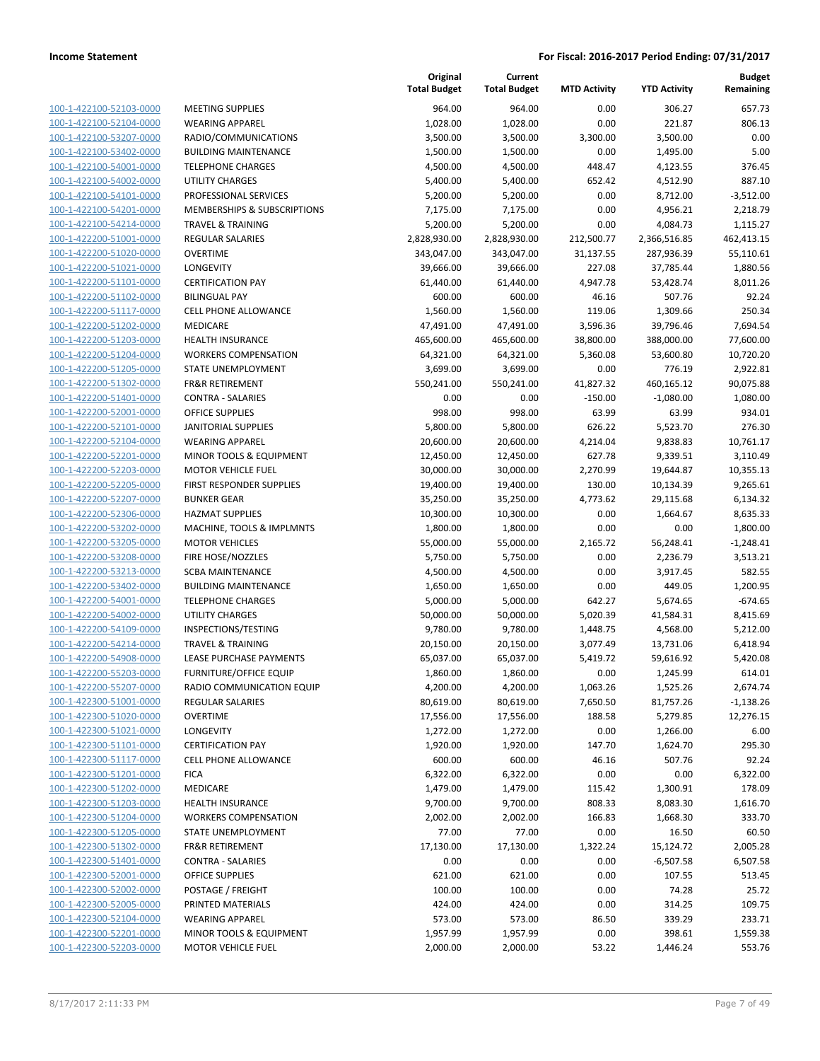**Income Statement** | **For Fiscal: 2016-2017 Period Ending: 07/31/2017**

| | | Original Total Budget | Current Total Budget | MTD Activity | YTD Activity | Budget Remaining |
|---|---|---|---|---|---|---|
| 100-1-422100-52103-0000 | MEETING SUPPLIES | 964.00 | 964.00 | 0.00 | 306.27 | 657.73 |
| 100-1-422100-52104-0000 | WEARING APPAREL | 1,028.00 | 1,028.00 | 0.00 | 221.87 | 806.13 |
| 100-1-422100-53207-0000 | RADIO/COMMUNICATIONS | 3,500.00 | 3,500.00 | 3,300.00 | 3,500.00 | 0.00 |
| 100-1-422100-53402-0000 | BUILDING MAINTENANCE | 1,500.00 | 1,500.00 | 0.00 | 1,495.00 | 5.00 |
| 100-1-422100-54001-0000 | TELEPHONE CHARGES | 4,500.00 | 4,500.00 | 448.47 | 4,123.55 | 376.45 |
| 100-1-422100-54002-0000 | UTILITY CHARGES | 5,400.00 | 5,400.00 | 652.42 | 4,512.90 | 887.10 |
| 100-1-422100-54101-0000 | PROFESSIONAL SERVICES | 5,200.00 | 5,200.00 | 0.00 | 8,712.00 | -3,512.00 |
| 100-1-422100-54201-0000 | MEMBERSHIPS & SUBSCRIPTIONS | 7,175.00 | 7,175.00 | 0.00 | 4,956.21 | 2,218.79 |
| 100-1-422100-54214-0000 | TRAVEL & TRAINING | 5,200.00 | 5,200.00 | 0.00 | 4,084.73 | 1,115.27 |
| 100-1-422200-51001-0000 | REGULAR SALARIES | 2,828,930.00 | 2,828,930.00 | 212,500.77 | 2,366,516.85 | 462,413.15 |
| 100-1-422200-51020-0000 | OVERTIME | 343,047.00 | 343,047.00 | 31,137.55 | 287,936.39 | 55,110.61 |
| 100-1-422200-51021-0000 | LONGEVITY | 39,666.00 | 39,666.00 | 227.08 | 37,785.44 | 1,880.56 |
| 100-1-422200-51101-0000 | CERTIFICATION PAY | 61,440.00 | 61,440.00 | 4,947.78 | 53,428.74 | 8,011.26 |
| 100-1-422200-51102-0000 | BILINGUAL PAY | 600.00 | 600.00 | 46.16 | 507.76 | 92.24 |
| 100-1-422200-51117-0000 | CELL PHONE ALLOWANCE | 1,560.00 | 1,560.00 | 119.06 | 1,309.66 | 250.34 |
| 100-1-422200-51202-0000 | MEDICARE | 47,491.00 | 47,491.00 | 3,596.36 | 39,796.46 | 7,694.54 |
| 100-1-422200-51203-0000 | HEALTH INSURANCE | 465,600.00 | 465,600.00 | 38,800.00 | 388,000.00 | 77,600.00 |
| 100-1-422200-51204-0000 | WORKERS COMPENSATION | 64,321.00 | 64,321.00 | 5,360.08 | 53,600.80 | 10,720.20 |
| 100-1-422200-51205-0000 | STATE UNEMPLOYMENT | 3,699.00 | 3,699.00 | 0.00 | 776.19 | 2,922.81 |
| 100-1-422200-51302-0000 | FR&R RETIREMENT | 550,241.00 | 550,241.00 | 41,827.32 | 460,165.12 | 90,075.88 |
| 100-1-422200-51401-0000 | CONTRA - SALARIES | 0.00 | 0.00 | -150.00 | -1,080.00 | 1,080.00 |
| 100-1-422200-52001-0000 | OFFICE SUPPLIES | 998.00 | 998.00 | 63.99 | 63.99 | 934.01 |
| 100-1-422200-52101-0000 | JANITORIAL SUPPLIES | 5,800.00 | 5,800.00 | 626.22 | 5,523.70 | 276.30 |
| 100-1-422200-52104-0000 | WEARING APPAREL | 20,600.00 | 20,600.00 | 4,214.04 | 9,838.83 | 10,761.17 |
| 100-1-422200-52201-0000 | MINOR TOOLS & EQUIPMENT | 12,450.00 | 12,450.00 | 627.78 | 9,339.51 | 3,110.49 |
| 100-1-422200-52203-0000 | MOTOR VEHICLE FUEL | 30,000.00 | 30,000.00 | 2,270.99 | 19,644.87 | 10,355.13 |
| 100-1-422200-52205-0000 | FIRST RESPONDER SUPPLIES | 19,400.00 | 19,400.00 | 130.00 | 10,134.39 | 9,265.61 |
| 100-1-422200-52207-0000 | BUNKER GEAR | 35,250.00 | 35,250.00 | 4,773.62 | 29,115.68 | 6,134.32 |
| 100-1-422200-52306-0000 | HAZMAT SUPPLIES | 10,300.00 | 10,300.00 | 0.00 | 1,664.67 | 8,635.33 |
| 100-1-422200-53202-0000 | MACHINE, TOOLS & IMPLMNTS | 1,800.00 | 1,800.00 | 0.00 | 0.00 | 1,800.00 |
| 100-1-422200-53205-0000 | MOTOR VEHICLES | 55,000.00 | 55,000.00 | 2,165.72 | 56,248.41 | -1,248.41 |
| 100-1-422200-53208-0000 | FIRE HOSE/NOZZLES | 5,750.00 | 5,750.00 | 0.00 | 2,236.79 | 3,513.21 |
| 100-1-422200-53213-0000 | SCBA MAINTENANCE | 4,500.00 | 4,500.00 | 0.00 | 3,917.45 | 582.55 |
| 100-1-422200-53402-0000 | BUILDING MAINTENANCE | 1,650.00 | 1,650.00 | 0.00 | 449.05 | 1,200.95 |
| 100-1-422200-54001-0000 | TELEPHONE CHARGES | 5,000.00 | 5,000.00 | 642.27 | 5,674.65 | -674.65 |
| 100-1-422200-54002-0000 | UTILITY CHARGES | 50,000.00 | 50,000.00 | 5,020.39 | 41,584.31 | 8,415.69 |
| 100-1-422200-54109-0000 | INSPECTIONS/TESTING | 9,780.00 | 9,780.00 | 1,448.75 | 4,568.00 | 5,212.00 |
| 100-1-422200-54214-0000 | TRAVEL & TRAINING | 20,150.00 | 20,150.00 | 3,077.49 | 13,731.06 | 6,418.94 |
| 100-1-422200-54908-0000 | LEASE PURCHASE PAYMENTS | 65,037.00 | 65,037.00 | 5,419.72 | 59,616.92 | 5,420.08 |
| 100-1-422200-55203-0000 | FURNITURE/OFFICE EQUIP | 1,860.00 | 1,860.00 | 0.00 | 1,245.99 | 614.01 |
| 100-1-422200-55207-0000 | RADIO COMMUNICATION EQUIP | 4,200.00 | 4,200.00 | 1,063.26 | 1,525.26 | 2,674.74 |
| 100-1-422300-51001-0000 | REGULAR SALARIES | 80,619.00 | 80,619.00 | 7,650.50 | 81,757.26 | -1,138.26 |
| 100-1-422300-51020-0000 | OVERTIME | 17,556.00 | 17,556.00 | 188.58 | 5,279.85 | 12,276.15 |
| 100-1-422300-51021-0000 | LONGEVITY | 1,272.00 | 1,272.00 | 0.00 | 1,266.00 | 6.00 |
| 100-1-422300-51101-0000 | CERTIFICATION PAY | 1,920.00 | 1,920.00 | 147.70 | 1,624.70 | 295.30 |
| 100-1-422300-51117-0000 | CELL PHONE ALLOWANCE | 600.00 | 600.00 | 46.16 | 507.76 | 92.24 |
| 100-1-422300-51201-0000 | FICA | 6,322.00 | 6,322.00 | 0.00 | 0.00 | 6,322.00 |
| 100-1-422300-51202-0000 | MEDICARE | 1,479.00 | 1,479.00 | 115.42 | 1,300.91 | 178.09 |
| 100-1-422300-51203-0000 | HEALTH INSURANCE | 9,700.00 | 9,700.00 | 808.33 | 8,083.30 | 1,616.70 |
| 100-1-422300-51204-0000 | WORKERS COMPENSATION | 2,002.00 | 2,002.00 | 166.83 | 1,668.30 | 333.70 |
| 100-1-422300-51205-0000 | STATE UNEMPLOYMENT | 77.00 | 77.00 | 0.00 | 16.50 | 60.50 |
| 100-1-422300-51302-0000 | FR&R RETIREMENT | 17,130.00 | 17,130.00 | 1,322.24 | 15,124.72 | 2,005.28 |
| 100-1-422300-51401-0000 | CONTRA - SALARIES | 0.00 | 0.00 | 0.00 | -6,507.58 | 6,507.58 |
| 100-1-422300-52001-0000 | OFFICE SUPPLIES | 621.00 | 621.00 | 0.00 | 107.55 | 513.45 |
| 100-1-422300-52002-0000 | POSTAGE / FREIGHT | 100.00 | 100.00 | 0.00 | 74.28 | 25.72 |
| 100-1-422300-52005-0000 | PRINTED MATERIALS | 424.00 | 424.00 | 0.00 | 314.25 | 109.75 |
| 100-1-422300-52104-0000 | WEARING APPAREL | 573.00 | 573.00 | 86.50 | 339.29 | 233.71 |
| 100-1-422300-52201-0000 | MINOR TOOLS & EQUIPMENT | 1,957.99 | 1,957.99 | 0.00 | 398.61 | 1,559.38 |
| 100-1-422300-52203-0000 | MOTOR VEHICLE FUEL | 2,000.00 | 2,000.00 | 53.22 | 1,446.24 | 553.76 |

8/17/2017 2:11:33 PM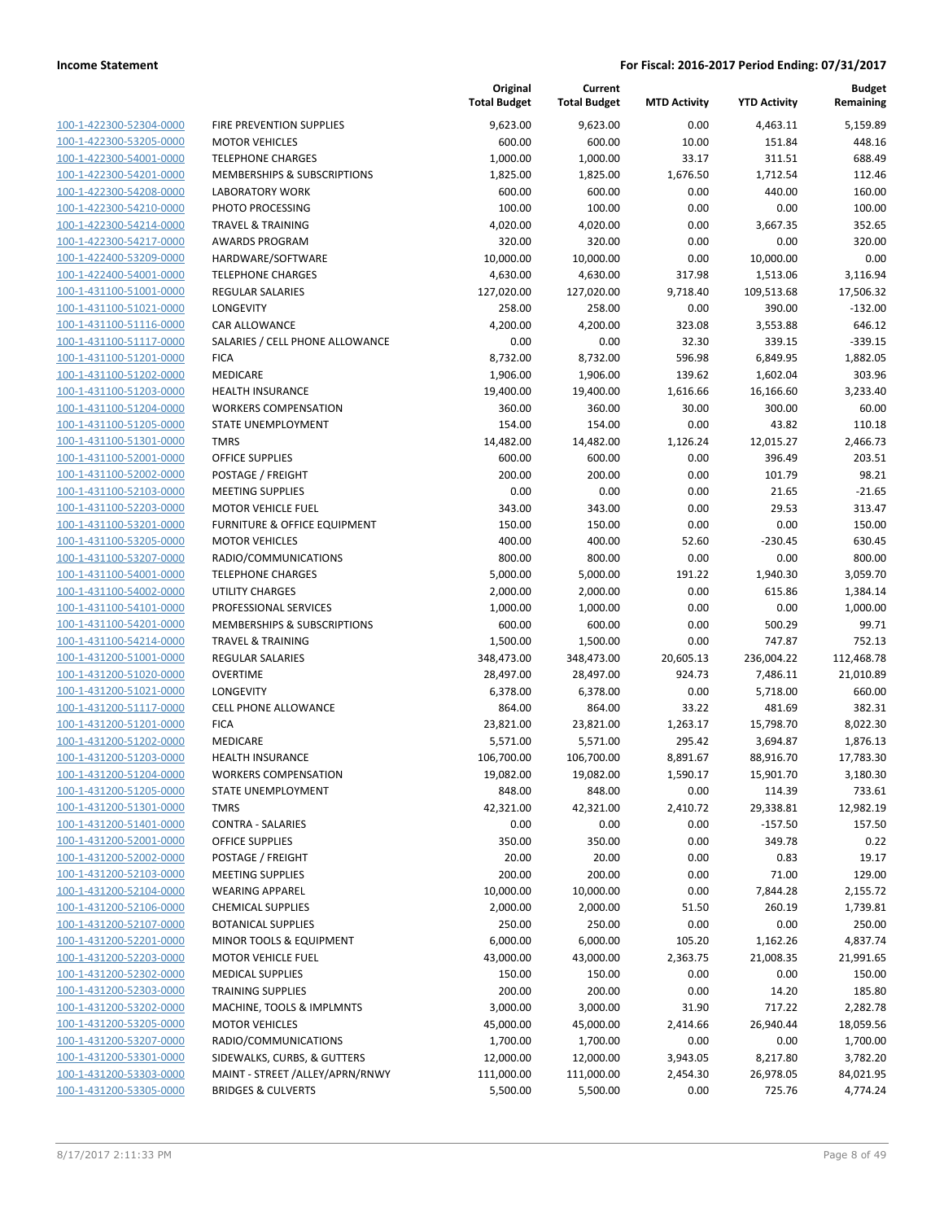**Income Statement** — **For Fiscal: 2016-2017 Period Ending: 07/31/2017**

| | | Original Total Budget | Current Total Budget | MTD Activity | YTD Activity | Budget Remaining |
|---|---|---|---|---|---|---|
| 100-1-422300-52304-0000 | FIRE PREVENTION SUPPLIES | 9,623.00 | 9,623.00 | 0.00 | 4,463.11 | 5,159.89 |
| 100-1-422300-53205-0000 | MOTOR VEHICLES | 600.00 | 600.00 | 10.00 | 151.84 | 448.16 |
| 100-1-422300-54001-0000 | TELEPHONE CHARGES | 1,000.00 | 1,000.00 | 33.17 | 311.51 | 688.49 |
| 100-1-422300-54201-0000 | MEMBERSHIPS & SUBSCRIPTIONS | 1,825.00 | 1,825.00 | 1,676.50 | 1,712.54 | 112.46 |
| 100-1-422300-54208-0000 | LABORATORY WORK | 600.00 | 600.00 | 0.00 | 440.00 | 160.00 |
| 100-1-422300-54210-0000 | PHOTO PROCESSING | 100.00 | 100.00 | 0.00 | 0.00 | 100.00 |
| 100-1-422300-54214-0000 | TRAVEL & TRAINING | 4,020.00 | 4,020.00 | 0.00 | 3,667.35 | 352.65 |
| 100-1-422300-54217-0000 | AWARDS PROGRAM | 320.00 | 320.00 | 0.00 | 0.00 | 320.00 |
| 100-1-422400-53209-0000 | HARDWARE/SOFTWARE | 10,000.00 | 10,000.00 | 0.00 | 10,000.00 | 0.00 |
| 100-1-422400-54001-0000 | TELEPHONE CHARGES | 4,630.00 | 4,630.00 | 317.98 | 1,513.06 | 3,116.94 |
| 100-1-431100-51001-0000 | REGULAR SALARIES | 127,020.00 | 127,020.00 | 9,718.40 | 109,513.68 | 17,506.32 |
| 100-1-431100-51021-0000 | LONGEVITY | 258.00 | 258.00 | 0.00 | 390.00 | -132.00 |
| 100-1-431100-51116-0000 | CAR ALLOWANCE | 4,200.00 | 4,200.00 | 323.08 | 3,553.88 | 646.12 |
| 100-1-431100-51117-0000 | SALARIES / CELL PHONE ALLOWANCE | 0.00 | 0.00 | 32.30 | 339.15 | -339.15 |
| 100-1-431100-51201-0000 | FICA | 8,732.00 | 8,732.00 | 596.98 | 6,849.95 | 1,882.05 |
| 100-1-431100-51202-0000 | MEDICARE | 1,906.00 | 1,906.00 | 139.62 | 1,602.04 | 303.96 |
| 100-1-431100-51203-0000 | HEALTH INSURANCE | 19,400.00 | 19,400.00 | 1,616.66 | 16,166.60 | 3,233.40 |
| 100-1-431100-51204-0000 | WORKERS COMPENSATION | 360.00 | 360.00 | 30.00 | 300.00 | 60.00 |
| 100-1-431100-51205-0000 | STATE UNEMPLOYMENT | 154.00 | 154.00 | 0.00 | 43.82 | 110.18 |
| 100-1-431100-51301-0000 | TMRS | 14,482.00 | 14,482.00 | 1,126.24 | 12,015.27 | 2,466.73 |
| 100-1-431100-52001-0000 | OFFICE SUPPLIES | 600.00 | 600.00 | 0.00 | 396.49 | 203.51 |
| 100-1-431100-52002-0000 | POSTAGE / FREIGHT | 200.00 | 200.00 | 0.00 | 101.79 | 98.21 |
| 100-1-431100-52103-0000 | MEETING SUPPLIES | 0.00 | 0.00 | 0.00 | 21.65 | -21.65 |
| 100-1-431100-52203-0000 | MOTOR VEHICLE FUEL | 343.00 | 343.00 | 0.00 | 29.53 | 313.47 |
| 100-1-431100-53201-0000 | FURNITURE & OFFICE EQUIPMENT | 150.00 | 150.00 | 0.00 | 0.00 | 150.00 |
| 100-1-431100-53205-0000 | MOTOR VEHICLES | 400.00 | 400.00 | 52.60 | -230.45 | 630.45 |
| 100-1-431100-53207-0000 | RADIO/COMMUNICATIONS | 800.00 | 800.00 | 0.00 | 0.00 | 800.00 |
| 100-1-431100-54001-0000 | TELEPHONE CHARGES | 5,000.00 | 5,000.00 | 191.22 | 1,940.30 | 3,059.70 |
| 100-1-431100-54002-0000 | UTILITY CHARGES | 2,000.00 | 2,000.00 | 0.00 | 615.86 | 1,384.14 |
| 100-1-431100-54101-0000 | PROFESSIONAL SERVICES | 1,000.00 | 1,000.00 | 0.00 | 0.00 | 1,000.00 |
| 100-1-431100-54201-0000 | MEMBERSHIPS & SUBSCRIPTIONS | 600.00 | 600.00 | 0.00 | 500.29 | 99.71 |
| 100-1-431100-54214-0000 | TRAVEL & TRAINING | 1,500.00 | 1,500.00 | 0.00 | 747.87 | 752.13 |
| 100-1-431200-51001-0000 | REGULAR SALARIES | 348,473.00 | 348,473.00 | 20,605.13 | 236,004.22 | 112,468.78 |
| 100-1-431200-51020-0000 | OVERTIME | 28,497.00 | 28,497.00 | 924.73 | 7,486.11 | 21,010.89 |
| 100-1-431200-51021-0000 | LONGEVITY | 6,378.00 | 6,378.00 | 0.00 | 5,718.00 | 660.00 |
| 100-1-431200-51117-0000 | CELL PHONE ALLOWANCE | 864.00 | 864.00 | 33.22 | 481.69 | 382.31 |
| 100-1-431200-51201-0000 | FICA | 23,821.00 | 23,821.00 | 1,263.17 | 15,798.70 | 8,022.30 |
| 100-1-431200-51202-0000 | MEDICARE | 5,571.00 | 5,571.00 | 295.42 | 3,694.87 | 1,876.13 |
| 100-1-431200-51203-0000 | HEALTH INSURANCE | 106,700.00 | 106,700.00 | 8,891.67 | 88,916.70 | 17,783.30 |
| 100-1-431200-51204-0000 | WORKERS COMPENSATION | 19,082.00 | 19,082.00 | 1,590.17 | 15,901.70 | 3,180.30 |
| 100-1-431200-51205-0000 | STATE UNEMPLOYMENT | 848.00 | 848.00 | 0.00 | 114.39 | 733.61 |
| 100-1-431200-51301-0000 | TMRS | 42,321.00 | 42,321.00 | 2,410.72 | 29,338.81 | 12,982.19 |
| 100-1-431200-51401-0000 | CONTRA - SALARIES | 0.00 | 0.00 | 0.00 | -157.50 | 157.50 |
| 100-1-431200-52001-0000 | OFFICE SUPPLIES | 350.00 | 350.00 | 0.00 | 349.78 | 0.22 |
| 100-1-431200-52002-0000 | POSTAGE / FREIGHT | 20.00 | 20.00 | 0.00 | 0.83 | 19.17 |
| 100-1-431200-52103-0000 | MEETING SUPPLIES | 200.00 | 200.00 | 0.00 | 71.00 | 129.00 |
| 100-1-431200-52104-0000 | WEARING APPAREL | 10,000.00 | 10,000.00 | 0.00 | 7,844.28 | 2,155.72 |
| 100-1-431200-52106-0000 | CHEMICAL SUPPLIES | 2,000.00 | 2,000.00 | 51.50 | 260.19 | 1,739.81 |
| 100-1-431200-52107-0000 | BOTANICAL SUPPLIES | 250.00 | 250.00 | 0.00 | 0.00 | 250.00 |
| 100-1-431200-52201-0000 | MINOR TOOLS & EQUIPMENT | 6,000.00 | 6,000.00 | 105.20 | 1,162.26 | 4,837.74 |
| 100-1-431200-52203-0000 | MOTOR VEHICLE FUEL | 43,000.00 | 43,000.00 | 2,363.75 | 21,008.35 | 21,991.65 |
| 100-1-431200-52302-0000 | MEDICAL SUPPLIES | 150.00 | 150.00 | 0.00 | 0.00 | 150.00 |
| 100-1-431200-52303-0000 | TRAINING SUPPLIES | 200.00 | 200.00 | 0.00 | 14.20 | 185.80 |
| 100-1-431200-53202-0000 | MACHINE, TOOLS & IMPLMNTS | 3,000.00 | 3,000.00 | 31.90 | 717.22 | 2,282.78 |
| 100-1-431200-53205-0000 | MOTOR VEHICLES | 45,000.00 | 45,000.00 | 2,414.66 | 26,940.44 | 18,059.56 |
| 100-1-431200-53207-0000 | RADIO/COMMUNICATIONS | 1,700.00 | 1,700.00 | 0.00 | 0.00 | 1,700.00 |
| 100-1-431200-53301-0000 | SIDEWALKS, CURBS, & GUTTERS | 12,000.00 | 12,000.00 | 3,943.05 | 8,217.80 | 3,782.20 |
| 100-1-431200-53303-0000 | MAINT - STREET /ALLEY/APRN/RNWY | 111,000.00 | 111,000.00 | 2,454.30 | 26,978.05 | 84,021.95 |
| 100-1-431200-53305-0000 | BRIDGES & CULVERTS | 5,500.00 | 5,500.00 | 0.00 | 725.76 | 4,774.24 |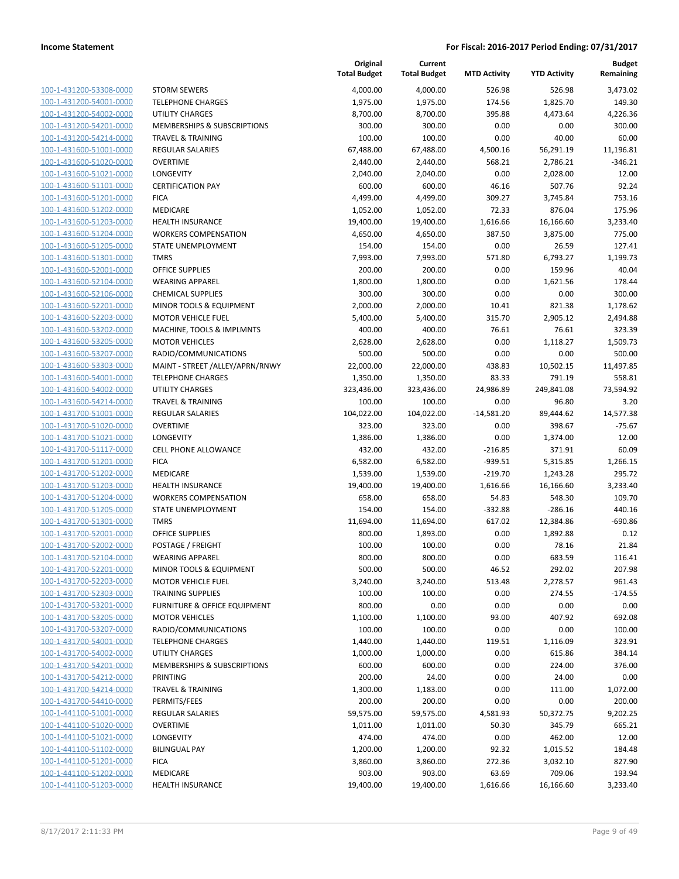**Income Statement** | **For Fiscal: 2016-2017 Period Ending: 07/31/2017**

| | | Original Total Budget | Current Total Budget | MTD Activity | YTD Activity | Budget Remaining |
|---|---|---|---|---|---|---|
| 100-1-431200-53308-0000 | STORM SEWERS | 4,000.00 | 4,000.00 | 526.98 | 526.98 | 3,473.02 |
| 100-1-431200-54001-0000 | TELEPHONE CHARGES | 1,975.00 | 1,975.00 | 174.56 | 1,825.70 | 149.30 |
| 100-1-431200-54002-0000 | UTILITY CHARGES | 8,700.00 | 8,700.00 | 395.88 | 4,473.64 | 4,226.36 |
| 100-1-431200-54201-0000 | MEMBERSHIPS & SUBSCRIPTIONS | 300.00 | 300.00 | 0.00 | 0.00 | 300.00 |
| 100-1-431200-54214-0000 | TRAVEL & TRAINING | 100.00 | 100.00 | 0.00 | 40.00 | 60.00 |
| 100-1-431600-51001-0000 | REGULAR SALARIES | 67,488.00 | 67,488.00 | 4,500.16 | 56,291.19 | 11,196.81 |
| 100-1-431600-51020-0000 | OVERTIME | 2,440.00 | 2,440.00 | 568.21 | 2,786.21 | -346.21 |
| 100-1-431600-51021-0000 | LONGEVITY | 2,040.00 | 2,040.00 | 0.00 | 2,028.00 | 12.00 |
| 100-1-431600-51101-0000 | CERTIFICATION PAY | 600.00 | 600.00 | 46.16 | 507.76 | 92.24 |
| 100-1-431600-51201-0000 | FICA | 4,499.00 | 4,499.00 | 309.27 | 3,745.84 | 753.16 |
| 100-1-431600-51202-0000 | MEDICARE | 1,052.00 | 1,052.00 | 72.33 | 876.04 | 175.96 |
| 100-1-431600-51203-0000 | HEALTH INSURANCE | 19,400.00 | 19,400.00 | 1,616.66 | 16,166.60 | 3,233.40 |
| 100-1-431600-51204-0000 | WORKERS COMPENSATION | 4,650.00 | 4,650.00 | 387.50 | 3,875.00 | 775.00 |
| 100-1-431600-51205-0000 | STATE UNEMPLOYMENT | 154.00 | 154.00 | 0.00 | 26.59 | 127.41 |
| 100-1-431600-51301-0000 | TMRS | 7,993.00 | 7,993.00 | 571.80 | 6,793.27 | 1,199.73 |
| 100-1-431600-52001-0000 | OFFICE SUPPLIES | 200.00 | 200.00 | 0.00 | 159.96 | 40.04 |
| 100-1-431600-52104-0000 | WEARING APPAREL | 1,800.00 | 1,800.00 | 0.00 | 1,621.56 | 178.44 |
| 100-1-431600-52106-0000 | CHEMICAL SUPPLIES | 300.00 | 300.00 | 0.00 | 0.00 | 300.00 |
| 100-1-431600-52201-0000 | MINOR TOOLS & EQUIPMENT | 2,000.00 | 2,000.00 | 10.41 | 821.38 | 1,178.62 |
| 100-1-431600-52203-0000 | MOTOR VEHICLE FUEL | 5,400.00 | 5,400.00 | 315.70 | 2,905.12 | 2,494.88 |
| 100-1-431600-53202-0000 | MACHINE, TOOLS & IMPLMNTS | 400.00 | 400.00 | 76.61 | 76.61 | 323.39 |
| 100-1-431600-53205-0000 | MOTOR VEHICLES | 2,628.00 | 2,628.00 | 0.00 | 1,118.27 | 1,509.73 |
| 100-1-431600-53207-0000 | RADIO/COMMUNICATIONS | 500.00 | 500.00 | 0.00 | 0.00 | 500.00 |
| 100-1-431600-53303-0000 | MAINT - STREET /ALLEY/APRN/RNWY | 22,000.00 | 22,000.00 | 438.83 | 10,502.15 | 11,497.85 |
| 100-1-431600-54001-0000 | TELEPHONE CHARGES | 1,350.00 | 1,350.00 | 83.33 | 791.19 | 558.81 |
| 100-1-431600-54002-0000 | UTILITY CHARGES | 323,436.00 | 323,436.00 | 24,986.89 | 249,841.08 | 73,594.92 |
| 100-1-431600-54214-0000 | TRAVEL & TRAINING | 100.00 | 100.00 | 0.00 | 96.80 | 3.20 |
| 100-1-431700-51001-0000 | REGULAR SALARIES | 104,022.00 | 104,022.00 | -14,581.20 | 89,444.62 | 14,577.38 |
| 100-1-431700-51020-0000 | OVERTIME | 323.00 | 323.00 | 0.00 | 398.67 | -75.67 |
| 100-1-431700-51021-0000 | LONGEVITY | 1,386.00 | 1,386.00 | 0.00 | 1,374.00 | 12.00 |
| 100-1-431700-51117-0000 | CELL PHONE ALLOWANCE | 432.00 | 432.00 | -216.85 | 371.91 | 60.09 |
| 100-1-431700-51201-0000 | FICA | 6,582.00 | 6,582.00 | -939.51 | 5,315.85 | 1,266.15 |
| 100-1-431700-51202-0000 | MEDICARE | 1,539.00 | 1,539.00 | -219.70 | 1,243.28 | 295.72 |
| 100-1-431700-51203-0000 | HEALTH INSURANCE | 19,400.00 | 19,400.00 | 1,616.66 | 16,166.60 | 3,233.40 |
| 100-1-431700-51204-0000 | WORKERS COMPENSATION | 658.00 | 658.00 | 54.83 | 548.30 | 109.70 |
| 100-1-431700-51205-0000 | STATE UNEMPLOYMENT | 154.00 | 154.00 | -332.88 | -286.16 | 440.16 |
| 100-1-431700-51301-0000 | TMRS | 11,694.00 | 11,694.00 | 617.02 | 12,384.86 | -690.86 |
| 100-1-431700-52001-0000 | OFFICE SUPPLIES | 800.00 | 1,893.00 | 0.00 | 1,892.88 | 0.12 |
| 100-1-431700-52002-0000 | POSTAGE / FREIGHT | 100.00 | 100.00 | 0.00 | 78.16 | 21.84 |
| 100-1-431700-52104-0000 | WEARING APPAREL | 800.00 | 800.00 | 0.00 | 683.59 | 116.41 |
| 100-1-431700-52201-0000 | MINOR TOOLS & EQUIPMENT | 500.00 | 500.00 | 46.52 | 292.02 | 207.98 |
| 100-1-431700-52203-0000 | MOTOR VEHICLE FUEL | 3,240.00 | 3,240.00 | 513.48 | 2,278.57 | 961.43 |
| 100-1-431700-52303-0000 | TRAINING SUPPLIES | 100.00 | 100.00 | 0.00 | 274.55 | -174.55 |
| 100-1-431700-53201-0000 | FURNITURE & OFFICE EQUIPMENT | 800.00 | 0.00 | 0.00 | 0.00 | 0.00 |
| 100-1-431700-53205-0000 | MOTOR VEHICLES | 1,100.00 | 1,100.00 | 93.00 | 407.92 | 692.08 |
| 100-1-431700-53207-0000 | RADIO/COMMUNICATIONS | 100.00 | 100.00 | 0.00 | 0.00 | 100.00 |
| 100-1-431700-54001-0000 | TELEPHONE CHARGES | 1,440.00 | 1,440.00 | 119.51 | 1,116.09 | 323.91 |
| 100-1-431700-54002-0000 | UTILITY CHARGES | 1,000.00 | 1,000.00 | 0.00 | 615.86 | 384.14 |
| 100-1-431700-54201-0000 | MEMBERSHIPS & SUBSCRIPTIONS | 600.00 | 600.00 | 0.00 | 224.00 | 376.00 |
| 100-1-431700-54212-0000 | PRINTING | 200.00 | 24.00 | 0.00 | 24.00 | 0.00 |
| 100-1-431700-54214-0000 | TRAVEL & TRAINING | 1,300.00 | 1,183.00 | 0.00 | 111.00 | 1,072.00 |
| 100-1-431700-54410-0000 | PERMITS/FEES | 200.00 | 200.00 | 0.00 | 0.00 | 200.00 |
| 100-1-441100-51001-0000 | REGULAR SALARIES | 59,575.00 | 59,575.00 | 4,581.93 | 50,372.75 | 9,202.25 |
| 100-1-441100-51020-0000 | OVERTIME | 1,011.00 | 1,011.00 | 50.30 | 345.79 | 665.21 |
| 100-1-441100-51021-0000 | LONGEVITY | 474.00 | 474.00 | 0.00 | 462.00 | 12.00 |
| 100-1-441100-51102-0000 | BILINGUAL PAY | 1,200.00 | 1,200.00 | 92.32 | 1,015.52 | 184.48 |
| 100-1-441100-51201-0000 | FICA | 3,860.00 | 3,860.00 | 272.36 | 3,032.10 | 827.90 |
| 100-1-441100-51202-0000 | MEDICARE | 903.00 | 903.00 | 63.69 | 709.06 | 193.94 |
| 100-1-441100-51203-0000 | HEALTH INSURANCE | 19,400.00 | 19,400.00 | 1,616.66 | 16,166.60 | 3,233.40 |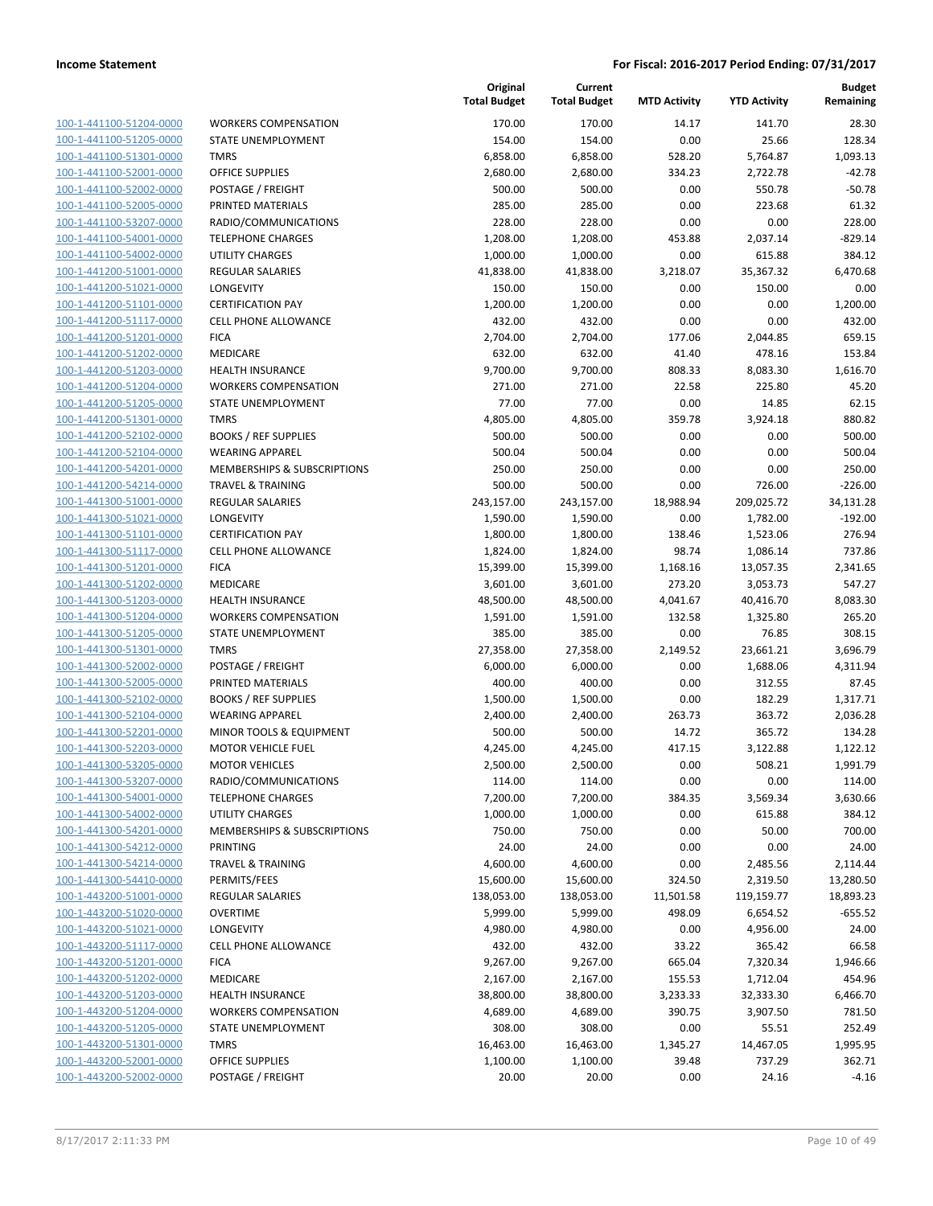**Income Statement** | **For Fiscal: 2016-2017 Period Ending: 07/31/2017**

| | | Original Total Budget | Current Total Budget | MTD Activity | YTD Activity | Budget Remaining |
|---|---|---|---|---|---|---|
| 100-1-441100-51204-0000 | WORKERS COMPENSATION | 170.00 | 170.00 | 14.17 | 141.70 | 28.30 |
| 100-1-441100-51205-0000 | STATE UNEMPLOYMENT | 154.00 | 154.00 | 0.00 | 25.66 | 128.34 |
| 100-1-441100-51301-0000 | TMRS | 6,858.00 | 6,858.00 | 528.20 | 5,764.87 | 1,093.13 |
| 100-1-441100-52001-0000 | OFFICE SUPPLIES | 2,680.00 | 2,680.00 | 334.23 | 2,722.78 | -42.78 |
| 100-1-441100-52002-0000 | POSTAGE / FREIGHT | 500.00 | 500.00 | 0.00 | 550.78 | -50.78 |
| 100-1-441100-52005-0000 | PRINTED MATERIALS | 285.00 | 285.00 | 0.00 | 223.68 | 61.32 |
| 100-1-441100-53207-0000 | RADIO/COMMUNICATIONS | 228.00 | 228.00 | 0.00 | 0.00 | 228.00 |
| 100-1-441100-54001-0000 | TELEPHONE CHARGES | 1,208.00 | 1,208.00 | 453.88 | 2,037.14 | -829.14 |
| 100-1-441100-54002-0000 | UTILITY CHARGES | 1,000.00 | 1,000.00 | 0.00 | 615.88 | 384.12 |
| 100-1-441200-51001-0000 | REGULAR SALARIES | 41,838.00 | 41,838.00 | 3,218.07 | 35,367.32 | 6,470.68 |
| 100-1-441200-51021-0000 | LONGEVITY | 150.00 | 150.00 | 0.00 | 150.00 | 0.00 |
| 100-1-441200-51101-0000 | CERTIFICATION PAY | 1,200.00 | 1,200.00 | 0.00 | 0.00 | 1,200.00 |
| 100-1-441200-51117-0000 | CELL PHONE ALLOWANCE | 432.00 | 432.00 | 0.00 | 0.00 | 432.00 |
| 100-1-441200-51201-0000 | FICA | 2,704.00 | 2,704.00 | 177.06 | 2,044.85 | 659.15 |
| 100-1-441200-51202-0000 | MEDICARE | 632.00 | 632.00 | 41.40 | 478.16 | 153.84 |
| 100-1-441200-51203-0000 | HEALTH INSURANCE | 9,700.00 | 9,700.00 | 808.33 | 8,083.30 | 1,616.70 |
| 100-1-441200-51204-0000 | WORKERS COMPENSATION | 271.00 | 271.00 | 22.58 | 225.80 | 45.20 |
| 100-1-441200-51205-0000 | STATE UNEMPLOYMENT | 77.00 | 77.00 | 0.00 | 14.85 | 62.15 |
| 100-1-441200-51301-0000 | TMRS | 4,805.00 | 4,805.00 | 359.78 | 3,924.18 | 880.82 |
| 100-1-441200-52102-0000 | BOOKS / REF SUPPLIES | 500.00 | 500.00 | 0.00 | 0.00 | 500.00 |
| 100-1-441200-52104-0000 | WEARING APPAREL | 500.04 | 500.04 | 0.00 | 0.00 | 500.04 |
| 100-1-441200-54201-0000 | MEMBERSHIPS & SUBSCRIPTIONS | 250.00 | 250.00 | 0.00 | 0.00 | 250.00 |
| 100-1-441200-54214-0000 | TRAVEL & TRAINING | 500.00 | 500.00 | 0.00 | 726.00 | -226.00 |
| 100-1-441300-51001-0000 | REGULAR SALARIES | 243,157.00 | 243,157.00 | 18,988.94 | 209,025.72 | 34,131.28 |
| 100-1-441300-51021-0000 | LONGEVITY | 1,590.00 | 1,590.00 | 0.00 | 1,782.00 | -192.00 |
| 100-1-441300-51101-0000 | CERTIFICATION PAY | 1,800.00 | 1,800.00 | 138.46 | 1,523.06 | 276.94 |
| 100-1-441300-51117-0000 | CELL PHONE ALLOWANCE | 1,824.00 | 1,824.00 | 98.74 | 1,086.14 | 737.86 |
| 100-1-441300-51201-0000 | FICA | 15,399.00 | 15,399.00 | 1,168.16 | 13,057.35 | 2,341.65 |
| 100-1-441300-51202-0000 | MEDICARE | 3,601.00 | 3,601.00 | 273.20 | 3,053.73 | 547.27 |
| 100-1-441300-51203-0000 | HEALTH INSURANCE | 48,500.00 | 48,500.00 | 4,041.67 | 40,416.70 | 8,083.30 |
| 100-1-441300-51204-0000 | WORKERS COMPENSATION | 1,591.00 | 1,591.00 | 132.58 | 1,325.80 | 265.20 |
| 100-1-441300-51205-0000 | STATE UNEMPLOYMENT | 385.00 | 385.00 | 0.00 | 76.85 | 308.15 |
| 100-1-441300-51301-0000 | TMRS | 27,358.00 | 27,358.00 | 2,149.52 | 23,661.21 | 3,696.79 |
| 100-1-441300-52002-0000 | POSTAGE / FREIGHT | 6,000.00 | 6,000.00 | 0.00 | 1,688.06 | 4,311.94 |
| 100-1-441300-52005-0000 | PRINTED MATERIALS | 400.00 | 400.00 | 0.00 | 312.55 | 87.45 |
| 100-1-441300-52102-0000 | BOOKS / REF SUPPLIES | 1,500.00 | 1,500.00 | 0.00 | 182.29 | 1,317.71 |
| 100-1-441300-52104-0000 | WEARING APPAREL | 2,400.00 | 2,400.00 | 263.73 | 363.72 | 2,036.28 |
| 100-1-441300-52201-0000 | MINOR TOOLS & EQUIPMENT | 500.00 | 500.00 | 14.72 | 365.72 | 134.28 |
| 100-1-441300-52203-0000 | MOTOR VEHICLE FUEL | 4,245.00 | 4,245.00 | 417.15 | 3,122.88 | 1,122.12 |
| 100-1-441300-53205-0000 | MOTOR VEHICLES | 2,500.00 | 2,500.00 | 0.00 | 508.21 | 1,991.79 |
| 100-1-441300-53207-0000 | RADIO/COMMUNICATIONS | 114.00 | 114.00 | 0.00 | 0.00 | 114.00 |
| 100-1-441300-54001-0000 | TELEPHONE CHARGES | 7,200.00 | 7,200.00 | 384.35 | 3,569.34 | 3,630.66 |
| 100-1-441300-54002-0000 | UTILITY CHARGES | 1,000.00 | 1,000.00 | 0.00 | 615.88 | 384.12 |
| 100-1-441300-54201-0000 | MEMBERSHIPS & SUBSCRIPTIONS | 750.00 | 750.00 | 0.00 | 50.00 | 700.00 |
| 100-1-441300-54212-0000 | PRINTING | 24.00 | 24.00 | 0.00 | 0.00 | 24.00 |
| 100-1-441300-54214-0000 | TRAVEL & TRAINING | 4,600.00 | 4,600.00 | 0.00 | 2,485.56 | 2,114.44 |
| 100-1-441300-54410-0000 | PERMITS/FEES | 15,600.00 | 15,600.00 | 324.50 | 2,319.50 | 13,280.50 |
| 100-1-443200-51001-0000 | REGULAR SALARIES | 138,053.00 | 138,053.00 | 11,501.58 | 119,159.77 | 18,893.23 |
| 100-1-443200-51020-0000 | OVERTIME | 5,999.00 | 5,999.00 | 498.09 | 6,654.52 | -655.52 |
| 100-1-443200-51021-0000 | LONGEVITY | 4,980.00 | 4,980.00 | 0.00 | 4,956.00 | 24.00 |
| 100-1-443200-51117-0000 | CELL PHONE ALLOWANCE | 432.00 | 432.00 | 33.22 | 365.42 | 66.58 |
| 100-1-443200-51201-0000 | FICA | 9,267.00 | 9,267.00 | 665.04 | 7,320.34 | 1,946.66 |
| 100-1-443200-51202-0000 | MEDICARE | 2,167.00 | 2,167.00 | 155.53 | 1,712.04 | 454.96 |
| 100-1-443200-51203-0000 | HEALTH INSURANCE | 38,800.00 | 38,800.00 | 3,233.33 | 32,333.30 | 6,466.70 |
| 100-1-443200-51204-0000 | WORKERS COMPENSATION | 4,689.00 | 4,689.00 | 390.75 | 3,907.50 | 781.50 |
| 100-1-443200-51205-0000 | STATE UNEMPLOYMENT | 308.00 | 308.00 | 0.00 | 55.51 | 252.49 |
| 100-1-443200-51301-0000 | TMRS | 16,463.00 | 16,463.00 | 1,345.27 | 14,467.05 | 1,995.95 |
| 100-1-443200-52001-0000 | OFFICE SUPPLIES | 1,100.00 | 1,100.00 | 39.48 | 737.29 | 362.71 |
| 100-1-443200-52002-0000 | POSTAGE / FREIGHT | 20.00 | 20.00 | 0.00 | 24.16 | -4.16 |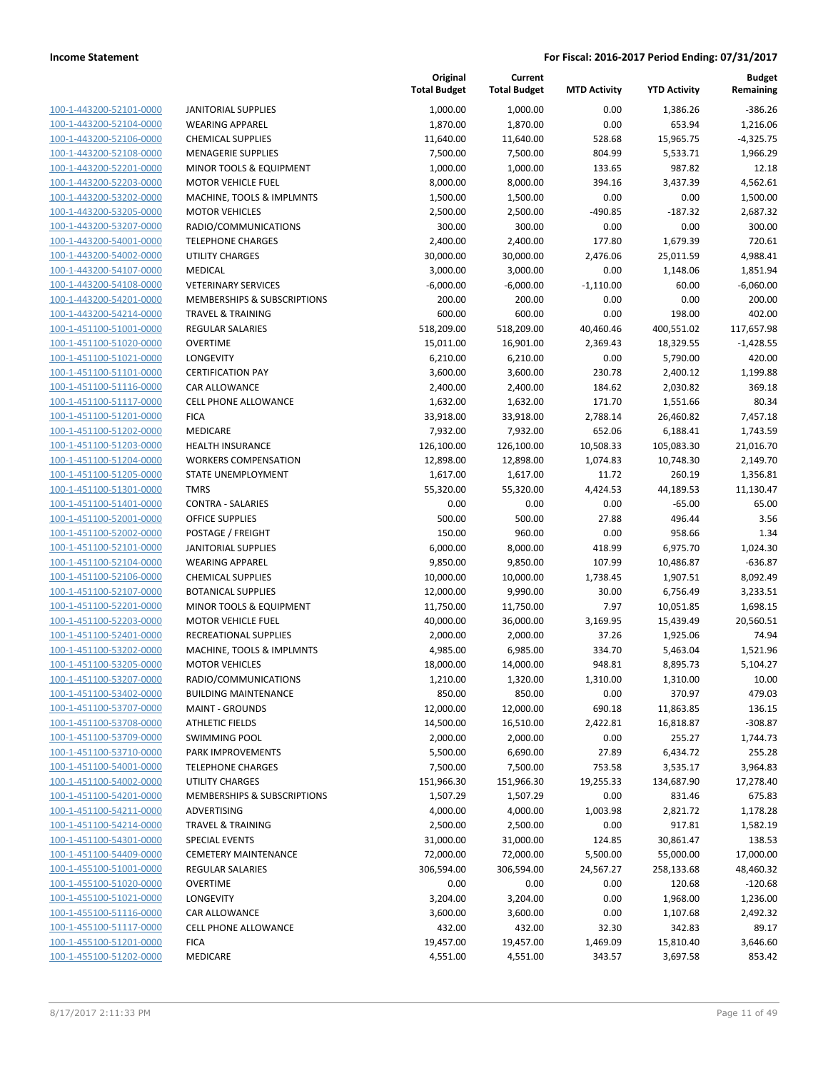**Income Statement** — **For Fiscal: 2016-2017 Period Ending: 07/31/2017**

| | | Original Total Budget | Current Total Budget | MTD Activity | YTD Activity | Budget Remaining |
|---|---|---|---|---|---|---|
| 100-1-443200-52101-0000 | JANITORIAL SUPPLIES | 1,000.00 | 1,000.00 | 0.00 | 1,386.26 | -386.26 |
| 100-1-443200-52104-0000 | WEARING APPAREL | 1,870.00 | 1,870.00 | 0.00 | 653.94 | 1,216.06 |
| 100-1-443200-52106-0000 | CHEMICAL SUPPLIES | 11,640.00 | 11,640.00 | 528.68 | 15,965.75 | -4,325.75 |
| 100-1-443200-52108-0000 | MENAGERIE SUPPLIES | 7,500.00 | 7,500.00 | 804.99 | 5,533.71 | 1,966.29 |
| 100-1-443200-52201-0000 | MINOR TOOLS & EQUIPMENT | 1,000.00 | 1,000.00 | 133.65 | 987.82 | 12.18 |
| 100-1-443200-52203-0000 | MOTOR VEHICLE FUEL | 8,000.00 | 8,000.00 | 394.16 | 3,437.39 | 4,562.61 |
| 100-1-443200-53202-0000 | MACHINE, TOOLS & IMPLMNTS | 1,500.00 | 1,500.00 | 0.00 | 0.00 | 1,500.00 |
| 100-1-443200-53205-0000 | MOTOR VEHICLES | 2,500.00 | 2,500.00 | -490.85 | -187.32 | 2,687.32 |
| 100-1-443200-53207-0000 | RADIO/COMMUNICATIONS | 300.00 | 300.00 | 0.00 | 0.00 | 300.00 |
| 100-1-443200-54001-0000 | TELEPHONE CHARGES | 2,400.00 | 2,400.00 | 177.80 | 1,679.39 | 720.61 |
| 100-1-443200-54002-0000 | UTILITY CHARGES | 30,000.00 | 30,000.00 | 2,476.06 | 25,011.59 | 4,988.41 |
| 100-1-443200-54107-0000 | MEDICAL | 3,000.00 | 3,000.00 | 0.00 | 1,148.06 | 1,851.94 |
| 100-1-443200-54108-0000 | VETERINARY SERVICES | -6,000.00 | -6,000.00 | -1,110.00 | 60.00 | -6,060.00 |
| 100-1-443200-54201-0000 | MEMBERSHIPS & SUBSCRIPTIONS | 200.00 | 200.00 | 0.00 | 0.00 | 200.00 |
| 100-1-443200-54214-0000 | TRAVEL & TRAINING | 600.00 | 600.00 | 0.00 | 198.00 | 402.00 |
| 100-1-451100-51001-0000 | REGULAR SALARIES | 518,209.00 | 518,209.00 | 40,460.46 | 400,551.02 | 117,657.98 |
| 100-1-451100-51020-0000 | OVERTIME | 15,011.00 | 16,901.00 | 2,369.43 | 18,329.55 | -1,428.55 |
| 100-1-451100-51021-0000 | LONGEVITY | 6,210.00 | 6,210.00 | 0.00 | 5,790.00 | 420.00 |
| 100-1-451100-51101-0000 | CERTIFICATION PAY | 3,600.00 | 3,600.00 | 230.78 | 2,400.12 | 1,199.88 |
| 100-1-451100-51116-0000 | CAR ALLOWANCE | 2,400.00 | 2,400.00 | 184.62 | 2,030.82 | 369.18 |
| 100-1-451100-51117-0000 | CELL PHONE ALLOWANCE | 1,632.00 | 1,632.00 | 171.70 | 1,551.66 | 80.34 |
| 100-1-451100-51201-0000 | FICA | 33,918.00 | 33,918.00 | 2,788.14 | 26,460.82 | 7,457.18 |
| 100-1-451100-51202-0000 | MEDICARE | 7,932.00 | 7,932.00 | 652.06 | 6,188.41 | 1,743.59 |
| 100-1-451100-51203-0000 | HEALTH INSURANCE | 126,100.00 | 126,100.00 | 10,508.33 | 105,083.30 | 21,016.70 |
| 100-1-451100-51204-0000 | WORKERS COMPENSATION | 12,898.00 | 12,898.00 | 1,074.83 | 10,748.30 | 2,149.70 |
| 100-1-451100-51205-0000 | STATE UNEMPLOYMENT | 1,617.00 | 1,617.00 | 11.72 | 260.19 | 1,356.81 |
| 100-1-451100-51301-0000 | TMRS | 55,320.00 | 55,320.00 | 4,424.53 | 44,189.53 | 11,130.47 |
| 100-1-451100-51401-0000 | CONTRA - SALARIES | 0.00 | 0.00 | 0.00 | -65.00 | 65.00 |
| 100-1-451100-52001-0000 | OFFICE SUPPLIES | 500.00 | 500.00 | 27.88 | 496.44 | 3.56 |
| 100-1-451100-52002-0000 | POSTAGE / FREIGHT | 150.00 | 960.00 | 0.00 | 958.66 | 1.34 |
| 100-1-451100-52101-0000 | JANITORIAL SUPPLIES | 6,000.00 | 8,000.00 | 418.99 | 6,975.70 | 1,024.30 |
| 100-1-451100-52104-0000 | WEARING APPAREL | 9,850.00 | 9,850.00 | 107.99 | 10,486.87 | -636.87 |
| 100-1-451100-52106-0000 | CHEMICAL SUPPLIES | 10,000.00 | 10,000.00 | 1,738.45 | 1,907.51 | 8,092.49 |
| 100-1-451100-52107-0000 | BOTANICAL SUPPLIES | 12,000.00 | 9,990.00 | 30.00 | 6,756.49 | 3,233.51 |
| 100-1-451100-52201-0000 | MINOR TOOLS & EQUIPMENT | 11,750.00 | 11,750.00 | 7.97 | 10,051.85 | 1,698.15 |
| 100-1-451100-52203-0000 | MOTOR VEHICLE FUEL | 40,000.00 | 36,000.00 | 3,169.95 | 15,439.49 | 20,560.51 |
| 100-1-451100-52401-0000 | RECREATIONAL SUPPLIES | 2,000.00 | 2,000.00 | 37.26 | 1,925.06 | 74.94 |
| 100-1-451100-53202-0000 | MACHINE, TOOLS & IMPLMNTS | 4,985.00 | 6,985.00 | 334.70 | 5,463.04 | 1,521.96 |
| 100-1-451100-53205-0000 | MOTOR VEHICLES | 18,000.00 | 14,000.00 | 948.81 | 8,895.73 | 5,104.27 |
| 100-1-451100-53207-0000 | RADIO/COMMUNICATIONS | 1,210.00 | 1,320.00 | 1,310.00 | 1,310.00 | 10.00 |
| 100-1-451100-53402-0000 | BUILDING MAINTENANCE | 850.00 | 850.00 | 0.00 | 370.97 | 479.03 |
| 100-1-451100-53707-0000 | MAINT - GROUNDS | 12,000.00 | 12,000.00 | 690.18 | 11,863.85 | 136.15 |
| 100-1-451100-53708-0000 | ATHLETIC FIELDS | 14,500.00 | 16,510.00 | 2,422.81 | 16,818.87 | -308.87 |
| 100-1-451100-53709-0000 | SWIMMING POOL | 2,000.00 | 2,000.00 | 0.00 | 255.27 | 1,744.73 |
| 100-1-451100-53710-0000 | PARK IMPROVEMENTS | 5,500.00 | 6,690.00 | 27.89 | 6,434.72 | 255.28 |
| 100-1-451100-54001-0000 | TELEPHONE CHARGES | 7,500.00 | 7,500.00 | 753.58 | 3,535.17 | 3,964.83 |
| 100-1-451100-54002-0000 | UTILITY CHARGES | 151,966.30 | 151,966.30 | 19,255.33 | 134,687.90 | 17,278.40 |
| 100-1-451100-54201-0000 | MEMBERSHIPS & SUBSCRIPTIONS | 1,507.29 | 1,507.29 | 0.00 | 831.46 | 675.83 |
| 100-1-451100-54211-0000 | ADVERTISING | 4,000.00 | 4,000.00 | 1,003.98 | 2,821.72 | 1,178.28 |
| 100-1-451100-54214-0000 | TRAVEL & TRAINING | 2,500.00 | 2,500.00 | 0.00 | 917.81 | 1,582.19 |
| 100-1-451100-54301-0000 | SPECIAL EVENTS | 31,000.00 | 31,000.00 | 124.85 | 30,861.47 | 138.53 |
| 100-1-451100-54409-0000 | CEMETERY MAINTENANCE | 72,000.00 | 72,000.00 | 5,500.00 | 55,000.00 | 17,000.00 |
| 100-1-455100-51001-0000 | REGULAR SALARIES | 306,594.00 | 306,594.00 | 24,567.27 | 258,133.68 | 48,460.32 |
| 100-1-455100-51020-0000 | OVERTIME | 0.00 | 0.00 | 0.00 | 120.68 | -120.68 |
| 100-1-455100-51021-0000 | LONGEVITY | 3,204.00 | 3,204.00 | 0.00 | 1,968.00 | 1,236.00 |
| 100-1-455100-51116-0000 | CAR ALLOWANCE | 3,600.00 | 3,600.00 | 0.00 | 1,107.68 | 2,492.32 |
| 100-1-455100-51117-0000 | CELL PHONE ALLOWANCE | 432.00 | 432.00 | 32.30 | 342.83 | 89.17 |
| 100-1-455100-51201-0000 | FICA | 19,457.00 | 19,457.00 | 1,469.09 | 15,810.40 | 3,646.60 |
| 100-1-455100-51202-0000 | MEDICARE | 4,551.00 | 4,551.00 | 343.57 | 3,697.58 | 853.42 |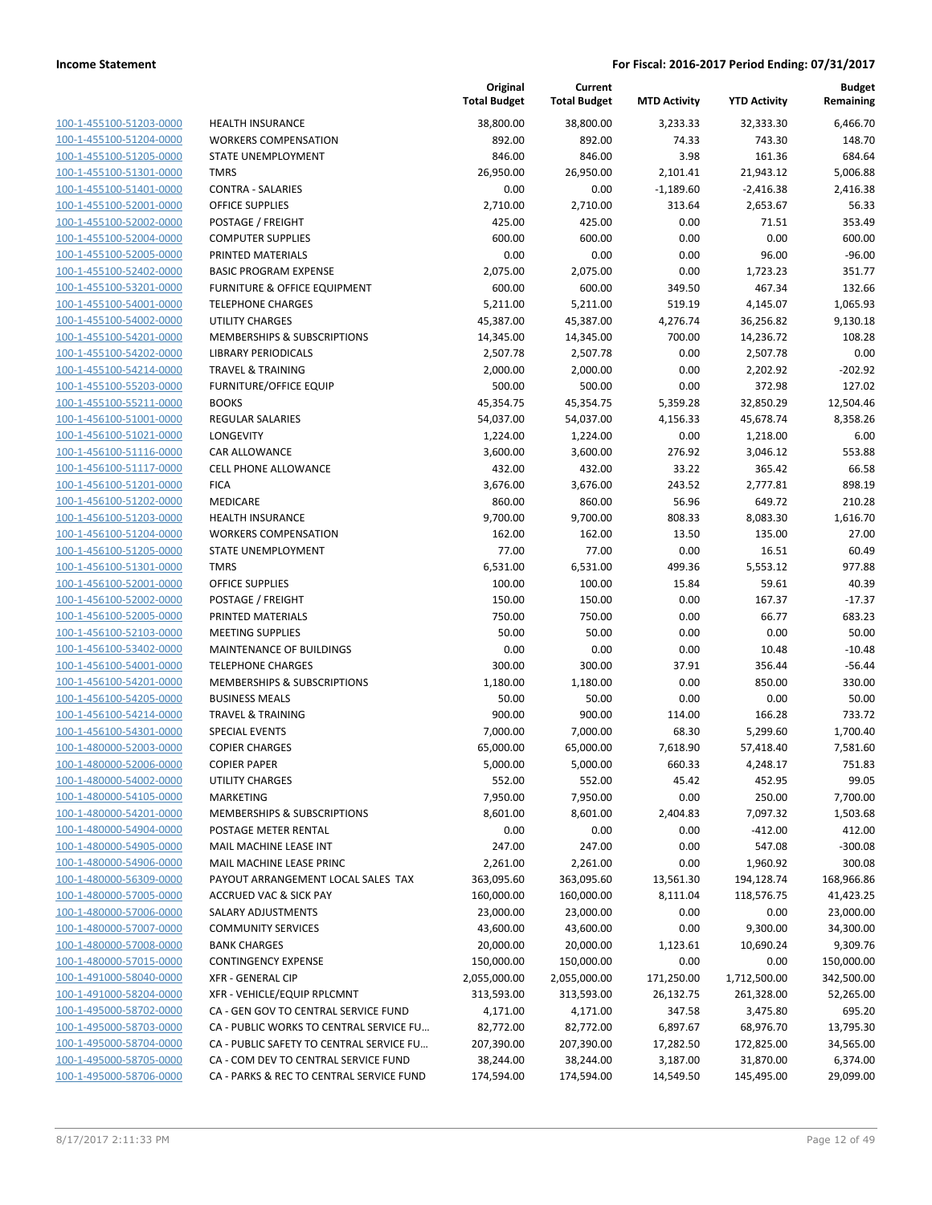**Income Statement** — For Fiscal: 2016-2017 Period Ending: 07/31/2017

| | | Original Total Budget | Current Total Budget | MTD Activity | YTD Activity | Budget Remaining |
|---|---|---|---|---|---|---|
| 100-1-455100-51203-0000 | HEALTH INSURANCE | 38,800.00 | 38,800.00 | 3,233.33 | 32,333.30 | 6,466.70 |
| 100-1-455100-51204-0000 | WORKERS COMPENSATION | 892.00 | 892.00 | 74.33 | 743.30 | 148.70 |
| 100-1-455100-51205-0000 | STATE UNEMPLOYMENT | 846.00 | 846.00 | 3.98 | 161.36 | 684.64 |
| 100-1-455100-51301-0000 | TMRS | 26,950.00 | 26,950.00 | 2,101.41 | 21,943.12 | 5,006.88 |
| 100-1-455100-51401-0000 | CONTRA - SALARIES | 0.00 | 0.00 | -1,189.60 | -2,416.38 | 2,416.38 |
| 100-1-455100-52001-0000 | OFFICE SUPPLIES | 2,710.00 | 2,710.00 | 313.64 | 2,653.67 | 56.33 |
| 100-1-455100-52002-0000 | POSTAGE / FREIGHT | 425.00 | 425.00 | 0.00 | 71.51 | 353.49 |
| 100-1-455100-52004-0000 | COMPUTER SUPPLIES | 600.00 | 600.00 | 0.00 | 0.00 | 600.00 |
| 100-1-455100-52005-0000 | PRINTED MATERIALS | 0.00 | 0.00 | 0.00 | 96.00 | -96.00 |
| 100-1-455100-52402-0000 | BASIC PROGRAM EXPENSE | 2,075.00 | 2,075.00 | 0.00 | 1,723.23 | 351.77 |
| 100-1-455100-53201-0000 | FURNITURE & OFFICE EQUIPMENT | 600.00 | 600.00 | 349.50 | 467.34 | 132.66 |
| 100-1-455100-54001-0000 | TELEPHONE CHARGES | 5,211.00 | 5,211.00 | 519.19 | 4,145.07 | 1,065.93 |
| 100-1-455100-54002-0000 | UTILITY CHARGES | 45,387.00 | 45,387.00 | 4,276.74 | 36,256.82 | 9,130.18 |
| 100-1-455100-54201-0000 | MEMBERSHIPS & SUBSCRIPTIONS | 14,345.00 | 14,345.00 | 700.00 | 14,236.72 | 108.28 |
| 100-1-455100-54202-0000 | LIBRARY PERIODICALS | 2,507.78 | 2,507.78 | 0.00 | 2,507.78 | 0.00 |
| 100-1-455100-54214-0000 | TRAVEL & TRAINING | 2,000.00 | 2,000.00 | 0.00 | 2,202.92 | -202.92 |
| 100-1-455100-55203-0000 | FURNITURE/OFFICE EQUIP | 500.00 | 500.00 | 0.00 | 372.98 | 127.02 |
| 100-1-455100-55211-0000 | BOOKS | 45,354.75 | 45,354.75 | 5,359.28 | 32,850.29 | 12,504.46 |
| 100-1-456100-51001-0000 | REGULAR SALARIES | 54,037.00 | 54,037.00 | 4,156.33 | 45,678.74 | 8,358.26 |
| 100-1-456100-51021-0000 | LONGEVITY | 1,224.00 | 1,224.00 | 0.00 | 1,218.00 | 6.00 |
| 100-1-456100-51116-0000 | CAR ALLOWANCE | 3,600.00 | 3,600.00 | 276.92 | 3,046.12 | 553.88 |
| 100-1-456100-51117-0000 | CELL PHONE ALLOWANCE | 432.00 | 432.00 | 33.22 | 365.42 | 66.58 |
| 100-1-456100-51201-0000 | FICA | 3,676.00 | 3,676.00 | 243.52 | 2,777.81 | 898.19 |
| 100-1-456100-51202-0000 | MEDICARE | 860.00 | 860.00 | 56.96 | 649.72 | 210.28 |
| 100-1-456100-51203-0000 | HEALTH INSURANCE | 9,700.00 | 9,700.00 | 808.33 | 8,083.30 | 1,616.70 |
| 100-1-456100-51204-0000 | WORKERS COMPENSATION | 162.00 | 162.00 | 13.50 | 135.00 | 27.00 |
| 100-1-456100-51205-0000 | STATE UNEMPLOYMENT | 77.00 | 77.00 | 0.00 | 16.51 | 60.49 |
| 100-1-456100-51301-0000 | TMRS | 6,531.00 | 6,531.00 | 499.36 | 5,553.12 | 977.88 |
| 100-1-456100-52001-0000 | OFFICE SUPPLIES | 100.00 | 100.00 | 15.84 | 59.61 | 40.39 |
| 100-1-456100-52002-0000 | POSTAGE / FREIGHT | 150.00 | 150.00 | 0.00 | 167.37 | -17.37 |
| 100-1-456100-52005-0000 | PRINTED MATERIALS | 750.00 | 750.00 | 0.00 | 66.77 | 683.23 |
| 100-1-456100-52103-0000 | MEETING SUPPLIES | 50.00 | 50.00 | 0.00 | 0.00 | 50.00 |
| 100-1-456100-53402-0000 | MAINTENANCE OF BUILDINGS | 0.00 | 0.00 | 0.00 | 10.48 | -10.48 |
| 100-1-456100-54001-0000 | TELEPHONE CHARGES | 300.00 | 300.00 | 37.91 | 356.44 | -56.44 |
| 100-1-456100-54201-0000 | MEMBERSHIPS & SUBSCRIPTIONS | 1,180.00 | 1,180.00 | 0.00 | 850.00 | 330.00 |
| 100-1-456100-54205-0000 | BUSINESS MEALS | 50.00 | 50.00 | 0.00 | 0.00 | 50.00 |
| 100-1-456100-54214-0000 | TRAVEL & TRAINING | 900.00 | 900.00 | 114.00 | 166.28 | 733.72 |
| 100-1-456100-54301-0000 | SPECIAL EVENTS | 7,000.00 | 7,000.00 | 68.30 | 5,299.60 | 1,700.40 |
| 100-1-480000-52003-0000 | COPIER CHARGES | 65,000.00 | 65,000.00 | 7,618.90 | 57,418.40 | 7,581.60 |
| 100-1-480000-52006-0000 | COPIER PAPER | 5,000.00 | 5,000.00 | 660.33 | 4,248.17 | 751.83 |
| 100-1-480000-54002-0000 | UTILITY CHARGES | 552.00 | 552.00 | 45.42 | 452.95 | 99.05 |
| 100-1-480000-54105-0000 | MARKETING | 7,950.00 | 7,950.00 | 0.00 | 250.00 | 7,700.00 |
| 100-1-480000-54201-0000 | MEMBERSHIPS & SUBSCRIPTIONS | 8,601.00 | 8,601.00 | 2,404.83 | 7,097.32 | 1,503.68 |
| 100-1-480000-54904-0000 | POSTAGE METER RENTAL | 0.00 | 0.00 | 0.00 | -412.00 | 412.00 |
| 100-1-480000-54905-0000 | MAIL MACHINE LEASE INT | 247.00 | 247.00 | 0.00 | 547.08 | -300.08 |
| 100-1-480000-54906-0000 | MAIL MACHINE LEASE PRINC | 2,261.00 | 2,261.00 | 0.00 | 1,960.92 | 300.08 |
| 100-1-480000-56309-0000 | PAYOUT ARRANGEMENT LOCAL SALES TAX | 363,095.60 | 363,095.60 | 13,561.30 | 194,128.74 | 168,966.86 |
| 100-1-480000-57005-0000 | ACCRUED VAC & SICK PAY | 160,000.00 | 160,000.00 | 8,111.04 | 118,576.75 | 41,423.25 |
| 100-1-480000-57006-0000 | SALARY ADJUSTMENTS | 23,000.00 | 23,000.00 | 0.00 | 0.00 | 23,000.00 |
| 100-1-480000-57007-0000 | COMMUNITY SERVICES | 43,600.00 | 43,600.00 | 0.00 | 9,300.00 | 34,300.00 |
| 100-1-480000-57008-0000 | BANK CHARGES | 20,000.00 | 20,000.00 | 1,123.61 | 10,690.24 | 9,309.76 |
| 100-1-480000-57015-0000 | CONTINGENCY EXPENSE | 150,000.00 | 150,000.00 | 0.00 | 0.00 | 150,000.00 |
| 100-1-491000-58040-0000 | XFR - GENERAL CIP | 2,055,000.00 | 2,055,000.00 | 171,250.00 | 1,712,500.00 | 342,500.00 |
| 100-1-491000-58204-0000 | XFR - VEHICLE/EQUIP RPLCMNT | 313,593.00 | 313,593.00 | 26,132.75 | 261,328.00 | 52,265.00 |
| 100-1-495000-58702-0000 | CA - GEN GOV TO CENTRAL SERVICE FUND | 4,171.00 | 4,171.00 | 347.58 | 3,475.80 | 695.20 |
| 100-1-495000-58703-0000 | CA - PUBLIC WORKS TO CENTRAL SERVICE FU... | 82,772.00 | 82,772.00 | 6,897.67 | 68,976.70 | 13,795.30 |
| 100-1-495000-58704-0000 | CA - PUBLIC SAFETY TO CENTRAL SERVICE FU... | 207,390.00 | 207,390.00 | 17,282.50 | 172,825.00 | 34,565.00 |
| 100-1-495000-58705-0000 | CA - COM DEV TO CENTRAL SERVICE FUND | 38,244.00 | 38,244.00 | 3,187.00 | 31,870.00 | 6,374.00 |
| 100-1-495000-58706-0000 | CA - PARKS & REC TO CENTRAL SERVICE FUND | 174,594.00 | 174,594.00 | 14,549.50 | 145,495.00 | 29,099.00 |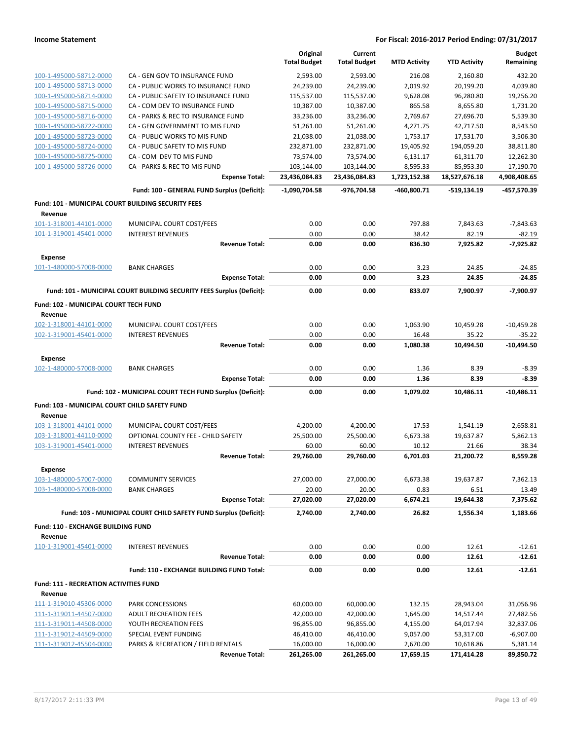**Income Statement** — **For Fiscal: 2016-2017 Period Ending: 07/31/2017**

| | | Original Total Budget | Current Total Budget | MTD Activity | YTD Activity | Budget Remaining |
|---|---|---|---|---|---|---|
| 100-1-495000-58712-0000 | CA - GEN GOV TO INSURANCE FUND | 2,593.00 | 2,593.00 | 216.08 | 2,160.80 | 432.20 |
| 100-1-495000-58713-0000 | CA - PUBLIC WORKS TO INSURANCE FUND | 24,239.00 | 24,239.00 | 2,019.92 | 20,199.20 | 4,039.80 |
| 100-1-495000-58714-0000 | CA - PUBLIC SAFETY TO INSURANCE FUND | 115,537.00 | 115,537.00 | 9,628.08 | 96,280.80 | 19,256.20 |
| 100-1-495000-58715-0000 | CA - COM DEV TO INSURANCE FUND | 10,387.00 | 10,387.00 | 865.58 | 8,655.80 | 1,731.20 |
| 100-1-495000-58716-0000 | CA - PARKS & REC TO INSURANCE FUND | 33,236.00 | 33,236.00 | 2,769.67 | 27,696.70 | 5,539.30 |
| 100-1-495000-58722-0000 | CA - GEN GOVERNMENT TO MIS FUND | 51,261.00 | 51,261.00 | 4,271.75 | 42,717.50 | 8,543.50 |
| 100-1-495000-58723-0000 | CA - PUBLIC WORKS TO MIS FUND | 21,038.00 | 21,038.00 | 1,753.17 | 17,531.70 | 3,506.30 |
| 100-1-495000-58724-0000 | CA - PUBLIC SAFETY TO MIS FUND | 232,871.00 | 232,871.00 | 19,405.92 | 194,059.20 | 38,811.80 |
| 100-1-495000-58725-0000 | CA - COM DEV TO MIS FUND | 73,574.00 | 73,574.00 | 6,131.17 | 61,311.70 | 12,262.30 |
| 100-1-495000-58726-0000 | CA - PARKS & REC TO MIS FUND | 103,144.00 | 103,144.00 | 8,595.33 | 85,953.30 | 17,190.70 |
| | **Expense Total:** | **23,436,084.83** | **23,436,084.83** | **1,723,152.38** | **18,527,676.18** | **4,908,408.65** |
| | **Fund: 100 - GENERAL FUND Surplus (Deficit):** | **-1,090,704.58** | **-976,704.58** | **-460,800.71** | **-519,134.19** | **-457,570.39** |
| **Fund: 101 - MUNICIPAL COURT BUILDING SECURITY FEES** | | | | | | |
| **Revenue** | | | | | | |
| 101-1-318001-44101-0000 | MUNICIPAL COURT COST/FEES | 0.00 | 0.00 | 797.88 | 7,843.63 | -7,843.63 |
| 101-1-319001-45401-0000 | INTEREST REVENUES | 0.00 | 0.00 | 38.42 | 82.19 | -82.19 |
| | **Revenue Total:** | **0.00** | **0.00** | **836.30** | **7,925.82** | **-7,925.82** |
| **Expense** | | | | | | |
| 101-1-480000-57008-0000 | BANK CHARGES | 0.00 | 0.00 | 3.23 | 24.85 | -24.85 |
| | **Expense Total:** | **0.00** | **0.00** | **3.23** | **24.85** | **-24.85** |
| | **Fund: 101 - MUNICIPAL COURT BUILDING SECURITY FEES Surplus (Deficit):** | **0.00** | **0.00** | **833.07** | **7,900.97** | **-7,900.97** |
| **Fund: 102 - MUNICIPAL COURT TECH FUND** | | | | | | |
| **Revenue** | | | | | | |
| 102-1-318001-44101-0000 | MUNICIPAL COURT COST/FEES | 0.00 | 0.00 | 1,063.90 | 10,459.28 | -10,459.28 |
| 102-1-319001-45401-0000 | INTEREST REVENUES | 0.00 | 0.00 | 16.48 | 35.22 | -35.22 |
| | **Revenue Total:** | **0.00** | **0.00** | **1,080.38** | **10,494.50** | **-10,494.50** |
| **Expense** | | | | | | |
| 102-1-480000-57008-0000 | BANK CHARGES | 0.00 | 0.00 | 1.36 | 8.39 | -8.39 |
| | **Expense Total:** | **0.00** | **0.00** | **1.36** | **8.39** | **-8.39** |
| | **Fund: 102 - MUNICIPAL COURT TECH FUND Surplus (Deficit):** | **0.00** | **0.00** | **1,079.02** | **10,486.11** | **-10,486.11** |
| **Fund: 103 - MUNICIPAL COURT CHILD SAFETY FUND** | | | | | | |
| **Revenue** | | | | | | |
| 103-1-318001-44101-0000 | MUNICIPAL COURT COST/FEES | 4,200.00 | 4,200.00 | 17.53 | 1,541.19 | 2,658.81 |
| 103-1-318001-44110-0000 | OPTIONAL COUNTY FEE - CHILD SAFETY | 25,500.00 | 25,500.00 | 6,673.38 | 19,637.87 | 5,862.13 |
| 103-1-319001-45401-0000 | INTEREST REVENUES | 60.00 | 60.00 | 10.12 | 21.66 | 38.34 |
| | **Revenue Total:** | **29,760.00** | **29,760.00** | **6,701.03** | **21,200.72** | **8,559.28** |
| **Expense** | | | | | | |
| 103-1-480000-57007-0000 | COMMUNITY SERVICES | 27,000.00 | 27,000.00 | 6,673.38 | 19,637.87 | 7,362.13 |
| 103-1-480000-57008-0000 | BANK CHARGES | 20.00 | 20.00 | 0.83 | 6.51 | 13.49 |
| | **Expense Total:** | **27,020.00** | **27,020.00** | **6,674.21** | **19,644.38** | **7,375.62** |
| | **Fund: 103 - MUNICIPAL COURT CHILD SAFETY FUND Surplus (Deficit):** | **2,740.00** | **2,740.00** | **26.82** | **1,556.34** | **1,183.66** |
| **Fund: 110 - EXCHANGE BUILDING FUND** | | | | | | |
| **Revenue** | | | | | | |
| 110-1-319001-45401-0000 | INTEREST REVENUES | 0.00 | 0.00 | 0.00 | 12.61 | -12.61 |
| | **Revenue Total:** | **0.00** | **0.00** | **0.00** | **12.61** | **-12.61** |
| | **Fund: 110 - EXCHANGE BUILDING FUND Total:** | **0.00** | **0.00** | **0.00** | **12.61** | **-12.61** |
| **Fund: 111 - RECREATION ACTIVITIES FUND** | | | | | | |
| **Revenue** | | | | | | |
| 111-1-319010-45306-0000 | PARK CONCESSIONS | 60,000.00 | 60,000.00 | 132.15 | 28,943.04 | 31,056.96 |
| 111-1-319011-44507-0000 | ADULT RECREATION FEES | 42,000.00 | 42,000.00 | 1,645.00 | 14,517.44 | 27,482.56 |
| 111-1-319011-44508-0000 | YOUTH RECREATION FEES | 96,855.00 | 96,855.00 | 4,155.00 | 64,017.94 | 32,837.06 |
| 111-1-319012-44509-0000 | SPECIAL EVENT FUNDING | 46,410.00 | 46,410.00 | 9,057.00 | 53,317.00 | -6,907.00 |
| 111-1-319012-45504-0000 | PARKS & RECREATION / FIELD RENTALS | 16,000.00 | 16,000.00 | 2,670.00 | 10,618.86 | 5,381.14 |
| | **Revenue Total:** | **261,265.00** | **261,265.00** | **17,659.15** | **171,414.28** | **89,850.72** |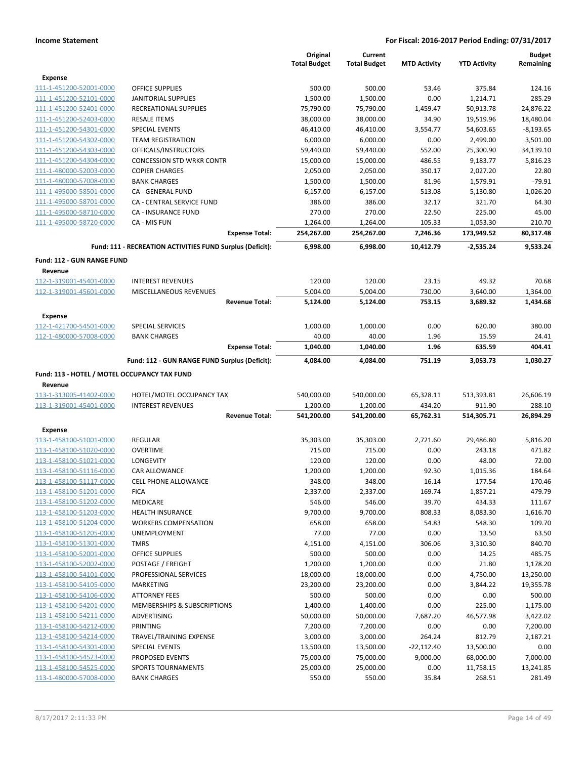**Income Statement** | **For Fiscal: 2016-2017 Period Ending: 07/31/2017**

| | | Original Total Budget | Current Total Budget | MTD Activity | YTD Activity | Budget Remaining |
|---|---|---|---|---|---|---|
| **Expense** | | | | | | |
| 111-1-451200-52001-0000 | OFFICE SUPPLIES | 500.00 | 500.00 | 53.46 | 375.84 | 124.16 |
| 111-1-451200-52101-0000 | JANITORIAL SUPPLIES | 1,500.00 | 1,500.00 | 0.00 | 1,214.71 | 285.29 |
| 111-1-451200-52401-0000 | RECREATIONAL SUPPLIES | 75,790.00 | 75,790.00 | 1,459.47 | 50,913.78 | 24,876.22 |
| 111-1-451200-52403-0000 | RESALE ITEMS | 38,000.00 | 38,000.00 | 34.90 | 19,519.96 | 18,480.04 |
| 111-1-451200-54301-0000 | SPECIAL EVENTS | 46,410.00 | 46,410.00 | 3,554.77 | 54,603.65 | -8,193.65 |
| 111-1-451200-54302-0000 | TEAM REGISTRATION | 6,000.00 | 6,000.00 | 0.00 | 2,499.00 | 3,501.00 |
| 111-1-451200-54303-0000 | OFFICALS/INSTRUCTORS | 59,440.00 | 59,440.00 | 552.00 | 25,300.90 | 34,139.10 |
| 111-1-451200-54304-0000 | CONCESSION STD WRKR CONTR | 15,000.00 | 15,000.00 | 486.55 | 9,183.77 | 5,816.23 |
| 111-1-480000-52003-0000 | COPIER CHARGES | 2,050.00 | 2,050.00 | 350.17 | 2,027.20 | 22.80 |
| 111-1-480000-57008-0000 | BANK CHARGES | 1,500.00 | 1,500.00 | 81.96 | 1,579.91 | -79.91 |
| 111-1-495000-58501-0000 | CA - GENERAL FUND | 6,157.00 | 6,157.00 | 513.08 | 5,130.80 | 1,026.20 |
| 111-1-495000-58701-0000 | CA - CENTRAL SERVICE FUND | 386.00 | 386.00 | 32.17 | 321.70 | 64.30 |
| 111-1-495000-58710-0000 | CA - INSURANCE FUND | 270.00 | 270.00 | 22.50 | 225.00 | 45.00 |
| 111-1-495000-58720-0000 | CA - MIS FUN | 1,264.00 | 1,264.00 | 105.33 | 1,053.30 | 210.70 |
| | **Expense Total:** | **254,267.00** | **254,267.00** | **7,246.36** | **173,949.52** | **80,317.48** |
| | **Fund: 111 - RECREATION ACTIVITIES FUND Surplus (Deficit):** | **6,998.00** | **6,998.00** | **10,412.79** | **-2,535.24** | **9,533.24** |
| **Fund: 112 - GUN RANGE FUND** | | | | | | |
| **Revenue** | | | | | | |
| 112-1-319001-45401-0000 | INTEREST REVENUES | 120.00 | 120.00 | 23.15 | 49.32 | 70.68 |
| 112-1-319001-45601-0000 | MISCELLANEOUS REVENUES | 5,004.00 | 5,004.00 | 730.00 | 3,640.00 | 1,364.00 |
| | **Revenue Total:** | **5,124.00** | **5,124.00** | **753.15** | **3,689.32** | **1,434.68** |
| **Expense** | | | | | | |
| 112-1-421700-54501-0000 | SPECIAL SERVICES | 1,000.00 | 1,000.00 | 0.00 | 620.00 | 380.00 |
| 112-1-480000-57008-0000 | BANK CHARGES | 40.00 | 40.00 | 1.96 | 15.59 | 24.41 |
| | **Expense Total:** | **1,040.00** | **1,040.00** | **1.96** | **635.59** | **404.41** |
| | **Fund: 112 - GUN RANGE FUND Surplus (Deficit):** | **4,084.00** | **4,084.00** | **751.19** | **3,053.73** | **1,030.27** |
| **Fund: 113 - HOTEL / MOTEL OCCUPANCY TAX FUND** | | | | | | |
| **Revenue** | | | | | | |
| 113-1-313005-41402-0000 | HOTEL/MOTEL OCCUPANCY TAX | 540,000.00 | 540,000.00 | 65,328.11 | 513,393.81 | 26,606.19 |
| 113-1-319001-45401-0000 | INTEREST REVENUES | 1,200.00 | 1,200.00 | 434.20 | 911.90 | 288.10 |
| | **Revenue Total:** | **541,200.00** | **541,200.00** | **65,762.31** | **514,305.71** | **26,894.29** |
| **Expense** | | | | | | |
| 113-1-458100-51001-0000 | REGULAR | 35,303.00 | 35,303.00 | 2,721.60 | 29,486.80 | 5,816.20 |
| 113-1-458100-51020-0000 | OVERTIME | 715.00 | 715.00 | 0.00 | 243.18 | 471.82 |
| 113-1-458100-51021-0000 | LONGEVITY | 120.00 | 120.00 | 0.00 | 48.00 | 72.00 |
| 113-1-458100-51116-0000 | CAR ALLOWANCE | 1,200.00 | 1,200.00 | 92.30 | 1,015.36 | 184.64 |
| 113-1-458100-51117-0000 | CELL PHONE ALLOWANCE | 348.00 | 348.00 | 16.14 | 177.54 | 170.46 |
| 113-1-458100-51201-0000 | FICA | 2,337.00 | 2,337.00 | 169.74 | 1,857.21 | 479.79 |
| 113-1-458100-51202-0000 | MEDICARE | 546.00 | 546.00 | 39.70 | 434.33 | 111.67 |
| 113-1-458100-51203-0000 | HEALTH INSURANCE | 9,700.00 | 9,700.00 | 808.33 | 8,083.30 | 1,616.70 |
| 113-1-458100-51204-0000 | WORKERS COMPENSATION | 658.00 | 658.00 | 54.83 | 548.30 | 109.70 |
| 113-1-458100-51205-0000 | UNEMPLOYMENT | 77.00 | 77.00 | 0.00 | 13.50 | 63.50 |
| 113-1-458100-51301-0000 | TMRS | 4,151.00 | 4,151.00 | 306.06 | 3,310.30 | 840.70 |
| 113-1-458100-52001-0000 | OFFICE SUPPLIES | 500.00 | 500.00 | 0.00 | 14.25 | 485.75 |
| 113-1-458100-52002-0000 | POSTAGE / FREIGHT | 1,200.00 | 1,200.00 | 0.00 | 21.80 | 1,178.20 |
| 113-1-458100-54101-0000 | PROFESSIONAL SERVICES | 18,000.00 | 18,000.00 | 0.00 | 4,750.00 | 13,250.00 |
| 113-1-458100-54105-0000 | MARKETING | 23,200.00 | 23,200.00 | 0.00 | 3,844.22 | 19,355.78 |
| 113-1-458100-54106-0000 | ATTORNEY FEES | 500.00 | 500.00 | 0.00 | 0.00 | 500.00 |
| 113-1-458100-54201-0000 | MEMBERSHIPS & SUBSCRIPTIONS | 1,400.00 | 1,400.00 | 0.00 | 225.00 | 1,175.00 |
| 113-1-458100-54211-0000 | ADVERTISING | 50,000.00 | 50,000.00 | 7,687.20 | 46,577.98 | 3,422.02 |
| 113-1-458100-54212-0000 | PRINTING | 7,200.00 | 7,200.00 | 0.00 | 0.00 | 7,200.00 |
| 113-1-458100-54214-0000 | TRAVEL/TRAINING EXPENSE | 3,000.00 | 3,000.00 | 264.24 | 812.79 | 2,187.21 |
| 113-1-458100-54301-0000 | SPECIAL EVENTS | 13,500.00 | 13,500.00 | -22,112.40 | 13,500.00 | 0.00 |
| 113-1-458100-54523-0000 | PROPOSED EVENTS | 75,000.00 | 75,000.00 | 9,000.00 | 68,000.00 | 7,000.00 |
| 113-1-458100-54525-0000 | SPORTS TOURNAMENTS | 25,000.00 | 25,000.00 | 0.00 | 11,758.15 | 13,241.85 |
| 113-1-480000-57008-0000 | BANK CHARGES | 550.00 | 550.00 | 35.84 | 268.51 | 281.49 |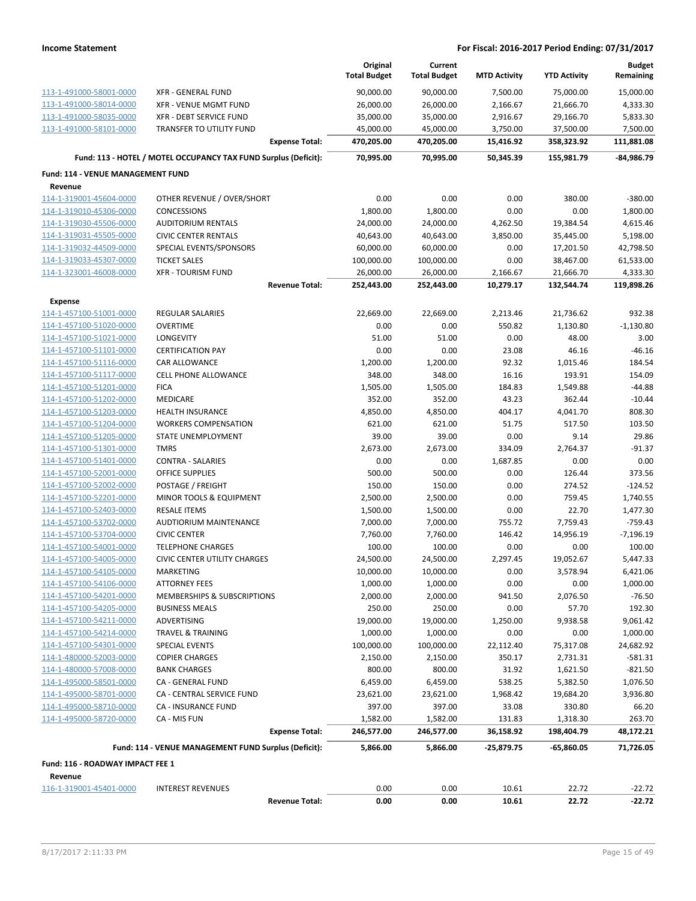| | | Original Total Budget | Current Total Budget | MTD Activity | YTD Activity | Budget Remaining |
|---|---|---|---|---|---|---|
| 113-1-491000-58001-0000 | XFR - GENERAL FUND | 90,000.00 | 90,000.00 | 7,500.00 | 75,000.00 | 15,000.00 |
| 113-1-491000-58014-0000 | XFR - VENUE MGMT FUND | 26,000.00 | 26,000.00 | 2,166.67 | 21,666.70 | 4,333.30 |
| 113-1-491000-58035-0000 | XFR - DEBT SERVICE FUND | 35,000.00 | 35,000.00 | 2,916.67 | 29,166.70 | 5,833.30 |
| 113-1-491000-58101-0000 | TRANSFER TO UTILITY FUND | 45,000.00 | 45,000.00 | 3,750.00 | 37,500.00 | 7,500.00 |
| | **Expense Total:** | **470,205.00** | **470,205.00** | **15,416.92** | **358,323.92** | **111,881.08** |
| | **Fund: 113 - HOTEL / MOTEL OCCUPANCY TAX FUND Surplus (Deficit):** | **70,995.00** | **70,995.00** | **50,345.39** | **155,981.79** | **-84,986.79** |
| **Fund: 114 - VENUE MANAGEMENT FUND** | | | | | | |
| **Revenue** | | | | | | |
| 114-1-319001-45604-0000 | OTHER REVENUE / OVER/SHORT | 0.00 | 0.00 | 0.00 | 380.00 | -380.00 |
| 114-1-319010-45306-0000 | CONCESSIONS | 1,800.00 | 1,800.00 | 0.00 | 0.00 | 1,800.00 |
| 114-1-319030-45506-0000 | AUDITORIUM RENTALS | 24,000.00 | 24,000.00 | 4,262.50 | 19,384.54 | 4,615.46 |
| 114-1-319031-45505-0000 | CIVIC CENTER RENTALS | 40,643.00 | 40,643.00 | 3,850.00 | 35,445.00 | 5,198.00 |
| 114-1-319032-44509-0000 | SPECIAL EVENTS/SPONSORS | 60,000.00 | 60,000.00 | 0.00 | 17,201.50 | 42,798.50 |
| 114-1-319033-45307-0000 | TICKET SALES | 100,000.00 | 100,000.00 | 0.00 | 38,467.00 | 61,533.00 |
| 114-1-323001-46008-0000 | XFR - TOURISM FUND | 26,000.00 | 26,000.00 | 2,166.67 | 21,666.70 | 4,333.30 |
| | **Revenue Total:** | **252,443.00** | **252,443.00** | **10,279.17** | **132,544.74** | **119,898.26** |
| **Expense** | | | | | | |
| 114-1-457100-51001-0000 | REGULAR SALARIES | 22,669.00 | 22,669.00 | 2,213.46 | 21,736.62 | 932.38 |
| 114-1-457100-51020-0000 | OVERTIME | 0.00 | 0.00 | 550.82 | 1,130.80 | -1,130.80 |
| 114-1-457100-51021-0000 | LONGEVITY | 51.00 | 51.00 | 0.00 | 48.00 | 3.00 |
| 114-1-457100-51101-0000 | CERTIFICATION PAY | 0.00 | 0.00 | 23.08 | 46.16 | -46.16 |
| 114-1-457100-51116-0000 | CAR ALLOWANCE | 1,200.00 | 1,200.00 | 92.32 | 1,015.46 | 184.54 |
| 114-1-457100-51117-0000 | CELL PHONE ALLOWANCE | 348.00 | 348.00 | 16.16 | 193.91 | 154.09 |
| 114-1-457100-51201-0000 | FICA | 1,505.00 | 1,505.00 | 184.83 | 1,549.88 | -44.88 |
| 114-1-457100-51202-0000 | MEDICARE | 352.00 | 352.00 | 43.23 | 362.44 | -10.44 |
| 114-1-457100-51203-0000 | HEALTH INSURANCE | 4,850.00 | 4,850.00 | 404.17 | 4,041.70 | 808.30 |
| 114-1-457100-51204-0000 | WORKERS COMPENSATION | 621.00 | 621.00 | 51.75 | 517.50 | 103.50 |
| 114-1-457100-51205-0000 | STATE UNEMPLOYMENT | 39.00 | 39.00 | 0.00 | 9.14 | 29.86 |
| 114-1-457100-51301-0000 | TMRS | 2,673.00 | 2,673.00 | 334.09 | 2,764.37 | -91.37 |
| 114-1-457100-51401-0000 | CONTRA - SALARIES | 0.00 | 0.00 | 1,687.85 | 0.00 | 0.00 |
| 114-1-457100-52001-0000 | OFFICE SUPPLIES | 500.00 | 500.00 | 0.00 | 126.44 | 373.56 |
| 114-1-457100-52002-0000 | POSTAGE / FREIGHT | 150.00 | 150.00 | 0.00 | 274.52 | -124.52 |
| 114-1-457100-52201-0000 | MINOR TOOLS & EQUIPMENT | 2,500.00 | 2,500.00 | 0.00 | 759.45 | 1,740.55 |
| 114-1-457100-52403-0000 | RESALE ITEMS | 1,500.00 | 1,500.00 | 0.00 | 22.70 | 1,477.30 |
| 114-1-457100-53702-0000 | AUDTIORIUM MAINTENANCE | 7,000.00 | 7,000.00 | 755.72 | 7,759.43 | -759.43 |
| 114-1-457100-53704-0000 | CIVIC CENTER | 7,760.00 | 7,760.00 | 146.42 | 14,956.19 | -7,196.19 |
| 114-1-457100-54001-0000 | TELEPHONE CHARGES | 100.00 | 100.00 | 0.00 | 0.00 | 100.00 |
| 114-1-457100-54005-0000 | CIVIC CENTER UTILITY CHARGES | 24,500.00 | 24,500.00 | 2,297.45 | 19,052.67 | 5,447.33 |
| 114-1-457100-54105-0000 | MARKETING | 10,000.00 | 10,000.00 | 0.00 | 3,578.94 | 6,421.06 |
| 114-1-457100-54106-0000 | ATTORNEY FEES | 1,000.00 | 1,000.00 | 0.00 | 0.00 | 1,000.00 |
| 114-1-457100-54201-0000 | MEMBERSHIPS & SUBSCRIPTIONS | 2,000.00 | 2,000.00 | 941.50 | 2,076.50 | -76.50 |
| 114-1-457100-54205-0000 | BUSINESS MEALS | 250.00 | 250.00 | 0.00 | 57.70 | 192.30 |
| 114-1-457100-54211-0000 | ADVERTISING | 19,000.00 | 19,000.00 | 1,250.00 | 9,938.58 | 9,061.42 |
| 114-1-457100-54214-0000 | TRAVEL & TRAINING | 1,000.00 | 1,000.00 | 0.00 | 0.00 | 1,000.00 |
| 114-1-457100-54301-0000 | SPECIAL EVENTS | 100,000.00 | 100,000.00 | 22,112.40 | 75,317.08 | 24,682.92 |
| 114-1-480000-52003-0000 | COPIER CHARGES | 2,150.00 | 2,150.00 | 350.17 | 2,731.31 | -581.31 |
| 114-1-480000-57008-0000 | BANK CHARGES | 800.00 | 800.00 | 31.92 | 1,621.50 | -821.50 |
| 114-1-495000-58501-0000 | CA - GENERAL FUND | 6,459.00 | 6,459.00 | 538.25 | 5,382.50 | 1,076.50 |
| 114-1-495000-58701-0000 | CA - CENTRAL SERVICE FUND | 23,621.00 | 23,621.00 | 1,968.42 | 19,684.20 | 3,936.80 |
| 114-1-495000-58710-0000 | CA - INSURANCE FUND | 397.00 | 397.00 | 33.08 | 330.80 | 66.20 |
| 114-1-495000-58720-0000 | CA - MIS FUN | 1,582.00 | 1,582.00 | 131.83 | 1,318.30 | 263.70 |
| | **Expense Total:** | **246,577.00** | **246,577.00** | **36,158.92** | **198,404.79** | **48,172.21** |
| | **Fund: 114 - VENUE MANAGEMENT FUND Surplus (Deficit):** | **5,866.00** | **5,866.00** | **-25,879.75** | **-65,860.05** | **71,726.05** |
| **Fund: 116 - ROADWAY IMPACT FEE 1** | | | | | | |
| **Revenue** | | | | | | |
| 116-1-319001-45401-0000 | INTEREST REVENUES | 0.00 | 0.00 | 10.61 | 22.72 | -22.72 |
| | **Revenue Total:** | **0.00** | **0.00** | **10.61** | **22.72** | **-22.72** |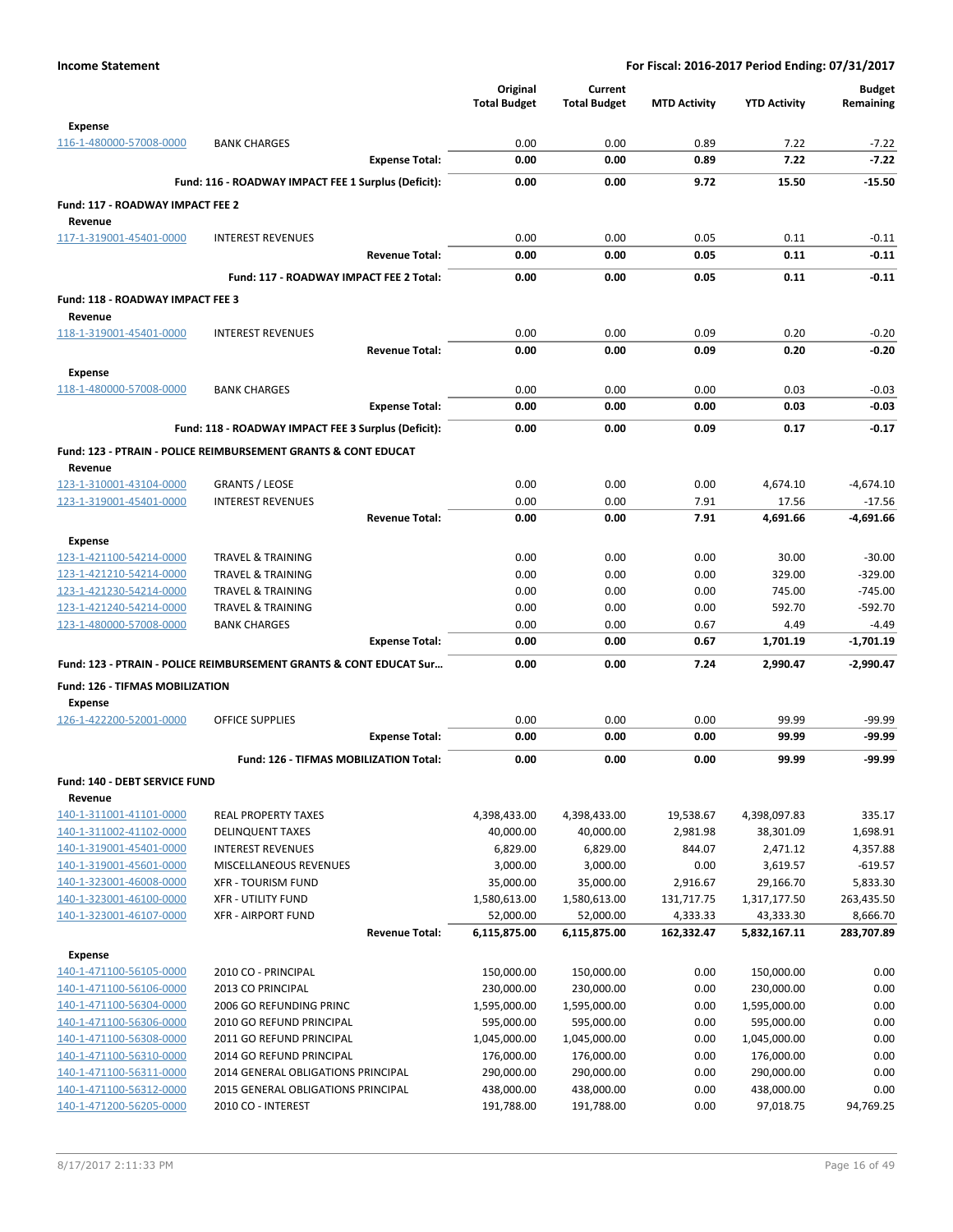**Income Statement** — For Fiscal: 2016-2017 Period Ending: 07/31/2017

| | | Original Total Budget | Current Total Budget | MTD Activity | YTD Activity | Budget Remaining |
|---|---|---|---|---|---|---|
| **Expense** | | | | | | |
| 116-1-480000-57008-0000 | BANK CHARGES | 0.00 | 0.00 | 0.89 | 7.22 | -7.22 |
| | **Expense Total:** | **0.00** | **0.00** | **0.89** | **7.22** | **-7.22** |
| | **Fund: 116 - ROADWAY IMPACT FEE 1 Surplus (Deficit):** | **0.00** | **0.00** | **9.72** | **15.50** | **-15.50** |
| **Fund: 117 - ROADWAY IMPACT FEE 2** | | | | | | |
| **Revenue** | | | | | | |
| 117-1-319001-45401-0000 | INTEREST REVENUES | 0.00 | 0.00 | 0.05 | 0.11 | -0.11 |
| | **Revenue Total:** | **0.00** | **0.00** | **0.05** | **0.11** | **-0.11** |
| | **Fund: 117 - ROADWAY IMPACT FEE 2 Total:** | **0.00** | **0.00** | **0.05** | **0.11** | **-0.11** |
| **Fund: 118 - ROADWAY IMPACT FEE 3** | | | | | | |
| **Revenue** | | | | | | |
| 118-1-319001-45401-0000 | INTEREST REVENUES | 0.00 | 0.00 | 0.09 | 0.20 | -0.20 |
| | **Revenue Total:** | **0.00** | **0.00** | **0.09** | **0.20** | **-0.20** |
| **Expense** | | | | | | |
| 118-1-480000-57008-0000 | BANK CHARGES | 0.00 | 0.00 | 0.00 | 0.03 | -0.03 |
| | **Expense Total:** | **0.00** | **0.00** | **0.00** | **0.03** | **-0.03** |
| | **Fund: 118 - ROADWAY IMPACT FEE 3 Surplus (Deficit):** | **0.00** | **0.00** | **0.09** | **0.17** | **-0.17** |
| **Fund: 123 - PTRAIN - POLICE REIMBURSEMENT GRANTS & CONT EDUCAT** | | | | | | |
| **Revenue** | | | | | | |
| 123-1-310001-43104-0000 | GRANTS / LEOSE | 0.00 | 0.00 | 0.00 | 4,674.10 | -4,674.10 |
| 123-1-319001-45401-0000 | INTEREST REVENUES | 0.00 | 0.00 | 7.91 | 17.56 | -17.56 |
| | **Revenue Total:** | **0.00** | **0.00** | **7.91** | **4,691.66** | **-4,691.66** |
| **Expense** | | | | | | |
| 123-1-421100-54214-0000 | TRAVEL & TRAINING | 0.00 | 0.00 | 0.00 | 30.00 | -30.00 |
| 123-1-421210-54214-0000 | TRAVEL & TRAINING | 0.00 | 0.00 | 0.00 | 329.00 | -329.00 |
| 123-1-421230-54214-0000 | TRAVEL & TRAINING | 0.00 | 0.00 | 0.00 | 745.00 | -745.00 |
| 123-1-421240-54214-0000 | TRAVEL & TRAINING | 0.00 | 0.00 | 0.00 | 592.70 | -592.70 |
| 123-1-480000-57008-0000 | BANK CHARGES | 0.00 | 0.00 | 0.67 | 4.49 | -4.49 |
| | **Expense Total:** | **0.00** | **0.00** | **0.67** | **1,701.19** | **-1,701.19** |
| | **Fund: 123 - PTRAIN - POLICE REIMBURSEMENT GRANTS & CONT EDUCAT Sur...** | **0.00** | **0.00** | **7.24** | **2,990.47** | **-2,990.47** |
| **Fund: 126 - TIFMAS MOBILIZATION** | | | | | | |
| **Expense** | | | | | | |
| 126-1-422200-52001-0000 | OFFICE SUPPLIES | 0.00 | 0.00 | 0.00 | 99.99 | -99.99 |
| | **Expense Total:** | **0.00** | **0.00** | **0.00** | **99.99** | **-99.99** |
| | **Fund: 126 - TIFMAS MOBILIZATION Total:** | **0.00** | **0.00** | **0.00** | **99.99** | **-99.99** |
| **Fund: 140 - DEBT SERVICE FUND** | | | | | | |
| **Revenue** | | | | | | |
| 140-1-311001-41101-0000 | REAL PROPERTY TAXES | 4,398,433.00 | 4,398,433.00 | 19,538.67 | 4,398,097.83 | 335.17 |
| 140-1-311002-41102-0000 | DELINQUENT TAXES | 40,000.00 | 40,000.00 | 2,981.98 | 38,301.09 | 1,698.91 |
| 140-1-319001-45401-0000 | INTEREST REVENUES | 6,829.00 | 6,829.00 | 844.07 | 2,471.12 | 4,357.88 |
| 140-1-319001-45601-0000 | MISCELLANEOUS REVENUES | 3,000.00 | 3,000.00 | 0.00 | 3,619.57 | -619.57 |
| 140-1-323001-46008-0000 | XFR - TOURISM FUND | 35,000.00 | 35,000.00 | 2,916.67 | 29,166.70 | 5,833.30 |
| 140-1-323001-46100-0000 | XFR - UTILITY FUND | 1,580,613.00 | 1,580,613.00 | 131,717.75 | 1,317,177.50 | 263,435.50 |
| 140-1-323001-46107-0000 | XFR - AIRPORT FUND | 52,000.00 | 52,000.00 | 4,333.33 | 43,333.30 | 8,666.70 |
| | **Revenue Total:** | **6,115,875.00** | **6,115,875.00** | **162,332.47** | **5,832,167.11** | **283,707.89** |
| **Expense** | | | | | | |
| 140-1-471100-56105-0000 | 2010 CO - PRINCIPAL | 150,000.00 | 150,000.00 | 0.00 | 150,000.00 | 0.00 |
| 140-1-471100-56106-0000 | 2013 CO PRINCIPAL | 230,000.00 | 230,000.00 | 0.00 | 230,000.00 | 0.00 |
| 140-1-471100-56304-0000 | 2006 GO REFUNDING PRINC | 1,595,000.00 | 1,595,000.00 | 0.00 | 1,595,000.00 | 0.00 |
| 140-1-471100-56306-0000 | 2010 GO REFUND PRINCIPAL | 595,000.00 | 595,000.00 | 0.00 | 595,000.00 | 0.00 |
| 140-1-471100-56308-0000 | 2011 GO REFUND PRINCIPAL | 1,045,000.00 | 1,045,000.00 | 0.00 | 1,045,000.00 | 0.00 |
| 140-1-471100-56310-0000 | 2014 GO REFUND PRINCIPAL | 176,000.00 | 176,000.00 | 0.00 | 176,000.00 | 0.00 |
| 140-1-471100-56311-0000 | 2014 GENERAL OBLIGATIONS PRINCIPAL | 290,000.00 | 290,000.00 | 0.00 | 290,000.00 | 0.00 |
| 140-1-471100-56312-0000 | 2015 GENERAL OBLIGATIONS PRINCIPAL | 438,000.00 | 438,000.00 | 0.00 | 438,000.00 | 0.00 |
| 140-1-471200-56205-0000 | 2010 CO - INTEREST | 191,788.00 | 191,788.00 | 0.00 | 97,018.75 | 94,769.25 |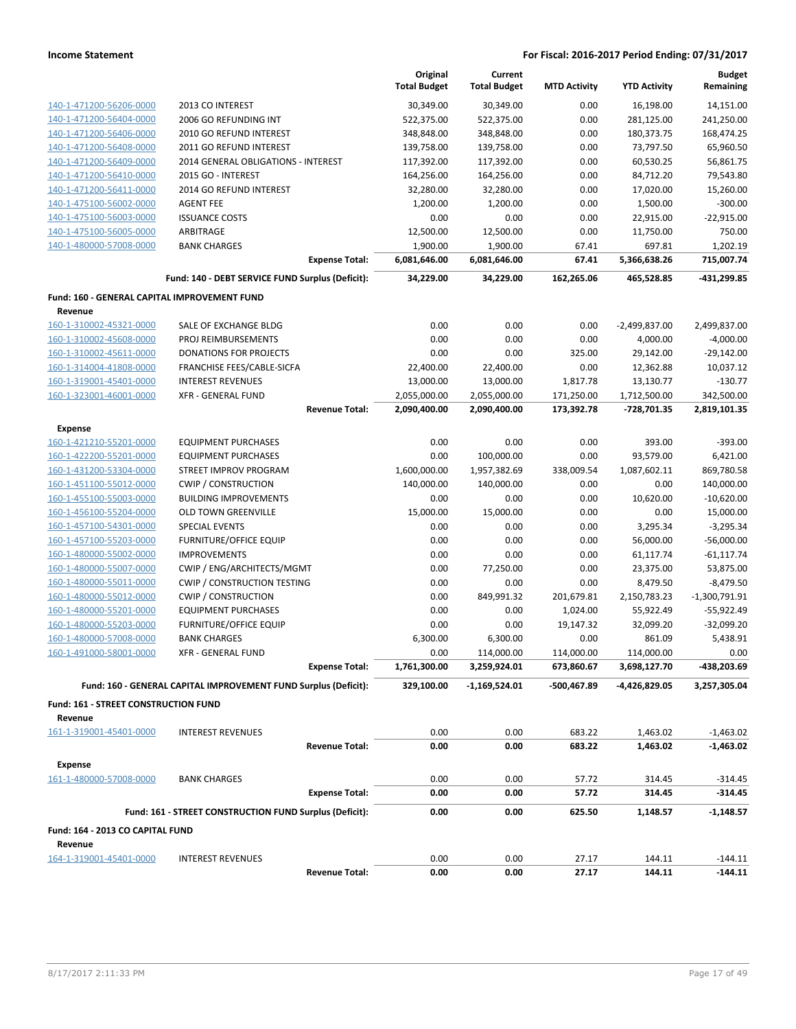| | | Original Total Budget | Current Total Budget | MTD Activity | YTD Activity | Budget Remaining |
|---|---|---|---|---|---|---|
| 140-1-471200-56206-0000 | 2013 CO INTEREST | 30,349.00 | 30,349.00 | 0.00 | 16,198.00 | 14,151.00 |
| 140-1-471200-56404-0000 | 2006 GO REFUNDING INT | 522,375.00 | 522,375.00 | 0.00 | 281,125.00 | 241,250.00 |
| 140-1-471200-56406-0000 | 2010 GO REFUND INTEREST | 348,848.00 | 348,848.00 | 0.00 | 180,373.75 | 168,474.25 |
| 140-1-471200-56408-0000 | 2011 GO REFUND INTEREST | 139,758.00 | 139,758.00 | 0.00 | 73,797.50 | 65,960.50 |
| 140-1-471200-56409-0000 | 2014 GENERAL OBLIGATIONS - INTEREST | 117,392.00 | 117,392.00 | 0.00 | 60,530.25 | 56,861.75 |
| 140-1-471200-56410-0000 | 2015 GO - INTEREST | 164,256.00 | 164,256.00 | 0.00 | 84,712.20 | 79,543.80 |
| 140-1-471200-56411-0000 | 2014 GO REFUND INTEREST | 32,280.00 | 32,280.00 | 0.00 | 17,020.00 | 15,260.00 |
| 140-1-475100-56002-0000 | AGENT FEE | 1,200.00 | 1,200.00 | 0.00 | 1,500.00 | -300.00 |
| 140-1-475100-56003-0000 | ISSUANCE COSTS | 0.00 | 0.00 | 0.00 | 22,915.00 | -22,915.00 |
| 140-1-475100-56005-0000 | ARBITRAGE | 12,500.00 | 12,500.00 | 0.00 | 11,750.00 | 750.00 |
| 140-1-480000-57008-0000 | BANK CHARGES | 1,900.00 | 1,900.00 | 67.41 | 697.81 | 1,202.19 |
| | **Expense Total:** | **6,081,646.00** | **6,081,646.00** | **67.41** | **5,366,638.26** | **715,007.74** |
| | **Fund: 140 - DEBT SERVICE FUND Surplus (Deficit):** | **34,229.00** | **34,229.00** | **162,265.06** | **465,528.85** | **-431,299.85** |
| **Fund: 160 - GENERAL CAPITAL IMPROVEMENT FUND** | | | | | | |
| **Revenue** | | | | | | |
| 160-1-310002-45321-0000 | SALE OF EXCHANGE BLDG | 0.00 | 0.00 | 0.00 | -2,499,837.00 | 2,499,837.00 |
| 160-1-310002-45608-0000 | PROJ REIMBURSEMENTS | 0.00 | 0.00 | 0.00 | 4,000.00 | -4,000.00 |
| 160-1-310002-45611-0000 | DONATIONS FOR PROJECTS | 0.00 | 0.00 | 325.00 | 29,142.00 | -29,142.00 |
| 160-1-314004-41808-0000 | FRANCHISE FEES/CABLE-SICFA | 22,400.00 | 22,400.00 | 0.00 | 12,362.88 | 10,037.12 |
| 160-1-319001-45401-0000 | INTEREST REVENUES | 13,000.00 | 13,000.00 | 1,817.78 | 13,130.77 | -130.77 |
| 160-1-323001-46001-0000 | XFR - GENERAL FUND | 2,055,000.00 | 2,055,000.00 | 171,250.00 | 1,712,500.00 | 342,500.00 |
| | **Revenue Total:** | **2,090,400.00** | **2,090,400.00** | **173,392.78** | **-728,701.35** | **2,819,101.35** |
| **Expense** | | | | | | |
| 160-1-421210-55201-0000 | EQUIPMENT PURCHASES | 0.00 | 0.00 | 0.00 | 393.00 | -393.00 |
| 160-1-422200-55201-0000 | EQUIPMENT PURCHASES | 0.00 | 100,000.00 | 0.00 | 93,579.00 | 6,421.00 |
| 160-1-431200-53304-0000 | STREET IMPROV PROGRAM | 1,600,000.00 | 1,957,382.69 | 338,009.54 | 1,087,602.11 | 869,780.58 |
| 160-1-451100-55012-0000 | CWIP / CONSTRUCTION | 140,000.00 | 140,000.00 | 0.00 | 0.00 | 140,000.00 |
| 160-1-455100-55003-0000 | BUILDING IMPROVEMENTS | 0.00 | 0.00 | 0.00 | 10,620.00 | -10,620.00 |
| 160-1-456100-55204-0000 | OLD TOWN GREENVILLE | 15,000.00 | 15,000.00 | 0.00 | 0.00 | 15,000.00 |
| 160-1-457100-54301-0000 | SPECIAL EVENTS | 0.00 | 0.00 | 0.00 | 3,295.34 | -3,295.34 |
| 160-1-457100-55203-0000 | FURNITURE/OFFICE EQUIP | 0.00 | 0.00 | 0.00 | 56,000.00 | -56,000.00 |
| 160-1-480000-55002-0000 | IMPROVEMENTS | 0.00 | 0.00 | 0.00 | 61,117.74 | -61,117.74 |
| 160-1-480000-55007-0000 | CWIP / ENG/ARCHITECTS/MGMT | 0.00 | 77,250.00 | 0.00 | 23,375.00 | 53,875.00 |
| 160-1-480000-55011-0000 | CWIP / CONSTRUCTION TESTING | 0.00 | 0.00 | 0.00 | 8,479.50 | -8,479.50 |
| 160-1-480000-55012-0000 | CWIP / CONSTRUCTION | 0.00 | 849,991.32 | 201,679.81 | 2,150,783.23 | -1,300,791.91 |
| 160-1-480000-55201-0000 | EQUIPMENT PURCHASES | 0.00 | 0.00 | 1,024.00 | 55,922.49 | -55,922.49 |
| 160-1-480000-55203-0000 | FURNITURE/OFFICE EQUIP | 0.00 | 0.00 | 19,147.32 | 32,099.20 | -32,099.20 |
| 160-1-480000-57008-0000 | BANK CHARGES | 6,300.00 | 6,300.00 | 0.00 | 861.09 | 5,438.91 |
| 160-1-491000-58001-0000 | XFR - GENERAL FUND | 0.00 | 114,000.00 | 114,000.00 | 114,000.00 | 0.00 |
| | **Expense Total:** | **1,761,300.00** | **3,259,924.01** | **673,860.67** | **3,698,127.70** | **-438,203.69** |
| | **Fund: 160 - GENERAL CAPITAL IMPROVEMENT FUND Surplus (Deficit):** | **329,100.00** | **-1,169,524.01** | **-500,467.89** | **-4,426,829.05** | **3,257,305.04** |
| **Fund: 161 - STREET CONSTRUCTION FUND** | | | | | | |
| **Revenue** | | | | | | |
| 161-1-319001-45401-0000 | INTEREST REVENUES | 0.00 | 0.00 | 683.22 | 1,463.02 | -1,463.02 |
| | **Revenue Total:** | **0.00** | **0.00** | **683.22** | **1,463.02** | **-1,463.02** |
| **Expense** | | | | | | |
| 161-1-480000-57008-0000 | BANK CHARGES | 0.00 | 0.00 | 57.72 | 314.45 | -314.45 |
| | **Expense Total:** | **0.00** | **0.00** | **57.72** | **314.45** | **-314.45** |
| | **Fund: 161 - STREET CONSTRUCTION FUND Surplus (Deficit):** | **0.00** | **0.00** | **625.50** | **1,148.57** | **-1,148.57** |
| **Fund: 164 - 2013 CO CAPITAL FUND** | | | | | | |
| **Revenue** | | | | | | |
| 164-1-319001-45401-0000 | INTEREST REVENUES | 0.00 | 0.00 | 27.17 | 144.11 | -144.11 |
| | **Revenue Total:** | **0.00** | **0.00** | **27.17** | **144.11** | **-144.11** |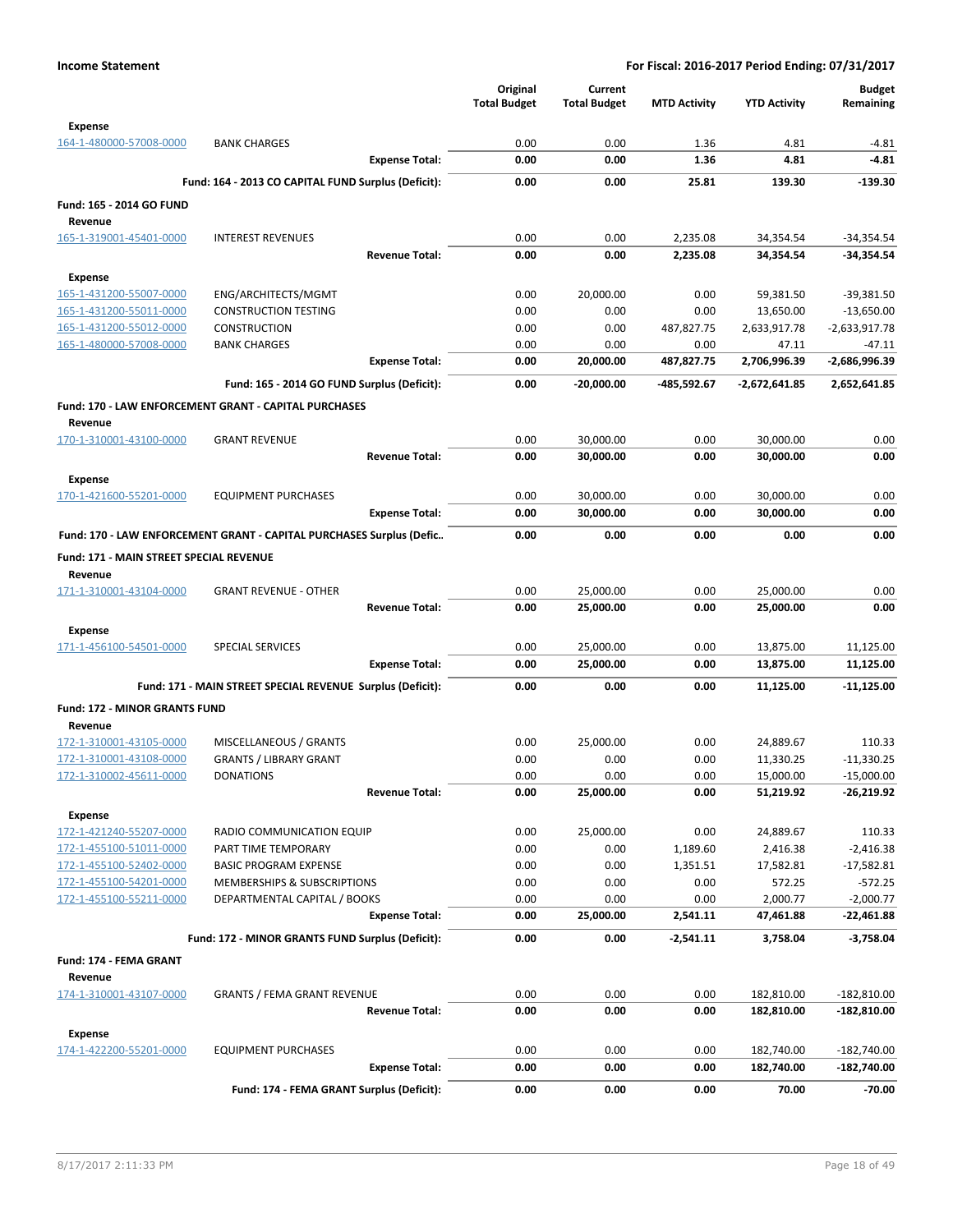**Income Statement** — For Fiscal: 2016-2017 Period Ending: 07/31/2017

| | | Original Total Budget | Current Total Budget | MTD Activity | YTD Activity | Budget Remaining |
|---|---|---|---|---|---|---|
| **Expense** | | | | | | |
| 164-1-480000-57008-0000 | BANK CHARGES | 0.00 | 0.00 | 1.36 | 4.81 | -4.81 |
| | **Expense Total:** | **0.00** | **0.00** | **1.36** | **4.81** | **-4.81** |
| | **Fund: 164 - 2013 CO CAPITAL FUND Surplus (Deficit):** | **0.00** | **0.00** | **25.81** | **139.30** | **-139.30** |
| **Fund: 165 - 2014 GO FUND** | | | | | | |
| **Revenue** | | | | | | |
| 165-1-319001-45401-0000 | INTEREST REVENUES | 0.00 | 0.00 | 2,235.08 | 34,354.54 | -34,354.54 |
| | **Revenue Total:** | **0.00** | **0.00** | **2,235.08** | **34,354.54** | **-34,354.54** |
| **Expense** | | | | | | |
| 165-1-431200-55007-0000 | ENG/ARCHITECTS/MGMT | 0.00 | 20,000.00 | 0.00 | 59,381.50 | -39,381.50 |
| 165-1-431200-55011-0000 | CONSTRUCTION TESTING | 0.00 | 0.00 | 0.00 | 13,650.00 | -13,650.00 |
| 165-1-431200-55012-0000 | CONSTRUCTION | 0.00 | 0.00 | 487,827.75 | 2,633,917.78 | -2,633,917.78 |
| 165-1-480000-57008-0000 | BANK CHARGES | 0.00 | 0.00 | 0.00 | 47.11 | -47.11 |
| | **Expense Total:** | **0.00** | **20,000.00** | **487,827.75** | **2,706,996.39** | **-2,686,996.39** |
| | **Fund: 165 - 2014 GO FUND Surplus (Deficit):** | **0.00** | **-20,000.00** | **-485,592.67** | **-2,672,641.85** | **2,652,641.85** |
| **Fund: 170 - LAW ENFORCEMENT GRANT - CAPITAL PURCHASES** | | | | | | |
| **Revenue** | | | | | | |
| 170-1-310001-43100-0000 | GRANT REVENUE | 0.00 | 30,000.00 | 0.00 | 30,000.00 | 0.00 |
| | **Revenue Total:** | **0.00** | **30,000.00** | **0.00** | **30,000.00** | **0.00** |
| **Expense** | | | | | | |
| 170-1-421600-55201-0000 | EQUIPMENT PURCHASES | 0.00 | 30,000.00 | 0.00 | 30,000.00 | 0.00 |
| | **Expense Total:** | **0.00** | **30,000.00** | **0.00** | **30,000.00** | **0.00** |
| **Fund: 170 - LAW ENFORCEMENT GRANT - CAPITAL PURCHASES Surplus (Defic..** | | **0.00** | **0.00** | **0.00** | **0.00** | **0.00** |
| **Fund: 171 - MAIN STREET SPECIAL REVENUE** | | | | | | |
| **Revenue** | | | | | | |
| 171-1-310001-43104-0000 | GRANT REVENUE - OTHER | 0.00 | 25,000.00 | 0.00 | 25,000.00 | 0.00 |
| | **Revenue Total:** | **0.00** | **25,000.00** | **0.00** | **25,000.00** | **0.00** |
| **Expense** | | | | | | |
| 171-1-456100-54501-0000 | SPECIAL SERVICES | 0.00 | 25,000.00 | 0.00 | 13,875.00 | 11,125.00 |
| | **Expense Total:** | **0.00** | **25,000.00** | **0.00** | **13,875.00** | **11,125.00** |
| | **Fund: 171 - MAIN STREET SPECIAL REVENUE Surplus (Deficit):** | **0.00** | **0.00** | **0.00** | **11,125.00** | **-11,125.00** |
| **Fund: 172 - MINOR GRANTS FUND** | | | | | | |
| **Revenue** | | | | | | |
| 172-1-310001-43105-0000 | MISCELLANEOUS / GRANTS | 0.00 | 25,000.00 | 0.00 | 24,889.67 | 110.33 |
| 172-1-310001-43108-0000 | GRANTS / LIBRARY GRANT | 0.00 | 0.00 | 0.00 | 11,330.25 | -11,330.25 |
| 172-1-310002-45611-0000 | DONATIONS | 0.00 | 0.00 | 0.00 | 15,000.00 | -15,000.00 |
| | **Revenue Total:** | **0.00** | **25,000.00** | **0.00** | **51,219.92** | **-26,219.92** |
| **Expense** | | | | | | |
| 172-1-421240-55207-0000 | RADIO COMMUNICATION EQUIP | 0.00 | 25,000.00 | 0.00 | 24,889.67 | 110.33 |
| 172-1-455100-51011-0000 | PART TIME TEMPORARY | 0.00 | 0.00 | 1,189.60 | 2,416.38 | -2,416.38 |
| 172-1-455100-52402-0000 | BASIC PROGRAM EXPENSE | 0.00 | 0.00 | 1,351.51 | 17,582.81 | -17,582.81 |
| 172-1-455100-54201-0000 | MEMBERSHIPS & SUBSCRIPTIONS | 0.00 | 0.00 | 0.00 | 572.25 | -572.25 |
| 172-1-455100-55211-0000 | DEPARTMENTAL CAPITAL / BOOKS | 0.00 | 0.00 | 0.00 | 2,000.77 | -2,000.77 |
| | **Expense Total:** | **0.00** | **25,000.00** | **2,541.11** | **47,461.88** | **-22,461.88** |
| | **Fund: 172 - MINOR GRANTS FUND Surplus (Deficit):** | **0.00** | **0.00** | **-2,541.11** | **3,758.04** | **-3,758.04** |
| **Fund: 174 - FEMA GRANT** | | | | | | |
| **Revenue** | | | | | | |
| 174-1-310001-43107-0000 | GRANTS / FEMA GRANT REVENUE | 0.00 | 0.00 | 0.00 | 182,810.00 | -182,810.00 |
| | **Revenue Total:** | **0.00** | **0.00** | **0.00** | **182,810.00** | **-182,810.00** |
| **Expense** | | | | | | |
| 174-1-422200-55201-0000 | EQUIPMENT PURCHASES | 0.00 | 0.00 | 0.00 | 182,740.00 | -182,740.00 |
| | **Expense Total:** | **0.00** | **0.00** | **0.00** | **182,740.00** | **-182,740.00** |
| | **Fund: 174 - FEMA GRANT Surplus (Deficit):** | **0.00** | **0.00** | **0.00** | **70.00** | **-70.00** |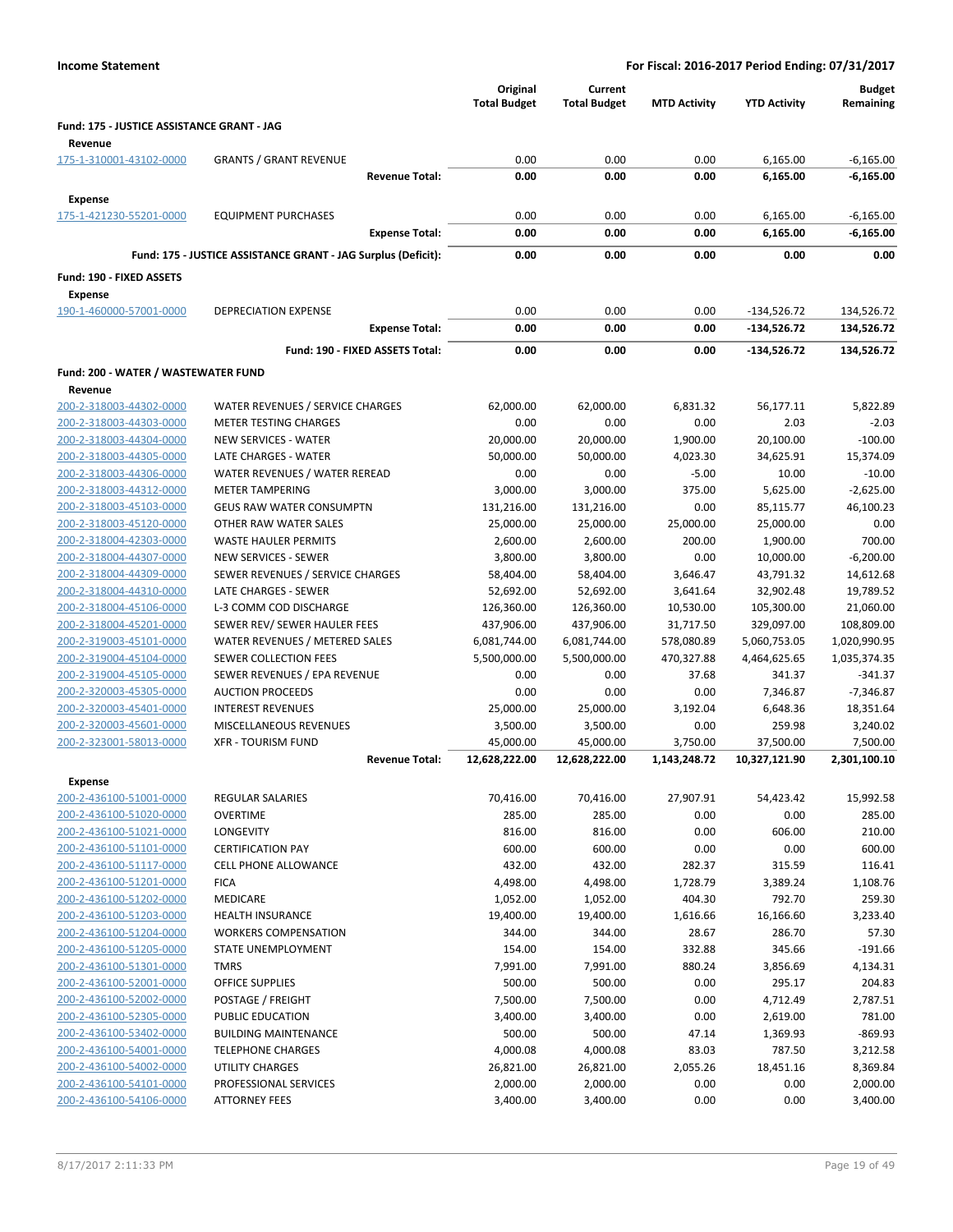**Income Statement** — **For Fiscal: 2016-2017 Period Ending: 07/31/2017**

| | | Original Total Budget | Current Total Budget | MTD Activity | YTD Activity | Budget Remaining |
|---|---|---|---|---|---|---|
| **Fund: 175 - JUSTICE ASSISTANCE GRANT - JAG** | | | | | | |
| **Revenue** | | | | | | |
| 175-1-310001-43102-0000 | GRANTS / GRANT REVENUE | 0.00 | 0.00 | 0.00 | 6,165.00 | -6,165.00 |
| | **Revenue Total:** | **0.00** | **0.00** | **0.00** | **6,165.00** | **-6,165.00** |
| **Expense** | | | | | | |
| 175-1-421230-55201-0000 | EQUIPMENT PURCHASES | 0.00 | 0.00 | 0.00 | 6,165.00 | -6,165.00 |
| | **Expense Total:** | **0.00** | **0.00** | **0.00** | **6,165.00** | **-6,165.00** |
| | **Fund: 175 - JUSTICE ASSISTANCE GRANT - JAG Surplus (Deficit):** | **0.00** | **0.00** | **0.00** | **0.00** | **0.00** |
| **Fund: 190 - FIXED ASSETS** | | | | | | |
| **Expense** | | | | | | |
| 190-1-460000-57001-0000 | DEPRECIATION EXPENSE | 0.00 | 0.00 | 0.00 | -134,526.72 | 134,526.72 |
| | **Expense Total:** | **0.00** | **0.00** | **0.00** | **-134,526.72** | **134,526.72** |
| | **Fund: 190 - FIXED ASSETS Total:** | **0.00** | **0.00** | **0.00** | **-134,526.72** | **134,526.72** |
| **Fund: 200 - WATER / WASTEWATER FUND** | | | | | | |
| **Revenue** | | | | | | |
| 200-2-318003-44302-0000 | WATER REVENUES / SERVICE CHARGES | 62,000.00 | 62,000.00 | 6,831.32 | 56,177.11 | 5,822.89 |
| 200-2-318003-44303-0000 | METER TESTING CHARGES | 0.00 | 0.00 | 0.00 | 2.03 | -2.03 |
| 200-2-318003-44304-0000 | NEW SERVICES - WATER | 20,000.00 | 20,000.00 | 1,900.00 | 20,100.00 | -100.00 |
| 200-2-318003-44305-0000 | LATE CHARGES - WATER | 50,000.00 | 50,000.00 | 4,023.30 | 34,625.91 | 15,374.09 |
| 200-2-318003-44306-0000 | WATER REVENUES / WATER REREAD | 0.00 | 0.00 | -5.00 | 10.00 | -10.00 |
| 200-2-318003-44312-0000 | METER TAMPERING | 3,000.00 | 3,000.00 | 375.00 | 5,625.00 | -2,625.00 |
| 200-2-318003-45103-0000 | GEUS RAW WATER CONSUMPTN | 131,216.00 | 131,216.00 | 0.00 | 85,115.77 | 46,100.23 |
| 200-2-318003-45120-0000 | OTHER RAW WATER SALES | 25,000.00 | 25,000.00 | 25,000.00 | 25,000.00 | 0.00 |
| 200-2-318004-42303-0000 | WASTE HAULER PERMITS | 2,600.00 | 2,600.00 | 200.00 | 1,900.00 | 700.00 |
| 200-2-318004-44307-0000 | NEW SERVICES - SEWER | 3,800.00 | 3,800.00 | 0.00 | 10,000.00 | -6,200.00 |
| 200-2-318004-44309-0000 | SEWER REVENUES / SERVICE CHARGES | 58,404.00 | 58,404.00 | 3,646.47 | 43,791.32 | 14,612.68 |
| 200-2-318004-44310-0000 | LATE CHARGES - SEWER | 52,692.00 | 52,692.00 | 3,641.64 | 32,902.48 | 19,789.52 |
| 200-2-318004-45106-0000 | L-3 COMM COD DISCHARGE | 126,360.00 | 126,360.00 | 10,530.00 | 105,300.00 | 21,060.00 |
| 200-2-318004-45201-0000 | SEWER REV/ SEWER HAULER FEES | 437,906.00 | 437,906.00 | 31,717.50 | 329,097.00 | 108,809.00 |
| 200-2-319003-45101-0000 | WATER REVENUES / METERED SALES | 6,081,744.00 | 6,081,744.00 | 578,080.89 | 5,060,753.05 | 1,020,990.95 |
| 200-2-319004-45104-0000 | SEWER COLLECTION FEES | 5,500,000.00 | 5,500,000.00 | 470,327.88 | 4,464,625.65 | 1,035,374.35 |
| 200-2-319004-45105-0000 | SEWER REVENUES / EPA REVENUE | 0.00 | 0.00 | 37.68 | 341.37 | -341.37 |
| 200-2-320003-45305-0000 | AUCTION PROCEEDS | 0.00 | 0.00 | 0.00 | 7,346.87 | -7,346.87 |
| 200-2-320003-45401-0000 | INTEREST REVENUES | 25,000.00 | 25,000.00 | 3,192.04 | 6,648.36 | 18,351.64 |
| 200-2-320003-45601-0000 | MISCELLANEOUS REVENUES | 3,500.00 | 3,500.00 | 0.00 | 259.98 | 3,240.02 |
| 200-2-323001-58013-0000 | XFR - TOURISM FUND | 45,000.00 | 45,000.00 | 3,750.00 | 37,500.00 | 7,500.00 |
| | **Revenue Total:** | **12,628,222.00** | **12,628,222.00** | **1,143,248.72** | **10,327,121.90** | **2,301,100.10** |
| **Expense** | | | | | | |
| 200-2-436100-51001-0000 | REGULAR SALARIES | 70,416.00 | 70,416.00 | 27,907.91 | 54,423.42 | 15,992.58 |
| 200-2-436100-51020-0000 | OVERTIME | 285.00 | 285.00 | 0.00 | 0.00 | 285.00 |
| 200-2-436100-51021-0000 | LONGEVITY | 816.00 | 816.00 | 0.00 | 606.00 | 210.00 |
| 200-2-436100-51101-0000 | CERTIFICATION PAY | 600.00 | 600.00 | 0.00 | 0.00 | 600.00 |
| 200-2-436100-51117-0000 | CELL PHONE ALLOWANCE | 432.00 | 432.00 | 282.37 | 315.59 | 116.41 |
| 200-2-436100-51201-0000 | FICA | 4,498.00 | 4,498.00 | 1,728.79 | 3,389.24 | 1,108.76 |
| 200-2-436100-51202-0000 | MEDICARE | 1,052.00 | 1,052.00 | 404.30 | 792.70 | 259.30 |
| 200-2-436100-51203-0000 | HEALTH INSURANCE | 19,400.00 | 19,400.00 | 1,616.66 | 16,166.60 | 3,233.40 |
| 200-2-436100-51204-0000 | WORKERS COMPENSATION | 344.00 | 344.00 | 28.67 | 286.70 | 57.30 |
| 200-2-436100-51205-0000 | STATE UNEMPLOYMENT | 154.00 | 154.00 | 332.88 | 345.66 | -191.66 |
| 200-2-436100-51301-0000 | TMRS | 7,991.00 | 7,991.00 | 880.24 | 3,856.69 | 4,134.31 |
| 200-2-436100-52001-0000 | OFFICE SUPPLIES | 500.00 | 500.00 | 0.00 | 295.17 | 204.83 |
| 200-2-436100-52002-0000 | POSTAGE / FREIGHT | 7,500.00 | 7,500.00 | 0.00 | 4,712.49 | 2,787.51 |
| 200-2-436100-52305-0000 | PUBLIC EDUCATION | 3,400.00 | 3,400.00 | 0.00 | 2,619.00 | 781.00 |
| 200-2-436100-53402-0000 | BUILDING MAINTENANCE | 500.00 | 500.00 | 47.14 | 1,369.93 | -869.93 |
| 200-2-436100-54001-0000 | TELEPHONE CHARGES | 4,000.08 | 4,000.08 | 83.03 | 787.50 | 3,212.58 |
| 200-2-436100-54002-0000 | UTILITY CHARGES | 26,821.00 | 26,821.00 | 2,055.26 | 18,451.16 | 8,369.84 |
| 200-2-436100-54101-0000 | PROFESSIONAL SERVICES | 2,000.00 | 2,000.00 | 0.00 | 0.00 | 2,000.00 |
| 200-2-436100-54106-0000 | ATTORNEY FEES | 3,400.00 | 3,400.00 | 0.00 | 0.00 | 3,400.00 |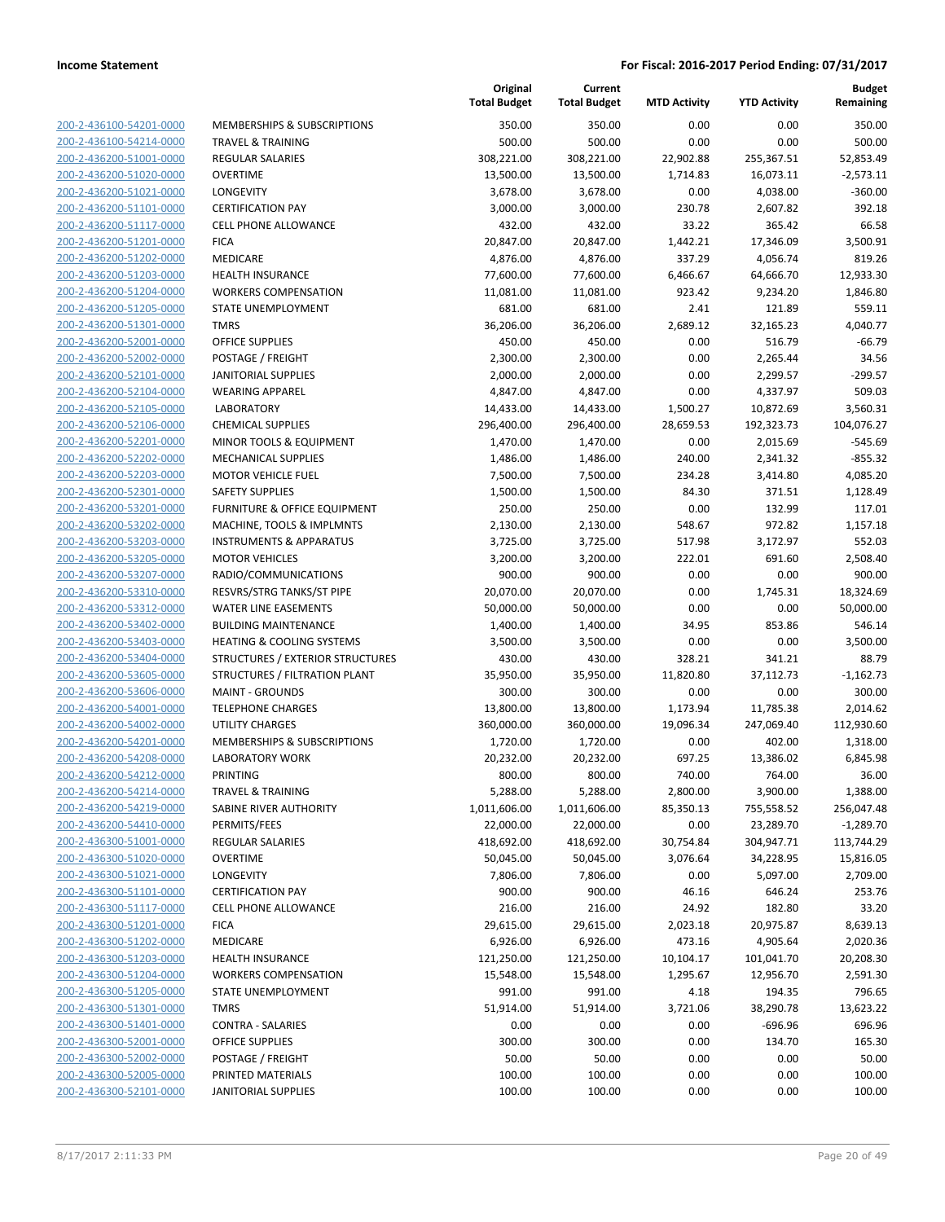**Income Statement** — For Fiscal: 2016-2017 Period Ending: 07/31/2017

| | | Original Total Budget | Current Total Budget | MTD Activity | YTD Activity | Budget Remaining |
|---|---|---|---|---|---|---|
| 200-2-436100-54201-0000 | MEMBERSHIPS & SUBSCRIPTIONS | 350.00 | 350.00 | 0.00 | 0.00 | 350.00 |
| 200-2-436100-54214-0000 | TRAVEL & TRAINING | 500.00 | 500.00 | 0.00 | 0.00 | 500.00 |
| 200-2-436200-51001-0000 | REGULAR SALARIES | 308,221.00 | 308,221.00 | 22,902.88 | 255,367.51 | 52,853.49 |
| 200-2-436200-51020-0000 | OVERTIME | 13,500.00 | 13,500.00 | 1,714.83 | 16,073.11 | -2,573.11 |
| 200-2-436200-51021-0000 | LONGEVITY | 3,678.00 | 3,678.00 | 0.00 | 4,038.00 | -360.00 |
| 200-2-436200-51101-0000 | CERTIFICATION PAY | 3,000.00 | 3,000.00 | 230.78 | 2,607.82 | 392.18 |
| 200-2-436200-51117-0000 | CELL PHONE ALLOWANCE | 432.00 | 432.00 | 33.22 | 365.42 | 66.58 |
| 200-2-436200-51201-0000 | FICA | 20,847.00 | 20,847.00 | 1,442.21 | 17,346.09 | 3,500.91 |
| 200-2-436200-51202-0000 | MEDICARE | 4,876.00 | 4,876.00 | 337.29 | 4,056.74 | 819.26 |
| 200-2-436200-51203-0000 | HEALTH INSURANCE | 77,600.00 | 77,600.00 | 6,466.67 | 64,666.70 | 12,933.30 |
| 200-2-436200-51204-0000 | WORKERS COMPENSATION | 11,081.00 | 11,081.00 | 923.42 | 9,234.20 | 1,846.80 |
| 200-2-436200-51205-0000 | STATE UNEMPLOYMENT | 681.00 | 681.00 | 2.41 | 121.89 | 559.11 |
| 200-2-436200-51301-0000 | TMRS | 36,206.00 | 36,206.00 | 2,689.12 | 32,165.23 | 4,040.77 |
| 200-2-436200-52001-0000 | OFFICE SUPPLIES | 450.00 | 450.00 | 0.00 | 516.79 | -66.79 |
| 200-2-436200-52002-0000 | POSTAGE / FREIGHT | 2,300.00 | 2,300.00 | 0.00 | 2,265.44 | 34.56 |
| 200-2-436200-52101-0000 | JANITORIAL SUPPLIES | 2,000.00 | 2,000.00 | 0.00 | 2,299.57 | -299.57 |
| 200-2-436200-52104-0000 | WEARING APPAREL | 4,847.00 | 4,847.00 | 0.00 | 4,337.97 | 509.03 |
| 200-2-436200-52105-0000 | LABORATORY | 14,433.00 | 14,433.00 | 1,500.27 | 10,872.69 | 3,560.31 |
| 200-2-436200-52106-0000 | CHEMICAL SUPPLIES | 296,400.00 | 296,400.00 | 28,659.53 | 192,323.73 | 104,076.27 |
| 200-2-436200-52201-0000 | MINOR TOOLS & EQUIPMENT | 1,470.00 | 1,470.00 | 0.00 | 2,015.69 | -545.69 |
| 200-2-436200-52202-0000 | MECHANICAL SUPPLIES | 1,486.00 | 1,486.00 | 240.00 | 2,341.32 | -855.32 |
| 200-2-436200-52203-0000 | MOTOR VEHICLE FUEL | 7,500.00 | 7,500.00 | 234.28 | 3,414.80 | 4,085.20 |
| 200-2-436200-52301-0000 | SAFETY SUPPLIES | 1,500.00 | 1,500.00 | 84.30 | 371.51 | 1,128.49 |
| 200-2-436200-53201-0000 | FURNITURE & OFFICE EQUIPMENT | 250.00 | 250.00 | 0.00 | 132.99 | 117.01 |
| 200-2-436200-53202-0000 | MACHINE, TOOLS & IMPLMNTS | 2,130.00 | 2,130.00 | 548.67 | 972.82 | 1,157.18 |
| 200-2-436200-53203-0000 | INSTRUMENTS & APPARATUS | 3,725.00 | 3,725.00 | 517.98 | 3,172.97 | 552.03 |
| 200-2-436200-53205-0000 | MOTOR VEHICLES | 3,200.00 | 3,200.00 | 222.01 | 691.60 | 2,508.40 |
| 200-2-436200-53207-0000 | RADIO/COMMUNICATIONS | 900.00 | 900.00 | 0.00 | 0.00 | 900.00 |
| 200-2-436200-53310-0000 | RESVRS/STRG TANKS/ST PIPE | 20,070.00 | 20,070.00 | 0.00 | 1,745.31 | 18,324.69 |
| 200-2-436200-53312-0000 | WATER LINE EASEMENTS | 50,000.00 | 50,000.00 | 0.00 | 0.00 | 50,000.00 |
| 200-2-436200-53402-0000 | BUILDING MAINTENANCE | 1,400.00 | 1,400.00 | 34.95 | 853.86 | 546.14 |
| 200-2-436200-53403-0000 | HEATING & COOLING SYSTEMS | 3,500.00 | 3,500.00 | 0.00 | 0.00 | 3,500.00 |
| 200-2-436200-53404-0000 | STRUCTURES / EXTERIOR STRUCTURES | 430.00 | 430.00 | 328.21 | 341.21 | 88.79 |
| 200-2-436200-53605-0000 | STRUCTURES / FILTRATION PLANT | 35,950.00 | 35,950.00 | 11,820.80 | 37,112.73 | -1,162.73 |
| 200-2-436200-53606-0000 | MAINT - GROUNDS | 300.00 | 300.00 | 0.00 | 0.00 | 300.00 |
| 200-2-436200-54001-0000 | TELEPHONE CHARGES | 13,800.00 | 13,800.00 | 1,173.94 | 11,785.38 | 2,014.62 |
| 200-2-436200-54002-0000 | UTILITY CHARGES | 360,000.00 | 360,000.00 | 19,096.34 | 247,069.40 | 112,930.60 |
| 200-2-436200-54201-0000 | MEMBERSHIPS & SUBSCRIPTIONS | 1,720.00 | 1,720.00 | 0.00 | 402.00 | 1,318.00 |
| 200-2-436200-54208-0000 | LABORATORY WORK | 20,232.00 | 20,232.00 | 697.25 | 13,386.02 | 6,845.98 |
| 200-2-436200-54212-0000 | PRINTING | 800.00 | 800.00 | 740.00 | 764.00 | 36.00 |
| 200-2-436200-54214-0000 | TRAVEL & TRAINING | 5,288.00 | 5,288.00 | 2,800.00 | 3,900.00 | 1,388.00 |
| 200-2-436200-54219-0000 | SABINE RIVER AUTHORITY | 1,011,606.00 | 1,011,606.00 | 85,350.13 | 755,558.52 | 256,047.48 |
| 200-2-436200-54410-0000 | PERMITS/FEES | 22,000.00 | 22,000.00 | 0.00 | 23,289.70 | -1,289.70 |
| 200-2-436300-51001-0000 | REGULAR SALARIES | 418,692.00 | 418,692.00 | 30,754.84 | 304,947.71 | 113,744.29 |
| 200-2-436300-51020-0000 | OVERTIME | 50,045.00 | 50,045.00 | 3,076.64 | 34,228.95 | 15,816.05 |
| 200-2-436300-51021-0000 | LONGEVITY | 7,806.00 | 7,806.00 | 0.00 | 5,097.00 | 2,709.00 |
| 200-2-436300-51101-0000 | CERTIFICATION PAY | 900.00 | 900.00 | 46.16 | 646.24 | 253.76 |
| 200-2-436300-51117-0000 | CELL PHONE ALLOWANCE | 216.00 | 216.00 | 24.92 | 182.80 | 33.20 |
| 200-2-436300-51201-0000 | FICA | 29,615.00 | 29,615.00 | 2,023.18 | 20,975.87 | 8,639.13 |
| 200-2-436300-51202-0000 | MEDICARE | 6,926.00 | 6,926.00 | 473.16 | 4,905.64 | 2,020.36 |
| 200-2-436300-51203-0000 | HEALTH INSURANCE | 121,250.00 | 121,250.00 | 10,104.17 | 101,041.70 | 20,208.30 |
| 200-2-436300-51204-0000 | WORKERS COMPENSATION | 15,548.00 | 15,548.00 | 1,295.67 | 12,956.70 | 2,591.30 |
| 200-2-436300-51205-0000 | STATE UNEMPLOYMENT | 991.00 | 991.00 | 4.18 | 194.35 | 796.65 |
| 200-2-436300-51301-0000 | TMRS | 51,914.00 | 51,914.00 | 3,721.06 | 38,290.78 | 13,623.22 |
| 200-2-436300-51401-0000 | CONTRA - SALARIES | 0.00 | 0.00 | 0.00 | -696.96 | 696.96 |
| 200-2-436300-52001-0000 | OFFICE SUPPLIES | 300.00 | 300.00 | 0.00 | 134.70 | 165.30 |
| 200-2-436300-52002-0000 | POSTAGE / FREIGHT | 50.00 | 50.00 | 0.00 | 0.00 | 50.00 |
| 200-2-436300-52005-0000 | PRINTED MATERIALS | 100.00 | 100.00 | 0.00 | 0.00 | 100.00 |
| 200-2-436300-52101-0000 | JANITORIAL SUPPLIES | 100.00 | 100.00 | 0.00 | 0.00 | 100.00 |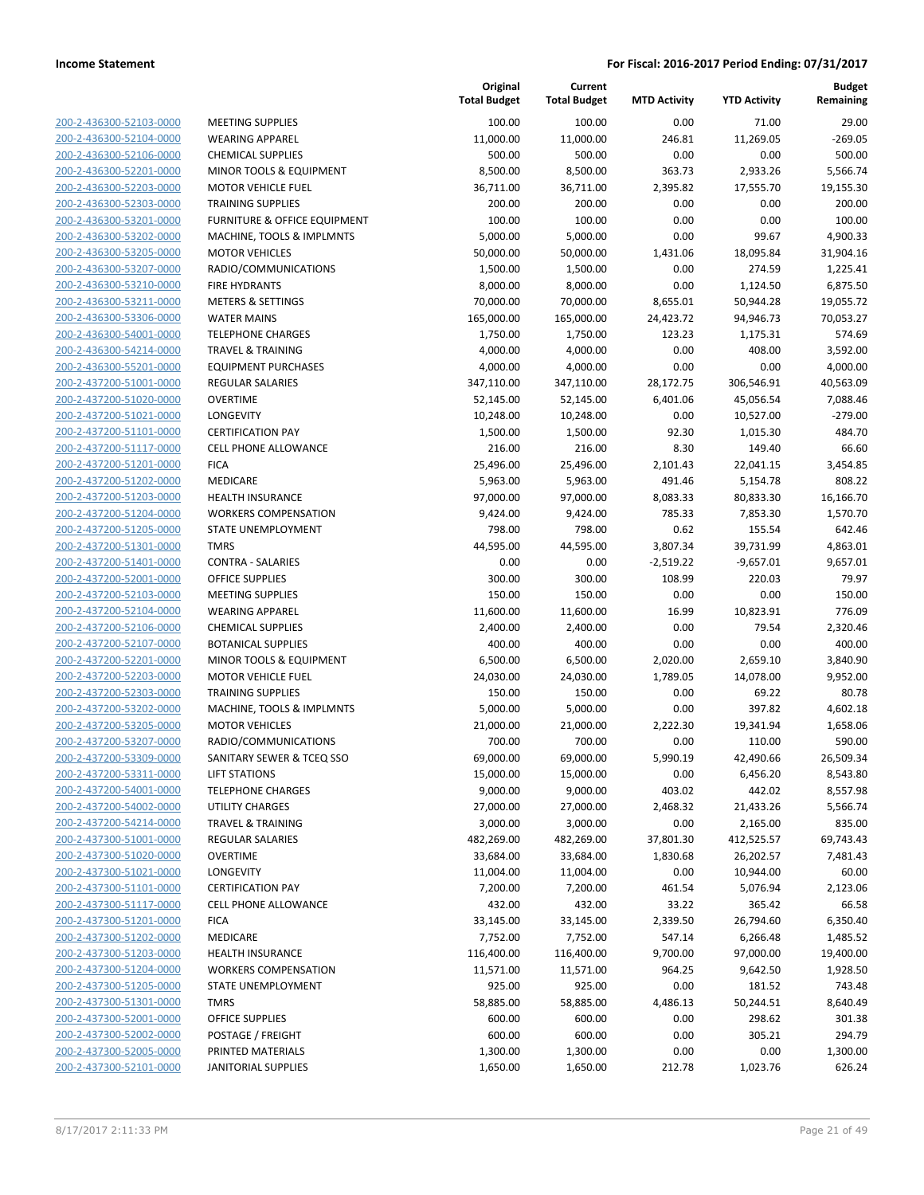**Income Statement** | **For Fiscal: 2016-2017 Period Ending: 07/31/2017**

| | | Original Total Budget | Current Total Budget | MTD Activity | YTD Activity | Budget Remaining |
|---|---|---|---|---|---|---|
| 200-2-436300-52103-0000 | MEETING SUPPLIES | 100.00 | 100.00 | 0.00 | 71.00 | 29.00 |
| 200-2-436300-52104-0000 | WEARING APPAREL | 11,000.00 | 11,000.00 | 246.81 | 11,269.05 | -269.05 |
| 200-2-436300-52106-0000 | CHEMICAL SUPPLIES | 500.00 | 500.00 | 0.00 | 0.00 | 500.00 |
| 200-2-436300-52201-0000 | MINOR TOOLS & EQUIPMENT | 8,500.00 | 8,500.00 | 363.73 | 2,933.26 | 5,566.74 |
| 200-2-436300-52203-0000 | MOTOR VEHICLE FUEL | 36,711.00 | 36,711.00 | 2,395.82 | 17,555.70 | 19,155.30 |
| 200-2-436300-52303-0000 | TRAINING SUPPLIES | 200.00 | 200.00 | 0.00 | 0.00 | 200.00 |
| 200-2-436300-53201-0000 | FURNITURE & OFFICE EQUIPMENT | 100.00 | 100.00 | 0.00 | 0.00 | 100.00 |
| 200-2-436300-53202-0000 | MACHINE, TOOLS & IMPLMNTS | 5,000.00 | 5,000.00 | 0.00 | 99.67 | 4,900.33 |
| 200-2-436300-53205-0000 | MOTOR VEHICLES | 50,000.00 | 50,000.00 | 1,431.06 | 18,095.84 | 31,904.16 |
| 200-2-436300-53207-0000 | RADIO/COMMUNICATIONS | 1,500.00 | 1,500.00 | 0.00 | 274.59 | 1,225.41 |
| 200-2-436300-53210-0000 | FIRE HYDRANTS | 8,000.00 | 8,000.00 | 0.00 | 1,124.50 | 6,875.50 |
| 200-2-436300-53211-0000 | METERS & SETTINGS | 70,000.00 | 70,000.00 | 8,655.01 | 50,944.28 | 19,055.72 |
| 200-2-436300-53306-0000 | WATER MAINS | 165,000.00 | 165,000.00 | 24,423.72 | 94,946.73 | 70,053.27 |
| 200-2-436300-54001-0000 | TELEPHONE CHARGES | 1,750.00 | 1,750.00 | 123.23 | 1,175.31 | 574.69 |
| 200-2-436300-54214-0000 | TRAVEL & TRAINING | 4,000.00 | 4,000.00 | 0.00 | 408.00 | 3,592.00 |
| 200-2-436300-55201-0000 | EQUIPMENT PURCHASES | 4,000.00 | 4,000.00 | 0.00 | 0.00 | 4,000.00 |
| 200-2-437200-51001-0000 | REGULAR SALARIES | 347,110.00 | 347,110.00 | 28,172.75 | 306,546.91 | 40,563.09 |
| 200-2-437200-51020-0000 | OVERTIME | 52,145.00 | 52,145.00 | 6,401.06 | 45,056.54 | 7,088.46 |
| 200-2-437200-51021-0000 | LONGEVITY | 10,248.00 | 10,248.00 | 0.00 | 10,527.00 | -279.00 |
| 200-2-437200-51101-0000 | CERTIFICATION PAY | 1,500.00 | 1,500.00 | 92.30 | 1,015.30 | 484.70 |
| 200-2-437200-51117-0000 | CELL PHONE ALLOWANCE | 216.00 | 216.00 | 8.30 | 149.40 | 66.60 |
| 200-2-437200-51201-0000 | FICA | 25,496.00 | 25,496.00 | 2,101.43 | 22,041.15 | 3,454.85 |
| 200-2-437200-51202-0000 | MEDICARE | 5,963.00 | 5,963.00 | 491.46 | 5,154.78 | 808.22 |
| 200-2-437200-51203-0000 | HEALTH INSURANCE | 97,000.00 | 97,000.00 | 8,083.33 | 80,833.30 | 16,166.70 |
| 200-2-437200-51204-0000 | WORKERS COMPENSATION | 9,424.00 | 9,424.00 | 785.33 | 7,853.30 | 1,570.70 |
| 200-2-437200-51205-0000 | STATE UNEMPLOYMENT | 798.00 | 798.00 | 0.62 | 155.54 | 642.46 |
| 200-2-437200-51301-0000 | TMRS | 44,595.00 | 44,595.00 | 3,807.34 | 39,731.99 | 4,863.01 |
| 200-2-437200-51401-0000 | CONTRA - SALARIES | 0.00 | 0.00 | -2,519.22 | -9,657.01 | 9,657.01 |
| 200-2-437200-52001-0000 | OFFICE SUPPLIES | 300.00 | 300.00 | 108.99 | 220.03 | 79.97 |
| 200-2-437200-52103-0000 | MEETING SUPPLIES | 150.00 | 150.00 | 0.00 | 0.00 | 150.00 |
| 200-2-437200-52104-0000 | WEARING APPAREL | 11,600.00 | 11,600.00 | 16.99 | 10,823.91 | 776.09 |
| 200-2-437200-52106-0000 | CHEMICAL SUPPLIES | 2,400.00 | 2,400.00 | 0.00 | 79.54 | 2,320.46 |
| 200-2-437200-52107-0000 | BOTANICAL SUPPLIES | 400.00 | 400.00 | 0.00 | 0.00 | 400.00 |
| 200-2-437200-52201-0000 | MINOR TOOLS & EQUIPMENT | 6,500.00 | 6,500.00 | 2,020.00 | 2,659.10 | 3,840.90 |
| 200-2-437200-52203-0000 | MOTOR VEHICLE FUEL | 24,030.00 | 24,030.00 | 1,789.05 | 14,078.00 | 9,952.00 |
| 200-2-437200-52303-0000 | TRAINING SUPPLIES | 150.00 | 150.00 | 0.00 | 69.22 | 80.78 |
| 200-2-437200-53202-0000 | MACHINE, TOOLS & IMPLMNTS | 5,000.00 | 5,000.00 | 0.00 | 397.82 | 4,602.18 |
| 200-2-437200-53205-0000 | MOTOR VEHICLES | 21,000.00 | 21,000.00 | 2,222.30 | 19,341.94 | 1,658.06 |
| 200-2-437200-53207-0000 | RADIO/COMMUNICATIONS | 700.00 | 700.00 | 0.00 | 110.00 | 590.00 |
| 200-2-437200-53309-0000 | SANITARY SEWER & TCEQ SSO | 69,000.00 | 69,000.00 | 5,990.19 | 42,490.66 | 26,509.34 |
| 200-2-437200-53311-0000 | LIFT STATIONS | 15,000.00 | 15,000.00 | 0.00 | 6,456.20 | 8,543.80 |
| 200-2-437200-54001-0000 | TELEPHONE CHARGES | 9,000.00 | 9,000.00 | 403.02 | 442.02 | 8,557.98 |
| 200-2-437200-54002-0000 | UTILITY CHARGES | 27,000.00 | 27,000.00 | 2,468.32 | 21,433.26 | 5,566.74 |
| 200-2-437200-54214-0000 | TRAVEL & TRAINING | 3,000.00 | 3,000.00 | 0.00 | 2,165.00 | 835.00 |
| 200-2-437300-51001-0000 | REGULAR SALARIES | 482,269.00 | 482,269.00 | 37,801.30 | 412,525.57 | 69,743.43 |
| 200-2-437300-51020-0000 | OVERTIME | 33,684.00 | 33,684.00 | 1,830.68 | 26,202.57 | 7,481.43 |
| 200-2-437300-51021-0000 | LONGEVITY | 11,004.00 | 11,004.00 | 0.00 | 10,944.00 | 60.00 |
| 200-2-437300-51101-0000 | CERTIFICATION PAY | 7,200.00 | 7,200.00 | 461.54 | 5,076.94 | 2,123.06 |
| 200-2-437300-51117-0000 | CELL PHONE ALLOWANCE | 432.00 | 432.00 | 33.22 | 365.42 | 66.58 |
| 200-2-437300-51201-0000 | FICA | 33,145.00 | 33,145.00 | 2,339.50 | 26,794.60 | 6,350.40 |
| 200-2-437300-51202-0000 | MEDICARE | 7,752.00 | 7,752.00 | 547.14 | 6,266.48 | 1,485.52 |
| 200-2-437300-51203-0000 | HEALTH INSURANCE | 116,400.00 | 116,400.00 | 9,700.00 | 97,000.00 | 19,400.00 |
| 200-2-437300-51204-0000 | WORKERS COMPENSATION | 11,571.00 | 11,571.00 | 964.25 | 9,642.50 | 1,928.50 |
| 200-2-437300-51205-0000 | STATE UNEMPLOYMENT | 925.00 | 925.00 | 0.00 | 181.52 | 743.48 |
| 200-2-437300-51301-0000 | TMRS | 58,885.00 | 58,885.00 | 4,486.13 | 50,244.51 | 8,640.49 |
| 200-2-437300-52001-0000 | OFFICE SUPPLIES | 600.00 | 600.00 | 0.00 | 298.62 | 301.38 |
| 200-2-437300-52002-0000 | POSTAGE / FREIGHT | 600.00 | 600.00 | 0.00 | 305.21 | 294.79 |
| 200-2-437300-52005-0000 | PRINTED MATERIALS | 1,300.00 | 1,300.00 | 0.00 | 0.00 | 1,300.00 |
| 200-2-437300-52101-0000 | JANITORIAL SUPPLIES | 1,650.00 | 1,650.00 | 212.78 | 1,023.76 | 626.24 |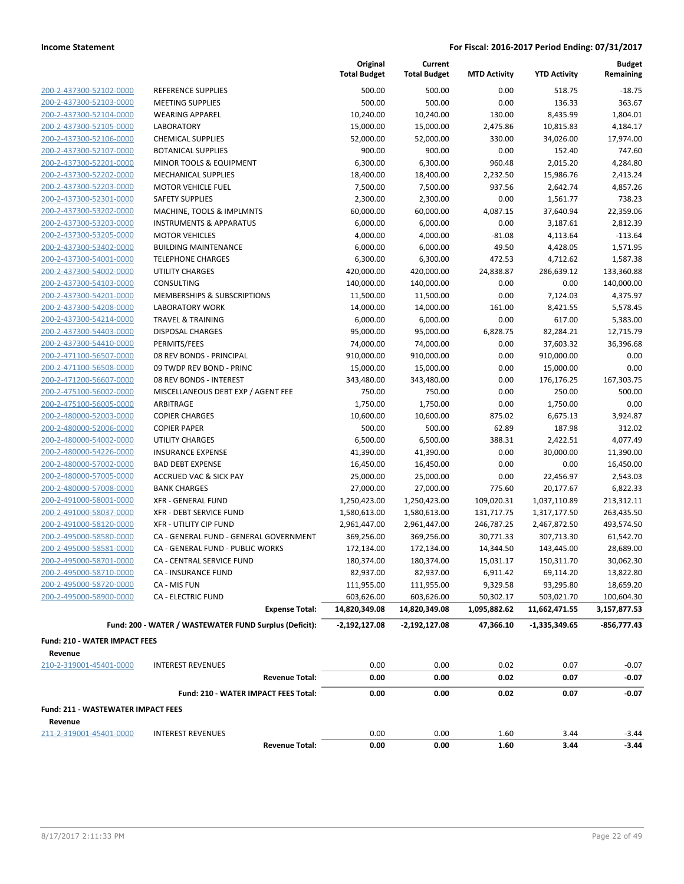| | | Original Total Budget | Current Total Budget | MTD Activity | YTD Activity | Budget Remaining |
|---|---|---|---|---|---|---|
| 200-2-437300-52102-0000 | REFERENCE SUPPLIES | 500.00 | 500.00 | 0.00 | 518.75 | -18.75 |
| 200-2-437300-52103-0000 | MEETING SUPPLIES | 500.00 | 500.00 | 0.00 | 136.33 | 363.67 |
| 200-2-437300-52104-0000 | WEARING APPAREL | 10,240.00 | 10,240.00 | 130.00 | 8,435.99 | 1,804.01 |
| 200-2-437300-52105-0000 | LABORATORY | 15,000.00 | 15,000.00 | 2,475.86 | 10,815.83 | 4,184.17 |
| 200-2-437300-52106-0000 | CHEMICAL SUPPLIES | 52,000.00 | 52,000.00 | 330.00 | 34,026.00 | 17,974.00 |
| 200-2-437300-52107-0000 | BOTANICAL SUPPLIES | 900.00 | 900.00 | 0.00 | 152.40 | 747.60 |
| 200-2-437300-52201-0000 | MINOR TOOLS & EQUIPMENT | 6,300.00 | 6,300.00 | 960.48 | 2,015.20 | 4,284.80 |
| 200-2-437300-52202-0000 | MECHANICAL SUPPLIES | 18,400.00 | 18,400.00 | 2,232.50 | 15,986.76 | 2,413.24 |
| 200-2-437300-52203-0000 | MOTOR VEHICLE FUEL | 7,500.00 | 7,500.00 | 937.56 | 2,642.74 | 4,857.26 |
| 200-2-437300-52301-0000 | SAFETY SUPPLIES | 2,300.00 | 2,300.00 | 0.00 | 1,561.77 | 738.23 |
| 200-2-437300-53202-0000 | MACHINE, TOOLS & IMPLMNTS | 60,000.00 | 60,000.00 | 4,087.15 | 37,640.94 | 22,359.06 |
| 200-2-437300-53203-0000 | INSTRUMENTS & APPARATUS | 6,000.00 | 6,000.00 | 0.00 | 3,187.61 | 2,812.39 |
| 200-2-437300-53205-0000 | MOTOR VEHICLES | 4,000.00 | 4,000.00 | -81.08 | 4,113.64 | -113.64 |
| 200-2-437300-53402-0000 | BUILDING MAINTENANCE | 6,000.00 | 6,000.00 | 49.50 | 4,428.05 | 1,571.95 |
| 200-2-437300-54001-0000 | TELEPHONE CHARGES | 6,300.00 | 6,300.00 | 472.53 | 4,712.62 | 1,587.38 |
| 200-2-437300-54002-0000 | UTILITY CHARGES | 420,000.00 | 420,000.00 | 24,838.87 | 286,639.12 | 133,360.88 |
| 200-2-437300-54103-0000 | CONSULTING | 140,000.00 | 140,000.00 | 0.00 | 0.00 | 140,000.00 |
| 200-2-437300-54201-0000 | MEMBERSHIPS & SUBSCRIPTIONS | 11,500.00 | 11,500.00 | 0.00 | 7,124.03 | 4,375.97 |
| 200-2-437300-54208-0000 | LABORATORY WORK | 14,000.00 | 14,000.00 | 161.00 | 8,421.55 | 5,578.45 |
| 200-2-437300-54214-0000 | TRAVEL & TRAINING | 6,000.00 | 6,000.00 | 0.00 | 617.00 | 5,383.00 |
| 200-2-437300-54403-0000 | DISPOSAL CHARGES | 95,000.00 | 95,000.00 | 6,828.75 | 82,284.21 | 12,715.79 |
| 200-2-437300-54410-0000 | PERMITS/FEES | 74,000.00 | 74,000.00 | 0.00 | 37,603.32 | 36,396.68 |
| 200-2-471100-56507-0000 | 08 REV BONDS - PRINCIPAL | 910,000.00 | 910,000.00 | 0.00 | 910,000.00 | 0.00 |
| 200-2-471100-56508-0000 | 09 TWDP REV BOND - PRINC | 15,000.00 | 15,000.00 | 0.00 | 15,000.00 | 0.00 |
| 200-2-471200-56607-0000 | 08 REV BONDS - INTEREST | 343,480.00 | 343,480.00 | 0.00 | 176,176.25 | 167,303.75 |
| 200-2-475100-56002-0000 | MISCELLANEOUS DEBT EXP / AGENT FEE | 750.00 | 750.00 | 0.00 | 250.00 | 500.00 |
| 200-2-475100-56005-0000 | ARBITRAGE | 1,750.00 | 1,750.00 | 0.00 | 1,750.00 | 0.00 |
| 200-2-480000-52003-0000 | COPIER CHARGES | 10,600.00 | 10,600.00 | 875.02 | 6,675.13 | 3,924.87 |
| 200-2-480000-52006-0000 | COPIER PAPER | 500.00 | 500.00 | 62.89 | 187.98 | 312.02 |
| 200-2-480000-54002-0000 | UTILITY CHARGES | 6,500.00 | 6,500.00 | 388.31 | 2,422.51 | 4,077.49 |
| 200-2-480000-54226-0000 | INSURANCE EXPENSE | 41,390.00 | 41,390.00 | 0.00 | 30,000.00 | 11,390.00 |
| 200-2-480000-57002-0000 | BAD DEBT EXPENSE | 16,450.00 | 16,450.00 | 0.00 | 0.00 | 16,450.00 |
| 200-2-480000-57005-0000 | ACCRUED VAC & SICK PAY | 25,000.00 | 25,000.00 | 0.00 | 22,456.97 | 2,543.03 |
| 200-2-480000-57008-0000 | BANK CHARGES | 27,000.00 | 27,000.00 | 775.60 | 20,177.67 | 6,822.33 |
| 200-2-491000-58001-0000 | XFR - GENERAL FUND | 1,250,423.00 | 1,250,423.00 | 109,020.31 | 1,037,110.89 | 213,312.11 |
| 200-2-491000-58037-0000 | XFR - DEBT SERVICE FUND | 1,580,613.00 | 1,580,613.00 | 131,717.75 | 1,317,177.50 | 263,435.50 |
| 200-2-491000-58120-0000 | XFR - UTILITY CIP FUND | 2,961,447.00 | 2,961,447.00 | 246,787.25 | 2,467,872.50 | 493,574.50 |
| 200-2-495000-58580-0000 | CA - GENERAL FUND - GENERAL GOVERNMENT | 369,256.00 | 369,256.00 | 30,771.33 | 307,713.30 | 61,542.70 |
| 200-2-495000-58581-0000 | CA - GENERAL FUND - PUBLIC WORKS | 172,134.00 | 172,134.00 | 14,344.50 | 143,445.00 | 28,689.00 |
| 200-2-495000-58701-0000 | CA - CENTRAL SERVICE FUND | 180,374.00 | 180,374.00 | 15,031.17 | 150,311.70 | 30,062.30 |
| 200-2-495000-58710-0000 | CA - INSURANCE FUND | 82,937.00 | 82,937.00 | 6,911.42 | 69,114.20 | 13,822.80 |
| 200-2-495000-58720-0000 | CA - MIS FUN | 111,955.00 | 111,955.00 | 9,329.58 | 93,295.80 | 18,659.20 |
| 200-2-495000-58900-0000 | CA - ELECTRIC FUND | 603,626.00 | 603,626.00 | 50,302.17 | 503,021.70 | 100,604.30 |
| | **Expense Total:** | **14,820,349.08** | **14,820,349.08** | **1,095,882.62** | **11,662,471.55** | **3,157,877.53** |
| | **Fund: 200 - WATER / WASTEWATER FUND Surplus (Deficit):** | **-2,192,127.08** | **-2,192,127.08** | **47,366.10** | **-1,335,349.65** | **-856,777.43** |
| **Fund: 210 - WATER IMPACT FEES** | | | | | | |
| **Revenue** | | | | | | |
| 210-2-319001-45401-0000 | INTEREST REVENUES | 0.00 | 0.00 | 0.02 | 0.07 | -0.07 |
| | **Revenue Total:** | **0.00** | **0.00** | **0.02** | **0.07** | **-0.07** |
| | **Fund: 210 - WATER IMPACT FEES Total:** | **0.00** | **0.00** | **0.02** | **0.07** | **-0.07** |
| **Fund: 211 - WASTEWATER IMPACT FEES** | | | | | | |
| **Revenue** | | | | | | |
| 211-2-319001-45401-0000 | INTEREST REVENUES | 0.00 | 0.00 | 1.60 | 3.44 | -3.44 |
| | **Revenue Total:** | **0.00** | **0.00** | **1.60** | **3.44** | **-3.44** |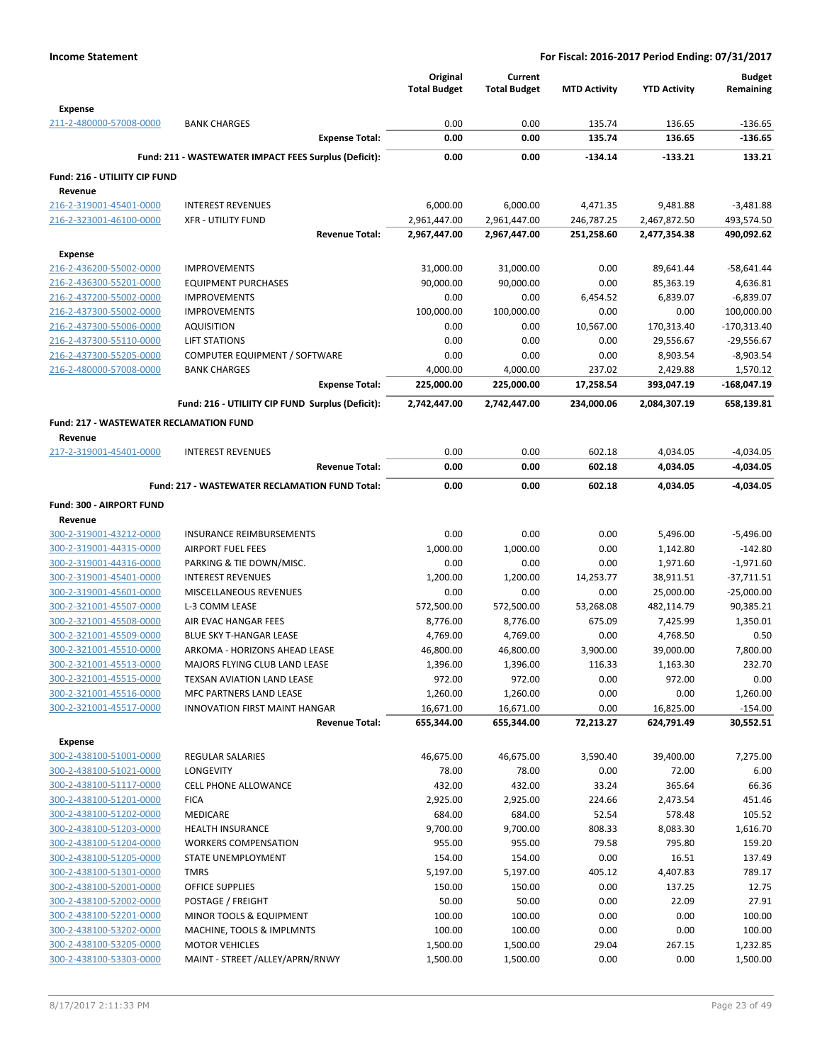**Income Statement** — **For Fiscal: 2016-2017 Period Ending: 07/31/2017**

| | | Original Total Budget | Current Total Budget | MTD Activity | YTD Activity | Budget Remaining |
|---|---|---|---|---|---|---|
| **Expense** | | | | | | |
| 211-2-480000-57008-0000 | BANK CHARGES | 0.00 | 0.00 | 135.74 | 136.65 | -136.65 |
| | **Expense Total:** | **0.00** | **0.00** | **135.74** | **136.65** | **-136.65** |
| | **Fund: 211 - WASTEWATER IMPACT FEES Surplus (Deficit):** | **0.00** | **0.00** | **-134.14** | **-133.21** | **133.21** |
| **Fund: 216 - UTILIITY CIP FUND** | | | | | | |
| **Revenue** | | | | | | |
| 216-2-319001-45401-0000 | INTEREST REVENUES | 6,000.00 | 6,000.00 | 4,471.35 | 9,481.88 | -3,481.88 |
| 216-2-323001-46100-0000 | XFR - UTILITY FUND | 2,961,447.00 | 2,961,447.00 | 246,787.25 | 2,467,872.50 | 493,574.50 |
| | **Revenue Total:** | **2,967,447.00** | **2,967,447.00** | **251,258.60** | **2,477,354.38** | **490,092.62** |
| **Expense** | | | | | | |
| 216-2-436200-55002-0000 | IMPROVEMENTS | 31,000.00 | 31,000.00 | 0.00 | 89,641.44 | -58,641.44 |
| 216-2-436300-55201-0000 | EQUIPMENT PURCHASES | 90,000.00 | 90,000.00 | 0.00 | 85,363.19 | 4,636.81 |
| 216-2-437200-55002-0000 | IMPROVEMENTS | 0.00 | 0.00 | 6,454.52 | 6,839.07 | -6,839.07 |
| 216-2-437300-55002-0000 | IMPROVEMENTS | 100,000.00 | 100,000.00 | 0.00 | 0.00 | 100,000.00 |
| 216-2-437300-55006-0000 | AQUISITION | 0.00 | 0.00 | 10,567.00 | 170,313.40 | -170,313.40 |
| 216-2-437300-55110-0000 | LIFT STATIONS | 0.00 | 0.00 | 0.00 | 29,556.67 | -29,556.67 |
| 216-2-437300-55205-0000 | COMPUTER EQUIPMENT / SOFTWARE | 0.00 | 0.00 | 0.00 | 8,903.54 | -8,903.54 |
| 216-2-480000-57008-0000 | BANK CHARGES | 4,000.00 | 4,000.00 | 237.02 | 2,429.88 | 1,570.12 |
| | **Expense Total:** | **225,000.00** | **225,000.00** | **17,258.54** | **393,047.19** | **-168,047.19** |
| | **Fund: 216 - UTILIITY CIP FUND Surplus (Deficit):** | **2,742,447.00** | **2,742,447.00** | **234,000.06** | **2,084,307.19** | **658,139.81** |
| **Fund: 217 - WASTEWATER RECLAMATION FUND** | | | | | | |
| **Revenue** | | | | | | |
| 217-2-319001-45401-0000 | INTEREST REVENUES | 0.00 | 0.00 | 602.18 | 4,034.05 | -4,034.05 |
| | **Revenue Total:** | **0.00** | **0.00** | **602.18** | **4,034.05** | **-4,034.05** |
| | **Fund: 217 - WASTEWATER RECLAMATION FUND Total:** | **0.00** | **0.00** | **602.18** | **4,034.05** | **-4,034.05** |
| **Fund: 300 - AIRPORT FUND** | | | | | | |
| **Revenue** | | | | | | |
| 300-2-319001-43212-0000 | INSURANCE REIMBURSEMENTS | 0.00 | 0.00 | 0.00 | 5,496.00 | -5,496.00 |
| 300-2-319001-44315-0000 | AIRPORT FUEL FEES | 1,000.00 | 1,000.00 | 0.00 | 1,142.80 | -142.80 |
| 300-2-319001-44316-0000 | PARKING & TIE DOWN/MISC. | 0.00 | 0.00 | 0.00 | 1,971.60 | -1,971.60 |
| 300-2-319001-45401-0000 | INTEREST REVENUES | 1,200.00 | 1,200.00 | 14,253.77 | 38,911.51 | -37,711.51 |
| 300-2-319001-45601-0000 | MISCELLANEOUS REVENUES | 0.00 | 0.00 | 0.00 | 25,000.00 | -25,000.00 |
| 300-2-321001-45507-0000 | L-3 COMM LEASE | 572,500.00 | 572,500.00 | 53,268.08 | 482,114.79 | 90,385.21 |
| 300-2-321001-45508-0000 | AIR EVAC HANGAR FEES | 8,776.00 | 8,776.00 | 675.09 | 7,425.99 | 1,350.01 |
| 300-2-321001-45509-0000 | BLUE SKY T-HANGAR LEASE | 4,769.00 | 4,769.00 | 0.00 | 4,768.50 | 0.50 |
| 300-2-321001-45510-0000 | ARKOMA - HORIZONS AHEAD LEASE | 46,800.00 | 46,800.00 | 3,900.00 | 39,000.00 | 7,800.00 |
| 300-2-321001-45513-0000 | MAJORS FLYING CLUB LAND LEASE | 1,396.00 | 1,396.00 | 116.33 | 1,163.30 | 232.70 |
| 300-2-321001-45515-0000 | TEXSAN AVIATION LAND LEASE | 972.00 | 972.00 | 0.00 | 972.00 | 0.00 |
| 300-2-321001-45516-0000 | MFC PARTNERS LAND LEASE | 1,260.00 | 1,260.00 | 0.00 | 0.00 | 1,260.00 |
| 300-2-321001-45517-0000 | INNOVATION FIRST MAINT HANGAR | 16,671.00 | 16,671.00 | 0.00 | 16,825.00 | -154.00 |
| | **Revenue Total:** | **655,344.00** | **655,344.00** | **72,213.27** | **624,791.49** | **30,552.51** |
| **Expense** | | | | | | |
| 300-2-438100-51001-0000 | REGULAR SALARIES | 46,675.00 | 46,675.00 | 3,590.40 | 39,400.00 | 7,275.00 |
| 300-2-438100-51021-0000 | LONGEVITY | 78.00 | 78.00 | 0.00 | 72.00 | 6.00 |
| 300-2-438100-51117-0000 | CELL PHONE ALLOWANCE | 432.00 | 432.00 | 33.24 | 365.64 | 66.36 |
| 300-2-438100-51201-0000 | FICA | 2,925.00 | 2,925.00 | 224.66 | 2,473.54 | 451.46 |
| 300-2-438100-51202-0000 | MEDICARE | 684.00 | 684.00 | 52.54 | 578.48 | 105.52 |
| 300-2-438100-51203-0000 | HEALTH INSURANCE | 9,700.00 | 9,700.00 | 808.33 | 8,083.30 | 1,616.70 |
| 300-2-438100-51204-0000 | WORKERS COMPENSATION | 955.00 | 955.00 | 79.58 | 795.80 | 159.20 |
| 300-2-438100-51205-0000 | STATE UNEMPLOYMENT | 154.00 | 154.00 | 0.00 | 16.51 | 137.49 |
| 300-2-438100-51301-0000 | TMRS | 5,197.00 | 5,197.00 | 405.12 | 4,407.83 | 789.17 |
| 300-2-438100-52001-0000 | OFFICE SUPPLIES | 150.00 | 150.00 | 0.00 | 137.25 | 12.75 |
| 300-2-438100-52002-0000 | POSTAGE / FREIGHT | 50.00 | 50.00 | 0.00 | 22.09 | 27.91 |
| 300-2-438100-52201-0000 | MINOR TOOLS & EQUIPMENT | 100.00 | 100.00 | 0.00 | 0.00 | 100.00 |
| 300-2-438100-53202-0000 | MACHINE, TOOLS & IMPLMNTS | 100.00 | 100.00 | 0.00 | 0.00 | 100.00 |
| 300-2-438100-53205-0000 | MOTOR VEHICLES | 1,500.00 | 1,500.00 | 29.04 | 267.15 | 1,232.85 |
| 300-2-438100-53303-0000 | MAINT - STREET /ALLEY/APRN/RNWY | 1,500.00 | 1,500.00 | 0.00 | 0.00 | 1,500.00 |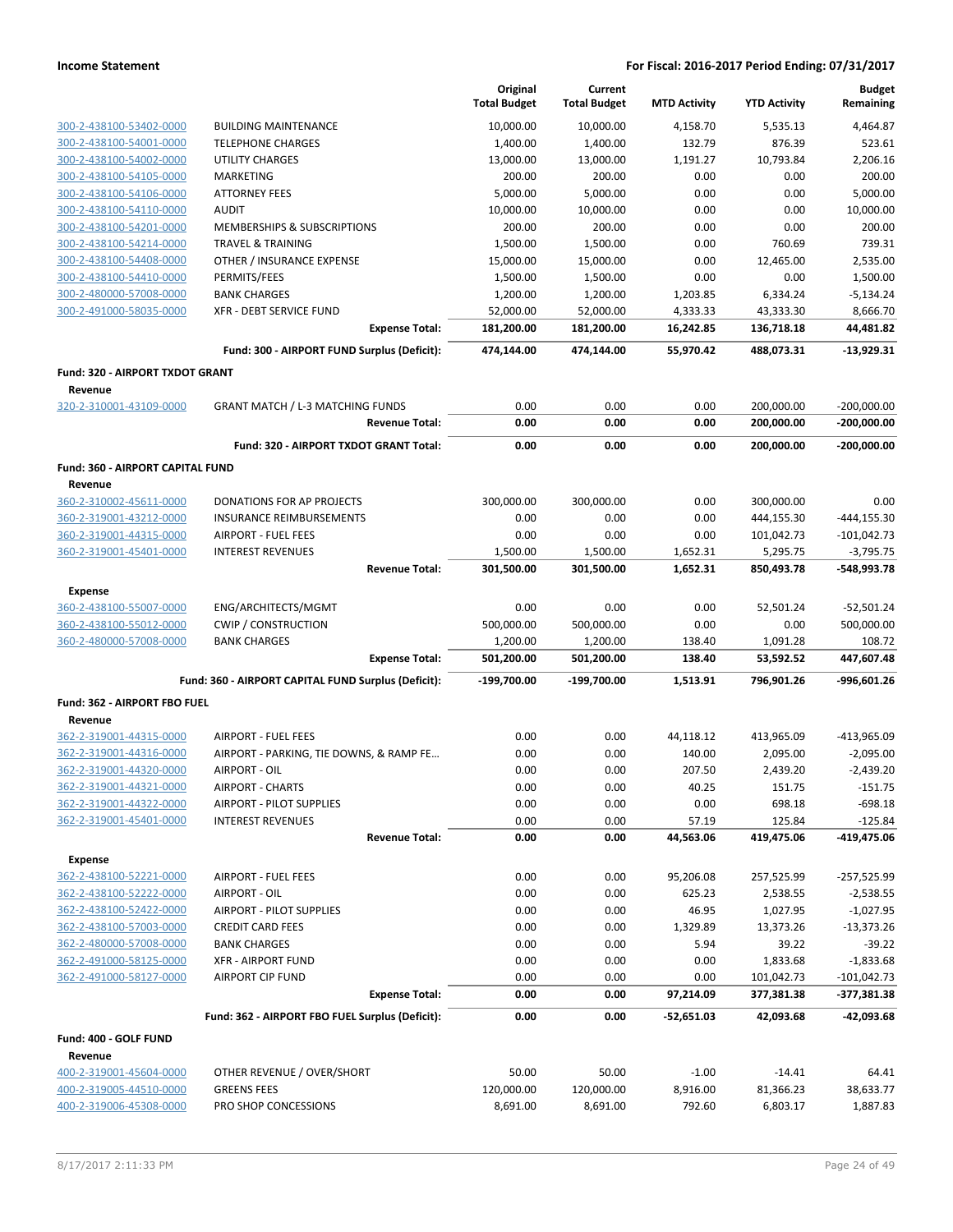**Income Statement** — **For Fiscal: 2016-2017 Period Ending: 07/31/2017**

| | | Original Total Budget | Current Total Budget | MTD Activity | YTD Activity | Budget Remaining |
|---|---|---|---|---|---|---|
| 300-2-438100-53402-0000 | BUILDING MAINTENANCE | 10,000.00 | 10,000.00 | 4,158.70 | 5,535.13 | 4,464.87 |
| 300-2-438100-54001-0000 | TELEPHONE CHARGES | 1,400.00 | 1,400.00 | 132.79 | 876.39 | 523.61 |
| 300-2-438100-54002-0000 | UTILITY CHARGES | 13,000.00 | 13,000.00 | 1,191.27 | 10,793.84 | 2,206.16 |
| 300-2-438100-54105-0000 | MARKETING | 200.00 | 200.00 | 0.00 | 0.00 | 200.00 |
| 300-2-438100-54106-0000 | ATTORNEY FEES | 5,000.00 | 5,000.00 | 0.00 | 0.00 | 5,000.00 |
| 300-2-438100-54110-0000 | AUDIT | 10,000.00 | 10,000.00 | 0.00 | 0.00 | 10,000.00 |
| 300-2-438100-54201-0000 | MEMBERSHIPS & SUBSCRIPTIONS | 200.00 | 200.00 | 0.00 | 0.00 | 200.00 |
| 300-2-438100-54214-0000 | TRAVEL & TRAINING | 1,500.00 | 1,500.00 | 0.00 | 760.69 | 739.31 |
| 300-2-438100-54408-0000 | OTHER / INSURANCE EXPENSE | 15,000.00 | 15,000.00 | 0.00 | 12,465.00 | 2,535.00 |
| 300-2-438100-54410-0000 | PERMITS/FEES | 1,500.00 | 1,500.00 | 0.00 | 0.00 | 1,500.00 |
| 300-2-480000-57008-0000 | BANK CHARGES | 1,200.00 | 1,200.00 | 1,203.85 | 6,334.24 | -5,134.24 |
| 300-2-491000-58035-0000 | XFR - DEBT SERVICE FUND | 52,000.00 | 52,000.00 | 4,333.33 | 43,333.30 | 8,666.70 |
| | **Expense Total:** | **181,200.00** | **181,200.00** | **16,242.85** | **136,718.18** | **44,481.82** |
| | **Fund: 300 - AIRPORT FUND Surplus (Deficit):** | **474,144.00** | **474,144.00** | **55,970.42** | **488,073.31** | **-13,929.31** |
| **Fund: 320 - AIRPORT TXDOT GRANT** | | | | | | |
| **Revenue** | | | | | | |
| 320-2-310001-43109-0000 | GRANT MATCH / L-3 MATCHING FUNDS | 0.00 | 0.00 | 0.00 | 200,000.00 | -200,000.00 |
| | **Revenue Total:** | **0.00** | **0.00** | **0.00** | **200,000.00** | **-200,000.00** |
| | **Fund: 320 - AIRPORT TXDOT GRANT Total:** | **0.00** | **0.00** | **0.00** | **200,000.00** | **-200,000.00** |
| **Fund: 360 - AIRPORT CAPITAL FUND** | | | | | | |
| **Revenue** | | | | | | |
| 360-2-310002-45611-0000 | DONATIONS FOR AP PROJECTS | 300,000.00 | 300,000.00 | 0.00 | 300,000.00 | 0.00 |
| 360-2-319001-43212-0000 | INSURANCE REIMBURSEMENTS | 0.00 | 0.00 | 0.00 | 444,155.30 | -444,155.30 |
| 360-2-319001-44315-0000 | AIRPORT - FUEL FEES | 0.00 | 0.00 | 0.00 | 101,042.73 | -101,042.73 |
| 360-2-319001-45401-0000 | INTEREST REVENUES | 1,500.00 | 1,500.00 | 1,652.31 | 5,295.75 | -3,795.75 |
| | **Revenue Total:** | **301,500.00** | **301,500.00** | **1,652.31** | **850,493.78** | **-548,993.78** |
| **Expense** | | | | | | |
| 360-2-438100-55007-0000 | ENG/ARCHITECTS/MGMT | 0.00 | 0.00 | 0.00 | 52,501.24 | -52,501.24 |
| 360-2-438100-55012-0000 | CWIP / CONSTRUCTION | 500,000.00 | 500,000.00 | 0.00 | 0.00 | 500,000.00 |
| 360-2-480000-57008-0000 | BANK CHARGES | 1,200.00 | 1,200.00 | 138.40 | 1,091.28 | 108.72 |
| | **Expense Total:** | **501,200.00** | **501,200.00** | **138.40** | **53,592.52** | **447,607.48** |
| | **Fund: 360 - AIRPORT CAPITAL FUND Surplus (Deficit):** | **-199,700.00** | **-199,700.00** | **1,513.91** | **796,901.26** | **-996,601.26** |
| **Fund: 362 - AIRPORT FBO FUEL** | | | | | | |
| **Revenue** | | | | | | |
| 362-2-319001-44315-0000 | AIRPORT - FUEL FEES | 0.00 | 0.00 | 44,118.12 | 413,965.09 | -413,965.09 |
| 362-2-319001-44316-0000 | AIRPORT - PARKING, TIE DOWNS, & RAMP FE... | 0.00 | 0.00 | 140.00 | 2,095.00 | -2,095.00 |
| 362-2-319001-44320-0000 | AIRPORT - OIL | 0.00 | 0.00 | 207.50 | 2,439.20 | -2,439.20 |
| 362-2-319001-44321-0000 | AIRPORT - CHARTS | 0.00 | 0.00 | 40.25 | 151.75 | -151.75 |
| 362-2-319001-44322-0000 | AIRPORT - PILOT SUPPLIES | 0.00 | 0.00 | 0.00 | 698.18 | -698.18 |
| 362-2-319001-45401-0000 | INTEREST REVENUES | 0.00 | 0.00 | 57.19 | 125.84 | -125.84 |
| | **Revenue Total:** | **0.00** | **0.00** | **44,563.06** | **419,475.06** | **-419,475.06** |
| **Expense** | | | | | | |
| 362-2-438100-52221-0000 | AIRPORT - FUEL FEES | 0.00 | 0.00 | 95,206.08 | 257,525.99 | -257,525.99 |
| 362-2-438100-52222-0000 | AIRPORT - OIL | 0.00 | 0.00 | 625.23 | 2,538.55 | -2,538.55 |
| 362-2-438100-52422-0000 | AIRPORT - PILOT SUPPLIES | 0.00 | 0.00 | 46.95 | 1,027.95 | -1,027.95 |
| 362-2-438100-57003-0000 | CREDIT CARD FEES | 0.00 | 0.00 | 1,329.89 | 13,373.26 | -13,373.26 |
| 362-2-480000-57008-0000 | BANK CHARGES | 0.00 | 0.00 | 5.94 | 39.22 | -39.22 |
| 362-2-491000-58125-0000 | XFR - AIRPORT FUND | 0.00 | 0.00 | 0.00 | 1,833.68 | -1,833.68 |
| 362-2-491000-58127-0000 | AIRPORT CIP FUND | 0.00 | 0.00 | 0.00 | 101,042.73 | -101,042.73 |
| | **Expense Total:** | **0.00** | **0.00** | **97,214.09** | **377,381.38** | **-377,381.38** |
| | **Fund: 362 - AIRPORT FBO FUEL Surplus (Deficit):** | **0.00** | **0.00** | **-52,651.03** | **42,093.68** | **-42,093.68** |
| **Fund: 400 - GOLF FUND** | | | | | | |
| **Revenue** | | | | | | |
| 400-2-319001-45604-0000 | OTHER REVENUE / OVER/SHORT | 50.00 | 50.00 | -1.00 | -14.41 | 64.41 |
| 400-2-319005-44510-0000 | GREENS FEES | 120,000.00 | 120,000.00 | 8,916.00 | 81,366.23 | 38,633.77 |
| 400-2-319006-45308-0000 | PRO SHOP CONCESSIONS | 8,691.00 | 8,691.00 | 792.60 | 6,803.17 | 1,887.83 |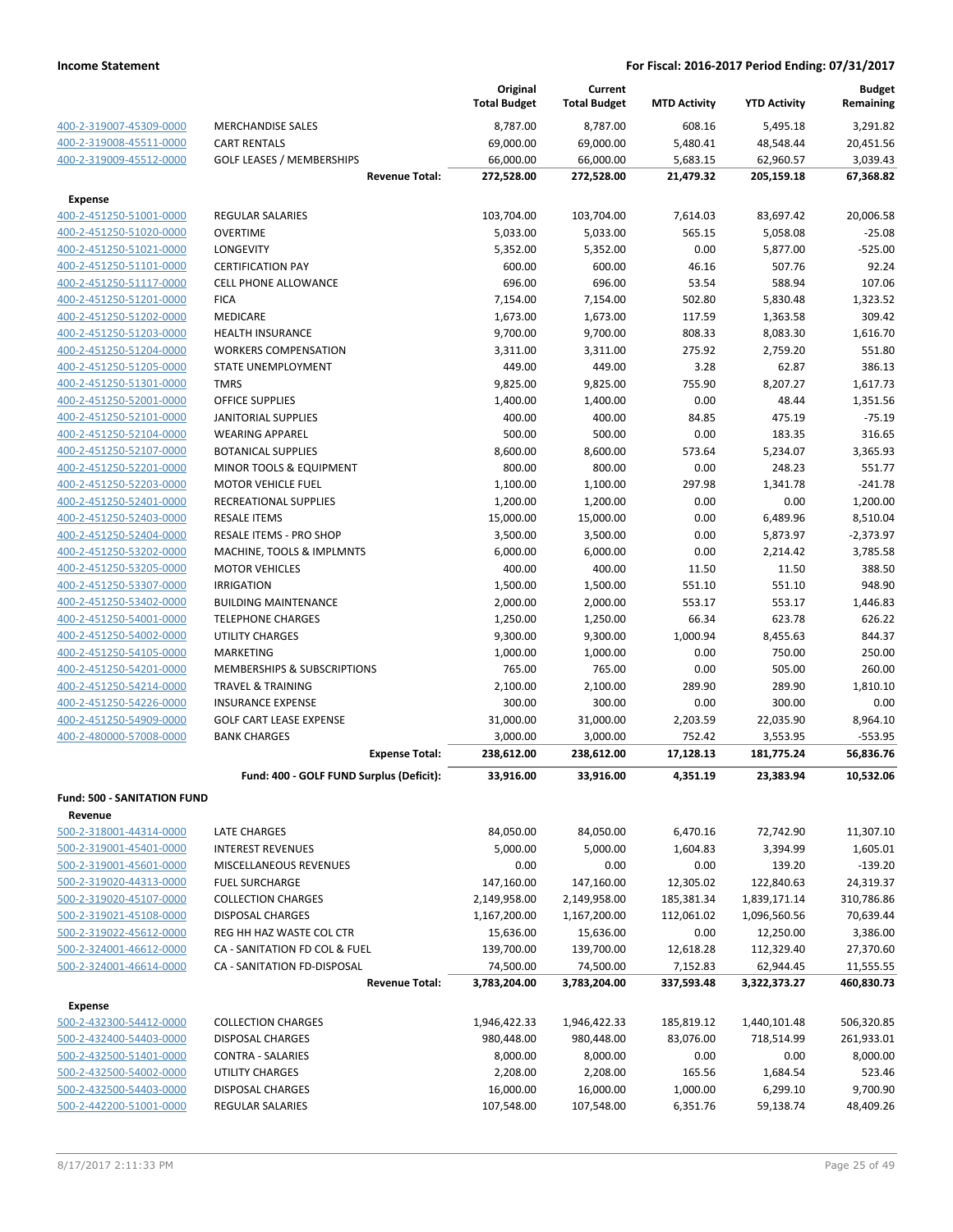**Income Statement** — **For Fiscal: 2016-2017 Period Ending: 07/31/2017**

| | | Original Total Budget | Current Total Budget | MTD Activity | YTD Activity | Budget Remaining |
|---|---|---|---|---|---|---|
| 400-2-319007-45309-0000 | MERCHANDISE SALES | 8,787.00 | 8,787.00 | 608.16 | 5,495.18 | 3,291.82 |
| 400-2-319008-45511-0000 | CART RENTALS | 69,000.00 | 69,000.00 | 5,480.41 | 48,548.44 | 20,451.56 |
| 400-2-319009-45512-0000 | GOLF LEASES / MEMBERSHIPS | 66,000.00 | 66,000.00 | 5,683.15 | 62,960.57 | 3,039.43 |
| | **Revenue Total:** | **272,528.00** | **272,528.00** | **21,479.32** | **205,159.18** | **67,368.82** |
| **Expense** | | | | | | |
| 400-2-451250-51001-0000 | REGULAR SALARIES | 103,704.00 | 103,704.00 | 7,614.03 | 83,697.42 | 20,006.58 |
| 400-2-451250-51020-0000 | OVERTIME | 5,033.00 | 5,033.00 | 565.15 | 5,058.08 | -25.08 |
| 400-2-451250-51021-0000 | LONGEVITY | 5,352.00 | 5,352.00 | 0.00 | 5,877.00 | -525.00 |
| 400-2-451250-51101-0000 | CERTIFICATION PAY | 600.00 | 600.00 | 46.16 | 507.76 | 92.24 |
| 400-2-451250-51117-0000 | CELL PHONE ALLOWANCE | 696.00 | 696.00 | 53.54 | 588.94 | 107.06 |
| 400-2-451250-51201-0000 | FICA | 7,154.00 | 7,154.00 | 502.80 | 5,830.48 | 1,323.52 |
| 400-2-451250-51202-0000 | MEDICARE | 1,673.00 | 1,673.00 | 117.59 | 1,363.58 | 309.42 |
| 400-2-451250-51203-0000 | HEALTH INSURANCE | 9,700.00 | 9,700.00 | 808.33 | 8,083.30 | 1,616.70 |
| 400-2-451250-51204-0000 | WORKERS COMPENSATION | 3,311.00 | 3,311.00 | 275.92 | 2,759.20 | 551.80 |
| 400-2-451250-51205-0000 | STATE UNEMPLOYMENT | 449.00 | 449.00 | 3.28 | 62.87 | 386.13 |
| 400-2-451250-51301-0000 | TMRS | 9,825.00 | 9,825.00 | 755.90 | 8,207.27 | 1,617.73 |
| 400-2-451250-52001-0000 | OFFICE SUPPLIES | 1,400.00 | 1,400.00 | 0.00 | 48.44 | 1,351.56 |
| 400-2-451250-52101-0000 | JANITORIAL SUPPLIES | 400.00 | 400.00 | 84.85 | 475.19 | -75.19 |
| 400-2-451250-52104-0000 | WEARING APPAREL | 500.00 | 500.00 | 0.00 | 183.35 | 316.65 |
| 400-2-451250-52107-0000 | BOTANICAL SUPPLIES | 8,600.00 | 8,600.00 | 573.64 | 5,234.07 | 3,365.93 |
| 400-2-451250-52201-0000 | MINOR TOOLS & EQUIPMENT | 800.00 | 800.00 | 0.00 | 248.23 | 551.77 |
| 400-2-451250-52203-0000 | MOTOR VEHICLE FUEL | 1,100.00 | 1,100.00 | 297.98 | 1,341.78 | -241.78 |
| 400-2-451250-52401-0000 | RECREATIONAL SUPPLIES | 1,200.00 | 1,200.00 | 0.00 | 0.00 | 1,200.00 |
| 400-2-451250-52403-0000 | RESALE ITEMS | 15,000.00 | 15,000.00 | 0.00 | 6,489.96 | 8,510.04 |
| 400-2-451250-52404-0000 | RESALE ITEMS - PRO SHOP | 3,500.00 | 3,500.00 | 0.00 | 5,873.97 | -2,373.97 |
| 400-2-451250-53202-0000 | MACHINE, TOOLS & IMPLMNTS | 6,000.00 | 6,000.00 | 0.00 | 2,214.42 | 3,785.58 |
| 400-2-451250-53205-0000 | MOTOR VEHICLES | 400.00 | 400.00 | 11.50 | 11.50 | 388.50 |
| 400-2-451250-53307-0000 | IRRIGATION | 1,500.00 | 1,500.00 | 551.10 | 551.10 | 948.90 |
| 400-2-451250-53402-0000 | BUILDING MAINTENANCE | 2,000.00 | 2,000.00 | 553.17 | 553.17 | 1,446.83 |
| 400-2-451250-54001-0000 | TELEPHONE CHARGES | 1,250.00 | 1,250.00 | 66.34 | 623.78 | 626.22 |
| 400-2-451250-54002-0000 | UTILITY CHARGES | 9,300.00 | 9,300.00 | 1,000.94 | 8,455.63 | 844.37 |
| 400-2-451250-54105-0000 | MARKETING | 1,000.00 | 1,000.00 | 0.00 | 750.00 | 250.00 |
| 400-2-451250-54201-0000 | MEMBERSHIPS & SUBSCRIPTIONS | 765.00 | 765.00 | 0.00 | 505.00 | 260.00 |
| 400-2-451250-54214-0000 | TRAVEL & TRAINING | 2,100.00 | 2,100.00 | 289.90 | 289.90 | 1,810.10 |
| 400-2-451250-54226-0000 | INSURANCE EXPENSE | 300.00 | 300.00 | 0.00 | 300.00 | 0.00 |
| 400-2-451250-54909-0000 | GOLF CART LEASE EXPENSE | 31,000.00 | 31,000.00 | 2,203.59 | 22,035.90 | 8,964.10 |
| 400-2-480000-57008-0000 | BANK CHARGES | 3,000.00 | 3,000.00 | 752.42 | 3,553.95 | -553.95 |
| | **Expense Total:** | **238,612.00** | **238,612.00** | **17,128.13** | **181,775.24** | **56,836.76** |
| | **Fund: 400 - GOLF FUND Surplus (Deficit):** | **33,916.00** | **33,916.00** | **4,351.19** | **23,383.94** | **10,532.06** |
| **Fund: 500 - SANITATION FUND** | | | | | | |
| **Revenue** | | | | | | |
| 500-2-318001-44314-0000 | LATE CHARGES | 84,050.00 | 84,050.00 | 6,470.16 | 72,742.90 | 11,307.10 |
| 500-2-319001-45401-0000 | INTEREST REVENUES | 5,000.00 | 5,000.00 | 1,604.83 | 3,394.99 | 1,605.01 |
| 500-2-319001-45601-0000 | MISCELLANEOUS REVENUES | 0.00 | 0.00 | 0.00 | 139.20 | -139.20 |
| 500-2-319020-44313-0000 | FUEL SURCHARGE | 147,160.00 | 147,160.00 | 12,305.02 | 122,840.63 | 24,319.37 |
| 500-2-319020-45107-0000 | COLLECTION CHARGES | 2,149,958.00 | 2,149,958.00 | 185,381.34 | 1,839,171.14 | 310,786.86 |
| 500-2-319021-45108-0000 | DISPOSAL CHARGES | 1,167,200.00 | 1,167,200.00 | 112,061.02 | 1,096,560.56 | 70,639.44 |
| 500-2-319022-45612-0000 | REG HH HAZ WASTE COL CTR | 15,636.00 | 15,636.00 | 0.00 | 12,250.00 | 3,386.00 |
| 500-2-324001-46612-0000 | CA - SANITATION FD COL & FUEL | 139,700.00 | 139,700.00 | 12,618.28 | 112,329.40 | 27,370.60 |
| 500-2-324001-46614-0000 | CA - SANITATION FD-DISPOSAL | 74,500.00 | 74,500.00 | 7,152.83 | 62,944.45 | 11,555.55 |
| | **Revenue Total:** | **3,783,204.00** | **3,783,204.00** | **337,593.48** | **3,322,373.27** | **460,830.73** |
| **Expense** | | | | | | |
| 500-2-432300-54412-0000 | COLLECTION CHARGES | 1,946,422.33 | 1,946,422.33 | 185,819.12 | 1,440,101.48 | 506,320.85 |
| 500-2-432400-54403-0000 | DISPOSAL CHARGES | 980,448.00 | 980,448.00 | 83,076.00 | 718,514.99 | 261,933.01 |
| 500-2-432500-51401-0000 | CONTRA - SALARIES | 8,000.00 | 8,000.00 | 0.00 | 0.00 | 8,000.00 |
| 500-2-432500-54002-0000 | UTILITY CHARGES | 2,208.00 | 2,208.00 | 165.56 | 1,684.54 | 523.46 |
| 500-2-432500-54403-0000 | DISPOSAL CHARGES | 16,000.00 | 16,000.00 | 1,000.00 | 6,299.10 | 9,700.90 |
| 500-2-442200-51001-0000 | REGULAR SALARIES | 107,548.00 | 107,548.00 | 6,351.76 | 59,138.74 | 48,409.26 |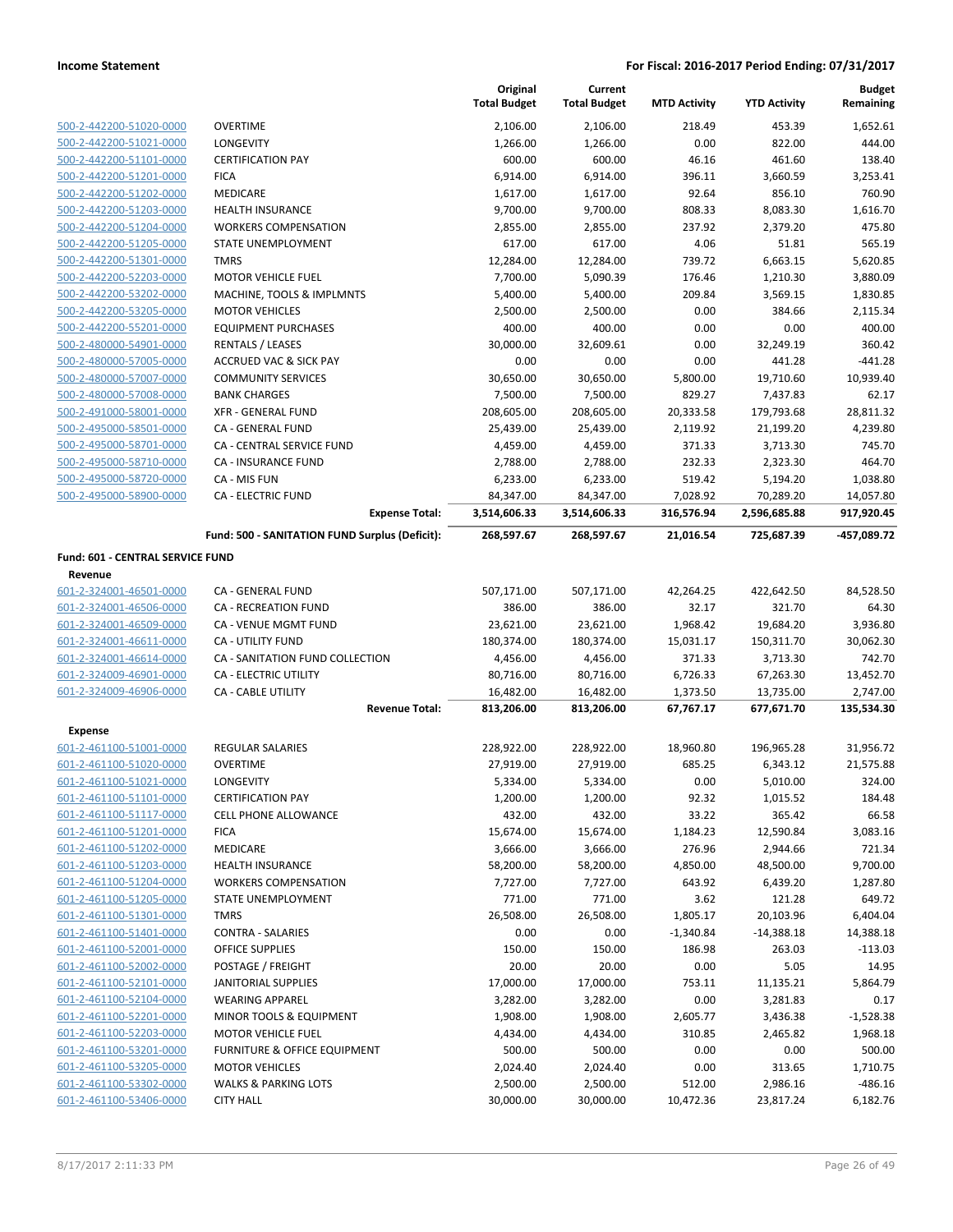| | | Original Total Budget | Current Total Budget | MTD Activity | YTD Activity | Budget Remaining |
|---|---|---|---|---|---|---|
| 500-2-442200-51020-0000 | OVERTIME | 2,106.00 | 2,106.00 | 218.49 | 453.39 | 1,652.61 |
| 500-2-442200-51021-0000 | LONGEVITY | 1,266.00 | 1,266.00 | 0.00 | 822.00 | 444.00 |
| 500-2-442200-51101-0000 | CERTIFICATION PAY | 600.00 | 600.00 | 46.16 | 461.60 | 138.40 |
| 500-2-442200-51201-0000 | FICA | 6,914.00 | 6,914.00 | 396.11 | 3,660.59 | 3,253.41 |
| 500-2-442200-51202-0000 | MEDICARE | 1,617.00 | 1,617.00 | 92.64 | 856.10 | 760.90 |
| 500-2-442200-51203-0000 | HEALTH INSURANCE | 9,700.00 | 9,700.00 | 808.33 | 8,083.30 | 1,616.70 |
| 500-2-442200-51204-0000 | WORKERS COMPENSATION | 2,855.00 | 2,855.00 | 237.92 | 2,379.20 | 475.80 |
| 500-2-442200-51205-0000 | STATE UNEMPLOYMENT | 617.00 | 617.00 | 4.06 | 51.81 | 565.19 |
| 500-2-442200-51301-0000 | TMRS | 12,284.00 | 12,284.00 | 739.72 | 6,663.15 | 5,620.85 |
| 500-2-442200-52203-0000 | MOTOR VEHICLE FUEL | 7,700.00 | 5,090.39 | 176.46 | 1,210.30 | 3,880.09 |
| 500-2-442200-53202-0000 | MACHINE, TOOLS & IMPLMNTS | 5,400.00 | 5,400.00 | 209.84 | 3,569.15 | 1,830.85 |
| 500-2-442200-53205-0000 | MOTOR VEHICLES | 2,500.00 | 2,500.00 | 0.00 | 384.66 | 2,115.34 |
| 500-2-442200-55201-0000 | EQUIPMENT PURCHASES | 400.00 | 400.00 | 0.00 | 0.00 | 400.00 |
| 500-2-480000-54901-0000 | RENTALS / LEASES | 30,000.00 | 32,609.61 | 0.00 | 32,249.19 | 360.42 |
| 500-2-480000-57005-0000 | ACCRUED VAC & SICK PAY | 0.00 | 0.00 | 0.00 | 441.28 | -441.28 |
| 500-2-480000-57007-0000 | COMMUNITY SERVICES | 30,650.00 | 30,650.00 | 5,800.00 | 19,710.60 | 10,939.40 |
| 500-2-480000-57008-0000 | BANK CHARGES | 7,500.00 | 7,500.00 | 829.27 | 7,437.83 | 62.17 |
| 500-2-491000-58001-0000 | XFR - GENERAL FUND | 208,605.00 | 208,605.00 | 20,333.58 | 179,793.68 | 28,811.32 |
| 500-2-495000-58501-0000 | CA - GENERAL FUND | 25,439.00 | 25,439.00 | 2,119.92 | 21,199.20 | 4,239.80 |
| 500-2-495000-58701-0000 | CA - CENTRAL SERVICE FUND | 4,459.00 | 4,459.00 | 371.33 | 3,713.30 | 745.70 |
| 500-2-495000-58710-0000 | CA - INSURANCE FUND | 2,788.00 | 2,788.00 | 232.33 | 2,323.30 | 464.70 |
| 500-2-495000-58720-0000 | CA - MIS FUN | 6,233.00 | 6,233.00 | 519.42 | 5,194.20 | 1,038.80 |
| 500-2-495000-58900-0000 | CA - ELECTRIC FUND | 84,347.00 | 84,347.00 | 7,028.92 | 70,289.20 | 14,057.80 |
| | **Expense Total:** | **3,514,606.33** | **3,514,606.33** | **316,576.94** | **2,596,685.88** | **917,920.45** |
| | **Fund: 500 - SANITATION FUND Surplus (Deficit):** | **268,597.67** | **268,597.67** | **21,016.54** | **725,687.39** | **-457,089.72** |

**Fund: 601 - CENTRAL SERVICE FUND**

**Revenue**

| | | Original Total Budget | Current Total Budget | MTD Activity | YTD Activity | Budget Remaining |
|---|---|---|---|---|---|---|
| 601-2-324001-46501-0000 | CA - GENERAL FUND | 507,171.00 | 507,171.00 | 42,264.25 | 422,642.50 | 84,528.50 |
| 601-2-324001-46506-0000 | CA - RECREATION FUND | 386.00 | 386.00 | 32.17 | 321.70 | 64.30 |
| 601-2-324001-46509-0000 | CA - VENUE MGMT FUND | 23,621.00 | 23,621.00 | 1,968.42 | 19,684.20 | 3,936.80 |
| 601-2-324001-46611-0000 | CA - UTILITY FUND | 180,374.00 | 180,374.00 | 15,031.17 | 150,311.70 | 30,062.30 |
| 601-2-324001-46614-0000 | CA - SANITATION FUND COLLECTION | 4,456.00 | 4,456.00 | 371.33 | 3,713.30 | 742.70 |
| 601-2-324009-46901-0000 | CA - ELECTRIC UTILITY | 80,716.00 | 80,716.00 | 6,726.33 | 67,263.30 | 13,452.70 |
| 601-2-324009-46906-0000 | CA - CABLE UTILITY | 16,482.00 | 16,482.00 | 1,373.50 | 13,735.00 | 2,747.00 |
| | **Revenue Total:** | **813,206.00** | **813,206.00** | **67,767.17** | **677,671.70** | **135,534.30** |

**Expense**

| | | Original Total Budget | Current Total Budget | MTD Activity | YTD Activity | Budget Remaining |
|---|---|---|---|---|---|---|
| 601-2-461100-51001-0000 | REGULAR SALARIES | 228,922.00 | 228,922.00 | 18,960.80 | 196,965.28 | 31,956.72 |
| 601-2-461100-51020-0000 | OVERTIME | 27,919.00 | 27,919.00 | 685.25 | 6,343.12 | 21,575.88 |
| 601-2-461100-51021-0000 | LONGEVITY | 5,334.00 | 5,334.00 | 0.00 | 5,010.00 | 324.00 |
| 601-2-461100-51101-0000 | CERTIFICATION PAY | 1,200.00 | 1,200.00 | 92.32 | 1,015.52 | 184.48 |
| 601-2-461100-51117-0000 | CELL PHONE ALLOWANCE | 432.00 | 432.00 | 33.22 | 365.42 | 66.58 |
| 601-2-461100-51201-0000 | FICA | 15,674.00 | 15,674.00 | 1,184.23 | 12,590.84 | 3,083.16 |
| 601-2-461100-51202-0000 | MEDICARE | 3,666.00 | 3,666.00 | 276.96 | 2,944.66 | 721.34 |
| 601-2-461100-51203-0000 | HEALTH INSURANCE | 58,200.00 | 58,200.00 | 4,850.00 | 48,500.00 | 9,700.00 |
| 601-2-461100-51204-0000 | WORKERS COMPENSATION | 7,727.00 | 7,727.00 | 643.92 | 6,439.20 | 1,287.80 |
| 601-2-461100-51205-0000 | STATE UNEMPLOYMENT | 771.00 | 771.00 | 3.62 | 121.28 | 649.72 |
| 601-2-461100-51301-0000 | TMRS | 26,508.00 | 26,508.00 | 1,805.17 | 20,103.96 | 6,404.04 |
| 601-2-461100-51401-0000 | CONTRA - SALARIES | 0.00 | 0.00 | -1,340.84 | -14,388.18 | 14,388.18 |
| 601-2-461100-52001-0000 | OFFICE SUPPLIES | 150.00 | 150.00 | 186.98 | 263.03 | -113.03 |
| 601-2-461100-52002-0000 | POSTAGE / FREIGHT | 20.00 | 20.00 | 0.00 | 5.05 | 14.95 |
| 601-2-461100-52101-0000 | JANITORIAL SUPPLIES | 17,000.00 | 17,000.00 | 753.11 | 11,135.21 | 5,864.79 |
| 601-2-461100-52104-0000 | WEARING APPAREL | 3,282.00 | 3,282.00 | 0.00 | 3,281.83 | 0.17 |
| 601-2-461100-52201-0000 | MINOR TOOLS & EQUIPMENT | 1,908.00 | 1,908.00 | 2,605.77 | 3,436.38 | -1,528.38 |
| 601-2-461100-52203-0000 | MOTOR VEHICLE FUEL | 4,434.00 | 4,434.00 | 310.85 | 2,465.82 | 1,968.18 |
| 601-2-461100-53201-0000 | FURNITURE & OFFICE EQUIPMENT | 500.00 | 500.00 | 0.00 | 0.00 | 500.00 |
| 601-2-461100-53205-0000 | MOTOR VEHICLES | 2,024.40 | 2,024.40 | 0.00 | 313.65 | 1,710.75 |
| 601-2-461100-53302-0000 | WALKS & PARKING LOTS | 2,500.00 | 2,500.00 | 512.00 | 2,986.16 | -486.16 |
| 601-2-461100-53406-0000 | CITY HALL | 30,000.00 | 30,000.00 | 10,472.36 | 23,817.24 | 6,182.76 |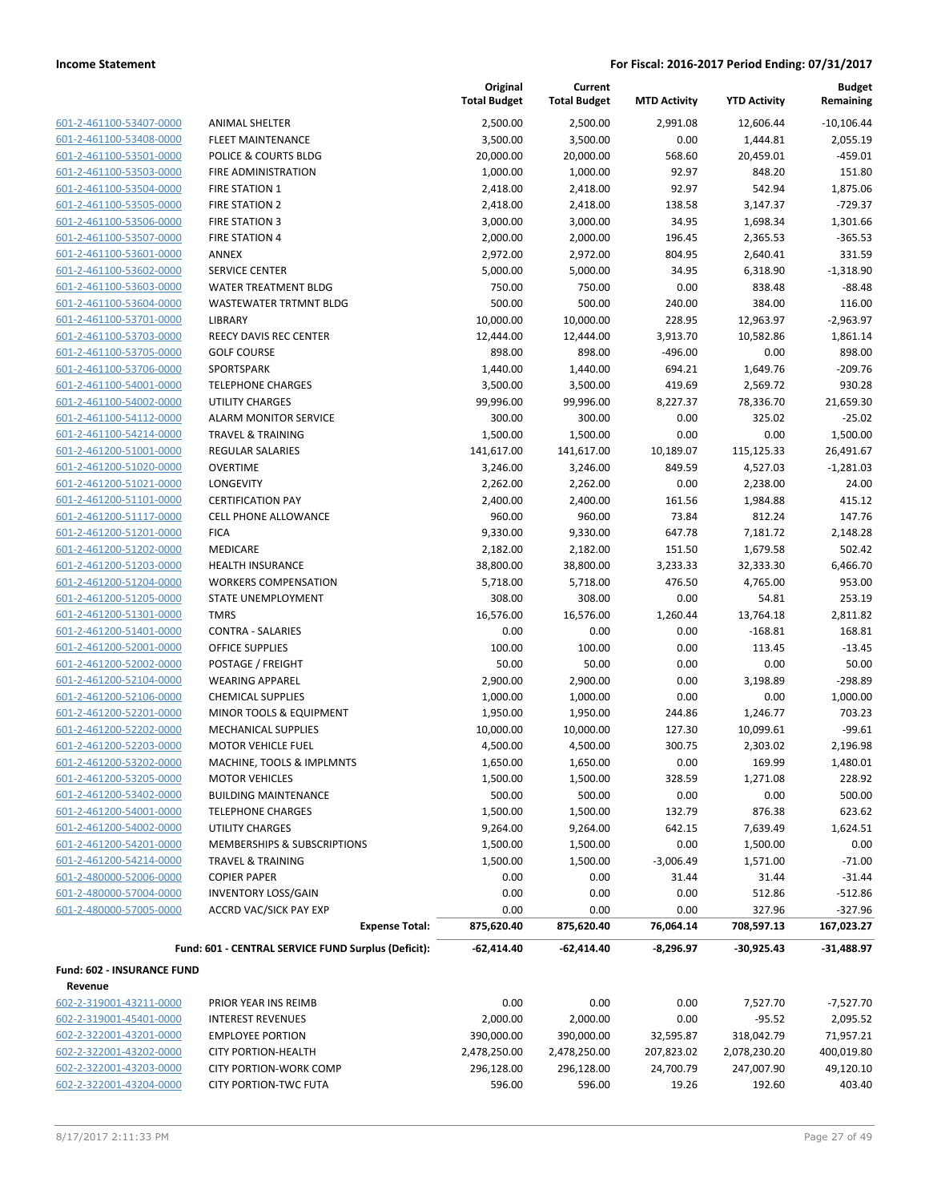| | | Original Total Budget | Current Total Budget | MTD Activity | YTD Activity | Budget Remaining |
|---|---|---|---|---|---|---|
| 601-2-461100-53407-0000 | ANIMAL SHELTER | 2,500.00 | 2,500.00 | 2,991.08 | 12,606.44 | -10,106.44 |
| 601-2-461100-53408-0000 | FLEET MAINTENANCE | 3,500.00 | 3,500.00 | 0.00 | 1,444.81 | 2,055.19 |
| 601-2-461100-53501-0000 | POLICE & COURTS BLDG | 20,000.00 | 20,000.00 | 568.60 | 20,459.01 | -459.01 |
| 601-2-461100-53503-0000 | FIRE ADMINISTRATION | 1,000.00 | 1,000.00 | 92.97 | 848.20 | 151.80 |
| 601-2-461100-53504-0000 | FIRE STATION 1 | 2,418.00 | 2,418.00 | 92.97 | 542.94 | 1,875.06 |
| 601-2-461100-53505-0000 | FIRE STATION 2 | 2,418.00 | 2,418.00 | 138.58 | 3,147.37 | -729.37 |
| 601-2-461100-53506-0000 | FIRE STATION 3 | 3,000.00 | 3,000.00 | 34.95 | 1,698.34 | 1,301.66 |
| 601-2-461100-53507-0000 | FIRE STATION 4 | 2,000.00 | 2,000.00 | 196.45 | 2,365.53 | -365.53 |
| 601-2-461100-53601-0000 | ANNEX | 2,972.00 | 2,972.00 | 804.95 | 2,640.41 | 331.59 |
| 601-2-461100-53602-0000 | SERVICE CENTER | 5,000.00 | 5,000.00 | 34.95 | 6,318.90 | -1,318.90 |
| 601-2-461100-53603-0000 | WATER TREATMENT BLDG | 750.00 | 750.00 | 0.00 | 838.48 | -88.48 |
| 601-2-461100-53604-0000 | WASTEWATER TRTMNT BLDG | 500.00 | 500.00 | 240.00 | 384.00 | 116.00 |
| 601-2-461100-53701-0000 | LIBRARY | 10,000.00 | 10,000.00 | 228.95 | 12,963.97 | -2,963.97 |
| 601-2-461100-53703-0000 | REECY DAVIS REC CENTER | 12,444.00 | 12,444.00 | 3,913.70 | 10,582.86 | 1,861.14 |
| 601-2-461100-53705-0000 | GOLF COURSE | 898.00 | 898.00 | -496.00 | 0.00 | 898.00 |
| 601-2-461100-53706-0000 | SPORTSPARK | 1,440.00 | 1,440.00 | 694.21 | 1,649.76 | -209.76 |
| 601-2-461100-54001-0000 | TELEPHONE CHARGES | 3,500.00 | 3,500.00 | 419.69 | 2,569.72 | 930.28 |
| 601-2-461100-54002-0000 | UTILITY CHARGES | 99,996.00 | 99,996.00 | 8,227.37 | 78,336.70 | 21,659.30 |
| 601-2-461100-54112-0000 | ALARM MONITOR SERVICE | 300.00 | 300.00 | 0.00 | 325.02 | -25.02 |
| 601-2-461100-54214-0000 | TRAVEL & TRAINING | 1,500.00 | 1,500.00 | 0.00 | 0.00 | 1,500.00 |
| 601-2-461200-51001-0000 | REGULAR SALARIES | 141,617.00 | 141,617.00 | 10,189.07 | 115,125.33 | 26,491.67 |
| 601-2-461200-51020-0000 | OVERTIME | 3,246.00 | 3,246.00 | 849.59 | 4,527.03 | -1,281.03 |
| 601-2-461200-51021-0000 | LONGEVITY | 2,262.00 | 2,262.00 | 0.00 | 2,238.00 | 24.00 |
| 601-2-461200-51101-0000 | CERTIFICATION PAY | 2,400.00 | 2,400.00 | 161.56 | 1,984.88 | 415.12 |
| 601-2-461200-51117-0000 | CELL PHONE ALLOWANCE | 960.00 | 960.00 | 73.84 | 812.24 | 147.76 |
| 601-2-461200-51201-0000 | FICA | 9,330.00 | 9,330.00 | 647.78 | 7,181.72 | 2,148.28 |
| 601-2-461200-51202-0000 | MEDICARE | 2,182.00 | 2,182.00 | 151.50 | 1,679.58 | 502.42 |
| 601-2-461200-51203-0000 | HEALTH INSURANCE | 38,800.00 | 38,800.00 | 3,233.33 | 32,333.30 | 6,466.70 |
| 601-2-461200-51204-0000 | WORKERS COMPENSATION | 5,718.00 | 5,718.00 | 476.50 | 4,765.00 | 953.00 |
| 601-2-461200-51205-0000 | STATE UNEMPLOYMENT | 308.00 | 308.00 | 0.00 | 54.81 | 253.19 |
| 601-2-461200-51301-0000 | TMRS | 16,576.00 | 16,576.00 | 1,260.44 | 13,764.18 | 2,811.82 |
| 601-2-461200-51401-0000 | CONTRA - SALARIES | 0.00 | 0.00 | 0.00 | -168.81 | 168.81 |
| 601-2-461200-52001-0000 | OFFICE SUPPLIES | 100.00 | 100.00 | 0.00 | 113.45 | -13.45 |
| 601-2-461200-52002-0000 | POSTAGE / FREIGHT | 50.00 | 50.00 | 0.00 | 0.00 | 50.00 |
| 601-2-461200-52104-0000 | WEARING APPAREL | 2,900.00 | 2,900.00 | 0.00 | 3,198.89 | -298.89 |
| 601-2-461200-52106-0000 | CHEMICAL SUPPLIES | 1,000.00 | 1,000.00 | 0.00 | 0.00 | 1,000.00 |
| 601-2-461200-52201-0000 | MINOR TOOLS & EQUIPMENT | 1,950.00 | 1,950.00 | 244.86 | 1,246.77 | 703.23 |
| 601-2-461200-52202-0000 | MECHANICAL SUPPLIES | 10,000.00 | 10,000.00 | 127.30 | 10,099.61 | -99.61 |
| 601-2-461200-52203-0000 | MOTOR VEHICLE FUEL | 4,500.00 | 4,500.00 | 300.75 | 2,303.02 | 2,196.98 |
| 601-2-461200-53202-0000 | MACHINE, TOOLS & IMPLMNTS | 1,650.00 | 1,650.00 | 0.00 | 169.99 | 1,480.01 |
| 601-2-461200-53205-0000 | MOTOR VEHICLES | 1,500.00 | 1,500.00 | 328.59 | 1,271.08 | 228.92 |
| 601-2-461200-53402-0000 | BUILDING MAINTENANCE | 500.00 | 500.00 | 0.00 | 0.00 | 500.00 |
| 601-2-461200-54001-0000 | TELEPHONE CHARGES | 1,500.00 | 1,500.00 | 132.79 | 876.38 | 623.62 |
| 601-2-461200-54002-0000 | UTILITY CHARGES | 9,264.00 | 9,264.00 | 642.15 | 7,639.49 | 1,624.51 |
| 601-2-461200-54201-0000 | MEMBERSHIPS & SUBSCRIPTIONS | 1,500.00 | 1,500.00 | 0.00 | 1,500.00 | 0.00 |
| 601-2-461200-54214-0000 | TRAVEL & TRAINING | 1,500.00 | 1,500.00 | -3,006.49 | 1,571.00 | -71.00 |
| 601-2-480000-52006-0000 | COPIER PAPER | 0.00 | 0.00 | 31.44 | 31.44 | -31.44 |
| 601-2-480000-57004-0000 | INVENTORY LOSS/GAIN | 0.00 | 0.00 | 0.00 | 512.86 | -512.86 |
| 601-2-480000-57005-0000 | ACCRD VAC/SICK PAY EXP | 0.00 | 0.00 | 0.00 | 327.96 | -327.96 |
| | **Expense Total:** | **875,620.40** | **875,620.40** | **76,064.14** | **708,597.13** | **167,023.27** |
| | **Fund: 601 - CENTRAL SERVICE FUND Surplus (Deficit):** | **-62,414.40** | **-62,414.40** | **-8,296.97** | **-30,925.43** | **-31,488.97** |

**Fund: 602 - INSURANCE FUND**

**Revenue**

| | | Original Total Budget | Current Total Budget | MTD Activity | YTD Activity | Budget Remaining |
|---|---|---|---|---|---|---|
| 602-2-319001-43211-0000 | PRIOR YEAR INS REIMB | 0.00 | 0.00 | 0.00 | 7,527.70 | -7,527.70 |
| 602-2-319001-45401-0000 | INTEREST REVENUES | 2,000.00 | 2,000.00 | 0.00 | -95.52 | 2,095.52 |
| 602-2-322001-43201-0000 | EMPLOYEE PORTION | 390,000.00 | 390,000.00 | 32,595.87 | 318,042.79 | 71,957.21 |
| 602-2-322001-43202-0000 | CITY PORTION-HEALTH | 2,478,250.00 | 2,478,250.00 | 207,823.02 | 2,078,230.20 | 400,019.80 |
| 602-2-322001-43203-0000 | CITY PORTION-WORK COMP | 296,128.00 | 296,128.00 | 24,700.79 | 247,007.90 | 49,120.10 |
| 602-2-322001-43204-0000 | CITY PORTION-TWC FUTA | 596.00 | 596.00 | 19.26 | 192.60 | 403.40 |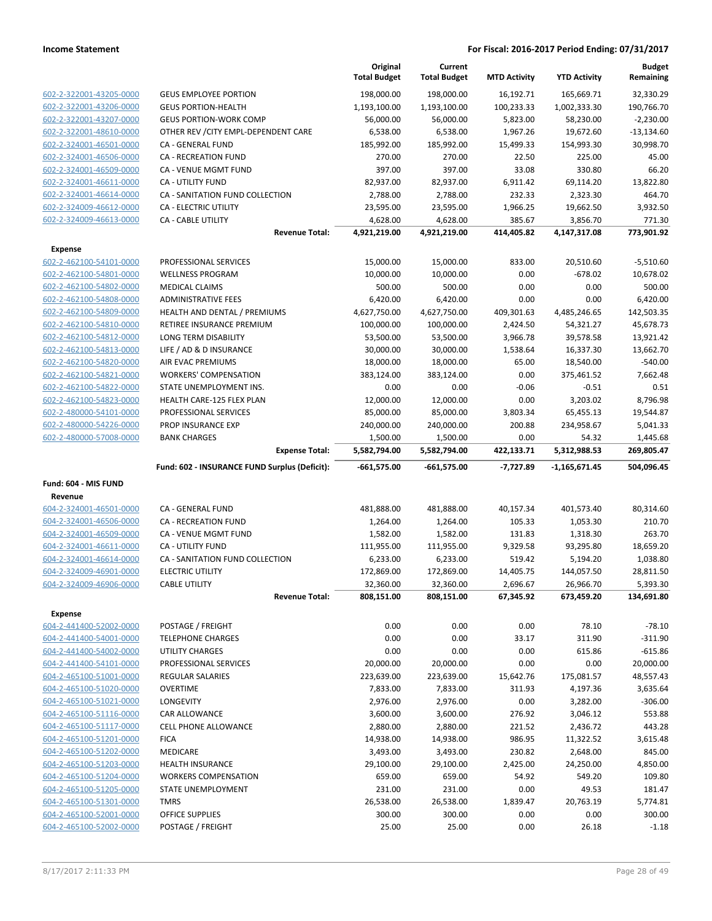**Income Statement** — **For Fiscal: 2016-2017 Period Ending: 07/31/2017**

| | | Original Total Budget | Current Total Budget | MTD Activity | YTD Activity | Budget Remaining |
|---|---|---|---|---|---|---|
| 602-2-322001-43205-0000 | GEUS EMPLOYEE PORTION | 198,000.00 | 198,000.00 | 16,192.71 | 165,669.71 | 32,330.29 |
| 602-2-322001-43206-0000 | GEUS PORTION-HEALTH | 1,193,100.00 | 1,193,100.00 | 100,233.33 | 1,002,333.30 | 190,766.70 |
| 602-2-322001-43207-0000 | GEUS PORTION-WORK COMP | 56,000.00 | 56,000.00 | 5,823.00 | 58,230.00 | -2,230.00 |
| 602-2-322001-48610-0000 | OTHER REV /CITY EMPL-DEPENDENT CARE | 6,538.00 | 6,538.00 | 1,967.26 | 19,672.60 | -13,134.60 |
| 602-2-324001-46501-0000 | CA - GENERAL FUND | 185,992.00 | 185,992.00 | 15,499.33 | 154,993.30 | 30,998.70 |
| 602-2-324001-46506-0000 | CA - RECREATION FUND | 270.00 | 270.00 | 22.50 | 225.00 | 45.00 |
| 602-2-324001-46509-0000 | CA - VENUE MGMT FUND | 397.00 | 397.00 | 33.08 | 330.80 | 66.20 |
| 602-2-324001-46611-0000 | CA - UTILITY FUND | 82,937.00 | 82,937.00 | 6,911.42 | 69,114.20 | 13,822.80 |
| 602-2-324001-46614-0000 | CA - SANITATION FUND COLLECTION | 2,788.00 | 2,788.00 | 232.33 | 2,323.30 | 464.70 |
| 602-2-324009-46612-0000 | CA - ELECTRIC UTILITY | 23,595.00 | 23,595.00 | 1,966.25 | 19,662.50 | 3,932.50 |
| 602-2-324009-46613-0000 | CA - CABLE UTILITY | 4,628.00 | 4,628.00 | 385.67 | 3,856.70 | 771.30 |
| | **Revenue Total:** | **4,921,219.00** | **4,921,219.00** | **414,405.82** | **4,147,317.08** | **773,901.92** |
| **Expense** | | | | | | |
| 602-2-462100-54101-0000 | PROFESSIONAL SERVICES | 15,000.00 | 15,000.00 | 833.00 | 20,510.60 | -5,510.60 |
| 602-2-462100-54801-0000 | WELLNESS PROGRAM | 10,000.00 | 10,000.00 | 0.00 | -678.02 | 10,678.02 |
| 602-2-462100-54802-0000 | MEDICAL CLAIMS | 500.00 | 500.00 | 0.00 | 0.00 | 500.00 |
| 602-2-462100-54808-0000 | ADMINISTRATIVE FEES | 6,420.00 | 6,420.00 | 0.00 | 0.00 | 6,420.00 |
| 602-2-462100-54809-0000 | HEALTH AND DENTAL / PREMIUMS | 4,627,750.00 | 4,627,750.00 | 409,301.63 | 4,485,246.65 | 142,503.35 |
| 602-2-462100-54810-0000 | RETIREE INSURANCE PREMIUM | 100,000.00 | 100,000.00 | 2,424.50 | 54,321.27 | 45,678.73 |
| 602-2-462100-54812-0000 | LONG TERM DISABILITY | 53,500.00 | 53,500.00 | 3,966.78 | 39,578.58 | 13,921.42 |
| 602-2-462100-54813-0000 | LIFE / AD & D INSURANCE | 30,000.00 | 30,000.00 | 1,538.64 | 16,337.30 | 13,662.70 |
| 602-2-462100-54820-0000 | AIR EVAC PREMIUMS | 18,000.00 | 18,000.00 | 65.00 | 18,540.00 | -540.00 |
| 602-2-462100-54821-0000 | WORKERS' COMPENSATION | 383,124.00 | 383,124.00 | 0.00 | 375,461.52 | 7,662.48 |
| 602-2-462100-54822-0000 | STATE UNEMPLOYMENT INS. | 0.00 | 0.00 | -0.06 | -0.51 | 0.51 |
| 602-2-462100-54823-0000 | HEALTH CARE-125 FLEX PLAN | 12,000.00 | 12,000.00 | 0.00 | 3,203.02 | 8,796.98 |
| 602-2-480000-54101-0000 | PROFESSIONAL SERVICES | 85,000.00 | 85,000.00 | 3,803.34 | 65,455.13 | 19,544.87 |
| 602-2-480000-54226-0000 | PROP INSURANCE EXP | 240,000.00 | 240,000.00 | 200.88 | 234,958.67 | 5,041.33 |
| 602-2-480000-57008-0000 | BANK CHARGES | 1,500.00 | 1,500.00 | 0.00 | 54.32 | 1,445.68 |
| | **Expense Total:** | **5,582,794.00** | **5,582,794.00** | **422,133.71** | **5,312,988.53** | **269,805.47** |
| | **Fund: 602 - INSURANCE FUND Surplus (Deficit):** | **-661,575.00** | **-661,575.00** | **-7,727.89** | **-1,165,671.45** | **504,096.45** |
| **Fund: 604 - MIS FUND** | | | | | | |
| **Revenue** | | | | | | |
| 604-2-324001-46501-0000 | CA - GENERAL FUND | 481,888.00 | 481,888.00 | 40,157.34 | 401,573.40 | 80,314.60 |
| 604-2-324001-46506-0000 | CA - RECREATION FUND | 1,264.00 | 1,264.00 | 105.33 | 1,053.30 | 210.70 |
| 604-2-324001-46509-0000 | CA - VENUE MGMT FUND | 1,582.00 | 1,582.00 | 131.83 | 1,318.30 | 263.70 |
| 604-2-324001-46611-0000 | CA - UTILITY FUND | 111,955.00 | 111,955.00 | 9,329.58 | 93,295.80 | 18,659.20 |
| 604-2-324001-46614-0000 | CA - SANITATION FUND COLLECTION | 6,233.00 | 6,233.00 | 519.42 | 5,194.20 | 1,038.80 |
| 604-2-324009-46901-0000 | ELECTRIC UTILITY | 172,869.00 | 172,869.00 | 14,405.75 | 144,057.50 | 28,811.50 |
| 604-2-324009-46906-0000 | CABLE UTILITY | 32,360.00 | 32,360.00 | 2,696.67 | 26,966.70 | 5,393.30 |
| | **Revenue Total:** | **808,151.00** | **808,151.00** | **67,345.92** | **673,459.20** | **134,691.80** |
| **Expense** | | | | | | |
| 604-2-441400-52002-0000 | POSTAGE / FREIGHT | 0.00 | 0.00 | 0.00 | 78.10 | -78.10 |
| 604-2-441400-54001-0000 | TELEPHONE CHARGES | 0.00 | 0.00 | 33.17 | 311.90 | -311.90 |
| 604-2-441400-54002-0000 | UTILITY CHARGES | 0.00 | 0.00 | 0.00 | 615.86 | -615.86 |
| 604-2-441400-54101-0000 | PROFESSIONAL SERVICES | 20,000.00 | 20,000.00 | 0.00 | 0.00 | 20,000.00 |
| 604-2-465100-51001-0000 | REGULAR SALARIES | 223,639.00 | 223,639.00 | 15,642.76 | 175,081.57 | 48,557.43 |
| 604-2-465100-51020-0000 | OVERTIME | 7,833.00 | 7,833.00 | 311.93 | 4,197.36 | 3,635.64 |
| 604-2-465100-51021-0000 | LONGEVITY | 2,976.00 | 2,976.00 | 0.00 | 3,282.00 | -306.00 |
| 604-2-465100-51116-0000 | CAR ALLOWANCE | 3,600.00 | 3,600.00 | 276.92 | 3,046.12 | 553.88 |
| 604-2-465100-51117-0000 | CELL PHONE ALLOWANCE | 2,880.00 | 2,880.00 | 221.52 | 2,436.72 | 443.28 |
| 604-2-465100-51201-0000 | FICA | 14,938.00 | 14,938.00 | 986.95 | 11,322.52 | 3,615.48 |
| 604-2-465100-51202-0000 | MEDICARE | 3,493.00 | 3,493.00 | 230.82 | 2,648.00 | 845.00 |
| 604-2-465100-51203-0000 | HEALTH INSURANCE | 29,100.00 | 29,100.00 | 2,425.00 | 24,250.00 | 4,850.00 |
| 604-2-465100-51204-0000 | WORKERS COMPENSATION | 659.00 | 659.00 | 54.92 | 549.20 | 109.80 |
| 604-2-465100-51205-0000 | STATE UNEMPLOYMENT | 231.00 | 231.00 | 0.00 | 49.53 | 181.47 |
| 604-2-465100-51301-0000 | TMRS | 26,538.00 | 26,538.00 | 1,839.47 | 20,763.19 | 5,774.81 |
| 604-2-465100-52001-0000 | OFFICE SUPPLIES | 300.00 | 300.00 | 0.00 | 0.00 | 300.00 |
| 604-2-465100-52002-0000 | POSTAGE / FREIGHT | 25.00 | 25.00 | 0.00 | 26.18 | -1.18 |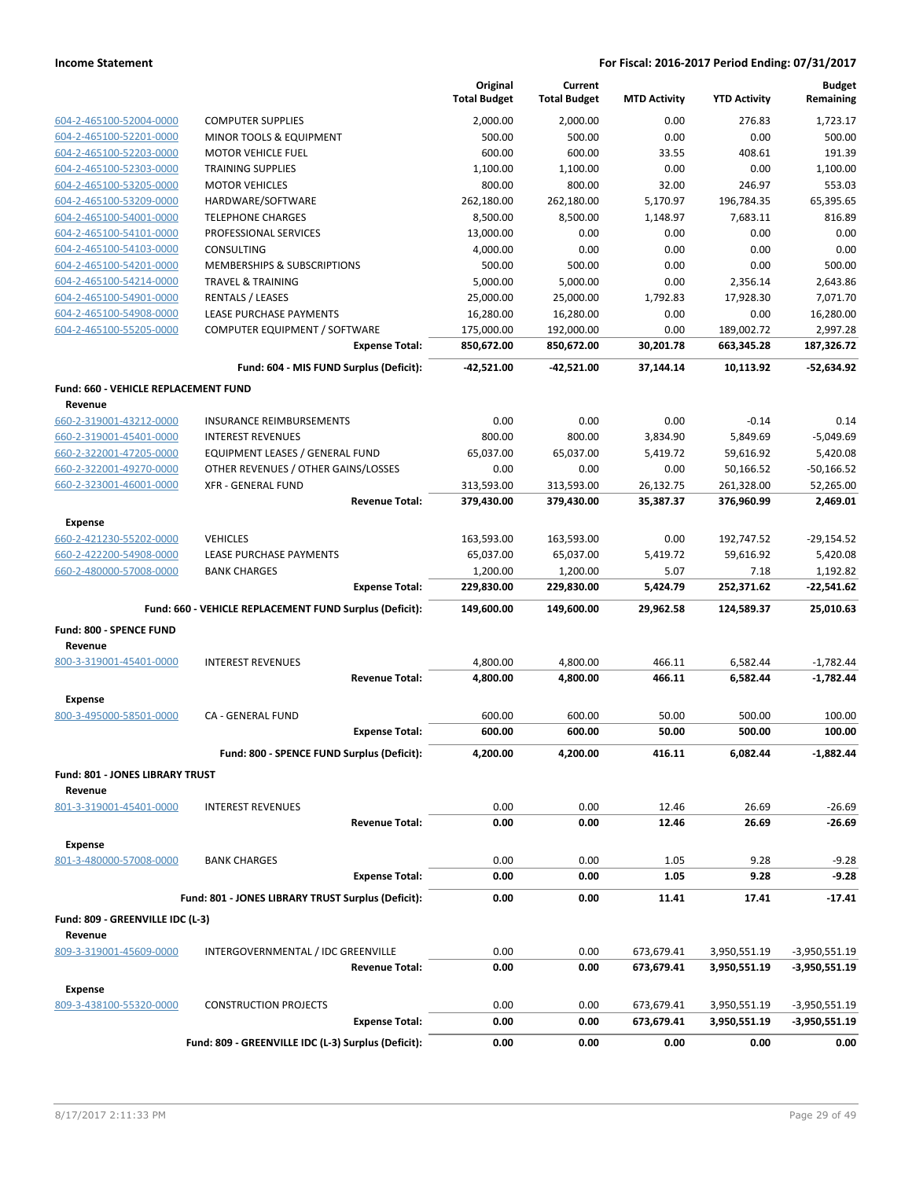**Income Statement** — For Fiscal: 2016-2017 Period Ending: 07/31/2017

| | | Original Total Budget | Current Total Budget | MTD Activity | YTD Activity | Budget Remaining |
|---|---|---|---|---|---|---|
| 604-2-465100-52004-0000 | COMPUTER SUPPLIES | 2,000.00 | 2,000.00 | 0.00 | 276.83 | 1,723.17 |
| 604-2-465100-52201-0000 | MINOR TOOLS & EQUIPMENT | 500.00 | 500.00 | 0.00 | 0.00 | 500.00 |
| 604-2-465100-52203-0000 | MOTOR VEHICLE FUEL | 600.00 | 600.00 | 33.55 | 408.61 | 191.39 |
| 604-2-465100-52303-0000 | TRAINING SUPPLIES | 1,100.00 | 1,100.00 | 0.00 | 0.00 | 1,100.00 |
| 604-2-465100-53205-0000 | MOTOR VEHICLES | 800.00 | 800.00 | 32.00 | 246.97 | 553.03 |
| 604-2-465100-53209-0000 | HARDWARE/SOFTWARE | 262,180.00 | 262,180.00 | 5,170.97 | 196,784.35 | 65,395.65 |
| 604-2-465100-54001-0000 | TELEPHONE CHARGES | 8,500.00 | 8,500.00 | 1,148.97 | 7,683.11 | 816.89 |
| 604-2-465100-54101-0000 | PROFESSIONAL SERVICES | 13,000.00 | 0.00 | 0.00 | 0.00 | 0.00 |
| 604-2-465100-54103-0000 | CONSULTING | 4,000.00 | 0.00 | 0.00 | 0.00 | 0.00 |
| 604-2-465100-54201-0000 | MEMBERSHIPS & SUBSCRIPTIONS | 500.00 | 500.00 | 0.00 | 0.00 | 500.00 |
| 604-2-465100-54214-0000 | TRAVEL & TRAINING | 5,000.00 | 5,000.00 | 0.00 | 2,356.14 | 2,643.86 |
| 604-2-465100-54901-0000 | RENTALS / LEASES | 25,000.00 | 25,000.00 | 1,792.83 | 17,928.30 | 7,071.70 |
| 604-2-465100-54908-0000 | LEASE PURCHASE PAYMENTS | 16,280.00 | 16,280.00 | 0.00 | 0.00 | 16,280.00 |
| 604-2-465100-55205-0000 | COMPUTER EQUIPMENT / SOFTWARE | 175,000.00 | 192,000.00 | 0.00 | 189,002.72 | 2,997.28 |
| | **Expense Total:** | **850,672.00** | **850,672.00** | **30,201.78** | **663,345.28** | **187,326.72** |
| | **Fund: 604 - MIS FUND Surplus (Deficit):** | **-42,521.00** | **-42,521.00** | **37,144.14** | **10,113.92** | **-52,634.92** |
| **Fund: 660 - VEHICLE REPLACEMENT FUND** | | | | | | |
| **Revenue** | | | | | | |
| 660-2-319001-43212-0000 | INSURANCE REIMBURSEMENTS | 0.00 | 0.00 | 0.00 | -0.14 | 0.14 |
| 660-2-319001-45401-0000 | INTEREST REVENUES | 800.00 | 800.00 | 3,834.90 | 5,849.69 | -5,049.69 |
| 660-2-322001-47205-0000 | EQUIPMENT LEASES / GENERAL FUND | 65,037.00 | 65,037.00 | 5,419.72 | 59,616.92 | 5,420.08 |
| 660-2-322001-49270-0000 | OTHER REVENUES / OTHER GAINS/LOSSES | 0.00 | 0.00 | 0.00 | 50,166.52 | -50,166.52 |
| 660-2-323001-46001-0000 | XFR - GENERAL FUND | 313,593.00 | 313,593.00 | 26,132.75 | 261,328.00 | 52,265.00 |
| | **Revenue Total:** | **379,430.00** | **379,430.00** | **35,387.37** | **376,960.99** | **2,469.01** |
| **Expense** | | | | | | |
| 660-2-421230-55202-0000 | VEHICLES | 163,593.00 | 163,593.00 | 0.00 | 192,747.52 | -29,154.52 |
| 660-2-422200-54908-0000 | LEASE PURCHASE PAYMENTS | 65,037.00 | 65,037.00 | 5,419.72 | 59,616.92 | 5,420.08 |
| 660-2-480000-57008-0000 | BANK CHARGES | 1,200.00 | 1,200.00 | 5.07 | 7.18 | 1,192.82 |
| | **Expense Total:** | **229,830.00** | **229,830.00** | **5,424.79** | **252,371.62** | **-22,541.62** |
| | **Fund: 660 - VEHICLE REPLACEMENT FUND Surplus (Deficit):** | **149,600.00** | **149,600.00** | **29,962.58** | **124,589.37** | **25,010.63** |
| **Fund: 800 - SPENCE FUND** | | | | | | |
| **Revenue** | | | | | | |
| 800-3-319001-45401-0000 | INTEREST REVENUES | 4,800.00 | 4,800.00 | 466.11 | 6,582.44 | -1,782.44 |
| | **Revenue Total:** | **4,800.00** | **4,800.00** | **466.11** | **6,582.44** | **-1,782.44** |
| **Expense** | | | | | | |
| 800-3-495000-58501-0000 | CA - GENERAL FUND | 600.00 | 600.00 | 50.00 | 500.00 | 100.00 |
| | **Expense Total:** | **600.00** | **600.00** | **50.00** | **500.00** | **100.00** |
| | **Fund: 800 - SPENCE FUND Surplus (Deficit):** | **4,200.00** | **4,200.00** | **416.11** | **6,082.44** | **-1,882.44** |
| **Fund: 801 - JONES LIBRARY TRUST** | | | | | | |
| **Revenue** | | | | | | |
| 801-3-319001-45401-0000 | INTEREST REVENUES | 0.00 | 0.00 | 12.46 | 26.69 | -26.69 |
| | **Revenue Total:** | **0.00** | **0.00** | **12.46** | **26.69** | **-26.69** |
| **Expense** | | | | | | |
| 801-3-480000-57008-0000 | BANK CHARGES | 0.00 | 0.00 | 1.05 | 9.28 | -9.28 |
| | **Expense Total:** | **0.00** | **0.00** | **1.05** | **9.28** | **-9.28** |
| | **Fund: 801 - JONES LIBRARY TRUST Surplus (Deficit):** | **0.00** | **0.00** | **11.41** | **17.41** | **-17.41** |
| **Fund: 809 - GREENVILLE IDC (L-3)** | | | | | | |
| **Revenue** | | | | | | |
| 809-3-319001-45609-0000 | INTERGOVERNMENTAL / IDC GREENVILLE | 0.00 | 0.00 | 673,679.41 | 3,950,551.19 | -3,950,551.19 |
| | **Revenue Total:** | **0.00** | **0.00** | **673,679.41** | **3,950,551.19** | **-3,950,551.19** |
| **Expense** | | | | | | |
| 809-3-438100-55320-0000 | CONSTRUCTION PROJECTS | 0.00 | 0.00 | 673,679.41 | 3,950,551.19 | -3,950,551.19 |
| | **Expense Total:** | **0.00** | **0.00** | **673,679.41** | **3,950,551.19** | **-3,950,551.19** |
| | **Fund: 809 - GREENVILLE IDC (L-3) Surplus (Deficit):** | **0.00** | **0.00** | **0.00** | **0.00** | **0.00** |

8/17/2017 2:11:33 PM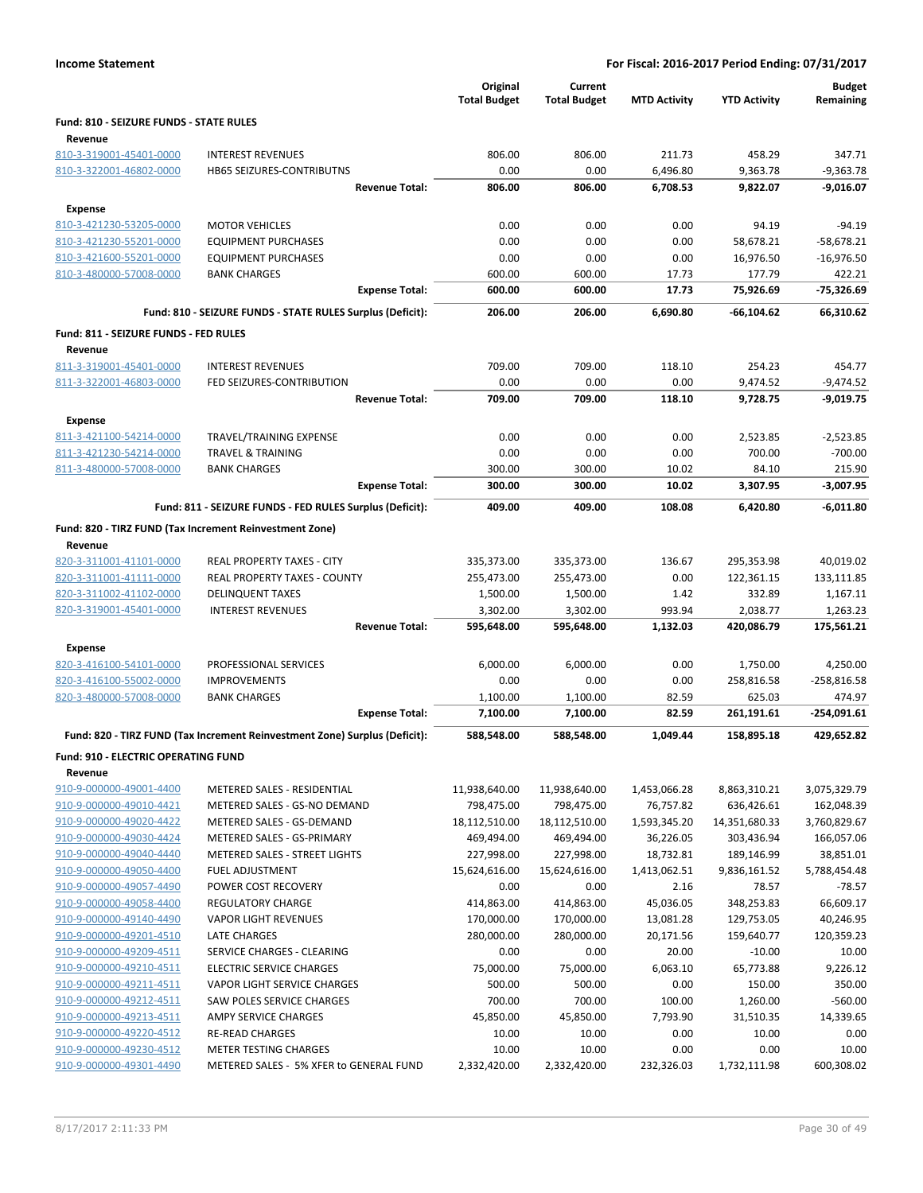**Income Statement** — For Fiscal: 2016-2017 Period Ending: 07/31/2017

| | | Original Total Budget | Current Total Budget | MTD Activity | YTD Activity | Budget Remaining |
|---|---|---|---|---|---|---|
| **Fund: 810 - SEIZURE FUNDS - STATE RULES** | | | | | | |
| **Revenue** | | | | | | |
| 810-3-319001-45401-0000 | INTEREST REVENUES | 806.00 | 806.00 | 211.73 | 458.29 | 347.71 |
| 810-3-322001-46802-0000 | HB65 SEIZURES-CONTRIBUTNS | 0.00 | 0.00 | 6,496.80 | 9,363.78 | -9,363.78 |
| | **Revenue Total:** | **806.00** | **806.00** | **6,708.53** | **9,822.07** | **-9,016.07** |
| **Expense** | | | | | | |
| 810-3-421230-53205-0000 | MOTOR VEHICLES | 0.00 | 0.00 | 0.00 | 94.19 | -94.19 |
| 810-3-421230-55201-0000 | EQUIPMENT PURCHASES | 0.00 | 0.00 | 0.00 | 58,678.21 | -58,678.21 |
| 810-3-421600-55201-0000 | EQUIPMENT PURCHASES | 0.00 | 0.00 | 0.00 | 16,976.50 | -16,976.50 |
| 810-3-480000-57008-0000 | BANK CHARGES | 600.00 | 600.00 | 17.73 | 177.79 | 422.21 |
| | **Expense Total:** | **600.00** | **600.00** | **17.73** | **75,926.69** | **-75,326.69** |
| | **Fund: 810 - SEIZURE FUNDS - STATE RULES Surplus (Deficit):** | **206.00** | **206.00** | **6,690.80** | **-66,104.62** | **66,310.62** |
| **Fund: 811 - SEIZURE FUNDS - FED RULES** | | | | | | |
| **Revenue** | | | | | | |
| 811-3-319001-45401-0000 | INTEREST REVENUES | 709.00 | 709.00 | 118.10 | 254.23 | 454.77 |
| 811-3-322001-46803-0000 | FED SEIZURES-CONTRIBUTION | 0.00 | 0.00 | 0.00 | 9,474.52 | -9,474.52 |
| | **Revenue Total:** | **709.00** | **709.00** | **118.10** | **9,728.75** | **-9,019.75** |
| **Expense** | | | | | | |
| 811-3-421100-54214-0000 | TRAVEL/TRAINING EXPENSE | 0.00 | 0.00 | 0.00 | 2,523.85 | -2,523.85 |
| 811-3-421230-54214-0000 | TRAVEL & TRAINING | 0.00 | 0.00 | 0.00 | 700.00 | -700.00 |
| 811-3-480000-57008-0000 | BANK CHARGES | 300.00 | 300.00 | 10.02 | 84.10 | 215.90 |
| | **Expense Total:** | **300.00** | **300.00** | **10.02** | **3,307.95** | **-3,007.95** |
| | **Fund: 811 - SEIZURE FUNDS - FED RULES Surplus (Deficit):** | **409.00** | **409.00** | **108.08** | **6,420.80** | **-6,011.80** |
| **Fund: 820 - TIRZ FUND (Tax Increment Reinvestment Zone)** | | | | | | |
| **Revenue** | | | | | | |
| 820-3-311001-41101-0000 | REAL PROPERTY TAXES - CITY | 335,373.00 | 335,373.00 | 136.67 | 295,353.98 | 40,019.02 |
| 820-3-311001-41111-0000 | REAL PROPERTY TAXES - COUNTY | 255,473.00 | 255,473.00 | 0.00 | 122,361.15 | 133,111.85 |
| 820-3-311002-41102-0000 | DELINQUENT TAXES | 1,500.00 | 1,500.00 | 1.42 | 332.89 | 1,167.11 |
| 820-3-319001-45401-0000 | INTEREST REVENUES | 3,302.00 | 3,302.00 | 993.94 | 2,038.77 | 1,263.23 |
| | **Revenue Total:** | **595,648.00** | **595,648.00** | **1,132.03** | **420,086.79** | **175,561.21** |
| **Expense** | | | | | | |
| 820-3-416100-54101-0000 | PROFESSIONAL SERVICES | 6,000.00 | 6,000.00 | 0.00 | 1,750.00 | 4,250.00 |
| 820-3-416100-55002-0000 | IMPROVEMENTS | 0.00 | 0.00 | 0.00 | 258,816.58 | -258,816.58 |
| 820-3-480000-57008-0000 | BANK CHARGES | 1,100.00 | 1,100.00 | 82.59 | 625.03 | 474.97 |
| | **Expense Total:** | **7,100.00** | **7,100.00** | **82.59** | **261,191.61** | **-254,091.61** |
| | **Fund: 820 - TIRZ FUND (Tax Increment Reinvestment Zone) Surplus (Deficit):** | **588,548.00** | **588,548.00** | **1,049.44** | **158,895.18** | **429,652.82** |
| **Fund: 910 - ELECTRIC OPERATING FUND** | | | | | | |
| **Revenue** | | | | | | |
| 910-9-000000-49001-4400 | METERED SALES - RESIDENTIAL | 11,938,640.00 | 11,938,640.00 | 1,453,066.28 | 8,863,310.21 | 3,075,329.79 |
| 910-9-000000-49010-4421 | METERED SALES - GS-NO DEMAND | 798,475.00 | 798,475.00 | 76,757.82 | 636,426.61 | 162,048.39 |
| 910-9-000000-49020-4422 | METERED SALES - GS-DEMAND | 18,112,510.00 | 18,112,510.00 | 1,593,345.20 | 14,351,680.33 | 3,760,829.67 |
| 910-9-000000-49030-4424 | METERED SALES - GS-PRIMARY | 469,494.00 | 469,494.00 | 36,226.05 | 303,436.94 | 166,057.06 |
| 910-9-000000-49040-4440 | METERED SALES - STREET LIGHTS | 227,998.00 | 227,998.00 | 18,732.81 | 189,146.99 | 38,851.01 |
| 910-9-000000-49050-4400 | FUEL ADJUSTMENT | 15,624,616.00 | 15,624,616.00 | 1,413,062.51 | 9,836,161.52 | 5,788,454.48 |
| 910-9-000000-49057-4490 | POWER COST RECOVERY | 0.00 | 0.00 | 2.16 | 78.57 | -78.57 |
| 910-9-000000-49058-4400 | REGULATORY CHARGE | 414,863.00 | 414,863.00 | 45,036.05 | 348,253.83 | 66,609.17 |
| 910-9-000000-49140-4490 | VAPOR LIGHT REVENUES | 170,000.00 | 170,000.00 | 13,081.28 | 129,753.05 | 40,246.95 |
| 910-9-000000-49201-4510 | LATE CHARGES | 280,000.00 | 280,000.00 | 20,171.56 | 159,640.77 | 120,359.23 |
| 910-9-000000-49209-4511 | SERVICE CHARGES - CLEARING | 0.00 | 0.00 | 20.00 | -10.00 | 10.00 |
| 910-9-000000-49210-4511 | ELECTRIC SERVICE CHARGES | 75,000.00 | 75,000.00 | 6,063.10 | 65,773.88 | 9,226.12 |
| 910-9-000000-49211-4511 | VAPOR LIGHT SERVICE CHARGES | 500.00 | 500.00 | 0.00 | 150.00 | 350.00 |
| 910-9-000000-49212-4511 | SAW POLES SERVICE CHARGES | 700.00 | 700.00 | 100.00 | 1,260.00 | -560.00 |
| 910-9-000000-49213-4511 | AMPY SERVICE CHARGES | 45,850.00 | 45,850.00 | 7,793.90 | 31,510.35 | 14,339.65 |
| 910-9-000000-49220-4512 | RE-READ CHARGES | 10.00 | 10.00 | 0.00 | 10.00 | 0.00 |
| 910-9-000000-49230-4512 | METER TESTING CHARGES | 10.00 | 10.00 | 0.00 | 0.00 | 10.00 |
| 910-9-000000-49301-4490 | METERED SALES - 5% XFER to GENERAL FUND | 2,332,420.00 | 2,332,420.00 | 232,326.03 | 1,732,111.98 | 600,308.02 |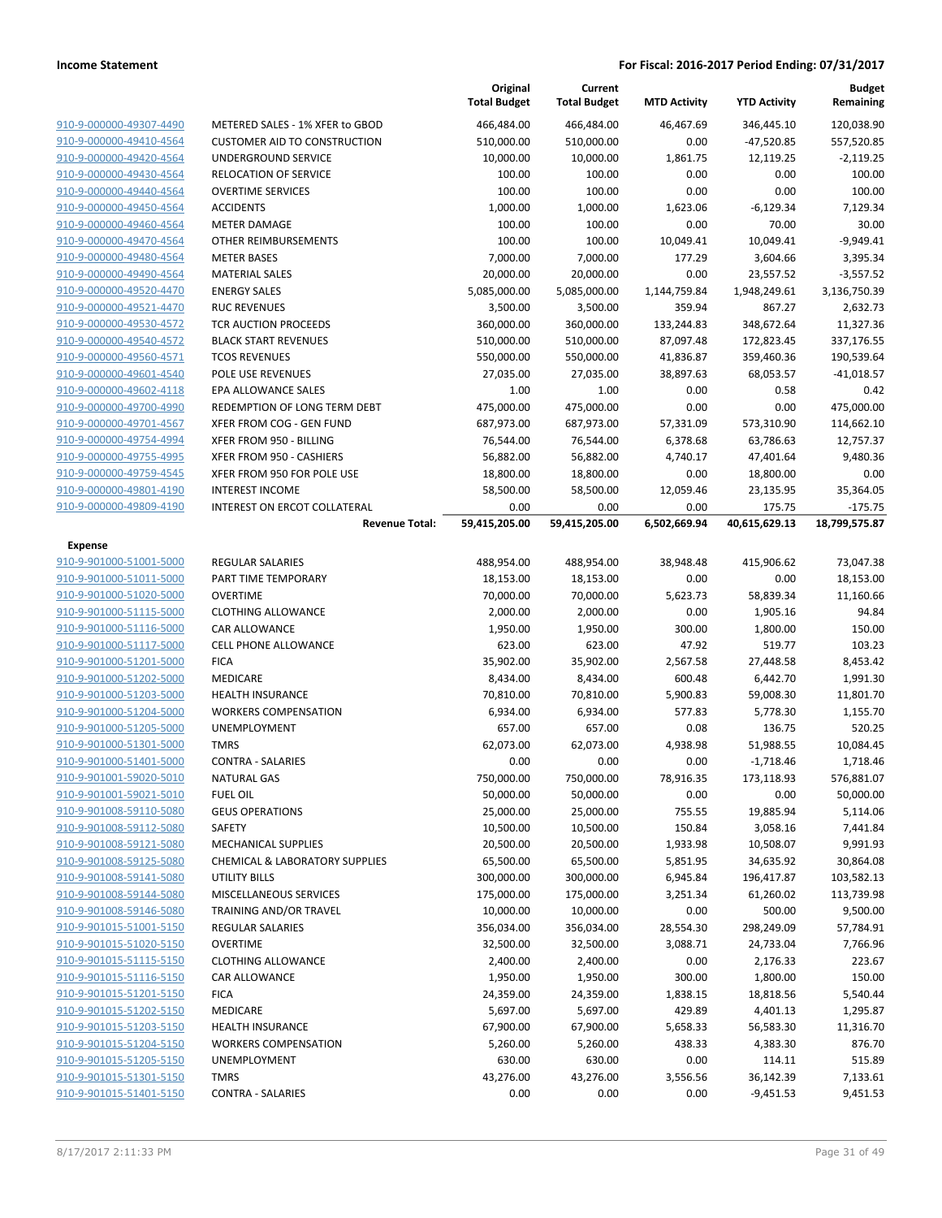**Income Statement** — **For Fiscal: 2016-2017 Period Ending: 07/31/2017**

| | | Original Total Budget | Current Total Budget | MTD Activity | YTD Activity | Budget Remaining |
|---|---|---|---|---|---|---|
| 910-9-000000-49307-4490 | METERED SALES - 1% XFER to GBOD | 466,484.00 | 466,484.00 | 46,467.69 | 346,445.10 | 120,038.90 |
| 910-9-000000-49410-4564 | CUSTOMER AID TO CONSTRUCTION | 510,000.00 | 510,000.00 | 0.00 | -47,520.85 | 557,520.85 |
| 910-9-000000-49420-4564 | UNDERGROUND SERVICE | 10,000.00 | 10,000.00 | 1,861.75 | 12,119.25 | -2,119.25 |
| 910-9-000000-49430-4564 | RELOCATION OF SERVICE | 100.00 | 100.00 | 0.00 | 0.00 | 100.00 |
| 910-9-000000-49440-4564 | OVERTIME SERVICES | 100.00 | 100.00 | 0.00 | 0.00 | 100.00 |
| 910-9-000000-49450-4564 | ACCIDENTS | 1,000.00 | 1,000.00 | 1,623.06 | -6,129.34 | 7,129.34 |
| 910-9-000000-49460-4564 | METER DAMAGE | 100.00 | 100.00 | 0.00 | 70.00 | 30.00 |
| 910-9-000000-49470-4564 | OTHER REIMBURSEMENTS | 100.00 | 100.00 | 10,049.41 | 10,049.41 | -9,949.41 |
| 910-9-000000-49480-4564 | METER BASES | 7,000.00 | 7,000.00 | 177.29 | 3,604.66 | 3,395.34 |
| 910-9-000000-49490-4564 | MATERIAL SALES | 20,000.00 | 20,000.00 | 0.00 | 23,557.52 | -3,557.52 |
| 910-9-000000-49520-4470 | ENERGY SALES | 5,085,000.00 | 5,085,000.00 | 1,144,759.84 | 1,948,249.61 | 3,136,750.39 |
| 910-9-000000-49521-4470 | RUC REVENUES | 3,500.00 | 3,500.00 | 359.94 | 867.27 | 2,632.73 |
| 910-9-000000-49530-4572 | TCR AUCTION PROCEEDS | 360,000.00 | 360,000.00 | 133,244.83 | 348,672.64 | 11,327.36 |
| 910-9-000000-49540-4572 | BLACK START REVENUES | 510,000.00 | 510,000.00 | 87,097.48 | 172,823.45 | 337,176.55 |
| 910-9-000000-49560-4571 | TCOS REVENUES | 550,000.00 | 550,000.00 | 41,836.87 | 359,460.36 | 190,539.64 |
| 910-9-000000-49601-4540 | POLE USE REVENUES | 27,035.00 | 27,035.00 | 38,897.63 | 68,053.57 | -41,018.57 |
| 910-9-000000-49602-4118 | EPA ALLOWANCE SALES | 1.00 | 1.00 | 0.00 | 0.58 | 0.42 |
| 910-9-000000-49700-4990 | REDEMPTION OF LONG TERM DEBT | 475,000.00 | 475,000.00 | 0.00 | 0.00 | 475,000.00 |
| 910-9-000000-49701-4567 | XFER FROM COG - GEN FUND | 687,973.00 | 687,973.00 | 57,331.09 | 573,310.90 | 114,662.10 |
| 910-9-000000-49754-4994 | XFER FROM 950 - BILLING | 76,544.00 | 76,544.00 | 6,378.68 | 63,786.63 | 12,757.37 |
| 910-9-000000-49755-4995 | XFER FROM 950 - CASHIERS | 56,882.00 | 56,882.00 | 4,740.17 | 47,401.64 | 9,480.36 |
| 910-9-000000-49759-4545 | XFER FROM 950 FOR POLE USE | 18,800.00 | 18,800.00 | 0.00 | 18,800.00 | 0.00 |
| 910-9-000000-49801-4190 | INTEREST INCOME | 58,500.00 | 58,500.00 | 12,059.46 | 23,135.95 | 35,364.05 |
| 910-9-000000-49809-4190 | INTEREST ON ERCOT COLLATERAL | 0.00 | 0.00 | 0.00 | 175.75 | -175.75 |
| | **Revenue Total:** | **59,415,205.00** | **59,415,205.00** | **6,502,669.94** | **40,615,629.13** | **18,799,575.87** |
| **Expense** | | | | | | |
| 910-9-901000-51001-5000 | REGULAR SALARIES | 488,954.00 | 488,954.00 | 38,948.48 | 415,906.62 | 73,047.38 |
| 910-9-901000-51011-5000 | PART TIME TEMPORARY | 18,153.00 | 18,153.00 | 0.00 | 0.00 | 18,153.00 |
| 910-9-901000-51020-5000 | OVERTIME | 70,000.00 | 70,000.00 | 5,623.73 | 58,839.34 | 11,160.66 |
| 910-9-901000-51115-5000 | CLOTHING ALLOWANCE | 2,000.00 | 2,000.00 | 0.00 | 1,905.16 | 94.84 |
| 910-9-901000-51116-5000 | CAR ALLOWANCE | 1,950.00 | 1,950.00 | 300.00 | 1,800.00 | 150.00 |
| 910-9-901000-51117-5000 | CELL PHONE ALLOWANCE | 623.00 | 623.00 | 47.92 | 519.77 | 103.23 |
| 910-9-901000-51201-5000 | FICA | 35,902.00 | 35,902.00 | 2,567.58 | 27,448.58 | 8,453.42 |
| 910-9-901000-51202-5000 | MEDICARE | 8,434.00 | 8,434.00 | 600.48 | 6,442.70 | 1,991.30 |
| 910-9-901000-51203-5000 | HEALTH INSURANCE | 70,810.00 | 70,810.00 | 5,900.83 | 59,008.30 | 11,801.70 |
| 910-9-901000-51204-5000 | WORKERS COMPENSATION | 6,934.00 | 6,934.00 | 577.83 | 5,778.30 | 1,155.70 |
| 910-9-901000-51205-5000 | UNEMPLOYMENT | 657.00 | 657.00 | 0.08 | 136.75 | 520.25 |
| 910-9-901000-51301-5000 | TMRS | 62,073.00 | 62,073.00 | 4,938.98 | 51,988.55 | 10,084.45 |
| 910-9-901000-51401-5000 | CONTRA - SALARIES | 0.00 | 0.00 | 0.00 | -1,718.46 | 1,718.46 |
| 910-9-901001-59020-5010 | NATURAL GAS | 750,000.00 | 750,000.00 | 78,916.35 | 173,118.93 | 576,881.07 |
| 910-9-901001-59021-5010 | FUEL OIL | 50,000.00 | 50,000.00 | 0.00 | 0.00 | 50,000.00 |
| 910-9-901008-59110-5080 | GEUS OPERATIONS | 25,000.00 | 25,000.00 | 755.55 | 19,885.94 | 5,114.06 |
| 910-9-901008-59112-5080 | SAFETY | 10,500.00 | 10,500.00 | 150.84 | 3,058.16 | 7,441.84 |
| 910-9-901008-59121-5080 | MECHANICAL SUPPLIES | 20,500.00 | 20,500.00 | 1,933.98 | 10,508.07 | 9,991.93 |
| 910-9-901008-59125-5080 | CHEMICAL & LABORATORY SUPPLIES | 65,500.00 | 65,500.00 | 5,851.95 | 34,635.92 | 30,864.08 |
| 910-9-901008-59141-5080 | UTILITY BILLS | 300,000.00 | 300,000.00 | 6,945.84 | 196,417.87 | 103,582.13 |
| 910-9-901008-59144-5080 | MISCELLANEOUS SERVICES | 175,000.00 | 175,000.00 | 3,251.34 | 61,260.02 | 113,739.98 |
| 910-9-901008-59146-5080 | TRAINING AND/OR TRAVEL | 10,000.00 | 10,000.00 | 0.00 | 500.00 | 9,500.00 |
| 910-9-901015-51001-5150 | REGULAR SALARIES | 356,034.00 | 356,034.00 | 28,554.30 | 298,249.09 | 57,784.91 |
| 910-9-901015-51020-5150 | OVERTIME | 32,500.00 | 32,500.00 | 3,088.71 | 24,733.04 | 7,766.96 |
| 910-9-901015-51115-5150 | CLOTHING ALLOWANCE | 2,400.00 | 2,400.00 | 0.00 | 2,176.33 | 223.67 |
| 910-9-901015-51116-5150 | CAR ALLOWANCE | 1,950.00 | 1,950.00 | 300.00 | 1,800.00 | 150.00 |
| 910-9-901015-51201-5150 | FICA | 24,359.00 | 24,359.00 | 1,838.15 | 18,818.56 | 5,540.44 |
| 910-9-901015-51202-5150 | MEDICARE | 5,697.00 | 5,697.00 | 429.89 | 4,401.13 | 1,295.87 |
| 910-9-901015-51203-5150 | HEALTH INSURANCE | 67,900.00 | 67,900.00 | 5,658.33 | 56,583.30 | 11,316.70 |
| 910-9-901015-51204-5150 | WORKERS COMPENSATION | 5,260.00 | 5,260.00 | 438.33 | 4,383.30 | 876.70 |
| 910-9-901015-51205-5150 | UNEMPLOYMENT | 630.00 | 630.00 | 0.00 | 114.11 | 515.89 |
| 910-9-901015-51301-5150 | TMRS | 43,276.00 | 43,276.00 | 3,556.56 | 36,142.39 | 7,133.61 |
| 910-9-901015-51401-5150 | CONTRA - SALARIES | 0.00 | 0.00 | 0.00 | -9,451.53 | 9,451.53 |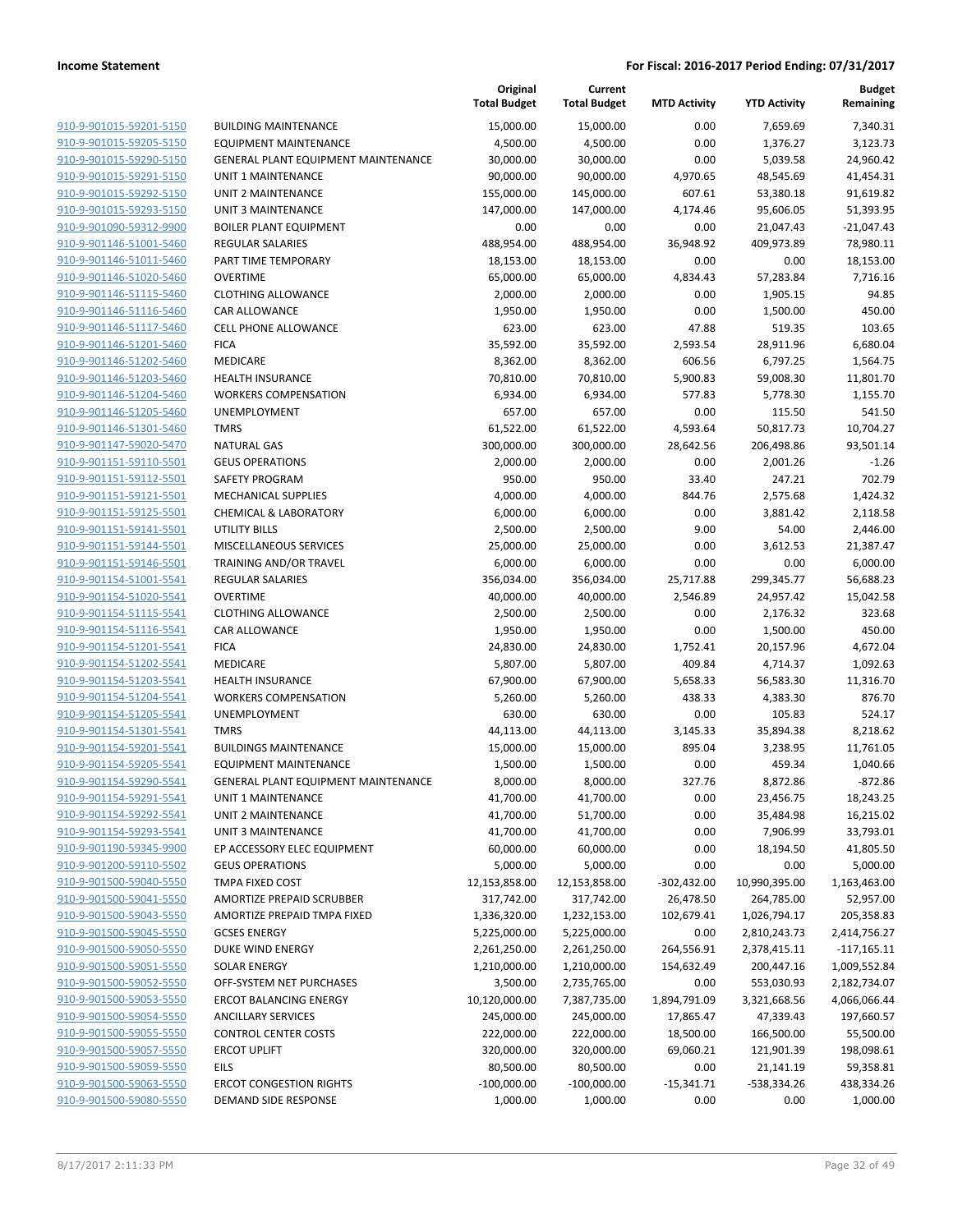| | | Original Total Budget | Current Total Budget | MTD Activity | YTD Activity | Budget Remaining |
|---|---|---|---|---|---|---|
| 910-9-901015-59201-5150 | BUILDING MAINTENANCE | 15,000.00 | 15,000.00 | 0.00 | 7,659.69 | 7,340.31 |
| 910-9-901015-59205-5150 | EQUIPMENT MAINTENANCE | 4,500.00 | 4,500.00 | 0.00 | 1,376.27 | 3,123.73 |
| 910-9-901015-59290-5150 | GENERAL PLANT EQUIPMENT MAINTENANCE | 30,000.00 | 30,000.00 | 0.00 | 5,039.58 | 24,960.42 |
| 910-9-901015-59291-5150 | UNIT 1 MAINTENANCE | 90,000.00 | 90,000.00 | 4,970.65 | 48,545.69 | 41,454.31 |
| 910-9-901015-59292-5150 | UNIT 2 MAINTENANCE | 155,000.00 | 145,000.00 | 607.61 | 53,380.18 | 91,619.82 |
| 910-9-901015-59293-5150 | UNIT 3 MAINTENANCE | 147,000.00 | 147,000.00 | 4,174.46 | 95,606.05 | 51,393.95 |
| 910-9-901090-59312-9900 | BOILER PLANT EQUIPMENT | 0.00 | 0.00 | 0.00 | 21,047.43 | -21,047.43 |
| 910-9-901146-51001-5460 | REGULAR SALARIES | 488,954.00 | 488,954.00 | 36,948.92 | 409,973.89 | 78,980.11 |
| 910-9-901146-51011-5460 | PART TIME TEMPORARY | 18,153.00 | 18,153.00 | 0.00 | 0.00 | 18,153.00 |
| 910-9-901146-51020-5460 | OVERTIME | 65,000.00 | 65,000.00 | 4,834.43 | 57,283.84 | 7,716.16 |
| 910-9-901146-51115-5460 | CLOTHING ALLOWANCE | 2,000.00 | 2,000.00 | 0.00 | 1,905.15 | 94.85 |
| 910-9-901146-51116-5460 | CAR ALLOWANCE | 1,950.00 | 1,950.00 | 0.00 | 1,500.00 | 450.00 |
| 910-9-901146-51117-5460 | CELL PHONE ALLOWANCE | 623.00 | 623.00 | 47.88 | 519.35 | 103.65 |
| 910-9-901146-51201-5460 | FICA | 35,592.00 | 35,592.00 | 2,593.54 | 28,911.96 | 6,680.04 |
| 910-9-901146-51202-5460 | MEDICARE | 8,362.00 | 8,362.00 | 606.56 | 6,797.25 | 1,564.75 |
| 910-9-901146-51203-5460 | HEALTH INSURANCE | 70,810.00 | 70,810.00 | 5,900.83 | 59,008.30 | 11,801.70 |
| 910-9-901146-51204-5460 | WORKERS COMPENSATION | 6,934.00 | 6,934.00 | 577.83 | 5,778.30 | 1,155.70 |
| 910-9-901146-51205-5460 | UNEMPLOYMENT | 657.00 | 657.00 | 0.00 | 115.50 | 541.50 |
| 910-9-901146-51301-5460 | TMRS | 61,522.00 | 61,522.00 | 4,593.64 | 50,817.73 | 10,704.27 |
| 910-9-901147-59020-5470 | NATURAL GAS | 300,000.00 | 300,000.00 | 28,642.56 | 206,498.86 | 93,501.14 |
| 910-9-901151-59110-5501 | GEUS OPERATIONS | 2,000.00 | 2,000.00 | 0.00 | 2,001.26 | -1.26 |
| 910-9-901151-59112-5501 | SAFETY PROGRAM | 950.00 | 950.00 | 33.40 | 247.21 | 702.79 |
| 910-9-901151-59121-5501 | MECHANICAL SUPPLIES | 4,000.00 | 4,000.00 | 844.76 | 2,575.68 | 1,424.32 |
| 910-9-901151-59125-5501 | CHEMICAL & LABORATORY | 6,000.00 | 6,000.00 | 0.00 | 3,881.42 | 2,118.58 |
| 910-9-901151-59141-5501 | UTILITY BILLS | 2,500.00 | 2,500.00 | 9.00 | 54.00 | 2,446.00 |
| 910-9-901151-59144-5501 | MISCELLANEOUS SERVICES | 25,000.00 | 25,000.00 | 0.00 | 3,612.53 | 21,387.47 |
| 910-9-901151-59146-5501 | TRAINING AND/OR TRAVEL | 6,000.00 | 6,000.00 | 0.00 | 0.00 | 6,000.00 |
| 910-9-901154-51001-5541 | REGULAR SALARIES | 356,034.00 | 356,034.00 | 25,717.88 | 299,345.77 | 56,688.23 |
| 910-9-901154-51020-5541 | OVERTIME | 40,000.00 | 40,000.00 | 2,546.89 | 24,957.42 | 15,042.58 |
| 910-9-901154-51115-5541 | CLOTHING ALLOWANCE | 2,500.00 | 2,500.00 | 0.00 | 2,176.32 | 323.68 |
| 910-9-901154-51116-5541 | CAR ALLOWANCE | 1,950.00 | 1,950.00 | 0.00 | 1,500.00 | 450.00 |
| 910-9-901154-51201-5541 | FICA | 24,830.00 | 24,830.00 | 1,752.41 | 20,157.96 | 4,672.04 |
| 910-9-901154-51202-5541 | MEDICARE | 5,807.00 | 5,807.00 | 409.84 | 4,714.37 | 1,092.63 |
| 910-9-901154-51203-5541 | HEALTH INSURANCE | 67,900.00 | 67,900.00 | 5,658.33 | 56,583.30 | 11,316.70 |
| 910-9-901154-51204-5541 | WORKERS COMPENSATION | 5,260.00 | 5,260.00 | 438.33 | 4,383.30 | 876.70 |
| 910-9-901154-51205-5541 | UNEMPLOYMENT | 630.00 | 630.00 | 0.00 | 105.83 | 524.17 |
| 910-9-901154-51301-5541 | TMRS | 44,113.00 | 44,113.00 | 3,145.33 | 35,894.38 | 8,218.62 |
| 910-9-901154-59201-5541 | BUILDINGS MAINTENANCE | 15,000.00 | 15,000.00 | 895.04 | 3,238.95 | 11,761.05 |
| 910-9-901154-59205-5541 | EQUIPMENT MAINTENANCE | 1,500.00 | 1,500.00 | 0.00 | 459.34 | 1,040.66 |
| 910-9-901154-59290-5541 | GENERAL PLANT EQUIPMENT MAINTENANCE | 8,000.00 | 8,000.00 | 327.76 | 8,872.86 | -872.86 |
| 910-9-901154-59291-5541 | UNIT 1 MAINTENANCE | 41,700.00 | 41,700.00 | 0.00 | 23,456.75 | 18,243.25 |
| 910-9-901154-59292-5541 | UNIT 2 MAINTENANCE | 41,700.00 | 51,700.00 | 0.00 | 35,484.98 | 16,215.02 |
| 910-9-901154-59293-5541 | UNIT 3 MAINTENANCE | 41,700.00 | 41,700.00 | 0.00 | 7,906.99 | 33,793.01 |
| 910-9-901190-59345-9900 | EP ACCESSORY ELEC EQUIPMENT | 60,000.00 | 60,000.00 | 0.00 | 18,194.50 | 41,805.50 |
| 910-9-901200-59110-5502 | GEUS OPERATIONS | 5,000.00 | 5,000.00 | 0.00 | 0.00 | 5,000.00 |
| 910-9-901500-59040-5550 | TMPA FIXED COST | 12,153,858.00 | 12,153,858.00 | -302,432.00 | 10,990,395.00 | 1,163,463.00 |
| 910-9-901500-59041-5550 | AMORTIZE PREPAID SCRUBBER | 317,742.00 | 317,742.00 | 26,478.50 | 264,785.00 | 52,957.00 |
| 910-9-901500-59043-5550 | AMORTIZE PREPAID TMPA FIXED | 1,336,320.00 | 1,232,153.00 | 102,679.41 | 1,026,794.17 | 205,358.83 |
| 910-9-901500-59045-5550 | GCSES ENERGY | 5,225,000.00 | 5,225,000.00 | 0.00 | 2,810,243.73 | 2,414,756.27 |
| 910-9-901500-59050-5550 | DUKE WIND ENERGY | 2,261,250.00 | 2,261,250.00 | 264,556.91 | 2,378,415.11 | -117,165.11 |
| 910-9-901500-59051-5550 | SOLAR ENERGY | 1,210,000.00 | 1,210,000.00 | 154,632.49 | 200,447.16 | 1,009,552.84 |
| 910-9-901500-59052-5550 | OFF-SYSTEM NET PURCHASES | 3,500.00 | 2,735,765.00 | 0.00 | 553,030.93 | 2,182,734.07 |
| 910-9-901500-59053-5550 | ERCOT BALANCING ENERGY | 10,120,000.00 | 7,387,735.00 | 1,894,791.09 | 3,321,668.56 | 4,066,066.44 |
| 910-9-901500-59054-5550 | ANCILLARY SERVICES | 245,000.00 | 245,000.00 | 17,865.47 | 47,339.43 | 197,660.57 |
| 910-9-901500-59055-5550 | CONTROL CENTER COSTS | 222,000.00 | 222,000.00 | 18,500.00 | 166,500.00 | 55,500.00 |
| 910-9-901500-59057-5550 | ERCOT UPLIFT | 320,000.00 | 320,000.00 | 69,060.21 | 121,901.39 | 198,098.61 |
| 910-9-901500-59059-5550 | EILS | 80,500.00 | 80,500.00 | 0.00 | 21,141.19 | 59,358.81 |
| 910-9-901500-59063-5550 | ERCOT CONGESTION RIGHTS | -100,000.00 | -100,000.00 | -15,341.71 | -538,334.26 | 438,334.26 |
| 910-9-901500-59080-5550 | DEMAND SIDE RESPONSE | 1,000.00 | 1,000.00 | 0.00 | 0.00 | 1,000.00 |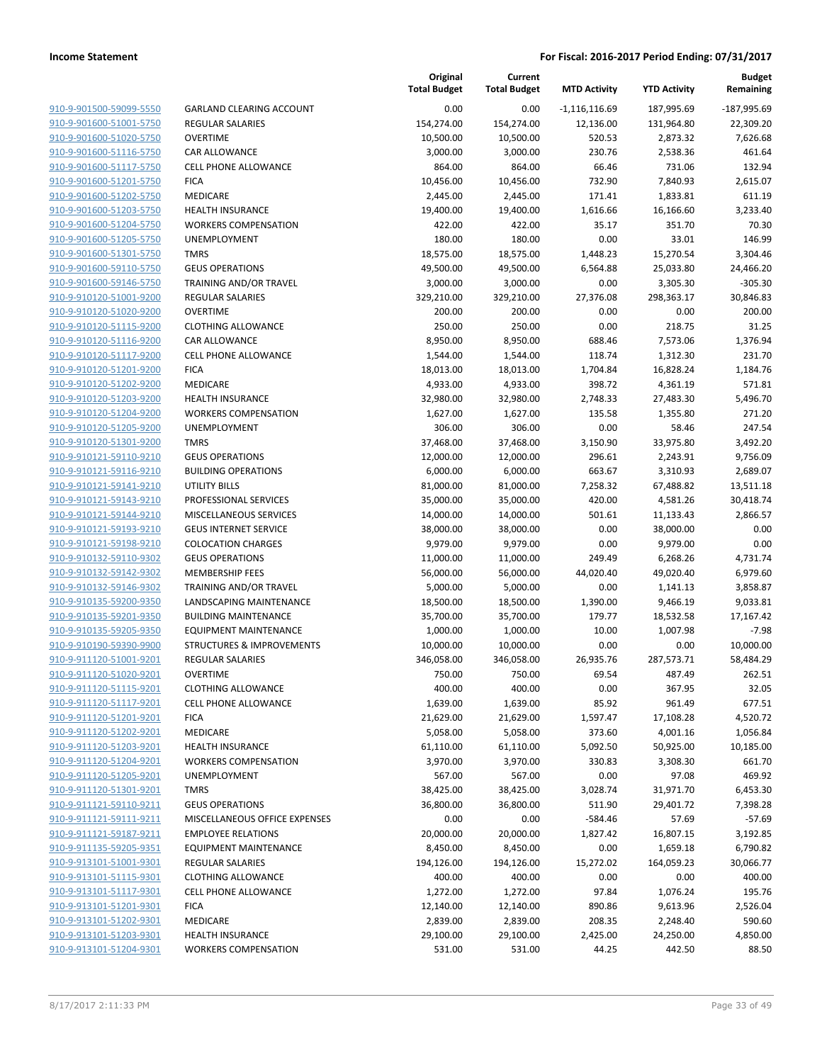**Income Statement** **For Fiscal: 2016-2017 Period Ending: 07/31/2017**

| | | Original Total Budget | Current Total Budget | MTD Activity | YTD Activity | Budget Remaining |
|---|---|---|---|---|---|---|
| 910-9-901500-59099-5550 | GARLAND CLEARING ACCOUNT | 0.00 | 0.00 | -1,116,116.69 | 187,995.69 | -187,995.69 |
| 910-9-901600-51001-5750 | REGULAR SALARIES | 154,274.00 | 154,274.00 | 12,136.00 | 131,964.80 | 22,309.20 |
| 910-9-901600-51020-5750 | OVERTIME | 10,500.00 | 10,500.00 | 520.53 | 2,873.32 | 7,626.68 |
| 910-9-901600-51116-5750 | CAR ALLOWANCE | 3,000.00 | 3,000.00 | 230.76 | 2,538.36 | 461.64 |
| 910-9-901600-51117-5750 | CELL PHONE ALLOWANCE | 864.00 | 864.00 | 66.46 | 731.06 | 132.94 |
| 910-9-901600-51201-5750 | FICA | 10,456.00 | 10,456.00 | 732.90 | 7,840.93 | 2,615.07 |
| 910-9-901600-51202-5750 | MEDICARE | 2,445.00 | 2,445.00 | 171.41 | 1,833.81 | 611.19 |
| 910-9-901600-51203-5750 | HEALTH INSURANCE | 19,400.00 | 19,400.00 | 1,616.66 | 16,166.60 | 3,233.40 |
| 910-9-901600-51204-5750 | WORKERS COMPENSATION | 422.00 | 422.00 | 35.17 | 351.70 | 70.30 |
| 910-9-901600-51205-5750 | UNEMPLOYMENT | 180.00 | 180.00 | 0.00 | 33.01 | 146.99 |
| 910-9-901600-51301-5750 | TMRS | 18,575.00 | 18,575.00 | 1,448.23 | 15,270.54 | 3,304.46 |
| 910-9-901600-59110-5750 | GEUS OPERATIONS | 49,500.00 | 49,500.00 | 6,564.88 | 25,033.80 | 24,466.20 |
| 910-9-901600-59146-5750 | TRAINING AND/OR TRAVEL | 3,000.00 | 3,000.00 | 0.00 | 3,305.30 | -305.30 |
| 910-9-910120-51001-9200 | REGULAR SALARIES | 329,210.00 | 329,210.00 | 27,376.08 | 298,363.17 | 30,846.83 |
| 910-9-910120-51020-9200 | OVERTIME | 200.00 | 200.00 | 0.00 | 0.00 | 200.00 |
| 910-9-910120-51115-9200 | CLOTHING ALLOWANCE | 250.00 | 250.00 | 0.00 | 218.75 | 31.25 |
| 910-9-910120-51116-9200 | CAR ALLOWANCE | 8,950.00 | 8,950.00 | 688.46 | 7,573.06 | 1,376.94 |
| 910-9-910120-51117-9200 | CELL PHONE ALLOWANCE | 1,544.00 | 1,544.00 | 118.74 | 1,312.30 | 231.70 |
| 910-9-910120-51201-9200 | FICA | 18,013.00 | 18,013.00 | 1,704.84 | 16,828.24 | 1,184.76 |
| 910-9-910120-51202-9200 | MEDICARE | 4,933.00 | 4,933.00 | 398.72 | 4,361.19 | 571.81 |
| 910-9-910120-51203-9200 | HEALTH INSURANCE | 32,980.00 | 32,980.00 | 2,748.33 | 27,483.30 | 5,496.70 |
| 910-9-910120-51204-9200 | WORKERS COMPENSATION | 1,627.00 | 1,627.00 | 135.58 | 1,355.80 | 271.20 |
| 910-9-910120-51205-9200 | UNEMPLOYMENT | 306.00 | 306.00 | 0.00 | 58.46 | 247.54 |
| 910-9-910120-51301-9200 | TMRS | 37,468.00 | 37,468.00 | 3,150.90 | 33,975.80 | 3,492.20 |
| 910-9-910121-59110-9210 | GEUS OPERATIONS | 12,000.00 | 12,000.00 | 296.61 | 2,243.91 | 9,756.09 |
| 910-9-910121-59116-9210 | BUILDING OPERATIONS | 6,000.00 | 6,000.00 | 663.67 | 3,310.93 | 2,689.07 |
| 910-9-910121-59141-9210 | UTILITY BILLS | 81,000.00 | 81,000.00 | 7,258.32 | 67,488.82 | 13,511.18 |
| 910-9-910121-59143-9210 | PROFESSIONAL SERVICES | 35,000.00 | 35,000.00 | 420.00 | 4,581.26 | 30,418.74 |
| 910-9-910121-59144-9210 | MISCELLANEOUS SERVICES | 14,000.00 | 14,000.00 | 501.61 | 11,133.43 | 2,866.57 |
| 910-9-910121-59193-9210 | GEUS INTERNET SERVICE | 38,000.00 | 38,000.00 | 0.00 | 38,000.00 | 0.00 |
| 910-9-910121-59198-9210 | COLOCATION CHARGES | 9,979.00 | 9,979.00 | 0.00 | 9,979.00 | 0.00 |
| 910-9-910132-59110-9302 | GEUS OPERATIONS | 11,000.00 | 11,000.00 | 249.49 | 6,268.26 | 4,731.74 |
| 910-9-910132-59142-9302 | MEMBERSHIP FEES | 56,000.00 | 56,000.00 | 44,020.40 | 49,020.40 | 6,979.60 |
| 910-9-910132-59146-9302 | TRAINING AND/OR TRAVEL | 5,000.00 | 5,000.00 | 0.00 | 1,141.13 | 3,858.87 |
| 910-9-910135-59200-9350 | LANDSCAPING MAINTENANCE | 18,500.00 | 18,500.00 | 1,390.00 | 9,466.19 | 9,033.81 |
| 910-9-910135-59201-9350 | BUILDING MAINTENANCE | 35,700.00 | 35,700.00 | 179.77 | 18,532.58 | 17,167.42 |
| 910-9-910135-59205-9350 | EQUIPMENT MAINTENANCE | 1,000.00 | 1,000.00 | 10.00 | 1,007.98 | -7.98 |
| 910-9-910190-59390-9900 | STRUCTURES & IMPROVEMENTS | 10,000.00 | 10,000.00 | 0.00 | 0.00 | 10,000.00 |
| 910-9-911120-51001-9201 | REGULAR SALARIES | 346,058.00 | 346,058.00 | 26,935.76 | 287,573.71 | 58,484.29 |
| 910-9-911120-51020-9201 | OVERTIME | 750.00 | 750.00 | 69.54 | 487.49 | 262.51 |
| 910-9-911120-51115-9201 | CLOTHING ALLOWANCE | 400.00 | 400.00 | 0.00 | 367.95 | 32.05 |
| 910-9-911120-51117-9201 | CELL PHONE ALLOWANCE | 1,639.00 | 1,639.00 | 85.92 | 961.49 | 677.51 |
| 910-9-911120-51201-9201 | FICA | 21,629.00 | 21,629.00 | 1,597.47 | 17,108.28 | 4,520.72 |
| 910-9-911120-51202-9201 | MEDICARE | 5,058.00 | 5,058.00 | 373.60 | 4,001.16 | 1,056.84 |
| 910-9-911120-51203-9201 | HEALTH INSURANCE | 61,110.00 | 61,110.00 | 5,092.50 | 50,925.00 | 10,185.00 |
| 910-9-911120-51204-9201 | WORKERS COMPENSATION | 3,970.00 | 3,970.00 | 330.83 | 3,308.30 | 661.70 |
| 910-9-911120-51205-9201 | UNEMPLOYMENT | 567.00 | 567.00 | 0.00 | 97.08 | 469.92 |
| 910-9-911120-51301-9201 | TMRS | 38,425.00 | 38,425.00 | 3,028.74 | 31,971.70 | 6,453.30 |
| 910-9-911121-59110-9211 | GEUS OPERATIONS | 36,800.00 | 36,800.00 | 511.90 | 29,401.72 | 7,398.28 |
| 910-9-911121-59111-9211 | MISCELLANEOUS OFFICE EXPENSES | 0.00 | 0.00 | -584.46 | 57.69 | -57.69 |
| 910-9-911121-59187-9211 | EMPLOYEE RELATIONS | 20,000.00 | 20,000.00 | 1,827.42 | 16,807.15 | 3,192.85 |
| 910-9-911135-59205-9351 | EQUIPMENT MAINTENANCE | 8,450.00 | 8,450.00 | 0.00 | 1,659.18 | 6,790.82 |
| 910-9-913101-51001-9301 | REGULAR SALARIES | 194,126.00 | 194,126.00 | 15,272.02 | 164,059.23 | 30,066.77 |
| 910-9-913101-51115-9301 | CLOTHING ALLOWANCE | 400.00 | 400.00 | 0.00 | 0.00 | 400.00 |
| 910-9-913101-51117-9301 | CELL PHONE ALLOWANCE | 1,272.00 | 1,272.00 | 97.84 | 1,076.24 | 195.76 |
| 910-9-913101-51201-9301 | FICA | 12,140.00 | 12,140.00 | 890.86 | 9,613.96 | 2,526.04 |
| 910-9-913101-51202-9301 | MEDICARE | 2,839.00 | 2,839.00 | 208.35 | 2,248.40 | 590.60 |
| 910-9-913101-51203-9301 | HEALTH INSURANCE | 29,100.00 | 29,100.00 | 2,425.00 | 24,250.00 | 4,850.00 |
| 910-9-913101-51204-9301 | WORKERS COMPENSATION | 531.00 | 531.00 | 44.25 | 442.50 | 88.50 |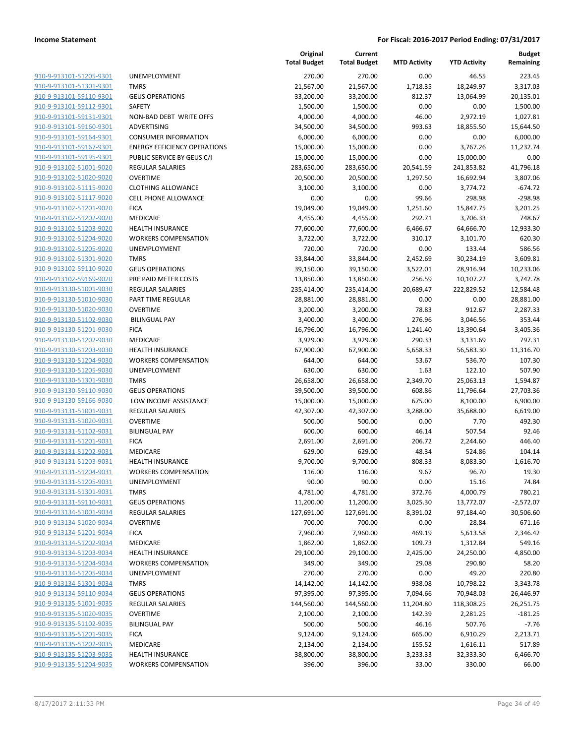**Income Statement** — **For Fiscal: 2016-2017 Period Ending: 07/31/2017**

| | | Original Total Budget | Current Total Budget | MTD Activity | YTD Activity | Budget Remaining |
|---|---|---|---|---|---|---|
| 910-9-913101-51205-9301 | UNEMPLOYMENT | 270.00 | 270.00 | 0.00 | 46.55 | 223.45 |
| 910-9-913101-51301-9301 | TMRS | 21,567.00 | 21,567.00 | 1,718.35 | 18,249.97 | 3,317.03 |
| 910-9-913101-59110-9301 | GEUS OPERATIONS | 33,200.00 | 33,200.00 | 812.37 | 13,064.99 | 20,135.01 |
| 910-9-913101-59112-9301 | SAFETY | 1,500.00 | 1,500.00 | 0.00 | 0.00 | 1,500.00 |
| 910-9-913101-59131-9301 | NON-BAD DEBT WRITE OFFS | 4,000.00 | 4,000.00 | 46.00 | 2,972.19 | 1,027.81 |
| 910-9-913101-59160-9301 | ADVERTISING | 34,500.00 | 34,500.00 | 993.63 | 18,855.50 | 15,644.50 |
| 910-9-913101-59164-9301 | CONSUMER INFORMATION | 6,000.00 | 6,000.00 | 0.00 | 0.00 | 6,000.00 |
| 910-9-913101-59167-9301 | ENERGY EFFICIENCY OPERATIONS | 15,000.00 | 15,000.00 | 0.00 | 3,767.26 | 11,232.74 |
| 910-9-913101-59195-9301 | PUBLIC SERVICE BY GEUS C/I | 15,000.00 | 15,000.00 | 0.00 | 15,000.00 | 0.00 |
| 910-9-913102-51001-9020 | REGULAR SALARIES | 283,650.00 | 283,650.00 | 20,541.59 | 241,853.82 | 41,796.18 |
| 910-9-913102-51020-9020 | OVERTIME | 20,500.00 | 20,500.00 | 1,297.50 | 16,692.94 | 3,807.06 |
| 910-9-913102-51115-9020 | CLOTHING ALLOWANCE | 3,100.00 | 3,100.00 | 0.00 | 3,774.72 | -674.72 |
| 910-9-913102-51117-9020 | CELL PHONE ALLOWANCE | 0.00 | 0.00 | 99.66 | 298.98 | -298.98 |
| 910-9-913102-51201-9020 | FICA | 19,049.00 | 19,049.00 | 1,251.60 | 15,847.75 | 3,201.25 |
| 910-9-913102-51202-9020 | MEDICARE | 4,455.00 | 4,455.00 | 292.71 | 3,706.33 | 748.67 |
| 910-9-913102-51203-9020 | HEALTH INSURANCE | 77,600.00 | 77,600.00 | 6,466.67 | 64,666.70 | 12,933.30 |
| 910-9-913102-51204-9020 | WORKERS COMPENSATION | 3,722.00 | 3,722.00 | 310.17 | 3,101.70 | 620.30 |
| 910-9-913102-51205-9020 | UNEMPLOYMENT | 720.00 | 720.00 | 0.00 | 133.44 | 586.56 |
| 910-9-913102-51301-9020 | TMRS | 33,844.00 | 33,844.00 | 2,452.69 | 30,234.19 | 3,609.81 |
| 910-9-913102-59110-9020 | GEUS OPERATIONS | 39,150.00 | 39,150.00 | 3,522.01 | 28,916.94 | 10,233.06 |
| 910-9-913102-59169-9020 | PRE PAID METER COSTS | 13,850.00 | 13,850.00 | 256.59 | 10,107.22 | 3,742.78 |
| 910-9-913130-51001-9030 | REGULAR SALARIES | 235,414.00 | 235,414.00 | 20,689.47 | 222,829.52 | 12,584.48 |
| 910-9-913130-51010-9030 | PART TIME REGULAR | 28,881.00 | 28,881.00 | 0.00 | 0.00 | 28,881.00 |
| 910-9-913130-51020-9030 | OVERTIME | 3,200.00 | 3,200.00 | 78.83 | 912.67 | 2,287.33 |
| 910-9-913130-51102-9030 | BILINGUAL PAY | 3,400.00 | 3,400.00 | 276.96 | 3,046.56 | 353.44 |
| 910-9-913130-51201-9030 | FICA | 16,796.00 | 16,796.00 | 1,241.40 | 13,390.64 | 3,405.36 |
| 910-9-913130-51202-9030 | MEDICARE | 3,929.00 | 3,929.00 | 290.33 | 3,131.69 | 797.31 |
| 910-9-913130-51203-9030 | HEALTH INSURANCE | 67,900.00 | 67,900.00 | 5,658.33 | 56,583.30 | 11,316.70 |
| 910-9-913130-51204-9030 | WORKERS COMPENSATION | 644.00 | 644.00 | 53.67 | 536.70 | 107.30 |
| 910-9-913130-51205-9030 | UNEMPLOYMENT | 630.00 | 630.00 | 1.63 | 122.10 | 507.90 |
| 910-9-913130-51301-9030 | TMRS | 26,658.00 | 26,658.00 | 2,349.70 | 25,063.13 | 1,594.87 |
| 910-9-913130-59110-9030 | GEUS OPERATIONS | 39,500.00 | 39,500.00 | 608.86 | 11,796.64 | 27,703.36 |
| 910-9-913130-59166-9030 | LOW INCOME ASSISTANCE | 15,000.00 | 15,000.00 | 675.00 | 8,100.00 | 6,900.00 |
| 910-9-913131-51001-9031 | REGULAR SALARIES | 42,307.00 | 42,307.00 | 3,288.00 | 35,688.00 | 6,619.00 |
| 910-9-913131-51020-9031 | OVERTIME | 500.00 | 500.00 | 0.00 | 7.70 | 492.30 |
| 910-9-913131-51102-9031 | BILINGUAL PAY | 600.00 | 600.00 | 46.14 | 507.54 | 92.46 |
| 910-9-913131-51201-9031 | FICA | 2,691.00 | 2,691.00 | 206.72 | 2,244.60 | 446.40 |
| 910-9-913131-51202-9031 | MEDICARE | 629.00 | 629.00 | 48.34 | 524.86 | 104.14 |
| 910-9-913131-51203-9031 | HEALTH INSURANCE | 9,700.00 | 9,700.00 | 808.33 | 8,083.30 | 1,616.70 |
| 910-9-913131-51204-9031 | WORKERS COMPENSATION | 116.00 | 116.00 | 9.67 | 96.70 | 19.30 |
| 910-9-913131-51205-9031 | UNEMPLOYMENT | 90.00 | 90.00 | 0.00 | 15.16 | 74.84 |
| 910-9-913131-51301-9031 | TMRS | 4,781.00 | 4,781.00 | 372.76 | 4,000.79 | 780.21 |
| 910-9-913131-59110-9031 | GEUS OPERATIONS | 11,200.00 | 11,200.00 | 3,025.30 | 13,772.07 | -2,572.07 |
| 910-9-913134-51001-9034 | REGULAR SALARIES | 127,691.00 | 127,691.00 | 8,391.02 | 97,184.40 | 30,506.60 |
| 910-9-913134-51020-9034 | OVERTIME | 700.00 | 700.00 | 0.00 | 28.84 | 671.16 |
| 910-9-913134-51201-9034 | FICA | 7,960.00 | 7,960.00 | 469.19 | 5,613.58 | 2,346.42 |
| 910-9-913134-51202-9034 | MEDICARE | 1,862.00 | 1,862.00 | 109.73 | 1,312.84 | 549.16 |
| 910-9-913134-51203-9034 | HEALTH INSURANCE | 29,100.00 | 29,100.00 | 2,425.00 | 24,250.00 | 4,850.00 |
| 910-9-913134-51204-9034 | WORKERS COMPENSATION | 349.00 | 349.00 | 29.08 | 290.80 | 58.20 |
| 910-9-913134-51205-9034 | UNEMPLOYMENT | 270.00 | 270.00 | 0.00 | 49.20 | 220.80 |
| 910-9-913134-51301-9034 | TMRS | 14,142.00 | 14,142.00 | 938.08 | 10,798.22 | 3,343.78 |
| 910-9-913134-59110-9034 | GEUS OPERATIONS | 97,395.00 | 97,395.00 | 7,094.66 | 70,948.03 | 26,446.97 |
| 910-9-913135-51001-9035 | REGULAR SALARIES | 144,560.00 | 144,560.00 | 11,204.80 | 118,308.25 | 26,251.75 |
| 910-9-913135-51020-9035 | OVERTIME | 2,100.00 | 2,100.00 | 142.39 | 2,281.25 | -181.25 |
| 910-9-913135-51102-9035 | BILINGUAL PAY | 500.00 | 500.00 | 46.16 | 507.76 | -7.76 |
| 910-9-913135-51201-9035 | FICA | 9,124.00 | 9,124.00 | 665.00 | 6,910.29 | 2,213.71 |
| 910-9-913135-51202-9035 | MEDICARE | 2,134.00 | 2,134.00 | 155.52 | 1,616.11 | 517.89 |
| 910-9-913135-51203-9035 | HEALTH INSURANCE | 38,800.00 | 38,800.00 | 3,233.33 | 32,333.30 | 6,466.70 |
| 910-9-913135-51204-9035 | WORKERS COMPENSATION | 396.00 | 396.00 | 33.00 | 330.00 | 66.00 |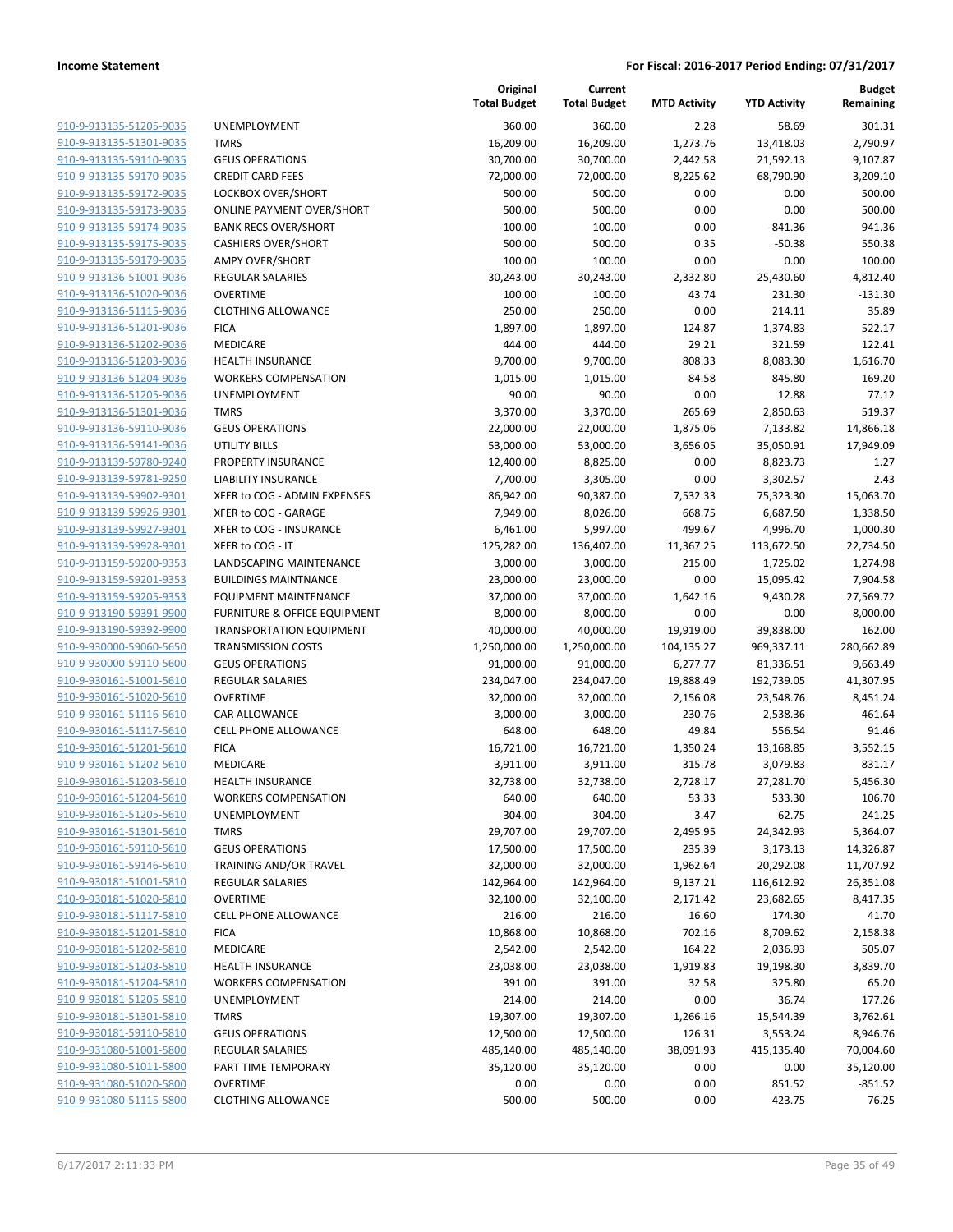| | | Original Total Budget | Current Total Budget | MTD Activity | YTD Activity | Budget Remaining |
|---|---|---|---|---|---|---|
| 910-9-913135-51205-9035 | UNEMPLOYMENT | 360.00 | 360.00 | 2.28 | 58.69 | 301.31 |
| 910-9-913135-51301-9035 | TMRS | 16,209.00 | 16,209.00 | 1,273.76 | 13,418.03 | 2,790.97 |
| 910-9-913135-59110-9035 | GEUS OPERATIONS | 30,700.00 | 30,700.00 | 2,442.58 | 21,592.13 | 9,107.87 |
| 910-9-913135-59170-9035 | CREDIT CARD FEES | 72,000.00 | 72,000.00 | 8,225.62 | 68,790.90 | 3,209.10 |
| 910-9-913135-59172-9035 | LOCKBOX OVER/SHORT | 500.00 | 500.00 | 0.00 | 0.00 | 500.00 |
| 910-9-913135-59173-9035 | ONLINE PAYMENT OVER/SHORT | 500.00 | 500.00 | 0.00 | 0.00 | 500.00 |
| 910-9-913135-59174-9035 | BANK RECS OVER/SHORT | 100.00 | 100.00 | 0.00 | -841.36 | 941.36 |
| 910-9-913135-59175-9035 | CASHIERS OVER/SHORT | 500.00 | 500.00 | 0.35 | -50.38 | 550.38 |
| 910-9-913135-59179-9035 | AMPY OVER/SHORT | 100.00 | 100.00 | 0.00 | 0.00 | 100.00 |
| 910-9-913136-51001-9036 | REGULAR SALARIES | 30,243.00 | 30,243.00 | 2,332.80 | 25,430.60 | 4,812.40 |
| 910-9-913136-51020-9036 | OVERTIME | 100.00 | 100.00 | 43.74 | 231.30 | -131.30 |
| 910-9-913136-51115-9036 | CLOTHING ALLOWANCE | 250.00 | 250.00 | 0.00 | 214.11 | 35.89 |
| 910-9-913136-51201-9036 | FICA | 1,897.00 | 1,897.00 | 124.87 | 1,374.83 | 522.17 |
| 910-9-913136-51202-9036 | MEDICARE | 444.00 | 444.00 | 29.21 | 321.59 | 122.41 |
| 910-9-913136-51203-9036 | HEALTH INSURANCE | 9,700.00 | 9,700.00 | 808.33 | 8,083.30 | 1,616.70 |
| 910-9-913136-51204-9036 | WORKERS COMPENSATION | 1,015.00 | 1,015.00 | 84.58 | 845.80 | 169.20 |
| 910-9-913136-51205-9036 | UNEMPLOYMENT | 90.00 | 90.00 | 0.00 | 12.88 | 77.12 |
| 910-9-913136-51301-9036 | TMRS | 3,370.00 | 3,370.00 | 265.69 | 2,850.63 | 519.37 |
| 910-9-913136-59110-9036 | GEUS OPERATIONS | 22,000.00 | 22,000.00 | 1,875.06 | 7,133.82 | 14,866.18 |
| 910-9-913136-59141-9036 | UTILITY BILLS | 53,000.00 | 53,000.00 | 3,656.05 | 35,050.91 | 17,949.09 |
| 910-9-913139-59780-9240 | PROPERTY INSURANCE | 12,400.00 | 8,825.00 | 0.00 | 8,823.73 | 1.27 |
| 910-9-913139-59781-9250 | LIABILITY INSURANCE | 7,700.00 | 3,305.00 | 0.00 | 3,302.57 | 2.43 |
| 910-9-913139-59902-9301 | XFER to COG - ADMIN EXPENSES | 86,942.00 | 90,387.00 | 7,532.33 | 75,323.30 | 15,063.70 |
| 910-9-913139-59926-9301 | XFER to COG - GARAGE | 7,949.00 | 8,026.00 | 668.75 | 6,687.50 | 1,338.50 |
| 910-9-913139-59927-9301 | XFER to COG - INSURANCE | 6,461.00 | 5,997.00 | 499.67 | 4,996.70 | 1,000.30 |
| 910-9-913139-59928-9301 | XFER to COG - IT | 125,282.00 | 136,407.00 | 11,367.25 | 113,672.50 | 22,734.50 |
| 910-9-913159-59200-9353 | LANDSCAPING MAINTENANCE | 3,000.00 | 3,000.00 | 215.00 | 1,725.02 | 1,274.98 |
| 910-9-913159-59201-9353 | BUILDINGS MAINTNANCE | 23,000.00 | 23,000.00 | 0.00 | 15,095.42 | 7,904.58 |
| 910-9-913159-59205-9353 | EQUIPMENT MAINTENANCE | 37,000.00 | 37,000.00 | 1,642.16 | 9,430.28 | 27,569.72 |
| 910-9-913190-59391-9900 | FURNITURE & OFFICE EQUIPMENT | 8,000.00 | 8,000.00 | 0.00 | 0.00 | 8,000.00 |
| 910-9-913190-59392-9900 | TRANSPORTATION EQUIPMENT | 40,000.00 | 40,000.00 | 19,919.00 | 39,838.00 | 162.00 |
| 910-9-930000-59060-5650 | TRANSMISSION COSTS | 1,250,000.00 | 1,250,000.00 | 104,135.27 | 969,337.11 | 280,662.89 |
| 910-9-930000-59110-5600 | GEUS OPERATIONS | 91,000.00 | 91,000.00 | 6,277.77 | 81,336.51 | 9,663.49 |
| 910-9-930161-51001-5610 | REGULAR SALARIES | 234,047.00 | 234,047.00 | 19,888.49 | 192,739.05 | 41,307.95 |
| 910-9-930161-51020-5610 | OVERTIME | 32,000.00 | 32,000.00 | 2,156.08 | 23,548.76 | 8,451.24 |
| 910-9-930161-51116-5610 | CAR ALLOWANCE | 3,000.00 | 3,000.00 | 230.76 | 2,538.36 | 461.64 |
| 910-9-930161-51117-5610 | CELL PHONE ALLOWANCE | 648.00 | 648.00 | 49.84 | 556.54 | 91.46 |
| 910-9-930161-51201-5610 | FICA | 16,721.00 | 16,721.00 | 1,350.24 | 13,168.85 | 3,552.15 |
| 910-9-930161-51202-5610 | MEDICARE | 3,911.00 | 3,911.00 | 315.78 | 3,079.83 | 831.17 |
| 910-9-930161-51203-5610 | HEALTH INSURANCE | 32,738.00 | 32,738.00 | 2,728.17 | 27,281.70 | 5,456.30 |
| 910-9-930161-51204-5610 | WORKERS COMPENSATION | 640.00 | 640.00 | 53.33 | 533.30 | 106.70 |
| 910-9-930161-51205-5610 | UNEMPLOYMENT | 304.00 | 304.00 | 3.47 | 62.75 | 241.25 |
| 910-9-930161-51301-5610 | TMRS | 29,707.00 | 29,707.00 | 2,495.95 | 24,342.93 | 5,364.07 |
| 910-9-930161-59110-5610 | GEUS OPERATIONS | 17,500.00 | 17,500.00 | 235.39 | 3,173.13 | 14,326.87 |
| 910-9-930161-59146-5610 | TRAINING AND/OR TRAVEL | 32,000.00 | 32,000.00 | 1,962.64 | 20,292.08 | 11,707.92 |
| 910-9-930181-51001-5810 | REGULAR SALARIES | 142,964.00 | 142,964.00 | 9,137.21 | 116,612.92 | 26,351.08 |
| 910-9-930181-51020-5810 | OVERTIME | 32,100.00 | 32,100.00 | 2,171.42 | 23,682.65 | 8,417.35 |
| 910-9-930181-51117-5810 | CELL PHONE ALLOWANCE | 216.00 | 216.00 | 16.60 | 174.30 | 41.70 |
| 910-9-930181-51201-5810 | FICA | 10,868.00 | 10,868.00 | 702.16 | 8,709.62 | 2,158.38 |
| 910-9-930181-51202-5810 | MEDICARE | 2,542.00 | 2,542.00 | 164.22 | 2,036.93 | 505.07 |
| 910-9-930181-51203-5810 | HEALTH INSURANCE | 23,038.00 | 23,038.00 | 1,919.83 | 19,198.30 | 3,839.70 |
| 910-9-930181-51204-5810 | WORKERS COMPENSATION | 391.00 | 391.00 | 32.58 | 325.80 | 65.20 |
| 910-9-930181-51205-5810 | UNEMPLOYMENT | 214.00 | 214.00 | 0.00 | 36.74 | 177.26 |
| 910-9-930181-51301-5810 | TMRS | 19,307.00 | 19,307.00 | 1,266.16 | 15,544.39 | 3,762.61 |
| 910-9-930181-59110-5810 | GEUS OPERATIONS | 12,500.00 | 12,500.00 | 126.31 | 3,553.24 | 8,946.76 |
| 910-9-931080-51001-5800 | REGULAR SALARIES | 485,140.00 | 485,140.00 | 38,091.93 | 415,135.40 | 70,004.60 |
| 910-9-931080-51011-5800 | PART TIME TEMPORARY | 35,120.00 | 35,120.00 | 0.00 | 0.00 | 35,120.00 |
| 910-9-931080-51020-5800 | OVERTIME | 0.00 | 0.00 | 0.00 | 851.52 | -851.52 |
| 910-9-931080-51115-5800 | CLOTHING ALLOWANCE | 500.00 | 500.00 | 0.00 | 423.75 | 76.25 |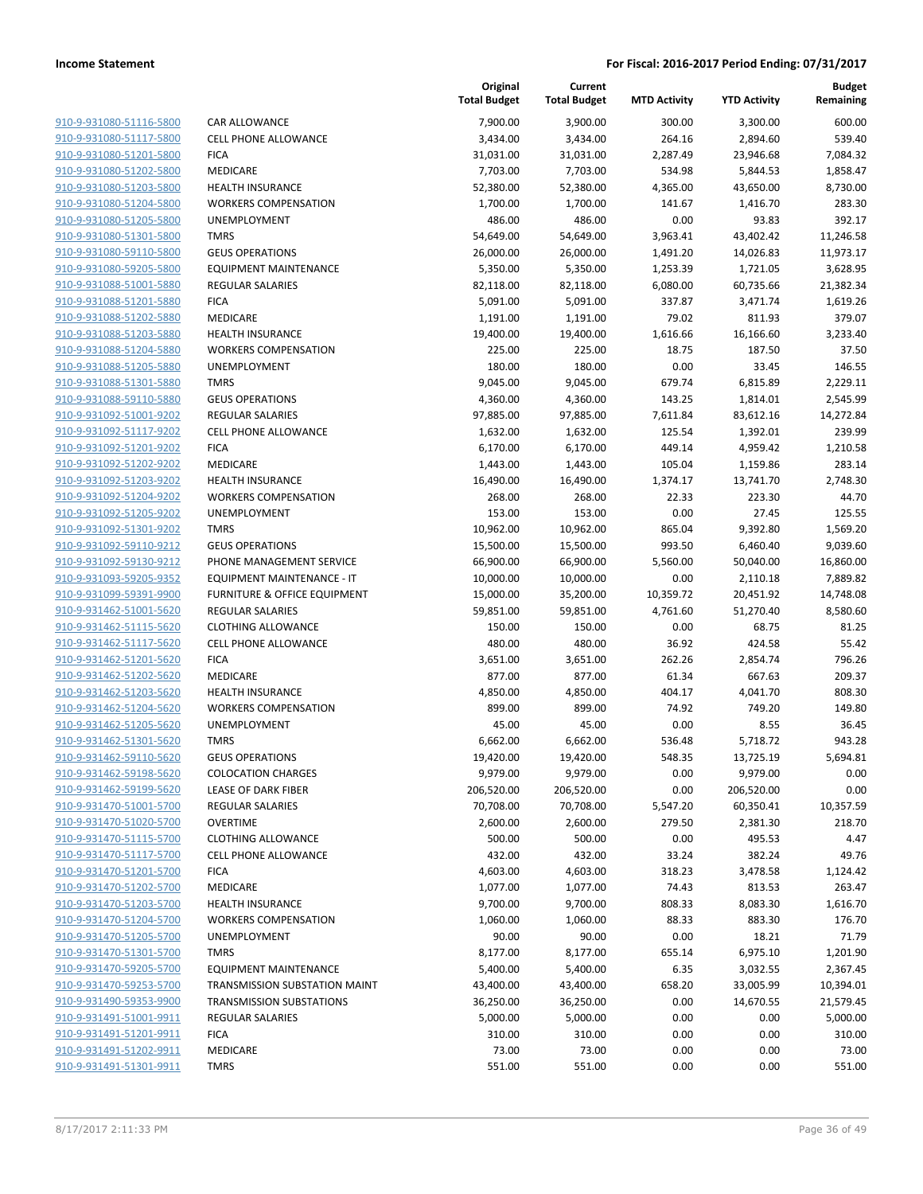**Income Statement** **For Fiscal: 2016-2017 Period Ending: 07/31/2017**

| | | Original Total Budget | Current Total Budget | MTD Activity | YTD Activity | Budget Remaining |
|---|---|---|---|---|---|---|
| 910-9-931080-51116-5800 | CAR ALLOWANCE | 7,900.00 | 3,900.00 | 300.00 | 3,300.00 | 600.00 |
| 910-9-931080-51117-5800 | CELL PHONE ALLOWANCE | 3,434.00 | 3,434.00 | 264.16 | 2,894.60 | 539.40 |
| 910-9-931080-51201-5800 | FICA | 31,031.00 | 31,031.00 | 2,287.49 | 23,946.68 | 7,084.32 |
| 910-9-931080-51202-5800 | MEDICARE | 7,703.00 | 7,703.00 | 534.98 | 5,844.53 | 1,858.47 |
| 910-9-931080-51203-5800 | HEALTH INSURANCE | 52,380.00 | 52,380.00 | 4,365.00 | 43,650.00 | 8,730.00 |
| 910-9-931080-51204-5800 | WORKERS COMPENSATION | 1,700.00 | 1,700.00 | 141.67 | 1,416.70 | 283.30 |
| 910-9-931080-51205-5800 | UNEMPLOYMENT | 486.00 | 486.00 | 0.00 | 93.83 | 392.17 |
| 910-9-931080-51301-5800 | TMRS | 54,649.00 | 54,649.00 | 3,963.41 | 43,402.42 | 11,246.58 |
| 910-9-931080-59110-5800 | GEUS OPERATIONS | 26,000.00 | 26,000.00 | 1,491.20 | 14,026.83 | 11,973.17 |
| 910-9-931080-59205-5800 | EQUIPMENT MAINTENANCE | 5,350.00 | 5,350.00 | 1,253.39 | 1,721.05 | 3,628.95 |
| 910-9-931088-51001-5880 | REGULAR SALARIES | 82,118.00 | 82,118.00 | 6,080.00 | 60,735.66 | 21,382.34 |
| 910-9-931088-51201-5880 | FICA | 5,091.00 | 5,091.00 | 337.87 | 3,471.74 | 1,619.26 |
| 910-9-931088-51202-5880 | MEDICARE | 1,191.00 | 1,191.00 | 79.02 | 811.93 | 379.07 |
| 910-9-931088-51203-5880 | HEALTH INSURANCE | 19,400.00 | 19,400.00 | 1,616.66 | 16,166.60 | 3,233.40 |
| 910-9-931088-51204-5880 | WORKERS COMPENSATION | 225.00 | 225.00 | 18.75 | 187.50 | 37.50 |
| 910-9-931088-51205-5880 | UNEMPLOYMENT | 180.00 | 180.00 | 0.00 | 33.45 | 146.55 |
| 910-9-931088-51301-5880 | TMRS | 9,045.00 | 9,045.00 | 679.74 | 6,815.89 | 2,229.11 |
| 910-9-931088-59110-5880 | GEUS OPERATIONS | 4,360.00 | 4,360.00 | 143.25 | 1,814.01 | 2,545.99 |
| 910-9-931092-51001-9202 | REGULAR SALARIES | 97,885.00 | 97,885.00 | 7,611.84 | 83,612.16 | 14,272.84 |
| 910-9-931092-51117-9202 | CELL PHONE ALLOWANCE | 1,632.00 | 1,632.00 | 125.54 | 1,392.01 | 239.99 |
| 910-9-931092-51201-9202 | FICA | 6,170.00 | 6,170.00 | 449.14 | 4,959.42 | 1,210.58 |
| 910-9-931092-51202-9202 | MEDICARE | 1,443.00 | 1,443.00 | 105.04 | 1,159.86 | 283.14 |
| 910-9-931092-51203-9202 | HEALTH INSURANCE | 16,490.00 | 16,490.00 | 1,374.17 | 13,741.70 | 2,748.30 |
| 910-9-931092-51204-9202 | WORKERS COMPENSATION | 268.00 | 268.00 | 22.33 | 223.30 | 44.70 |
| 910-9-931092-51205-9202 | UNEMPLOYMENT | 153.00 | 153.00 | 0.00 | 27.45 | 125.55 |
| 910-9-931092-51301-9202 | TMRS | 10,962.00 | 10,962.00 | 865.04 | 9,392.80 | 1,569.20 |
| 910-9-931092-59110-9212 | GEUS OPERATIONS | 15,500.00 | 15,500.00 | 993.50 | 6,460.40 | 9,039.60 |
| 910-9-931092-59130-9212 | PHONE MANAGEMENT SERVICE | 66,900.00 | 66,900.00 | 5,560.00 | 50,040.00 | 16,860.00 |
| 910-9-931093-59205-9352 | EQUIPMENT MAINTENANCE - IT | 10,000.00 | 10,000.00 | 0.00 | 2,110.18 | 7,889.82 |
| 910-9-931099-59391-9900 | FURNITURE & OFFICE EQUIPMENT | 15,000.00 | 35,200.00 | 10,359.72 | 20,451.92 | 14,748.08 |
| 910-9-931462-51001-5620 | REGULAR SALARIES | 59,851.00 | 59,851.00 | 4,761.60 | 51,270.40 | 8,580.60 |
| 910-9-931462-51115-5620 | CLOTHING ALLOWANCE | 150.00 | 150.00 | 0.00 | 68.75 | 81.25 |
| 910-9-931462-51117-5620 | CELL PHONE ALLOWANCE | 480.00 | 480.00 | 36.92 | 424.58 | 55.42 |
| 910-9-931462-51201-5620 | FICA | 3,651.00 | 3,651.00 | 262.26 | 2,854.74 | 796.26 |
| 910-9-931462-51202-5620 | MEDICARE | 877.00 | 877.00 | 61.34 | 667.63 | 209.37 |
| 910-9-931462-51203-5620 | HEALTH INSURANCE | 4,850.00 | 4,850.00 | 404.17 | 4,041.70 | 808.30 |
| 910-9-931462-51204-5620 | WORKERS COMPENSATION | 899.00 | 899.00 | 74.92 | 749.20 | 149.80 |
| 910-9-931462-51205-5620 | UNEMPLOYMENT | 45.00 | 45.00 | 0.00 | 8.55 | 36.45 |
| 910-9-931462-51301-5620 | TMRS | 6,662.00 | 6,662.00 | 536.48 | 5,718.72 | 943.28 |
| 910-9-931462-59110-5620 | GEUS OPERATIONS | 19,420.00 | 19,420.00 | 548.35 | 13,725.19 | 5,694.81 |
| 910-9-931462-59198-5620 | COLOCATION CHARGES | 9,979.00 | 9,979.00 | 0.00 | 9,979.00 | 0.00 |
| 910-9-931462-59199-5620 | LEASE OF DARK FIBER | 206,520.00 | 206,520.00 | 0.00 | 206,520.00 | 0.00 |
| 910-9-931470-51001-5700 | REGULAR SALARIES | 70,708.00 | 70,708.00 | 5,547.20 | 60,350.41 | 10,357.59 |
| 910-9-931470-51020-5700 | OVERTIME | 2,600.00 | 2,600.00 | 279.50 | 2,381.30 | 218.70 |
| 910-9-931470-51115-5700 | CLOTHING ALLOWANCE | 500.00 | 500.00 | 0.00 | 495.53 | 4.47 |
| 910-9-931470-51117-5700 | CELL PHONE ALLOWANCE | 432.00 | 432.00 | 33.24 | 382.24 | 49.76 |
| 910-9-931470-51201-5700 | FICA | 4,603.00 | 4,603.00 | 318.23 | 3,478.58 | 1,124.42 |
| 910-9-931470-51202-5700 | MEDICARE | 1,077.00 | 1,077.00 | 74.43 | 813.53 | 263.47 |
| 910-9-931470-51203-5700 | HEALTH INSURANCE | 9,700.00 | 9,700.00 | 808.33 | 8,083.30 | 1,616.70 |
| 910-9-931470-51204-5700 | WORKERS COMPENSATION | 1,060.00 | 1,060.00 | 88.33 | 883.30 | 176.70 |
| 910-9-931470-51205-5700 | UNEMPLOYMENT | 90.00 | 90.00 | 0.00 | 18.21 | 71.79 |
| 910-9-931470-51301-5700 | TMRS | 8,177.00 | 8,177.00 | 655.14 | 6,975.10 | 1,201.90 |
| 910-9-931470-59205-5700 | EQUIPMENT MAINTENANCE | 5,400.00 | 5,400.00 | 6.35 | 3,032.55 | 2,367.45 |
| 910-9-931470-59253-5700 | TRANSMISSION SUBSTATION MAINT | 43,400.00 | 43,400.00 | 658.20 | 33,005.99 | 10,394.01 |
| 910-9-931490-59353-9900 | TRANSMISSION SUBSTATIONS | 36,250.00 | 36,250.00 | 0.00 | 14,670.55 | 21,579.45 |
| 910-9-931491-51001-9911 | REGULAR SALARIES | 5,000.00 | 5,000.00 | 0.00 | 0.00 | 5,000.00 |
| 910-9-931491-51201-9911 | FICA | 310.00 | 310.00 | 0.00 | 0.00 | 310.00 |
| 910-9-931491-51202-9911 | MEDICARE | 73.00 | 73.00 | 0.00 | 0.00 | 73.00 |
| 910-9-931491-51301-9911 | TMRS | 551.00 | 551.00 | 0.00 | 0.00 | 551.00 |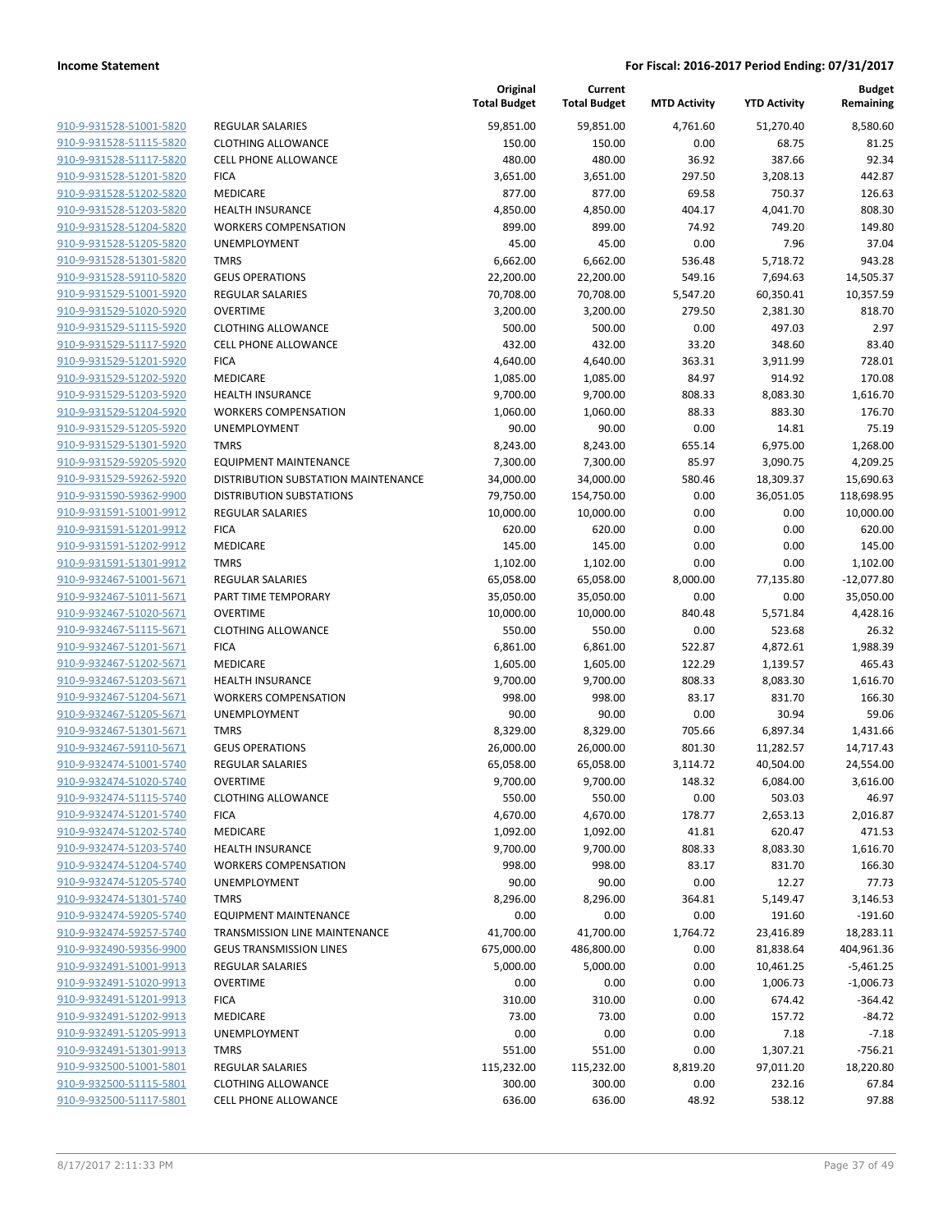| | | Original Total Budget | Current Total Budget | MTD Activity | YTD Activity | Budget Remaining |
|---|---|---|---|---|---|---|
| 910-9-931528-51001-5820 | REGULAR SALARIES | 59,851.00 | 59,851.00 | 4,761.60 | 51,270.40 | 8,580.60 |
| 910-9-931528-51115-5820 | CLOTHING ALLOWANCE | 150.00 | 150.00 | 0.00 | 68.75 | 81.25 |
| 910-9-931528-51117-5820 | CELL PHONE ALLOWANCE | 480.00 | 480.00 | 36.92 | 387.66 | 92.34 |
| 910-9-931528-51201-5820 | FICA | 3,651.00 | 3,651.00 | 297.50 | 3,208.13 | 442.87 |
| 910-9-931528-51202-5820 | MEDICARE | 877.00 | 877.00 | 69.58 | 750.37 | 126.63 |
| 910-9-931528-51203-5820 | HEALTH INSURANCE | 4,850.00 | 4,850.00 | 404.17 | 4,041.70 | 808.30 |
| 910-9-931528-51204-5820 | WORKERS COMPENSATION | 899.00 | 899.00 | 74.92 | 749.20 | 149.80 |
| 910-9-931528-51205-5820 | UNEMPLOYMENT | 45.00 | 45.00 | 0.00 | 7.96 | 37.04 |
| 910-9-931528-51301-5820 | TMRS | 6,662.00 | 6,662.00 | 536.48 | 5,718.72 | 943.28 |
| 910-9-931528-59110-5820 | GEUS OPERATIONS | 22,200.00 | 22,200.00 | 549.16 | 7,694.63 | 14,505.37 |
| 910-9-931529-51001-5920 | REGULAR SALARIES | 70,708.00 | 70,708.00 | 5,547.20 | 60,350.41 | 10,357.59 |
| 910-9-931529-51020-5920 | OVERTIME | 3,200.00 | 3,200.00 | 279.50 | 2,381.30 | 818.70 |
| 910-9-931529-51115-5920 | CLOTHING ALLOWANCE | 500.00 | 500.00 | 0.00 | 497.03 | 2.97 |
| 910-9-931529-51117-5920 | CELL PHONE ALLOWANCE | 432.00 | 432.00 | 33.20 | 348.60 | 83.40 |
| 910-9-931529-51201-5920 | FICA | 4,640.00 | 4,640.00 | 363.31 | 3,911.99 | 728.01 |
| 910-9-931529-51202-5920 | MEDICARE | 1,085.00 | 1,085.00 | 84.97 | 914.92 | 170.08 |
| 910-9-931529-51203-5920 | HEALTH INSURANCE | 9,700.00 | 9,700.00 | 808.33 | 8,083.30 | 1,616.70 |
| 910-9-931529-51204-5920 | WORKERS COMPENSATION | 1,060.00 | 1,060.00 | 88.33 | 883.30 | 176.70 |
| 910-9-931529-51205-5920 | UNEMPLOYMENT | 90.00 | 90.00 | 0.00 | 14.81 | 75.19 |
| 910-9-931529-51301-5920 | TMRS | 8,243.00 | 8,243.00 | 655.14 | 6,975.00 | 1,268.00 |
| 910-9-931529-59205-5920 | EQUIPMENT MAINTENANCE | 7,300.00 | 7,300.00 | 85.97 | 3,090.75 | 4,209.25 |
| 910-9-931529-59262-5920 | DISTRIBUTION SUBSTATION MAINTENANCE | 34,000.00 | 34,000.00 | 580.46 | 18,309.37 | 15,690.63 |
| 910-9-931590-59362-9900 | DISTRIBUTION SUBSTATIONS | 79,750.00 | 154,750.00 | 0.00 | 36,051.05 | 118,698.95 |
| 910-9-931591-51001-9912 | REGULAR SALARIES | 10,000.00 | 10,000.00 | 0.00 | 0.00 | 10,000.00 |
| 910-9-931591-51201-9912 | FICA | 620.00 | 620.00 | 0.00 | 0.00 | 620.00 |
| 910-9-931591-51202-9912 | MEDICARE | 145.00 | 145.00 | 0.00 | 0.00 | 145.00 |
| 910-9-931591-51301-9912 | TMRS | 1,102.00 | 1,102.00 | 0.00 | 0.00 | 1,102.00 |
| 910-9-932467-51001-5671 | REGULAR SALARIES | 65,058.00 | 65,058.00 | 8,000.00 | 77,135.80 | -12,077.80 |
| 910-9-932467-51011-5671 | PART TIME TEMPORARY | 35,050.00 | 35,050.00 | 0.00 | 0.00 | 35,050.00 |
| 910-9-932467-51020-5671 | OVERTIME | 10,000.00 | 10,000.00 | 840.48 | 5,571.84 | 4,428.16 |
| 910-9-932467-51115-5671 | CLOTHING ALLOWANCE | 550.00 | 550.00 | 0.00 | 523.68 | 26.32 |
| 910-9-932467-51201-5671 | FICA | 6,861.00 | 6,861.00 | 522.87 | 4,872.61 | 1,988.39 |
| 910-9-932467-51202-5671 | MEDICARE | 1,605.00 | 1,605.00 | 122.29 | 1,139.57 | 465.43 |
| 910-9-932467-51203-5671 | HEALTH INSURANCE | 9,700.00 | 9,700.00 | 808.33 | 8,083.30 | 1,616.70 |
| 910-9-932467-51204-5671 | WORKERS COMPENSATION | 998.00 | 998.00 | 83.17 | 831.70 | 166.30 |
| 910-9-932467-51205-5671 | UNEMPLOYMENT | 90.00 | 90.00 | 0.00 | 30.94 | 59.06 |
| 910-9-932467-51301-5671 | TMRS | 8,329.00 | 8,329.00 | 705.66 | 6,897.34 | 1,431.66 |
| 910-9-932467-59110-5671 | GEUS OPERATIONS | 26,000.00 | 26,000.00 | 801.30 | 11,282.57 | 14,717.43 |
| 910-9-932474-51001-5740 | REGULAR SALARIES | 65,058.00 | 65,058.00 | 3,114.72 | 40,504.00 | 24,554.00 |
| 910-9-932474-51020-5740 | OVERTIME | 9,700.00 | 9,700.00 | 148.32 | 6,084.00 | 3,616.00 |
| 910-9-932474-51115-5740 | CLOTHING ALLOWANCE | 550.00 | 550.00 | 0.00 | 503.03 | 46.97 |
| 910-9-932474-51201-5740 | FICA | 4,670.00 | 4,670.00 | 178.77 | 2,653.13 | 2,016.87 |
| 910-9-932474-51202-5740 | MEDICARE | 1,092.00 | 1,092.00 | 41.81 | 620.47 | 471.53 |
| 910-9-932474-51203-5740 | HEALTH INSURANCE | 9,700.00 | 9,700.00 | 808.33 | 8,083.30 | 1,616.70 |
| 910-9-932474-51204-5740 | WORKERS COMPENSATION | 998.00 | 998.00 | 83.17 | 831.70 | 166.30 |
| 910-9-932474-51205-5740 | UNEMPLOYMENT | 90.00 | 90.00 | 0.00 | 12.27 | 77.73 |
| 910-9-932474-51301-5740 | TMRS | 8,296.00 | 8,296.00 | 364.81 | 5,149.47 | 3,146.53 |
| 910-9-932474-59205-5740 | EQUIPMENT MAINTENANCE | 0.00 | 0.00 | 0.00 | 191.60 | -191.60 |
| 910-9-932474-59257-5740 | TRANSMISSION LINE MAINTENANCE | 41,700.00 | 41,700.00 | 1,764.72 | 23,416.89 | 18,283.11 |
| 910-9-932490-59356-9900 | GEUS TRANSMISSION LINES | 675,000.00 | 486,800.00 | 0.00 | 81,838.64 | 404,961.36 |
| 910-9-932491-51001-9913 | REGULAR SALARIES | 5,000.00 | 5,000.00 | 0.00 | 10,461.25 | -5,461.25 |
| 910-9-932491-51020-9913 | OVERTIME | 0.00 | 0.00 | 0.00 | 1,006.73 | -1,006.73 |
| 910-9-932491-51201-9913 | FICA | 310.00 | 310.00 | 0.00 | 674.42 | -364.42 |
| 910-9-932491-51202-9913 | MEDICARE | 73.00 | 73.00 | 0.00 | 157.72 | -84.72 |
| 910-9-932491-51205-9913 | UNEMPLOYMENT | 0.00 | 0.00 | 0.00 | 7.18 | -7.18 |
| 910-9-932491-51301-9913 | TMRS | 551.00 | 551.00 | 0.00 | 1,307.21 | -756.21 |
| 910-9-932500-51001-5801 | REGULAR SALARIES | 115,232.00 | 115,232.00 | 8,819.20 | 97,011.20 | 18,220.80 |
| 910-9-932500-51115-5801 | CLOTHING ALLOWANCE | 300.00 | 300.00 | 0.00 | 232.16 | 67.84 |
| 910-9-932500-51117-5801 | CELL PHONE ALLOWANCE | 636.00 | 636.00 | 48.92 | 538.12 | 97.88 |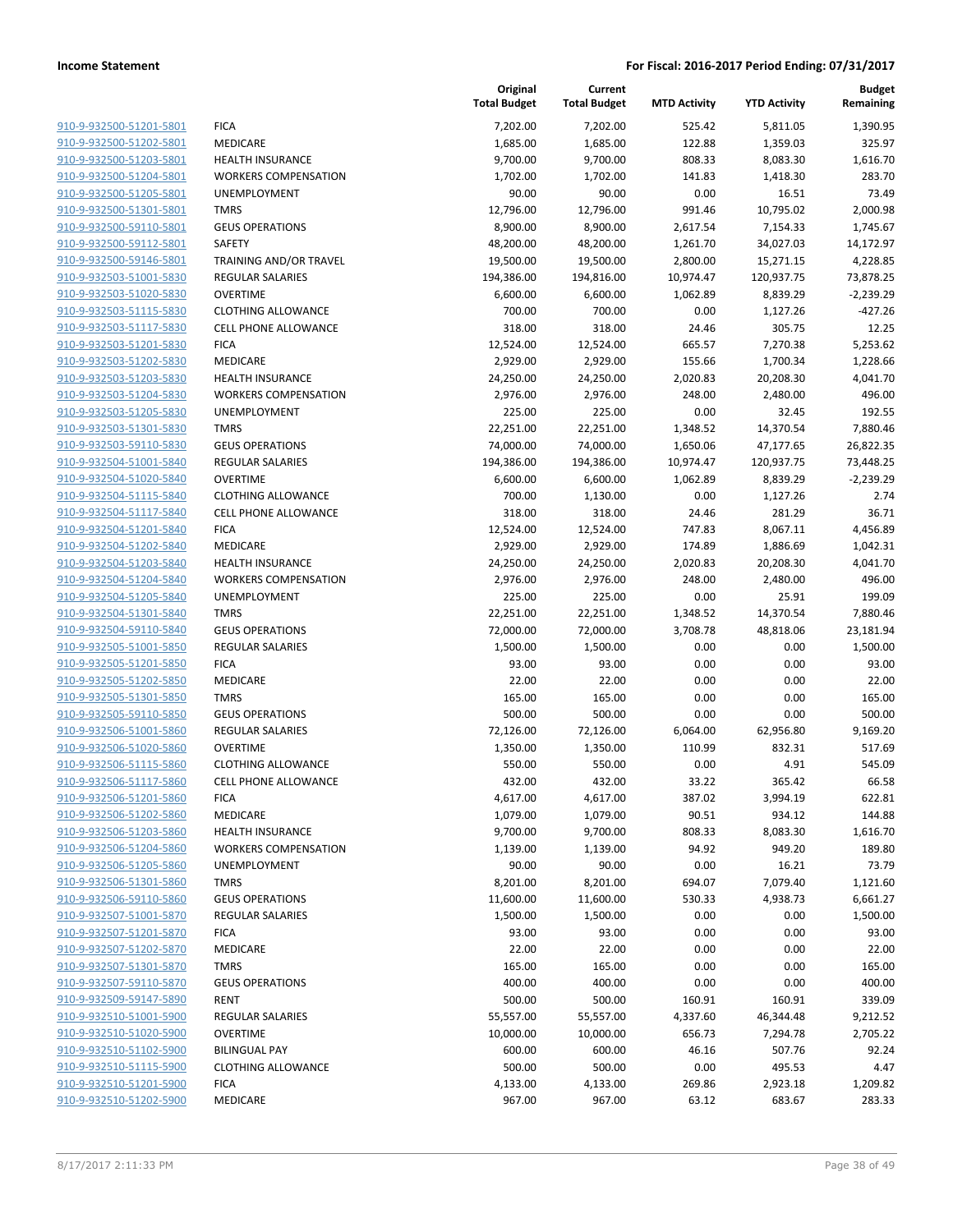**Income Statement** **For Fiscal: 2016-2017 Period Ending: 07/31/2017**

| | | Original Total Budget | Current Total Budget | MTD Activity | YTD Activity | Budget Remaining |
|---|---|---|---|---|---|---|
| 910-9-932500-51201-5801 | FICA | 7,202.00 | 7,202.00 | 525.42 | 5,811.05 | 1,390.95 |
| 910-9-932500-51202-5801 | MEDICARE | 1,685.00 | 1,685.00 | 122.88 | 1,359.03 | 325.97 |
| 910-9-932500-51203-5801 | HEALTH INSURANCE | 9,700.00 | 9,700.00 | 808.33 | 8,083.30 | 1,616.70 |
| 910-9-932500-51204-5801 | WORKERS COMPENSATION | 1,702.00 | 1,702.00 | 141.83 | 1,418.30 | 283.70 |
| 910-9-932500-51205-5801 | UNEMPLOYMENT | 90.00 | 90.00 | 0.00 | 16.51 | 73.49 |
| 910-9-932500-51301-5801 | TMRS | 12,796.00 | 12,796.00 | 991.46 | 10,795.02 | 2,000.98 |
| 910-9-932500-59110-5801 | GEUS OPERATIONS | 8,900.00 | 8,900.00 | 2,617.54 | 7,154.33 | 1,745.67 |
| 910-9-932500-59112-5801 | SAFETY | 48,200.00 | 48,200.00 | 1,261.70 | 34,027.03 | 14,172.97 |
| 910-9-932500-59146-5801 | TRAINING AND/OR TRAVEL | 19,500.00 | 19,500.00 | 2,800.00 | 15,271.15 | 4,228.85 |
| 910-9-932503-51001-5830 | REGULAR SALARIES | 194,386.00 | 194,816.00 | 10,974.47 | 120,937.75 | 73,878.25 |
| 910-9-932503-51020-5830 | OVERTIME | 6,600.00 | 6,600.00 | 1,062.89 | 8,839.29 | -2,239.29 |
| 910-9-932503-51115-5830 | CLOTHING ALLOWANCE | 700.00 | 700.00 | 0.00 | 1,127.26 | -427.26 |
| 910-9-932503-51117-5830 | CELL PHONE ALLOWANCE | 318.00 | 318.00 | 24.46 | 305.75 | 12.25 |
| 910-9-932503-51201-5830 | FICA | 12,524.00 | 12,524.00 | 665.57 | 7,270.38 | 5,253.62 |
| 910-9-932503-51202-5830 | MEDICARE | 2,929.00 | 2,929.00 | 155.66 | 1,700.34 | 1,228.66 |
| 910-9-932503-51203-5830 | HEALTH INSURANCE | 24,250.00 | 24,250.00 | 2,020.83 | 20,208.30 | 4,041.70 |
| 910-9-932503-51204-5830 | WORKERS COMPENSATION | 2,976.00 | 2,976.00 | 248.00 | 2,480.00 | 496.00 |
| 910-9-932503-51205-5830 | UNEMPLOYMENT | 225.00 | 225.00 | 0.00 | 32.45 | 192.55 |
| 910-9-932503-51301-5830 | TMRS | 22,251.00 | 22,251.00 | 1,348.52 | 14,370.54 | 7,880.46 |
| 910-9-932503-59110-5830 | GEUS OPERATIONS | 74,000.00 | 74,000.00 | 1,650.06 | 47,177.65 | 26,822.35 |
| 910-9-932504-51001-5840 | REGULAR SALARIES | 194,386.00 | 194,386.00 | 10,974.47 | 120,937.75 | 73,448.25 |
| 910-9-932504-51020-5840 | OVERTIME | 6,600.00 | 6,600.00 | 1,062.89 | 8,839.29 | -2,239.29 |
| 910-9-932504-51115-5840 | CLOTHING ALLOWANCE | 700.00 | 1,130.00 | 0.00 | 1,127.26 | 2.74 |
| 910-9-932504-51117-5840 | CELL PHONE ALLOWANCE | 318.00 | 318.00 | 24.46 | 281.29 | 36.71 |
| 910-9-932504-51201-5840 | FICA | 12,524.00 | 12,524.00 | 747.83 | 8,067.11 | 4,456.89 |
| 910-9-932504-51202-5840 | MEDICARE | 2,929.00 | 2,929.00 | 174.89 | 1,886.69 | 1,042.31 |
| 910-9-932504-51203-5840 | HEALTH INSURANCE | 24,250.00 | 24,250.00 | 2,020.83 | 20,208.30 | 4,041.70 |
| 910-9-932504-51204-5840 | WORKERS COMPENSATION | 2,976.00 | 2,976.00 | 248.00 | 2,480.00 | 496.00 |
| 910-9-932504-51205-5840 | UNEMPLOYMENT | 225.00 | 225.00 | 0.00 | 25.91 | 199.09 |
| 910-9-932504-51301-5840 | TMRS | 22,251.00 | 22,251.00 | 1,348.52 | 14,370.54 | 7,880.46 |
| 910-9-932504-59110-5840 | GEUS OPERATIONS | 72,000.00 | 72,000.00 | 3,708.78 | 48,818.06 | 23,181.94 |
| 910-9-932505-51001-5850 | REGULAR SALARIES | 1,500.00 | 1,500.00 | 0.00 | 0.00 | 1,500.00 |
| 910-9-932505-51201-5850 | FICA | 93.00 | 93.00 | 0.00 | 0.00 | 93.00 |
| 910-9-932505-51202-5850 | MEDICARE | 22.00 | 22.00 | 0.00 | 0.00 | 22.00 |
| 910-9-932505-51301-5850 | TMRS | 165.00 | 165.00 | 0.00 | 0.00 | 165.00 |
| 910-9-932505-59110-5850 | GEUS OPERATIONS | 500.00 | 500.00 | 0.00 | 0.00 | 500.00 |
| 910-9-932506-51001-5860 | REGULAR SALARIES | 72,126.00 | 72,126.00 | 6,064.00 | 62,956.80 | 9,169.20 |
| 910-9-932506-51020-5860 | OVERTIME | 1,350.00 | 1,350.00 | 110.99 | 832.31 | 517.69 |
| 910-9-932506-51115-5860 | CLOTHING ALLOWANCE | 550.00 | 550.00 | 0.00 | 4.91 | 545.09 |
| 910-9-932506-51117-5860 | CELL PHONE ALLOWANCE | 432.00 | 432.00 | 33.22 | 365.42 | 66.58 |
| 910-9-932506-51201-5860 | FICA | 4,617.00 | 4,617.00 | 387.02 | 3,994.19 | 622.81 |
| 910-9-932506-51202-5860 | MEDICARE | 1,079.00 | 1,079.00 | 90.51 | 934.12 | 144.88 |
| 910-9-932506-51203-5860 | HEALTH INSURANCE | 9,700.00 | 9,700.00 | 808.33 | 8,083.30 | 1,616.70 |
| 910-9-932506-51204-5860 | WORKERS COMPENSATION | 1,139.00 | 1,139.00 | 94.92 | 949.20 | 189.80 |
| 910-9-932506-51205-5860 | UNEMPLOYMENT | 90.00 | 90.00 | 0.00 | 16.21 | 73.79 |
| 910-9-932506-51301-5860 | TMRS | 8,201.00 | 8,201.00 | 694.07 | 7,079.40 | 1,121.60 |
| 910-9-932506-59110-5860 | GEUS OPERATIONS | 11,600.00 | 11,600.00 | 530.33 | 4,938.73 | 6,661.27 |
| 910-9-932507-51001-5870 | REGULAR SALARIES | 1,500.00 | 1,500.00 | 0.00 | 0.00 | 1,500.00 |
| 910-9-932507-51201-5870 | FICA | 93.00 | 93.00 | 0.00 | 0.00 | 93.00 |
| 910-9-932507-51202-5870 | MEDICARE | 22.00 | 22.00 | 0.00 | 0.00 | 22.00 |
| 910-9-932507-51301-5870 | TMRS | 165.00 | 165.00 | 0.00 | 0.00 | 165.00 |
| 910-9-932507-59110-5870 | GEUS OPERATIONS | 400.00 | 400.00 | 0.00 | 0.00 | 400.00 |
| 910-9-932509-59147-5890 | RENT | 500.00 | 500.00 | 160.91 | 160.91 | 339.09 |
| 910-9-932510-51001-5900 | REGULAR SALARIES | 55,557.00 | 55,557.00 | 4,337.60 | 46,344.48 | 9,212.52 |
| 910-9-932510-51020-5900 | OVERTIME | 10,000.00 | 10,000.00 | 656.73 | 7,294.78 | 2,705.22 |
| 910-9-932510-51102-5900 | BILINGUAL PAY | 600.00 | 600.00 | 46.16 | 507.76 | 92.24 |
| 910-9-932510-51115-5900 | CLOTHING ALLOWANCE | 500.00 | 500.00 | 0.00 | 495.53 | 4.47 |
| 910-9-932510-51201-5900 | FICA | 4,133.00 | 4,133.00 | 269.86 | 2,923.18 | 1,209.82 |
| 910-9-932510-51202-5900 | MEDICARE | 967.00 | 967.00 | 63.12 | 683.67 | 283.33 |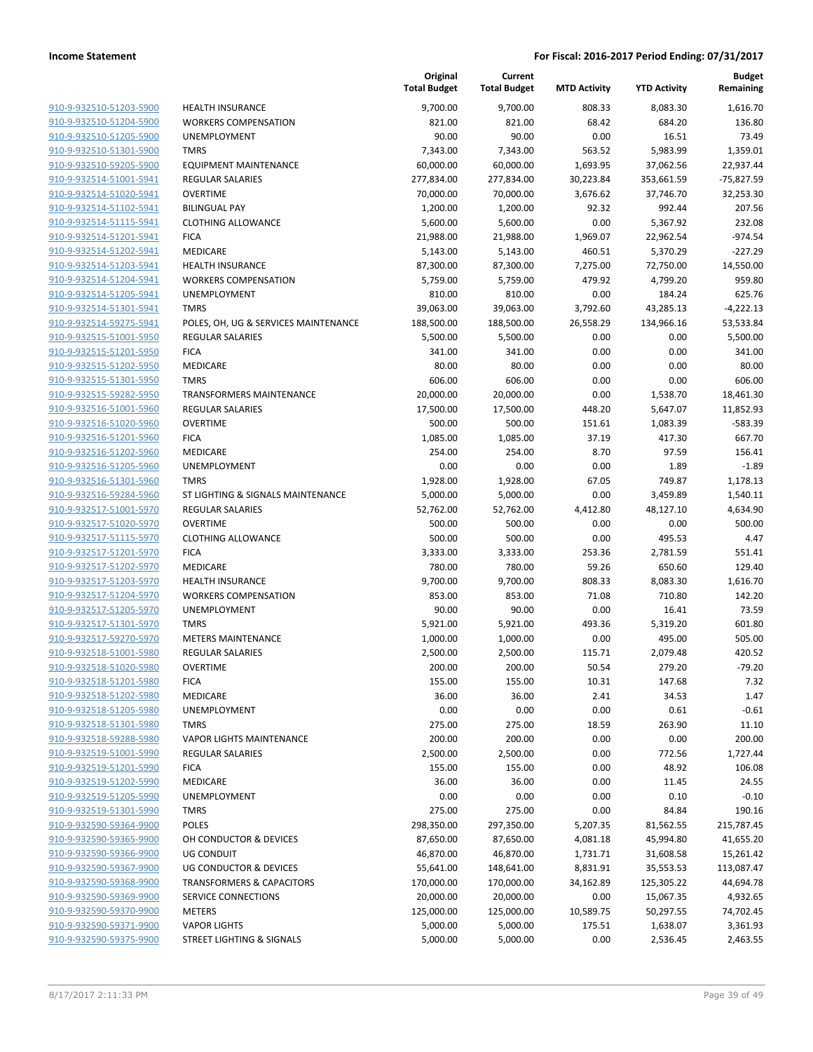**Income Statement** | **For Fiscal: 2016-2017 Period Ending: 07/31/2017**

| | | Original Total Budget | Current Total Budget | MTD Activity | YTD Activity | Budget Remaining |
|---|---|---|---|---|---|---|
| 910-9-932510-51203-5900 | HEALTH INSURANCE | 9,700.00 | 9,700.00 | 808.33 | 8,083.30 | 1,616.70 |
| 910-9-932510-51204-5900 | WORKERS COMPENSATION | 821.00 | 821.00 | 68.42 | 684.20 | 136.80 |
| 910-9-932510-51205-5900 | UNEMPLOYMENT | 90.00 | 90.00 | 0.00 | 16.51 | 73.49 |
| 910-9-932510-51301-5900 | TMRS | 7,343.00 | 7,343.00 | 563.52 | 5,983.99 | 1,359.01 |
| 910-9-932510-59205-5900 | EQUIPMENT MAINTENANCE | 60,000.00 | 60,000.00 | 1,693.95 | 37,062.56 | 22,937.44 |
| 910-9-932514-51001-5941 | REGULAR SALARIES | 277,834.00 | 277,834.00 | 30,223.84 | 353,661.59 | -75,827.59 |
| 910-9-932514-51020-5941 | OVERTIME | 70,000.00 | 70,000.00 | 3,676.62 | 37,746.70 | 32,253.30 |
| 910-9-932514-51102-5941 | BILINGUAL PAY | 1,200.00 | 1,200.00 | 92.32 | 992.44 | 207.56 |
| 910-9-932514-51115-5941 | CLOTHING ALLOWANCE | 5,600.00 | 5,600.00 | 0.00 | 5,367.92 | 232.08 |
| 910-9-932514-51201-5941 | FICA | 21,988.00 | 21,988.00 | 1,969.07 | 22,962.54 | -974.54 |
| 910-9-932514-51202-5941 | MEDICARE | 5,143.00 | 5,143.00 | 460.51 | 5,370.29 | -227.29 |
| 910-9-932514-51203-5941 | HEALTH INSURANCE | 87,300.00 | 87,300.00 | 7,275.00 | 72,750.00 | 14,550.00 |
| 910-9-932514-51204-5941 | WORKERS COMPENSATION | 5,759.00 | 5,759.00 | 479.92 | 4,799.20 | 959.80 |
| 910-9-932514-51205-5941 | UNEMPLOYMENT | 810.00 | 810.00 | 0.00 | 184.24 | 625.76 |
| 910-9-932514-51301-5941 | TMRS | 39,063.00 | 39,063.00 | 3,792.60 | 43,285.13 | -4,222.13 |
| 910-9-932514-59275-5941 | POLES, OH, UG & SERVICES MAINTENANCE | 188,500.00 | 188,500.00 | 26,558.29 | 134,966.16 | 53,533.84 |
| 910-9-932515-51001-5950 | REGULAR SALARIES | 5,500.00 | 5,500.00 | 0.00 | 0.00 | 5,500.00 |
| 910-9-932515-51201-5950 | FICA | 341.00 | 341.00 | 0.00 | 0.00 | 341.00 |
| 910-9-932515-51202-5950 | MEDICARE | 80.00 | 80.00 | 0.00 | 0.00 | 80.00 |
| 910-9-932515-51301-5950 | TMRS | 606.00 | 606.00 | 0.00 | 0.00 | 606.00 |
| 910-9-932515-59282-5950 | TRANSFORMERS MAINTENANCE | 20,000.00 | 20,000.00 | 0.00 | 1,538.70 | 18,461.30 |
| 910-9-932516-51001-5960 | REGULAR SALARIES | 17,500.00 | 17,500.00 | 448.20 | 5,647.07 | 11,852.93 |
| 910-9-932516-51020-5960 | OVERTIME | 500.00 | 500.00 | 151.61 | 1,083.39 | -583.39 |
| 910-9-932516-51201-5960 | FICA | 1,085.00 | 1,085.00 | 37.19 | 417.30 | 667.70 |
| 910-9-932516-51202-5960 | MEDICARE | 254.00 | 254.00 | 8.70 | 97.59 | 156.41 |
| 910-9-932516-51205-5960 | UNEMPLOYMENT | 0.00 | 0.00 | 0.00 | 1.89 | -1.89 |
| 910-9-932516-51301-5960 | TMRS | 1,928.00 | 1,928.00 | 67.05 | 749.87 | 1,178.13 |
| 910-9-932516-59284-5960 | ST LIGHTING & SIGNALS MAINTENANCE | 5,000.00 | 5,000.00 | 0.00 | 3,459.89 | 1,540.11 |
| 910-9-932517-51001-5970 | REGULAR SALARIES | 52,762.00 | 52,762.00 | 4,412.80 | 48,127.10 | 4,634.90 |
| 910-9-932517-51020-5970 | OVERTIME | 500.00 | 500.00 | 0.00 | 0.00 | 500.00 |
| 910-9-932517-51115-5970 | CLOTHING ALLOWANCE | 500.00 | 500.00 | 0.00 | 495.53 | 4.47 |
| 910-9-932517-51201-5970 | FICA | 3,333.00 | 3,333.00 | 253.36 | 2,781.59 | 551.41 |
| 910-9-932517-51202-5970 | MEDICARE | 780.00 | 780.00 | 59.26 | 650.60 | 129.40 |
| 910-9-932517-51203-5970 | HEALTH INSURANCE | 9,700.00 | 9,700.00 | 808.33 | 8,083.30 | 1,616.70 |
| 910-9-932517-51204-5970 | WORKERS COMPENSATION | 853.00 | 853.00 | 71.08 | 710.80 | 142.20 |
| 910-9-932517-51205-5970 | UNEMPLOYMENT | 90.00 | 90.00 | 0.00 | 16.41 | 73.59 |
| 910-9-932517-51301-5970 | TMRS | 5,921.00 | 5,921.00 | 493.36 | 5,319.20 | 601.80 |
| 910-9-932517-59270-5970 | METERS MAINTENANCE | 1,000.00 | 1,000.00 | 0.00 | 495.00 | 505.00 |
| 910-9-932518-51001-5980 | REGULAR SALARIES | 2,500.00 | 2,500.00 | 115.71 | 2,079.48 | 420.52 |
| 910-9-932518-51020-5980 | OVERTIME | 200.00 | 200.00 | 50.54 | 279.20 | -79.20 |
| 910-9-932518-51201-5980 | FICA | 155.00 | 155.00 | 10.31 | 147.68 | 7.32 |
| 910-9-932518-51202-5980 | MEDICARE | 36.00 | 36.00 | 2.41 | 34.53 | 1.47 |
| 910-9-932518-51205-5980 | UNEMPLOYMENT | 0.00 | 0.00 | 0.00 | 0.61 | -0.61 |
| 910-9-932518-51301-5980 | TMRS | 275.00 | 275.00 | 18.59 | 263.90 | 11.10 |
| 910-9-932518-59288-5980 | VAPOR LIGHTS MAINTENANCE | 200.00 | 200.00 | 0.00 | 0.00 | 200.00 |
| 910-9-932519-51001-5990 | REGULAR SALARIES | 2,500.00 | 2,500.00 | 0.00 | 772.56 | 1,727.44 |
| 910-9-932519-51201-5990 | FICA | 155.00 | 155.00 | 0.00 | 48.92 | 106.08 |
| 910-9-932519-51202-5990 | MEDICARE | 36.00 | 36.00 | 0.00 | 11.45 | 24.55 |
| 910-9-932519-51205-5990 | UNEMPLOYMENT | 0.00 | 0.00 | 0.00 | 0.10 | -0.10 |
| 910-9-932519-51301-5990 | TMRS | 275.00 | 275.00 | 0.00 | 84.84 | 190.16 |
| 910-9-932590-59364-9900 | POLES | 298,350.00 | 297,350.00 | 5,207.35 | 81,562.55 | 215,787.45 |
| 910-9-932590-59365-9900 | OH CONDUCTOR & DEVICES | 87,650.00 | 87,650.00 | 4,081.18 | 45,994.80 | 41,655.20 |
| 910-9-932590-59366-9900 | UG CONDUIT | 46,870.00 | 46,870.00 | 1,731.71 | 31,608.58 | 15,261.42 |
| 910-9-932590-59367-9900 | UG CONDUCTOR & DEVICES | 55,641.00 | 148,641.00 | 8,831.91 | 35,553.53 | 113,087.47 |
| 910-9-932590-59368-9900 | TRANSFORMERS & CAPACITORS | 170,000.00 | 170,000.00 | 34,162.89 | 125,305.22 | 44,694.78 |
| 910-9-932590-59369-9900 | SERVICE CONNECTIONS | 20,000.00 | 20,000.00 | 0.00 | 15,067.35 | 4,932.65 |
| 910-9-932590-59370-9900 | METERS | 125,000.00 | 125,000.00 | 10,589.75 | 50,297.55 | 74,702.45 |
| 910-9-932590-59371-9900 | VAPOR LIGHTS | 5,000.00 | 5,000.00 | 175.51 | 1,638.07 | 3,361.93 |
| 910-9-932590-59375-9900 | STREET LIGHTING & SIGNALS | 5,000.00 | 5,000.00 | 0.00 | 2,536.45 | 2,463.55 |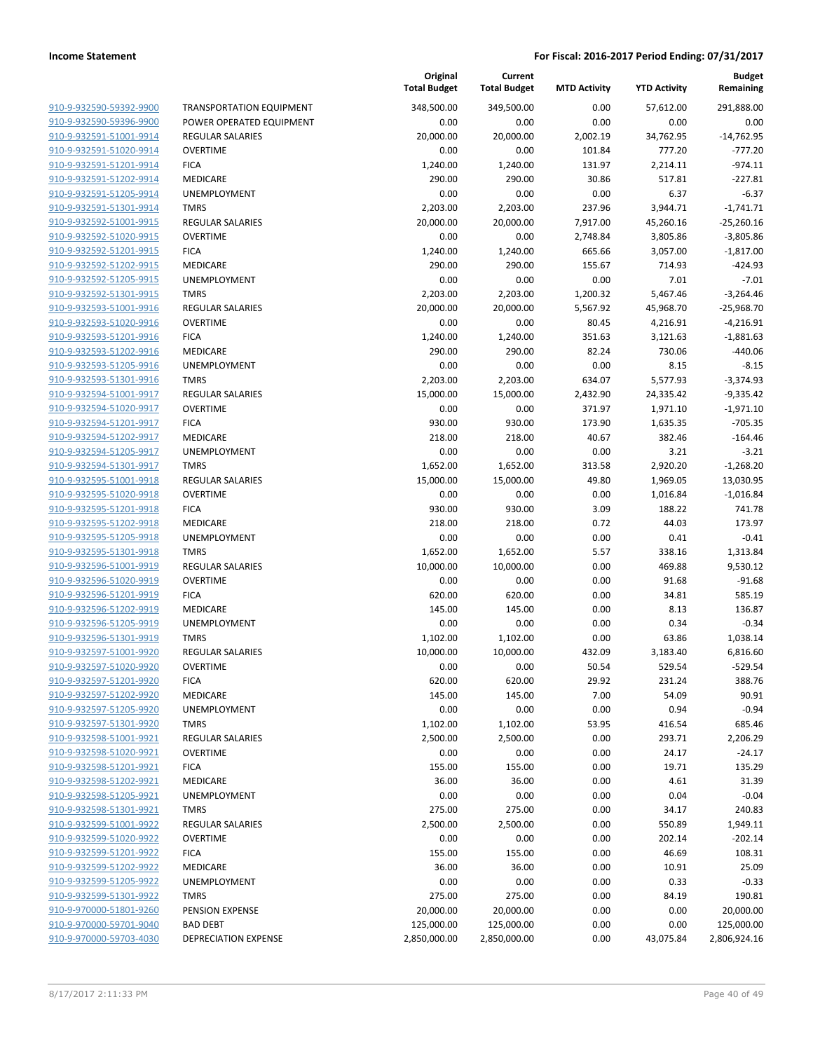| | | Original Total Budget | Current Total Budget | MTD Activity | YTD Activity | Budget Remaining |
|---|---|---|---|---|---|---|
| 910-9-932590-59392-9900 | TRANSPORTATION EQUIPMENT | 348,500.00 | 349,500.00 | 0.00 | 57,612.00 | 291,888.00 |
| 910-9-932590-59396-9900 | POWER OPERATED EQUIPMENT | 0.00 | 0.00 | 0.00 | 0.00 | 0.00 |
| 910-9-932591-51001-9914 | REGULAR SALARIES | 20,000.00 | 20,000.00 | 2,002.19 | 34,762.95 | -14,762.95 |
| 910-9-932591-51020-9914 | OVERTIME | 0.00 | 0.00 | 101.84 | 777.20 | -777.20 |
| 910-9-932591-51201-9914 | FICA | 1,240.00 | 1,240.00 | 131.97 | 2,214.11 | -974.11 |
| 910-9-932591-51202-9914 | MEDICARE | 290.00 | 290.00 | 30.86 | 517.81 | -227.81 |
| 910-9-932591-51205-9914 | UNEMPLOYMENT | 0.00 | 0.00 | 0.00 | 6.37 | -6.37 |
| 910-9-932591-51301-9914 | TMRS | 2,203.00 | 2,203.00 | 237.96 | 3,944.71 | -1,741.71 |
| 910-9-932592-51001-9915 | REGULAR SALARIES | 20,000.00 | 20,000.00 | 7,917.00 | 45,260.16 | -25,260.16 |
| 910-9-932592-51020-9915 | OVERTIME | 0.00 | 0.00 | 2,748.84 | 3,805.86 | -3,805.86 |
| 910-9-932592-51201-9915 | FICA | 1,240.00 | 1,240.00 | 665.66 | 3,057.00 | -1,817.00 |
| 910-9-932592-51202-9915 | MEDICARE | 290.00 | 290.00 | 155.67 | 714.93 | -424.93 |
| 910-9-932592-51205-9915 | UNEMPLOYMENT | 0.00 | 0.00 | 0.00 | 7.01 | -7.01 |
| 910-9-932592-51301-9915 | TMRS | 2,203.00 | 2,203.00 | 1,200.32 | 5,467.46 | -3,264.46 |
| 910-9-932593-51001-9916 | REGULAR SALARIES | 20,000.00 | 20,000.00 | 5,567.92 | 45,968.70 | -25,968.70 |
| 910-9-932593-51020-9916 | OVERTIME | 0.00 | 0.00 | 80.45 | 4,216.91 | -4,216.91 |
| 910-9-932593-51201-9916 | FICA | 1,240.00 | 1,240.00 | 351.63 | 3,121.63 | -1,881.63 |
| 910-9-932593-51202-9916 | MEDICARE | 290.00 | 290.00 | 82.24 | 730.06 | -440.06 |
| 910-9-932593-51205-9916 | UNEMPLOYMENT | 0.00 | 0.00 | 0.00 | 8.15 | -8.15 |
| 910-9-932593-51301-9916 | TMRS | 2,203.00 | 2,203.00 | 634.07 | 5,577.93 | -3,374.93 |
| 910-9-932594-51001-9917 | REGULAR SALARIES | 15,000.00 | 15,000.00 | 2,432.90 | 24,335.42 | -9,335.42 |
| 910-9-932594-51020-9917 | OVERTIME | 0.00 | 0.00 | 371.97 | 1,971.10 | -1,971.10 |
| 910-9-932594-51201-9917 | FICA | 930.00 | 930.00 | 173.90 | 1,635.35 | -705.35 |
| 910-9-932594-51202-9917 | MEDICARE | 218.00 | 218.00 | 40.67 | 382.46 | -164.46 |
| 910-9-932594-51205-9917 | UNEMPLOYMENT | 0.00 | 0.00 | 0.00 | 3.21 | -3.21 |
| 910-9-932594-51301-9917 | TMRS | 1,652.00 | 1,652.00 | 313.58 | 2,920.20 | -1,268.20 |
| 910-9-932595-51001-9918 | REGULAR SALARIES | 15,000.00 | 15,000.00 | 49.80 | 1,969.05 | 13,030.95 |
| 910-9-932595-51020-9918 | OVERTIME | 0.00 | 0.00 | 0.00 | 1,016.84 | -1,016.84 |
| 910-9-932595-51201-9918 | FICA | 930.00 | 930.00 | 3.09 | 188.22 | 741.78 |
| 910-9-932595-51202-9918 | MEDICARE | 218.00 | 218.00 | 0.72 | 44.03 | 173.97 |
| 910-9-932595-51205-9918 | UNEMPLOYMENT | 0.00 | 0.00 | 0.00 | 0.41 | -0.41 |
| 910-9-932595-51301-9918 | TMRS | 1,652.00 | 1,652.00 | 5.57 | 338.16 | 1,313.84 |
| 910-9-932596-51001-9919 | REGULAR SALARIES | 10,000.00 | 10,000.00 | 0.00 | 469.88 | 9,530.12 |
| 910-9-932596-51020-9919 | OVERTIME | 0.00 | 0.00 | 0.00 | 91.68 | -91.68 |
| 910-9-932596-51201-9919 | FICA | 620.00 | 620.00 | 0.00 | 34.81 | 585.19 |
| 910-9-932596-51202-9919 | MEDICARE | 145.00 | 145.00 | 0.00 | 8.13 | 136.87 |
| 910-9-932596-51205-9919 | UNEMPLOYMENT | 0.00 | 0.00 | 0.00 | 0.34 | -0.34 |
| 910-9-932596-51301-9919 | TMRS | 1,102.00 | 1,102.00 | 0.00 | 63.86 | 1,038.14 |
| 910-9-932597-51001-9920 | REGULAR SALARIES | 10,000.00 | 10,000.00 | 432.09 | 3,183.40 | 6,816.60 |
| 910-9-932597-51020-9920 | OVERTIME | 0.00 | 0.00 | 50.54 | 529.54 | -529.54 |
| 910-9-932597-51201-9920 | FICA | 620.00 | 620.00 | 29.92 | 231.24 | 388.76 |
| 910-9-932597-51202-9920 | MEDICARE | 145.00 | 145.00 | 7.00 | 54.09 | 90.91 |
| 910-9-932597-51205-9920 | UNEMPLOYMENT | 0.00 | 0.00 | 0.00 | 0.94 | -0.94 |
| 910-9-932597-51301-9920 | TMRS | 1,102.00 | 1,102.00 | 53.95 | 416.54 | 685.46 |
| 910-9-932598-51001-9921 | REGULAR SALARIES | 2,500.00 | 2,500.00 | 0.00 | 293.71 | 2,206.29 |
| 910-9-932598-51020-9921 | OVERTIME | 0.00 | 0.00 | 0.00 | 24.17 | -24.17 |
| 910-9-932598-51201-9921 | FICA | 155.00 | 155.00 | 0.00 | 19.71 | 135.29 |
| 910-9-932598-51202-9921 | MEDICARE | 36.00 | 36.00 | 0.00 | 4.61 | 31.39 |
| 910-9-932598-51205-9921 | UNEMPLOYMENT | 0.00 | 0.00 | 0.00 | 0.04 | -0.04 |
| 910-9-932598-51301-9921 | TMRS | 275.00 | 275.00 | 0.00 | 34.17 | 240.83 |
| 910-9-932599-51001-9922 | REGULAR SALARIES | 2,500.00 | 2,500.00 | 0.00 | 550.89 | 1,949.11 |
| 910-9-932599-51020-9922 | OVERTIME | 0.00 | 0.00 | 0.00 | 202.14 | -202.14 |
| 910-9-932599-51201-9922 | FICA | 155.00 | 155.00 | 0.00 | 46.69 | 108.31 |
| 910-9-932599-51202-9922 | MEDICARE | 36.00 | 36.00 | 0.00 | 10.91 | 25.09 |
| 910-9-932599-51205-9922 | UNEMPLOYMENT | 0.00 | 0.00 | 0.00 | 0.33 | -0.33 |
| 910-9-932599-51301-9922 | TMRS | 275.00 | 275.00 | 0.00 | 84.19 | 190.81 |
| 910-9-970000-51801-9260 | PENSION EXPENSE | 20,000.00 | 20,000.00 | 0.00 | 0.00 | 20,000.00 |
| 910-9-970000-59701-9040 | BAD DEBT | 125,000.00 | 125,000.00 | 0.00 | 0.00 | 125,000.00 |
| 910-9-970000-59703-4030 | DEPRECIATION EXPENSE | 2,850,000.00 | 2,850,000.00 | 0.00 | 43,075.84 | 2,806,924.16 |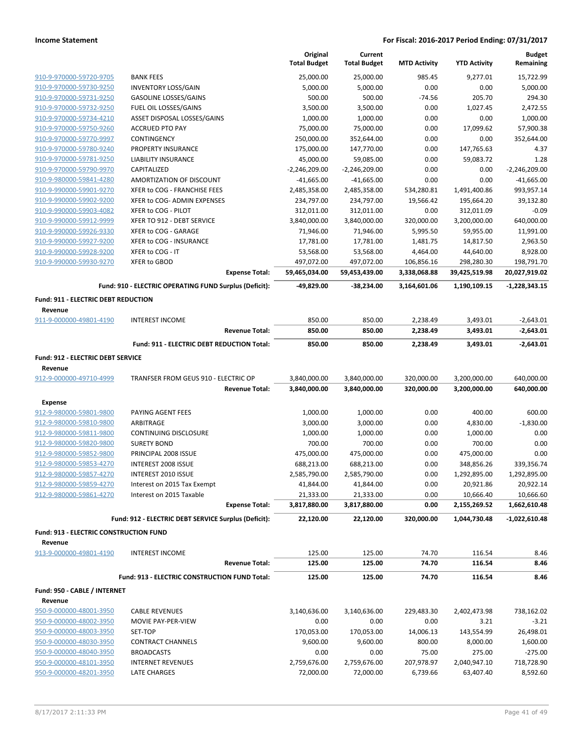| | | Original Total Budget | Current Total Budget | MTD Activity | YTD Activity | Budget Remaining |
|---|---|---|---|---|---|---|
| 910-9-970000-59720-9705 | BANK FEES | 25,000.00 | 25,000.00 | 985.45 | 9,277.01 | 15,722.99 |
| 910-9-970000-59730-9250 | INVENTORY LOSS/GAIN | 5,000.00 | 5,000.00 | 0.00 | 0.00 | 5,000.00 |
| 910-9-970000-59731-9250 | GASOLINE LOSSES/GAINS | 500.00 | 500.00 | -74.56 | 205.70 | 294.30 |
| 910-9-970000-59732-9250 | FUEL OIL LOSSES/GAINS | 3,500.00 | 3,500.00 | 0.00 | 1,027.45 | 2,472.55 |
| 910-9-970000-59734-4210 | ASSET DISPOSAL LOSSES/GAINS | 1,000.00 | 1,000.00 | 0.00 | 0.00 | 1,000.00 |
| 910-9-970000-59750-9260 | ACCRUED PTO PAY | 75,000.00 | 75,000.00 | 0.00 | 17,099.62 | 57,900.38 |
| 910-9-970000-59770-9997 | CONTINGENCY | 250,000.00 | 352,644.00 | 0.00 | 0.00 | 352,644.00 |
| 910-9-970000-59780-9240 | PROPERTY INSURANCE | 175,000.00 | 147,770.00 | 0.00 | 147,765.63 | 4.37 |
| 910-9-970000-59781-9250 | LIABILITY INSURANCE | 45,000.00 | 59,085.00 | 0.00 | 59,083.72 | 1.28 |
| 910-9-970000-59790-9970 | CAPITALIZED | -2,246,209.00 | -2,246,209.00 | 0.00 | 0.00 | -2,246,209.00 |
| 910-9-980000-59841-4280 | AMORTIZATION OF DISCOUNT | -41,665.00 | -41,665.00 | 0.00 | 0.00 | -41,665.00 |
| 910-9-990000-59901-9270 | XFER to COG - FRANCHISE FEES | 2,485,358.00 | 2,485,358.00 | 534,280.81 | 1,491,400.86 | 993,957.14 |
| 910-9-990000-59902-9200 | XFER to COG- ADMIN EXPENSES | 234,797.00 | 234,797.00 | 19,566.42 | 195,664.20 | 39,132.80 |
| 910-9-990000-59903-4082 | XFER to COG - PILOT | 312,011.00 | 312,011.00 | 0.00 | 312,011.09 | -0.09 |
| 910-9-990000-59912-9999 | XFER TO 912 - DEBT SERVICE | 3,840,000.00 | 3,840,000.00 | 320,000.00 | 3,200,000.00 | 640,000.00 |
| 910-9-990000-59926-9330 | XFER to COG - GARAGE | 71,946.00 | 71,946.00 | 5,995.50 | 59,955.00 | 11,991.00 |
| 910-9-990000-59927-9200 | XFER to COG - INSURANCE | 17,781.00 | 17,781.00 | 1,481.75 | 14,817.50 | 2,963.50 |
| 910-9-990000-59928-9200 | XFER to COG - IT | 53,568.00 | 53,568.00 | 4,464.00 | 44,640.00 | 8,928.00 |
| 910-9-990000-59930-9270 | XFER to GBOD | 497,072.00 | 497,072.00 | 106,856.16 | 298,280.30 | 198,791.70 |
| | **Expense Total:** | **59,465,034.00** | **59,453,439.00** | **3,338,068.88** | **39,425,519.98** | **20,027,919.02** |
| | **Fund: 910 - ELECTRIC OPERATING FUND Surplus (Deficit):** | **-49,829.00** | **-38,234.00** | **3,164,601.06** | **1,190,109.15** | **-1,228,343.15** |

**Fund: 911 - ELECTRIC DEBT REDUCTION**

**Revenue**

| | | Original Total Budget | Current Total Budget | MTD Activity | YTD Activity | Budget Remaining |
|---|---|---|---|---|---|---|
| 911-9-000000-49801-4190 | INTEREST INCOME | 850.00 | 850.00 | 2,238.49 | 3,493.01 | -2,643.01 |
| | **Revenue Total:** | **850.00** | **850.00** | **2,238.49** | **3,493.01** | **-2,643.01** |
| | **Fund: 911 - ELECTRIC DEBT REDUCTION Total:** | **850.00** | **850.00** | **2,238.49** | **3,493.01** | **-2,643.01** |

**Fund: 912 - ELECTRIC DEBT SERVICE**

**Revenue**

| | | Original Total Budget | Current Total Budget | MTD Activity | YTD Activity | Budget Remaining |
|---|---|---|---|---|---|---|
| 912-9-000000-49710-4999 | TRANFSER FROM GEUS 910 - ELECTRIC OP | 3,840,000.00 | 3,840,000.00 | 320,000.00 | 3,200,000.00 | 640,000.00 |
| | **Revenue Total:** | **3,840,000.00** | **3,840,000.00** | **320,000.00** | **3,200,000.00** | **640,000.00** |

**Expense**

| | | Original Total Budget | Current Total Budget | MTD Activity | YTD Activity | Budget Remaining |
|---|---|---|---|---|---|---|
| 912-9-980000-59801-9800 | PAYING AGENT FEES | 1,000.00 | 1,000.00 | 0.00 | 400.00 | 600.00 |
| 912-9-980000-59810-9800 | ARBITRAGE | 3,000.00 | 3,000.00 | 0.00 | 4,830.00 | -1,830.00 |
| 912-9-980000-59811-9800 | CONTINUING DISCLOSURE | 1,000.00 | 1,000.00 | 0.00 | 1,000.00 | 0.00 |
| 912-9-980000-59820-9800 | SURETY BOND | 700.00 | 700.00 | 0.00 | 700.00 | 0.00 |
| 912-9-980000-59852-9800 | PRINCIPAL 2008 ISSUE | 475,000.00 | 475,000.00 | 0.00 | 475,000.00 | 0.00 |
| 912-9-980000-59853-4270 | INTEREST 2008 ISSUE | 688,213.00 | 688,213.00 | 0.00 | 348,856.26 | 339,356.74 |
| 912-9-980000-59857-4270 | INTEREST 2010 ISSUE | 2,585,790.00 | 2,585,790.00 | 0.00 | 1,292,895.00 | 1,292,895.00 |
| 912-9-980000-59859-4270 | Interest on 2015 Tax Exempt | 41,844.00 | 41,844.00 | 0.00 | 20,921.86 | 20,922.14 |
| 912-9-980000-59861-4270 | Interest on 2015 Taxable | 21,333.00 | 21,333.00 | 0.00 | 10,666.40 | 10,666.60 |
| | **Expense Total:** | **3,817,880.00** | **3,817,880.00** | **0.00** | **2,155,269.52** | **1,662,610.48** |
| | **Fund: 912 - ELECTRIC DEBT SERVICE Surplus (Deficit):** | **22,120.00** | **22,120.00** | **320,000.00** | **1,044,730.48** | **-1,022,610.48** |

**Fund: 913 - ELECTRIC CONSTRUCTION FUND**

**Revenue**

| | | Original Total Budget | Current Total Budget | MTD Activity | YTD Activity | Budget Remaining |
|---|---|---|---|---|---|---|
| 913-9-000000-49801-4190 | INTEREST INCOME | 125.00 | 125.00 | 74.70 | 116.54 | 8.46 |
| | **Revenue Total:** | **125.00** | **125.00** | **74.70** | **116.54** | **8.46** |
| | **Fund: 913 - ELECTRIC CONSTRUCTION FUND Total:** | **125.00** | **125.00** | **74.70** | **116.54** | **8.46** |

**Fund: 950 - CABLE / INTERNET**

**Revenue**

| | | Original Total Budget | Current Total Budget | MTD Activity | YTD Activity | Budget Remaining |
|---|---|---|---|---|---|---|
| 950-9-000000-48001-3950 | CABLE REVENUES | 3,140,636.00 | 3,140,636.00 | 229,483.30 | 2,402,473.98 | 738,162.02 |
| 950-9-000000-48002-3950 | MOVIE PAY-PER-VIEW | 0.00 | 0.00 | 0.00 | 3.21 | -3.21 |
| 950-9-000000-48003-3950 | SET-TOP | 170,053.00 | 170,053.00 | 14,006.13 | 143,554.99 | 26,498.01 |
| 950-9-000000-48030-3950 | CONTRACT CHANNELS | 9,600.00 | 9,600.00 | 800.00 | 8,000.00 | 1,600.00 |
| 950-9-000000-48040-3950 | BROADCASTS | 0.00 | 0.00 | 75.00 | 275.00 | -275.00 |
| 950-9-000000-48101-3950 | INTERNET REVENUES | 2,759,676.00 | 2,759,676.00 | 207,978.97 | 2,040,947.10 | 718,728.90 |
| 950-9-000000-48201-3950 | LATE CHARGES | 72,000.00 | 72,000.00 | 6,739.66 | 63,407.40 | 8,592.60 |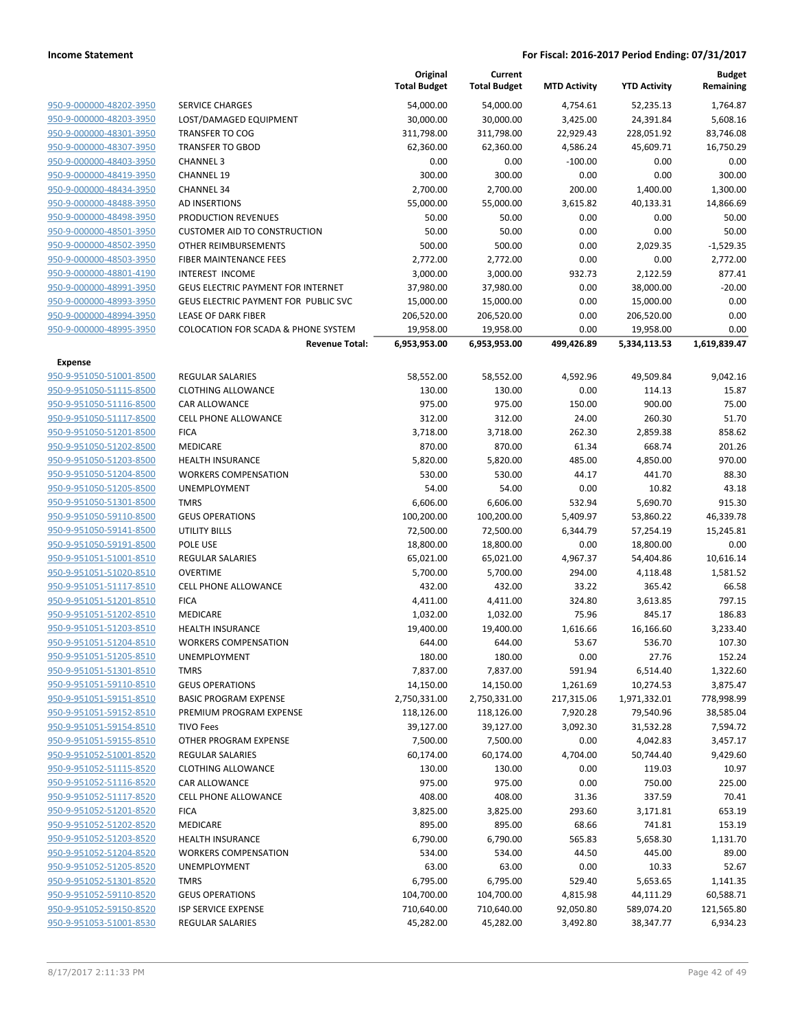**Income Statement** **For Fiscal: 2016-2017 Period Ending: 07/31/2017**

| | | Original Total Budget | Current Total Budget | MTD Activity | YTD Activity | Budget Remaining |
|---|---|---|---|---|---|---|
| 950-9-000000-48202-3950 | SERVICE CHARGES | 54,000.00 | 54,000.00 | 4,754.61 | 52,235.13 | 1,764.87 |
| 950-9-000000-48203-3950 | LOST/DAMAGED EQUIPMENT | 30,000.00 | 30,000.00 | 3,425.00 | 24,391.84 | 5,608.16 |
| 950-9-000000-48301-3950 | TRANSFER TO COG | 311,798.00 | 311,798.00 | 22,929.43 | 228,051.92 | 83,746.08 |
| 950-9-000000-48307-3950 | TRANSFER TO GBOD | 62,360.00 | 62,360.00 | 4,586.24 | 45,609.71 | 16,750.29 |
| 950-9-000000-48403-3950 | CHANNEL 3 | 0.00 | 0.00 | -100.00 | 0.00 | 0.00 |
| 950-9-000000-48419-3950 | CHANNEL 19 | 300.00 | 300.00 | 0.00 | 0.00 | 300.00 |
| 950-9-000000-48434-3950 | CHANNEL 34 | 2,700.00 | 2,700.00 | 200.00 | 1,400.00 | 1,300.00 |
| 950-9-000000-48488-3950 | AD INSERTIONS | 55,000.00 | 55,000.00 | 3,615.82 | 40,133.31 | 14,866.69 |
| 950-9-000000-48498-3950 | PRODUCTION REVENUES | 50.00 | 50.00 | 0.00 | 0.00 | 50.00 |
| 950-9-000000-48501-3950 | CUSTOMER AID TO CONSTRUCTION | 50.00 | 50.00 | 0.00 | 0.00 | 50.00 |
| 950-9-000000-48502-3950 | OTHER REIMBURSEMENTS | 500.00 | 500.00 | 0.00 | 2,029.35 | -1,529.35 |
| 950-9-000000-48503-3950 | FIBER MAINTENANCE FEES | 2,772.00 | 2,772.00 | 0.00 | 0.00 | 2,772.00 |
| 950-9-000000-48801-4190 | INTEREST INCOME | 3,000.00 | 3,000.00 | 932.73 | 2,122.59 | 877.41 |
| 950-9-000000-48991-3950 | GEUS ELECTRIC PAYMENT FOR INTERNET | 37,980.00 | 37,980.00 | 0.00 | 38,000.00 | -20.00 |
| 950-9-000000-48993-3950 | GEUS ELECTRIC PAYMENT FOR PUBLIC SVC | 15,000.00 | 15,000.00 | 0.00 | 15,000.00 | 0.00 |
| 950-9-000000-48994-3950 | LEASE OF DARK FIBER | 206,520.00 | 206,520.00 | 0.00 | 206,520.00 | 0.00 |
| 950-9-000000-48995-3950 | COLOCATION FOR SCADA & PHONE SYSTEM | 19,958.00 | 19,958.00 | 0.00 | 19,958.00 | 0.00 |
| | **Revenue Total:** | **6,953,953.00** | **6,953,953.00** | **499,426.89** | **5,334,113.53** | **1,619,839.47** |
| **Expense** | | | | | | |
| 950-9-951050-51001-8500 | REGULAR SALARIES | 58,552.00 | 58,552.00 | 4,592.96 | 49,509.84 | 9,042.16 |
| 950-9-951050-51115-8500 | CLOTHING ALLOWANCE | 130.00 | 130.00 | 0.00 | 114.13 | 15.87 |
| 950-9-951050-51116-8500 | CAR ALLOWANCE | 975.00 | 975.00 | 150.00 | 900.00 | 75.00 |
| 950-9-951050-51117-8500 | CELL PHONE ALLOWANCE | 312.00 | 312.00 | 24.00 | 260.30 | 51.70 |
| 950-9-951050-51201-8500 | FICA | 3,718.00 | 3,718.00 | 262.30 | 2,859.38 | 858.62 |
| 950-9-951050-51202-8500 | MEDICARE | 870.00 | 870.00 | 61.34 | 668.74 | 201.26 |
| 950-9-951050-51203-8500 | HEALTH INSURANCE | 5,820.00 | 5,820.00 | 485.00 | 4,850.00 | 970.00 |
| 950-9-951050-51204-8500 | WORKERS COMPENSATION | 530.00 | 530.00 | 44.17 | 441.70 | 88.30 |
| 950-9-951050-51205-8500 | UNEMPLOYMENT | 54.00 | 54.00 | 0.00 | 10.82 | 43.18 |
| 950-9-951050-51301-8500 | TMRS | 6,606.00 | 6,606.00 | 532.94 | 5,690.70 | 915.30 |
| 950-9-951050-59110-8500 | GEUS OPERATIONS | 100,200.00 | 100,200.00 | 5,409.97 | 53,860.22 | 46,339.78 |
| 950-9-951050-59141-8500 | UTILITY BILLS | 72,500.00 | 72,500.00 | 6,344.79 | 57,254.19 | 15,245.81 |
| 950-9-951050-59191-8500 | POLE USE | 18,800.00 | 18,800.00 | 0.00 | 18,800.00 | 0.00 |
| 950-9-951051-51001-8510 | REGULAR SALARIES | 65,021.00 | 65,021.00 | 4,967.37 | 54,404.86 | 10,616.14 |
| 950-9-951051-51020-8510 | OVERTIME | 5,700.00 | 5,700.00 | 294.00 | 4,118.48 | 1,581.52 |
| 950-9-951051-51117-8510 | CELL PHONE ALLOWANCE | 432.00 | 432.00 | 33.22 | 365.42 | 66.58 |
| 950-9-951051-51201-8510 | FICA | 4,411.00 | 4,411.00 | 324.80 | 3,613.85 | 797.15 |
| 950-9-951051-51202-8510 | MEDICARE | 1,032.00 | 1,032.00 | 75.96 | 845.17 | 186.83 |
| 950-9-951051-51203-8510 | HEALTH INSURANCE | 19,400.00 | 19,400.00 | 1,616.66 | 16,166.60 | 3,233.40 |
| 950-9-951051-51204-8510 | WORKERS COMPENSATION | 644.00 | 644.00 | 53.67 | 536.70 | 107.30 |
| 950-9-951051-51205-8510 | UNEMPLOYMENT | 180.00 | 180.00 | 0.00 | 27.76 | 152.24 |
| 950-9-951051-51301-8510 | TMRS | 7,837.00 | 7,837.00 | 591.94 | 6,514.40 | 1,322.60 |
| 950-9-951051-59110-8510 | GEUS OPERATIONS | 14,150.00 | 14,150.00 | 1,261.69 | 10,274.53 | 3,875.47 |
| 950-9-951051-59151-8510 | BASIC PROGRAM EXPENSE | 2,750,331.00 | 2,750,331.00 | 217,315.06 | 1,971,332.01 | 778,998.99 |
| 950-9-951051-59152-8510 | PREMIUM PROGRAM EXPENSE | 118,126.00 | 118,126.00 | 7,920.28 | 79,540.96 | 38,585.04 |
| 950-9-951051-59154-8510 | TIVO Fees | 39,127.00 | 39,127.00 | 3,092.30 | 31,532.28 | 7,594.72 |
| 950-9-951051-59155-8510 | OTHER PROGRAM EXPENSE | 7,500.00 | 7,500.00 | 0.00 | 4,042.83 | 3,457.17 |
| 950-9-951052-51001-8520 | REGULAR SALARIES | 60,174.00 | 60,174.00 | 4,704.00 | 50,744.40 | 9,429.60 |
| 950-9-951052-51115-8520 | CLOTHING ALLOWANCE | 130.00 | 130.00 | 0.00 | 119.03 | 10.97 |
| 950-9-951052-51116-8520 | CAR ALLOWANCE | 975.00 | 975.00 | 0.00 | 750.00 | 225.00 |
| 950-9-951052-51117-8520 | CELL PHONE ALLOWANCE | 408.00 | 408.00 | 31.36 | 337.59 | 70.41 |
| 950-9-951052-51201-8520 | FICA | 3,825.00 | 3,825.00 | 293.60 | 3,171.81 | 653.19 |
| 950-9-951052-51202-8520 | MEDICARE | 895.00 | 895.00 | 68.66 | 741.81 | 153.19 |
| 950-9-951052-51203-8520 | HEALTH INSURANCE | 6,790.00 | 6,790.00 | 565.83 | 5,658.30 | 1,131.70 |
| 950-9-951052-51204-8520 | WORKERS COMPENSATION | 534.00 | 534.00 | 44.50 | 445.00 | 89.00 |
| 950-9-951052-51205-8520 | UNEMPLOYMENT | 63.00 | 63.00 | 0.00 | 10.33 | 52.67 |
| 950-9-951052-51301-8520 | TMRS | 6,795.00 | 6,795.00 | 529.40 | 5,653.65 | 1,141.35 |
| 950-9-951052-59110-8520 | GEUS OPERATIONS | 104,700.00 | 104,700.00 | 4,815.98 | 44,111.29 | 60,588.71 |
| 950-9-951052-59150-8520 | ISP SERVICE EXPENSE | 710,640.00 | 710,640.00 | 92,050.80 | 589,074.20 | 121,565.80 |
| 950-9-951053-51001-8530 | REGULAR SALARIES | 45,282.00 | 45,282.00 | 3,492.80 | 38,347.77 | 6,934.23 |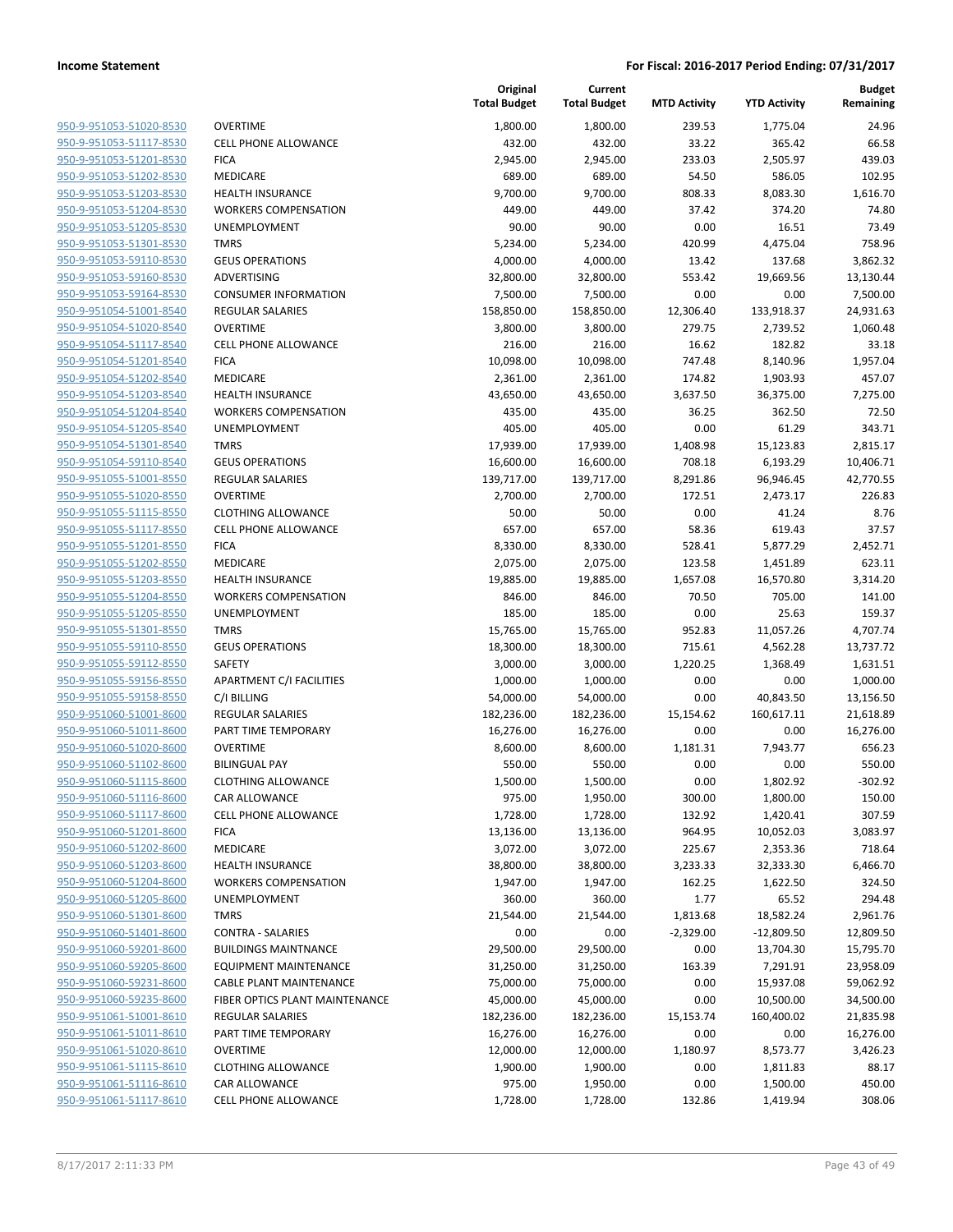| | | Original Total Budget | Current Total Budget | MTD Activity | YTD Activity | Budget Remaining |
|---|---|---|---|---|---|---|
| 950-9-951053-51020-8530 | OVERTIME | 1,800.00 | 1,800.00 | 239.53 | 1,775.04 | 24.96 |
| 950-9-951053-51117-8530 | CELL PHONE ALLOWANCE | 432.00 | 432.00 | 33.22 | 365.42 | 66.58 |
| 950-9-951053-51201-8530 | FICA | 2,945.00 | 2,945.00 | 233.03 | 2,505.97 | 439.03 |
| 950-9-951053-51202-8530 | MEDICARE | 689.00 | 689.00 | 54.50 | 586.05 | 102.95 |
| 950-9-951053-51203-8530 | HEALTH INSURANCE | 9,700.00 | 9,700.00 | 808.33 | 8,083.30 | 1,616.70 |
| 950-9-951053-51204-8530 | WORKERS COMPENSATION | 449.00 | 449.00 | 37.42 | 374.20 | 74.80 |
| 950-9-951053-51205-8530 | UNEMPLOYMENT | 90.00 | 90.00 | 0.00 | 16.51 | 73.49 |
| 950-9-951053-51301-8530 | TMRS | 5,234.00 | 5,234.00 | 420.99 | 4,475.04 | 758.96 |
| 950-9-951053-59110-8530 | GEUS OPERATIONS | 4,000.00 | 4,000.00 | 13.42 | 137.68 | 3,862.32 |
| 950-9-951053-59160-8530 | ADVERTISING | 32,800.00 | 32,800.00 | 553.42 | 19,669.56 | 13,130.44 |
| 950-9-951053-59164-8530 | CONSUMER INFORMATION | 7,500.00 | 7,500.00 | 0.00 | 0.00 | 7,500.00 |
| 950-9-951054-51001-8540 | REGULAR SALARIES | 158,850.00 | 158,850.00 | 12,306.40 | 133,918.37 | 24,931.63 |
| 950-9-951054-51020-8540 | OVERTIME | 3,800.00 | 3,800.00 | 279.75 | 2,739.52 | 1,060.48 |
| 950-9-951054-51117-8540 | CELL PHONE ALLOWANCE | 216.00 | 216.00 | 16.62 | 182.82 | 33.18 |
| 950-9-951054-51201-8540 | FICA | 10,098.00 | 10,098.00 | 747.48 | 8,140.96 | 1,957.04 |
| 950-9-951054-51202-8540 | MEDICARE | 2,361.00 | 2,361.00 | 174.82 | 1,903.93 | 457.07 |
| 950-9-951054-51203-8540 | HEALTH INSURANCE | 43,650.00 | 43,650.00 | 3,637.50 | 36,375.00 | 7,275.00 |
| 950-9-951054-51204-8540 | WORKERS COMPENSATION | 435.00 | 435.00 | 36.25 | 362.50 | 72.50 |
| 950-9-951054-51205-8540 | UNEMPLOYMENT | 405.00 | 405.00 | 0.00 | 61.29 | 343.71 |
| 950-9-951054-51301-8540 | TMRS | 17,939.00 | 17,939.00 | 1,408.98 | 15,123.83 | 2,815.17 |
| 950-9-951054-59110-8540 | GEUS OPERATIONS | 16,600.00 | 16,600.00 | 708.18 | 6,193.29 | 10,406.71 |
| 950-9-951055-51001-8550 | REGULAR SALARIES | 139,717.00 | 139,717.00 | 8,291.86 | 96,946.45 | 42,770.55 |
| 950-9-951055-51020-8550 | OVERTIME | 2,700.00 | 2,700.00 | 172.51 | 2,473.17 | 226.83 |
| 950-9-951055-51115-8550 | CLOTHING ALLOWANCE | 50.00 | 50.00 | 0.00 | 41.24 | 8.76 |
| 950-9-951055-51117-8550 | CELL PHONE ALLOWANCE | 657.00 | 657.00 | 58.36 | 619.43 | 37.57 |
| 950-9-951055-51201-8550 | FICA | 8,330.00 | 8,330.00 | 528.41 | 5,877.29 | 2,452.71 |
| 950-9-951055-51202-8550 | MEDICARE | 2,075.00 | 2,075.00 | 123.58 | 1,451.89 | 623.11 |
| 950-9-951055-51203-8550 | HEALTH INSURANCE | 19,885.00 | 19,885.00 | 1,657.08 | 16,570.80 | 3,314.20 |
| 950-9-951055-51204-8550 | WORKERS COMPENSATION | 846.00 | 846.00 | 70.50 | 705.00 | 141.00 |
| 950-9-951055-51205-8550 | UNEMPLOYMENT | 185.00 | 185.00 | 0.00 | 25.63 | 159.37 |
| 950-9-951055-51301-8550 | TMRS | 15,765.00 | 15,765.00 | 952.83 | 11,057.26 | 4,707.74 |
| 950-9-951055-59110-8550 | GEUS OPERATIONS | 18,300.00 | 18,300.00 | 715.61 | 4,562.28 | 13,737.72 |
| 950-9-951055-59112-8550 | SAFETY | 3,000.00 | 3,000.00 | 1,220.25 | 1,368.49 | 1,631.51 |
| 950-9-951055-59156-8550 | APARTMENT C/I FACILITIES | 1,000.00 | 1,000.00 | 0.00 | 0.00 | 1,000.00 |
| 950-9-951055-59158-8550 | C/I BILLING | 54,000.00 | 54,000.00 | 0.00 | 40,843.50 | 13,156.50 |
| 950-9-951060-51001-8600 | REGULAR SALARIES | 182,236.00 | 182,236.00 | 15,154.62 | 160,617.11 | 21,618.89 |
| 950-9-951060-51011-8600 | PART TIME TEMPORARY | 16,276.00 | 16,276.00 | 0.00 | 0.00 | 16,276.00 |
| 950-9-951060-51020-8600 | OVERTIME | 8,600.00 | 8,600.00 | 1,181.31 | 7,943.77 | 656.23 |
| 950-9-951060-51102-8600 | BILINGUAL PAY | 550.00 | 550.00 | 0.00 | 0.00 | 550.00 |
| 950-9-951060-51115-8600 | CLOTHING ALLOWANCE | 1,500.00 | 1,500.00 | 0.00 | 1,802.92 | -302.92 |
| 950-9-951060-51116-8600 | CAR ALLOWANCE | 975.00 | 1,950.00 | 300.00 | 1,800.00 | 150.00 |
| 950-9-951060-51117-8600 | CELL PHONE ALLOWANCE | 1,728.00 | 1,728.00 | 132.92 | 1,420.41 | 307.59 |
| 950-9-951060-51201-8600 | FICA | 13,136.00 | 13,136.00 | 964.95 | 10,052.03 | 3,083.97 |
| 950-9-951060-51202-8600 | MEDICARE | 3,072.00 | 3,072.00 | 225.67 | 2,353.36 | 718.64 |
| 950-9-951060-51203-8600 | HEALTH INSURANCE | 38,800.00 | 38,800.00 | 3,233.33 | 32,333.30 | 6,466.70 |
| 950-9-951060-51204-8600 | WORKERS COMPENSATION | 1,947.00 | 1,947.00 | 162.25 | 1,622.50 | 324.50 |
| 950-9-951060-51205-8600 | UNEMPLOYMENT | 360.00 | 360.00 | 1.77 | 65.52 | 294.48 |
| 950-9-951060-51301-8600 | TMRS | 21,544.00 | 21,544.00 | 1,813.68 | 18,582.24 | 2,961.76 |
| 950-9-951060-51401-8600 | CONTRA - SALARIES | 0.00 | 0.00 | -2,329.00 | -12,809.50 | 12,809.50 |
| 950-9-951060-59201-8600 | BUILDINGS MAINTNANCE | 29,500.00 | 29,500.00 | 0.00 | 13,704.30 | 15,795.70 |
| 950-9-951060-59205-8600 | EQUIPMENT MAINTENANCE | 31,250.00 | 31,250.00 | 163.39 | 7,291.91 | 23,958.09 |
| 950-9-951060-59231-8600 | CABLE PLANT MAINTENANCE | 75,000.00 | 75,000.00 | 0.00 | 15,937.08 | 59,062.92 |
| 950-9-951060-59235-8600 | FIBER OPTICS PLANT MAINTENANCE | 45,000.00 | 45,000.00 | 0.00 | 10,500.00 | 34,500.00 |
| 950-9-951061-51001-8610 | REGULAR SALARIES | 182,236.00 | 182,236.00 | 15,153.74 | 160,400.02 | 21,835.98 |
| 950-9-951061-51011-8610 | PART TIME TEMPORARY | 16,276.00 | 16,276.00 | 0.00 | 0.00 | 16,276.00 |
| 950-9-951061-51020-8610 | OVERTIME | 12,000.00 | 12,000.00 | 1,180.97 | 8,573.77 | 3,426.23 |
| 950-9-951061-51115-8610 | CLOTHING ALLOWANCE | 1,900.00 | 1,900.00 | 0.00 | 1,811.83 | 88.17 |
| 950-9-951061-51116-8610 | CAR ALLOWANCE | 975.00 | 1,950.00 | 0.00 | 1,500.00 | 450.00 |
| 950-9-951061-51117-8610 | CELL PHONE ALLOWANCE | 1,728.00 | 1,728.00 | 132.86 | 1,419.94 | 308.06 |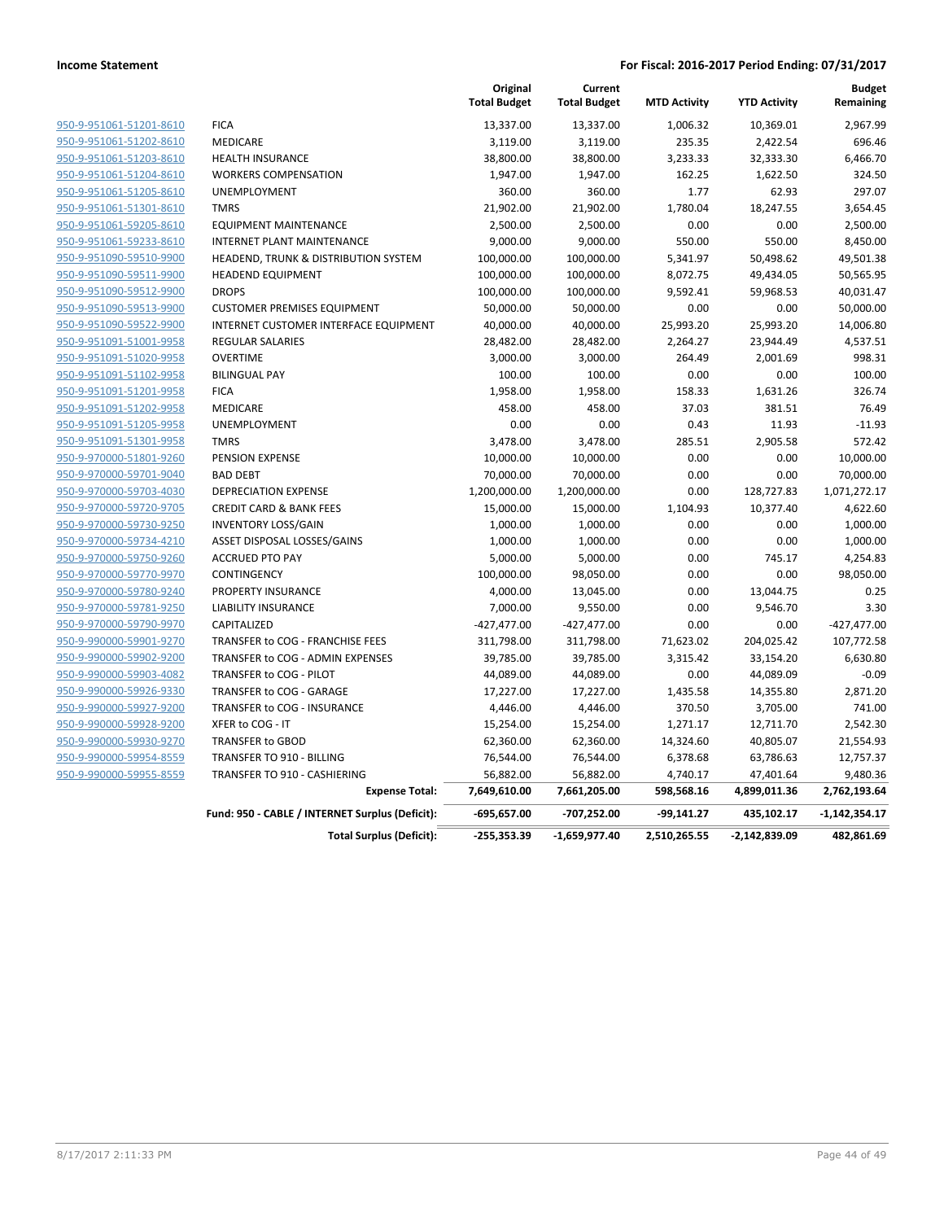**Income Statement** | **For Fiscal: 2016-2017 Period Ending: 07/31/2017**

| | | Original Total Budget | Current Total Budget | MTD Activity | YTD Activity | Budget Remaining |
|---|---|---|---|---|---|---|
| 950-9-951061-51201-8610 | FICA | 13,337.00 | 13,337.00 | 1,006.32 | 10,369.01 | 2,967.99 |
| 950-9-951061-51202-8610 | MEDICARE | 3,119.00 | 3,119.00 | 235.35 | 2,422.54 | 696.46 |
| 950-9-951061-51203-8610 | HEALTH INSURANCE | 38,800.00 | 38,800.00 | 3,233.33 | 32,333.30 | 6,466.70 |
| 950-9-951061-51204-8610 | WORKERS COMPENSATION | 1,947.00 | 1,947.00 | 162.25 | 1,622.50 | 324.50 |
| 950-9-951061-51205-8610 | UNEMPLOYMENT | 360.00 | 360.00 | 1.77 | 62.93 | 297.07 |
| 950-9-951061-51301-8610 | TMRS | 21,902.00 | 21,902.00 | 1,780.04 | 18,247.55 | 3,654.45 |
| 950-9-951061-59205-8610 | EQUIPMENT MAINTENANCE | 2,500.00 | 2,500.00 | 0.00 | 0.00 | 2,500.00 |
| 950-9-951061-59233-8610 | INTERNET PLANT MAINTENANCE | 9,000.00 | 9,000.00 | 550.00 | 550.00 | 8,450.00 |
| 950-9-951090-59510-9900 | HEADEND, TRUNK & DISTRIBUTION SYSTEM | 100,000.00 | 100,000.00 | 5,341.97 | 50,498.62 | 49,501.38 |
| 950-9-951090-59511-9900 | HEADEND EQUIPMENT | 100,000.00 | 100,000.00 | 8,072.75 | 49,434.05 | 50,565.95 |
| 950-9-951090-59512-9900 | DROPS | 100,000.00 | 100,000.00 | 9,592.41 | 59,968.53 | 40,031.47 |
| 950-9-951090-59513-9900 | CUSTOMER PREMISES EQUIPMENT | 50,000.00 | 50,000.00 | 0.00 | 0.00 | 50,000.00 |
| 950-9-951090-59522-9900 | INTERNET CUSTOMER INTERFACE EQUIPMENT | 40,000.00 | 40,000.00 | 25,993.20 | 25,993.20 | 14,006.80 |
| 950-9-951091-51001-9958 | REGULAR SALARIES | 28,482.00 | 28,482.00 | 2,264.27 | 23,944.49 | 4,537.51 |
| 950-9-951091-51020-9958 | OVERTIME | 3,000.00 | 3,000.00 | 264.49 | 2,001.69 | 998.31 |
| 950-9-951091-51102-9958 | BILINGUAL PAY | 100.00 | 100.00 | 0.00 | 0.00 | 100.00 |
| 950-9-951091-51201-9958 | FICA | 1,958.00 | 1,958.00 | 158.33 | 1,631.26 | 326.74 |
| 950-9-951091-51202-9958 | MEDICARE | 458.00 | 458.00 | 37.03 | 381.51 | 76.49 |
| 950-9-951091-51205-9958 | UNEMPLOYMENT | 0.00 | 0.00 | 0.43 | 11.93 | -11.93 |
| 950-9-951091-51301-9958 | TMRS | 3,478.00 | 3,478.00 | 285.51 | 2,905.58 | 572.42 |
| 950-9-970000-51801-9260 | PENSION EXPENSE | 10,000.00 | 10,000.00 | 0.00 | 0.00 | 10,000.00 |
| 950-9-970000-59701-9040 | BAD DEBT | 70,000.00 | 70,000.00 | 0.00 | 0.00 | 70,000.00 |
| 950-9-970000-59703-4030 | DEPRECIATION EXPENSE | 1,200,000.00 | 1,200,000.00 | 0.00 | 128,727.83 | 1,071,272.17 |
| 950-9-970000-59720-9705 | CREDIT CARD & BANK FEES | 15,000.00 | 15,000.00 | 1,104.93 | 10,377.40 | 4,622.60 |
| 950-9-970000-59730-9250 | INVENTORY LOSS/GAIN | 1,000.00 | 1,000.00 | 0.00 | 0.00 | 1,000.00 |
| 950-9-970000-59734-4210 | ASSET DISPOSAL LOSSES/GAINS | 1,000.00 | 1,000.00 | 0.00 | 0.00 | 1,000.00 |
| 950-9-970000-59750-9260 | ACCRUED PTO PAY | 5,000.00 | 5,000.00 | 0.00 | 745.17 | 4,254.83 |
| 950-9-970000-59770-9970 | CONTINGENCY | 100,000.00 | 98,050.00 | 0.00 | 0.00 | 98,050.00 |
| 950-9-970000-59780-9240 | PROPERTY INSURANCE | 4,000.00 | 13,045.00 | 0.00 | 13,044.75 | 0.25 |
| 950-9-970000-59781-9250 | LIABILITY INSURANCE | 7,000.00 | 9,550.00 | 0.00 | 9,546.70 | 3.30 |
| 950-9-970000-59790-9970 | CAPITALIZED | -427,477.00 | -427,477.00 | 0.00 | 0.00 | -427,477.00 |
| 950-9-990000-59901-9270 | TRANSFER to COG - FRANCHISE FEES | 311,798.00 | 311,798.00 | 71,623.02 | 204,025.42 | 107,772.58 |
| 950-9-990000-59902-9200 | TRANSFER to COG - ADMIN EXPENSES | 39,785.00 | 39,785.00 | 3,315.42 | 33,154.20 | 6,630.80 |
| 950-9-990000-59903-4082 | TRANSFER to COG - PILOT | 44,089.00 | 44,089.00 | 0.00 | 44,089.09 | -0.09 |
| 950-9-990000-59926-9330 | TRANSFER to COG - GARAGE | 17,227.00 | 17,227.00 | 1,435.58 | 14,355.80 | 2,871.20 |
| 950-9-990000-59927-9200 | TRANSFER to COG - INSURANCE | 4,446.00 | 4,446.00 | 370.50 | 3,705.00 | 741.00 |
| 950-9-990000-59928-9200 | XFER to COG - IT | 15,254.00 | 15,254.00 | 1,271.17 | 12,711.70 | 2,542.30 |
| 950-9-990000-59930-9270 | TRANSFER to GBOD | 62,360.00 | 62,360.00 | 14,324.60 | 40,805.07 | 21,554.93 |
| 950-9-990000-59954-8559 | TRANSFER TO 910 - BILLING | 76,544.00 | 76,544.00 | 6,378.68 | 63,786.63 | 12,757.37 |
| 950-9-990000-59955-8559 | TRANSFER TO 910 - CASHIERING | 56,882.00 | 56,882.00 | 4,740.17 | 47,401.64 | 9,480.36 |
| | **Expense Total:** | **7,649,610.00** | **7,661,205.00** | **598,568.16** | **4,899,011.36** | **2,762,193.64** |
| | **Fund: 950 - CABLE / INTERNET Surplus (Deficit):** | **-695,657.00** | **-707,252.00** | **-99,141.27** | **435,102.17** | **-1,142,354.17** |
| | **Total Surplus (Deficit):** | **-255,353.39** | **-1,659,977.40** | **2,510,265.55** | **-2,142,839.09** | **482,861.69** |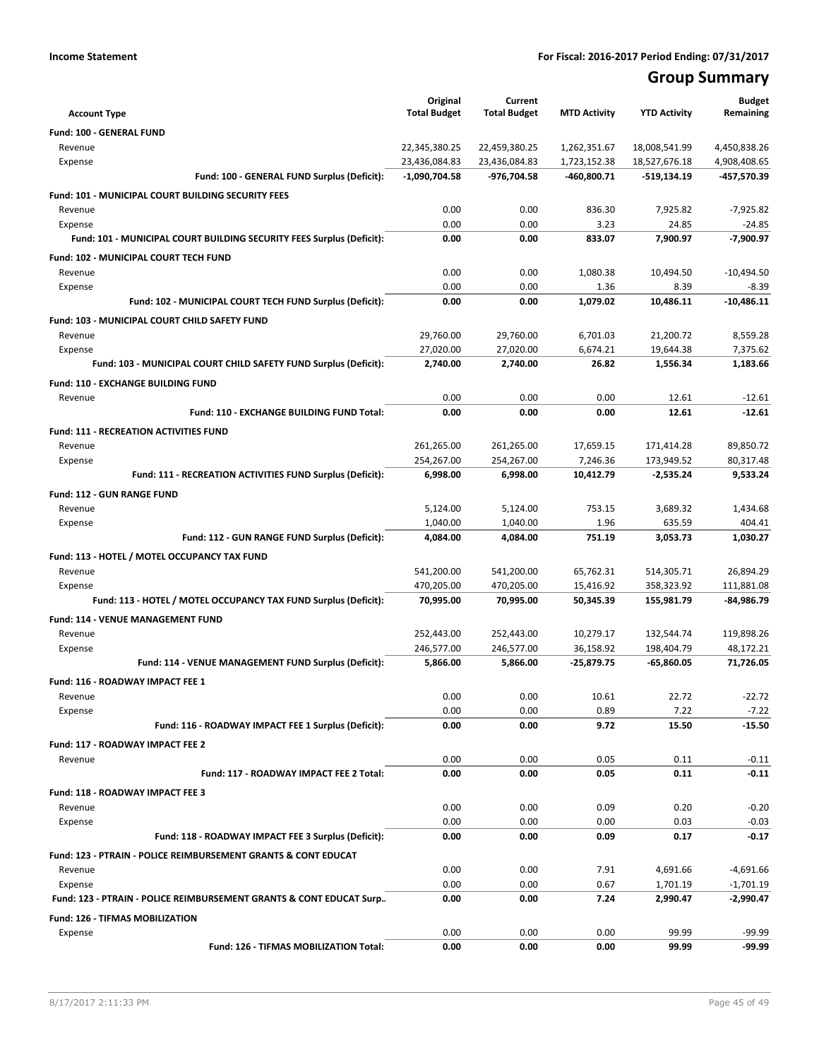**Income Statement** **For Fiscal: 2016-2017 Period Ending: 07/31/2017**

# Group Summary

| Account Type | Original Total Budget | Current Total Budget | MTD Activity | YTD Activity | Budget Remaining |
|---|---|---|---|---|---|
| **Fund: 100 - GENERAL FUND** | | | | | |
| Revenue | 22,345,380.25 | 22,459,380.25 | 1,262,351.67 | 18,008,541.99 | 4,450,838.26 |
| Expense | 23,436,084.83 | 23,436,084.83 | 1,723,152.38 | 18,527,676.18 | 4,908,408.65 |
| **Fund: 100 - GENERAL FUND Surplus (Deficit):** | **-1,090,704.58** | **-976,704.58** | **-460,800.71** | **-519,134.19** | **-457,570.39** |
| **Fund: 101 - MUNICIPAL COURT BUILDING SECURITY FEES** | | | | | |
| Revenue | 0.00 | 0.00 | 836.30 | 7,925.82 | -7,925.82 |
| Expense | 0.00 | 0.00 | 3.23 | 24.85 | -24.85 |
| **Fund: 101 - MUNICIPAL COURT BUILDING SECURITY FEES Surplus (Deficit):** | **0.00** | **0.00** | **833.07** | **7,900.97** | **-7,900.97** |
| **Fund: 102 - MUNICIPAL COURT TECH FUND** | | | | | |
| Revenue | 0.00 | 0.00 | 1,080.38 | 10,494.50 | -10,494.50 |
| Expense | 0.00 | 0.00 | 1.36 | 8.39 | -8.39 |
| **Fund: 102 - MUNICIPAL COURT TECH FUND Surplus (Deficit):** | **0.00** | **0.00** | **1,079.02** | **10,486.11** | **-10,486.11** |
| **Fund: 103 - MUNICIPAL COURT CHILD SAFETY FUND** | | | | | |
| Revenue | 29,760.00 | 29,760.00 | 6,701.03 | 21,200.72 | 8,559.28 |
| Expense | 27,020.00 | 27,020.00 | 6,674.21 | 19,644.38 | 7,375.62 |
| **Fund: 103 - MUNICIPAL COURT CHILD SAFETY FUND Surplus (Deficit):** | **2,740.00** | **2,740.00** | **26.82** | **1,556.34** | **1,183.66** |
| **Fund: 110 - EXCHANGE BUILDING FUND** | | | | | |
| Revenue | 0.00 | 0.00 | 0.00 | 12.61 | -12.61 |
| **Fund: 110 - EXCHANGE BUILDING FUND Total:** | **0.00** | **0.00** | **0.00** | **12.61** | **-12.61** |
| **Fund: 111 - RECREATION ACTIVITIES FUND** | | | | | |
| Revenue | 261,265.00 | 261,265.00 | 17,659.15 | 171,414.28 | 89,850.72 |
| Expense | 254,267.00 | 254,267.00 | 7,246.36 | 173,949.52 | 80,317.48 |
| **Fund: 111 - RECREATION ACTIVITIES FUND Surplus (Deficit):** | **6,998.00** | **6,998.00** | **10,412.79** | **-2,535.24** | **9,533.24** |
| **Fund: 112 - GUN RANGE FUND** | | | | | |
| Revenue | 5,124.00 | 5,124.00 | 753.15 | 3,689.32 | 1,434.68 |
| Expense | 1,040.00 | 1,040.00 | 1.96 | 635.59 | 404.41 |
| **Fund: 112 - GUN RANGE FUND Surplus (Deficit):** | **4,084.00** | **4,084.00** | **751.19** | **3,053.73** | **1,030.27** |
| **Fund: 113 - HOTEL / MOTEL OCCUPANCY TAX FUND** | | | | | |
| Revenue | 541,200.00 | 541,200.00 | 65,762.31 | 514,305.71 | 26,894.29 |
| Expense | 470,205.00 | 470,205.00 | 15,416.92 | 358,323.92 | 111,881.08 |
| **Fund: 113 - HOTEL / MOTEL OCCUPANCY TAX FUND Surplus (Deficit):** | **70,995.00** | **70,995.00** | **50,345.39** | **155,981.79** | **-84,986.79** |
| **Fund: 114 - VENUE MANAGEMENT FUND** | | | | | |
| Revenue | 252,443.00 | 252,443.00 | 10,279.17 | 132,544.74 | 119,898.26 |
| Expense | 246,577.00 | 246,577.00 | 36,158.92 | 198,404.79 | 48,172.21 |
| **Fund: 114 - VENUE MANAGEMENT FUND Surplus (Deficit):** | **5,866.00** | **5,866.00** | **-25,879.75** | **-65,860.05** | **71,726.05** |
| **Fund: 116 - ROADWAY IMPACT FEE 1** | | | | | |
| Revenue | 0.00 | 0.00 | 10.61 | 22.72 | -22.72 |
| Expense | 0.00 | 0.00 | 0.89 | 7.22 | -7.22 |
| **Fund: 116 - ROADWAY IMPACT FEE 1 Surplus (Deficit):** | **0.00** | **0.00** | **9.72** | **15.50** | **-15.50** |
| **Fund: 117 - ROADWAY IMPACT FEE 2** | | | | | |
| Revenue | 0.00 | 0.00 | 0.05 | 0.11 | -0.11 |
| **Fund: 117 - ROADWAY IMPACT FEE 2 Total:** | **0.00** | **0.00** | **0.05** | **0.11** | **-0.11** |
| **Fund: 118 - ROADWAY IMPACT FEE 3** | | | | | |
| Revenue | 0.00 | 0.00 | 0.09 | 0.20 | -0.20 |
| Expense | 0.00 | 0.00 | 0.00 | 0.03 | -0.03 |
| **Fund: 118 - ROADWAY IMPACT FEE 3 Surplus (Deficit):** | **0.00** | **0.00** | **0.09** | **0.17** | **-0.17** |
| **Fund: 123 - PTRAIN - POLICE REIMBURSEMENT GRANTS & CONT EDUCAT** | | | | | |
| Revenue | 0.00 | 0.00 | 7.91 | 4,691.66 | -4,691.66 |
| Expense | 0.00 | 0.00 | 0.67 | 1,701.19 | -1,701.19 |
| **Fund: 123 - PTRAIN - POLICE REIMBURSEMENT GRANTS & CONT EDUCAT Surp..** | **0.00** | **0.00** | **7.24** | **2,990.47** | **-2,990.47** |
| **Fund: 126 - TIFMAS MOBILIZATION** | | | | | |
| Expense | 0.00 | 0.00 | 0.00 | 99.99 | -99.99 |
| **Fund: 126 - TIFMAS MOBILIZATION Total:** | **0.00** | **0.00** | **0.00** | **99.99** | **-99.99** |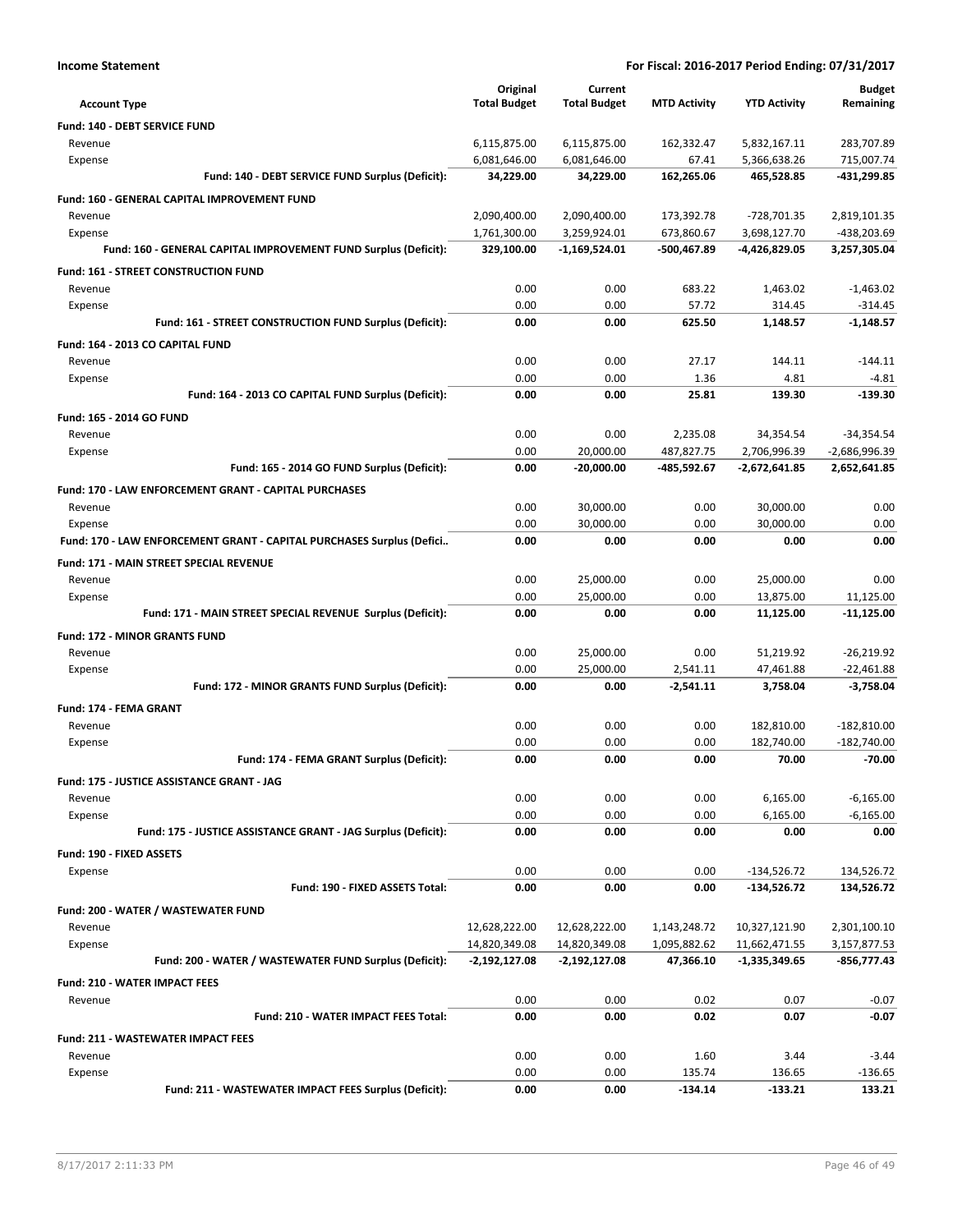**Income Statement** — **For Fiscal: 2016-2017 Period Ending: 07/31/2017**

| Account Type | Original Total Budget | Current Total Budget | MTD Activity | YTD Activity | Budget Remaining |
|---|---|---|---|---|---|
| **Fund: 140 - DEBT SERVICE FUND** | | | | | |
| Revenue | 6,115,875.00 | 6,115,875.00 | 162,332.47 | 5,832,167.11 | 283,707.89 |
| Expense | 6,081,646.00 | 6,081,646.00 | 67.41 | 5,366,638.26 | 715,007.74 |
| **Fund: 140 - DEBT SERVICE FUND Surplus (Deficit):** | **34,229.00** | **34,229.00** | **162,265.06** | **465,528.85** | **-431,299.85** |
| **Fund: 160 - GENERAL CAPITAL IMPROVEMENT FUND** | | | | | |
| Revenue | 2,090,400.00 | 2,090,400.00 | 173,392.78 | -728,701.35 | 2,819,101.35 |
| Expense | 1,761,300.00 | 3,259,924.01 | 673,860.67 | 3,698,127.70 | -438,203.69 |
| **Fund: 160 - GENERAL CAPITAL IMPROVEMENT FUND Surplus (Deficit):** | **329,100.00** | **-1,169,524.01** | **-500,467.89** | **-4,426,829.05** | **3,257,305.04** |
| **Fund: 161 - STREET CONSTRUCTION FUND** | | | | | |
| Revenue | 0.00 | 0.00 | 683.22 | 1,463.02 | -1,463.02 |
| Expense | 0.00 | 0.00 | 57.72 | 314.45 | -314.45 |
| **Fund: 161 - STREET CONSTRUCTION FUND Surplus (Deficit):** | **0.00** | **0.00** | **625.50** | **1,148.57** | **-1,148.57** |
| **Fund: 164 - 2013 CO CAPITAL FUND** | | | | | |
| Revenue | 0.00 | 0.00 | 27.17 | 144.11 | -144.11 |
| Expense | 0.00 | 0.00 | 1.36 | 4.81 | -4.81 |
| **Fund: 164 - 2013 CO CAPITAL FUND Surplus (Deficit):** | **0.00** | **0.00** | **25.81** | **139.30** | **-139.30** |
| **Fund: 165 - 2014 GO FUND** | | | | | |
| Revenue | 0.00 | 0.00 | 2,235.08 | 34,354.54 | -34,354.54 |
| Expense | 0.00 | 20,000.00 | 487,827.75 | 2,706,996.39 | -2,686,996.39 |
| **Fund: 165 - 2014 GO FUND Surplus (Deficit):** | **0.00** | **-20,000.00** | **-485,592.67** | **-2,672,641.85** | **2,652,641.85** |
| **Fund: 170 - LAW ENFORCEMENT GRANT - CAPITAL PURCHASES** | | | | | |
| Revenue | 0.00 | 30,000.00 | 0.00 | 30,000.00 | 0.00 |
| Expense | 0.00 | 30,000.00 | 0.00 | 30,000.00 | 0.00 |
| **Fund: 170 - LAW ENFORCEMENT GRANT - CAPITAL PURCHASES Surplus (Defici..** | **0.00** | **0.00** | **0.00** | **0.00** | **0.00** |
| **Fund: 171 - MAIN STREET SPECIAL REVENUE** | | | | | |
| Revenue | 0.00 | 25,000.00 | 0.00 | 25,000.00 | 0.00 |
| Expense | 0.00 | 25,000.00 | 0.00 | 13,875.00 | 11,125.00 |
| **Fund: 171 - MAIN STREET SPECIAL REVENUE Surplus (Deficit):** | **0.00** | **0.00** | **0.00** | **11,125.00** | **-11,125.00** |
| **Fund: 172 - MINOR GRANTS FUND** | | | | | |
| Revenue | 0.00 | 25,000.00 | 0.00 | 51,219.92 | -26,219.92 |
| Expense | 0.00 | 25,000.00 | 2,541.11 | 47,461.88 | -22,461.88 |
| **Fund: 172 - MINOR GRANTS FUND Surplus (Deficit):** | **0.00** | **0.00** | **-2,541.11** | **3,758.04** | **-3,758.04** |
| **Fund: 174 - FEMA GRANT** | | | | | |
| Revenue | 0.00 | 0.00 | 0.00 | 182,810.00 | -182,810.00 |
| Expense | 0.00 | 0.00 | 0.00 | 182,740.00 | -182,740.00 |
| **Fund: 174 - FEMA GRANT Surplus (Deficit):** | **0.00** | **0.00** | **0.00** | **70.00** | **-70.00** |
| **Fund: 175 - JUSTICE ASSISTANCE GRANT - JAG** | | | | | |
| Revenue | 0.00 | 0.00 | 0.00 | 6,165.00 | -6,165.00 |
| Expense | 0.00 | 0.00 | 0.00 | 6,165.00 | -6,165.00 |
| **Fund: 175 - JUSTICE ASSISTANCE GRANT - JAG Surplus (Deficit):** | **0.00** | **0.00** | **0.00** | **0.00** | **0.00** |
| **Fund: 190 - FIXED ASSETS** | | | | | |
| Expense | 0.00 | 0.00 | 0.00 | -134,526.72 | 134,526.72 |
| **Fund: 190 - FIXED ASSETS Total:** | **0.00** | **0.00** | **0.00** | **-134,526.72** | **134,526.72** |
| **Fund: 200 - WATER / WASTEWATER FUND** | | | | | |
| Revenue | 12,628,222.00 | 12,628,222.00 | 1,143,248.72 | 10,327,121.90 | 2,301,100.10 |
| Expense | 14,820,349.08 | 14,820,349.08 | 1,095,882.62 | 11,662,471.55 | 3,157,877.53 |
| **Fund: 200 - WATER / WASTEWATER FUND Surplus (Deficit):** | **-2,192,127.08** | **-2,192,127.08** | **47,366.10** | **-1,335,349.65** | **-856,777.43** |
| **Fund: 210 - WATER IMPACT FEES** | | | | | |
| Revenue | 0.00 | 0.00 | 0.02 | 0.07 | -0.07 |
| **Fund: 210 - WATER IMPACT FEES Total:** | **0.00** | **0.00** | **0.02** | **0.07** | **-0.07** |
| **Fund: 211 - WASTEWATER IMPACT FEES** | | | | | |
| Revenue | 0.00 | 0.00 | 1.60 | 3.44 | -3.44 |
| Expense | 0.00 | 0.00 | 135.74 | 136.65 | -136.65 |
| **Fund: 211 - WASTEWATER IMPACT FEES Surplus (Deficit):** | **0.00** | **0.00** | **-134.14** | **-133.21** | **133.21** |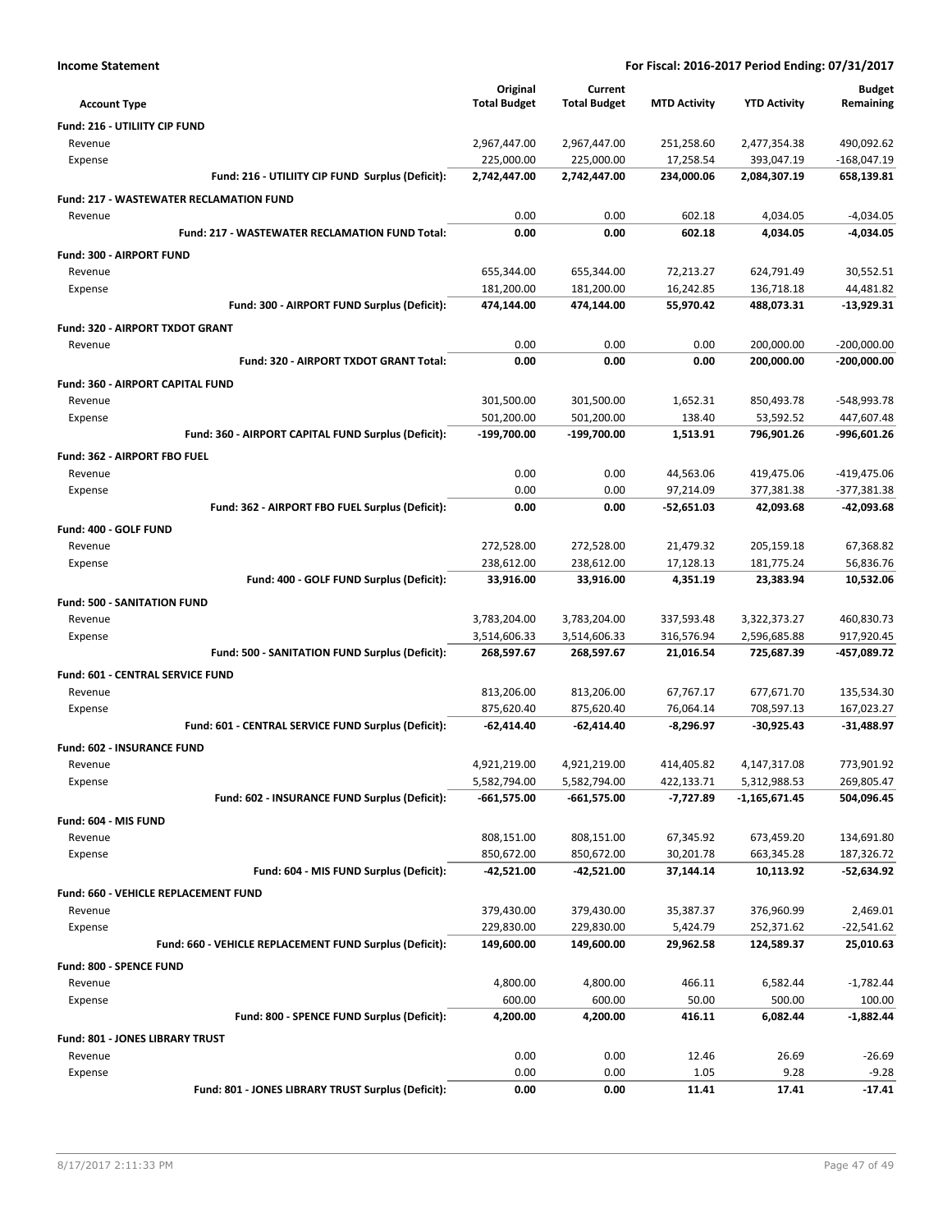**Income Statement** — **For Fiscal: 2016-2017 Period Ending: 07/31/2017**

| Account Type | Original Total Budget | Current Total Budget | MTD Activity | YTD Activity | Budget Remaining |
|---|---|---|---|---|---|
| **Fund: 216 - UTILIITY CIP FUND** | | | | | |
| Revenue | 2,967,447.00 | 2,967,447.00 | 251,258.60 | 2,477,354.38 | 490,092.62 |
| Expense | 225,000.00 | 225,000.00 | 17,258.54 | 393,047.19 | -168,047.19 |
| **Fund: 216 - UTILIITY CIP FUND Surplus (Deficit):** | **2,742,447.00** | **2,742,447.00** | **234,000.06** | **2,084,307.19** | **658,139.81** |
| **Fund: 217 - WASTEWATER RECLAMATION FUND** | | | | | |
| Revenue | 0.00 | 0.00 | 602.18 | 4,034.05 | -4,034.05 |
| **Fund: 217 - WASTEWATER RECLAMATION FUND Total:** | **0.00** | **0.00** | **602.18** | **4,034.05** | **-4,034.05** |
| **Fund: 300 - AIRPORT FUND** | | | | | |
| Revenue | 655,344.00 | 655,344.00 | 72,213.27 | 624,791.49 | 30,552.51 |
| Expense | 181,200.00 | 181,200.00 | 16,242.85 | 136,718.18 | 44,481.82 |
| **Fund: 300 - AIRPORT FUND Surplus (Deficit):** | **474,144.00** | **474,144.00** | **55,970.42** | **488,073.31** | **-13,929.31** |
| **Fund: 320 - AIRPORT TXDOT GRANT** | | | | | |
| Revenue | 0.00 | 0.00 | 0.00 | 200,000.00 | -200,000.00 |
| **Fund: 320 - AIRPORT TXDOT GRANT Total:** | **0.00** | **0.00** | **0.00** | **200,000.00** | **-200,000.00** |
| **Fund: 360 - AIRPORT CAPITAL FUND** | | | | | |
| Revenue | 301,500.00 | 301,500.00 | 1,652.31 | 850,493.78 | -548,993.78 |
| Expense | 501,200.00 | 501,200.00 | 138.40 | 53,592.52 | 447,607.48 |
| **Fund: 360 - AIRPORT CAPITAL FUND Surplus (Deficit):** | **-199,700.00** | **-199,700.00** | **1,513.91** | **796,901.26** | **-996,601.26** |
| **Fund: 362 - AIRPORT FBO FUEL** | | | | | |
| Revenue | 0.00 | 0.00 | 44,563.06 | 419,475.06 | -419,475.06 |
| Expense | 0.00 | 0.00 | 97,214.09 | 377,381.38 | -377,381.38 |
| **Fund: 362 - AIRPORT FBO FUEL Surplus (Deficit):** | **0.00** | **0.00** | **-52,651.03** | **42,093.68** | **-42,093.68** |
| **Fund: 400 - GOLF FUND** | | | | | |
| Revenue | 272,528.00 | 272,528.00 | 21,479.32 | 205,159.18 | 67,368.82 |
| Expense | 238,612.00 | 238,612.00 | 17,128.13 | 181,775.24 | 56,836.76 |
| **Fund: 400 - GOLF FUND Surplus (Deficit):** | **33,916.00** | **33,916.00** | **4,351.19** | **23,383.94** | **10,532.06** |
| **Fund: 500 - SANITATION FUND** | | | | | |
| Revenue | 3,783,204.00 | 3,783,204.00 | 337,593.48 | 3,322,373.27 | 460,830.73 |
| Expense | 3,514,606.33 | 3,514,606.33 | 316,576.94 | 2,596,685.88 | 917,920.45 |
| **Fund: 500 - SANITATION FUND Surplus (Deficit):** | **268,597.67** | **268,597.67** | **21,016.54** | **725,687.39** | **-457,089.72** |
| **Fund: 601 - CENTRAL SERVICE FUND** | | | | | |
| Revenue | 813,206.00 | 813,206.00 | 67,767.17 | 677,671.70 | 135,534.30 |
| Expense | 875,620.40 | 875,620.40 | 76,064.14 | 708,597.13 | 167,023.27 |
| **Fund: 601 - CENTRAL SERVICE FUND Surplus (Deficit):** | **-62,414.40** | **-62,414.40** | **-8,296.97** | **-30,925.43** | **-31,488.97** |
| **Fund: 602 - INSURANCE FUND** | | | | | |
| Revenue | 4,921,219.00 | 4,921,219.00 | 414,405.82 | 4,147,317.08 | 773,901.92 |
| Expense | 5,582,794.00 | 5,582,794.00 | 422,133.71 | 5,312,988.53 | 269,805.47 |
| **Fund: 602 - INSURANCE FUND Surplus (Deficit):** | **-661,575.00** | **-661,575.00** | **-7,727.89** | **-1,165,671.45** | **504,096.45** |
| **Fund: 604 - MIS FUND** | | | | | |
| Revenue | 808,151.00 | 808,151.00 | 67,345.92 | 673,459.20 | 134,691.80 |
| Expense | 850,672.00 | 850,672.00 | 30,201.78 | 663,345.28 | 187,326.72 |
| **Fund: 604 - MIS FUND Surplus (Deficit):** | **-42,521.00** | **-42,521.00** | **37,144.14** | **10,113.92** | **-52,634.92** |
| **Fund: 660 - VEHICLE REPLACEMENT FUND** | | | | | |
| Revenue | 379,430.00 | 379,430.00 | 35,387.37 | 376,960.99 | 2,469.01 |
| Expense | 229,830.00 | 229,830.00 | 5,424.79 | 252,371.62 | -22,541.62 |
| **Fund: 660 - VEHICLE REPLACEMENT FUND Surplus (Deficit):** | **149,600.00** | **149,600.00** | **29,962.58** | **124,589.37** | **25,010.63** |
| **Fund: 800 - SPENCE FUND** | | | | | |
| Revenue | 4,800.00 | 4,800.00 | 466.11 | 6,582.44 | -1,782.44 |
| Expense | 600.00 | 600.00 | 50.00 | 500.00 | 100.00 |
| **Fund: 800 - SPENCE FUND Surplus (Deficit):** | **4,200.00** | **4,200.00** | **416.11** | **6,082.44** | **-1,882.44** |
| **Fund: 801 - JONES LIBRARY TRUST** | | | | | |
| Revenue | 0.00 | 0.00 | 12.46 | 26.69 | -26.69 |
| Expense | 0.00 | 0.00 | 1.05 | 9.28 | -9.28 |
| **Fund: 801 - JONES LIBRARY TRUST Surplus (Deficit):** | **0.00** | **0.00** | **11.41** | **17.41** | **-17.41** |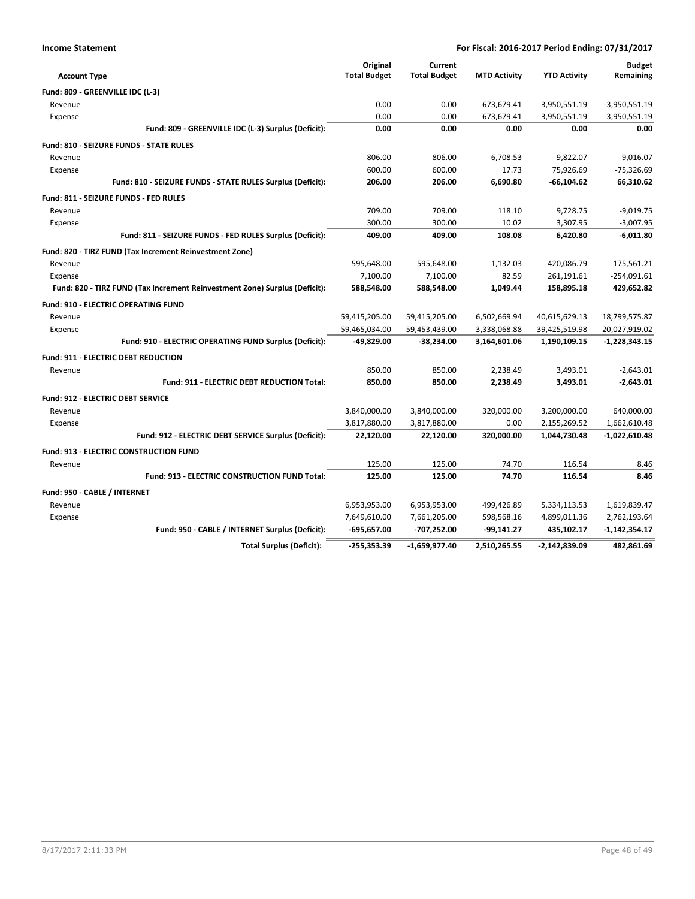**Income Statement** **For Fiscal: 2016-2017 Period Ending: 07/31/2017**

| Account Type | Original Total Budget | Current Total Budget | MTD Activity | YTD Activity | Budget Remaining |
|---|---|---|---|---|---|
| **Fund: 809 - GREENVILLE IDC (L-3)** | | | | | |
| Revenue | 0.00 | 0.00 | 673,679.41 | 3,950,551.19 | -3,950,551.19 |
| Expense | 0.00 | 0.00 | 673,679.41 | 3,950,551.19 | -3,950,551.19 |
| **Fund: 809 - GREENVILLE IDC (L-3) Surplus (Deficit):** | **0.00** | **0.00** | **0.00** | **0.00** | **0.00** |
| **Fund: 810 - SEIZURE FUNDS - STATE RULES** | | | | | |
| Revenue | 806.00 | 806.00 | 6,708.53 | 9,822.07 | -9,016.07 |
| Expense | 600.00 | 600.00 | 17.73 | 75,926.69 | -75,326.69 |
| **Fund: 810 - SEIZURE FUNDS - STATE RULES Surplus (Deficit):** | **206.00** | **206.00** | **6,690.80** | **-66,104.62** | **66,310.62** |
| **Fund: 811 - SEIZURE FUNDS - FED RULES** | | | | | |
| Revenue | 709.00 | 709.00 | 118.10 | 9,728.75 | -9,019.75 |
| Expense | 300.00 | 300.00 | 10.02 | 3,307.95 | -3,007.95 |
| **Fund: 811 - SEIZURE FUNDS - FED RULES Surplus (Deficit):** | **409.00** | **409.00** | **108.08** | **6,420.80** | **-6,011.80** |
| **Fund: 820 - TIRZ FUND (Tax Increment Reinvestment Zone)** | | | | | |
| Revenue | 595,648.00 | 595,648.00 | 1,132.03 | 420,086.79 | 175,561.21 |
| Expense | 7,100.00 | 7,100.00 | 82.59 | 261,191.61 | -254,091.61 |
| **Fund: 820 - TIRZ FUND (Tax Increment Reinvestment Zone) Surplus (Deficit):** | **588,548.00** | **588,548.00** | **1,049.44** | **158,895.18** | **429,652.82** |
| **Fund: 910 - ELECTRIC OPERATING FUND** | | | | | |
| Revenue | 59,415,205.00 | 59,415,205.00 | 6,502,669.94 | 40,615,629.13 | 18,799,575.87 |
| Expense | 59,465,034.00 | 59,453,439.00 | 3,338,068.88 | 39,425,519.98 | 20,027,919.02 |
| **Fund: 910 - ELECTRIC OPERATING FUND Surplus (Deficit):** | **-49,829.00** | **-38,234.00** | **3,164,601.06** | **1,190,109.15** | **-1,228,343.15** |
| **Fund: 911 - ELECTRIC DEBT REDUCTION** | | | | | |
| Revenue | 850.00 | 850.00 | 2,238.49 | 3,493.01 | -2,643.01 |
| **Fund: 911 - ELECTRIC DEBT REDUCTION Total:** | **850.00** | **850.00** | **2,238.49** | **3,493.01** | **-2,643.01** |
| **Fund: 912 - ELECTRIC DEBT SERVICE** | | | | | |
| Revenue | 3,840,000.00 | 3,840,000.00 | 320,000.00 | 3,200,000.00 | 640,000.00 |
| Expense | 3,817,880.00 | 3,817,880.00 | 0.00 | 2,155,269.52 | 1,662,610.48 |
| **Fund: 912 - ELECTRIC DEBT SERVICE Surplus (Deficit):** | **22,120.00** | **22,120.00** | **320,000.00** | **1,044,730.48** | **-1,022,610.48** |
| **Fund: 913 - ELECTRIC CONSTRUCTION FUND** | | | | | |
| Revenue | 125.00 | 125.00 | 74.70 | 116.54 | 8.46 |
| **Fund: 913 - ELECTRIC CONSTRUCTION FUND Total:** | **125.00** | **125.00** | **74.70** | **116.54** | **8.46** |
| **Fund: 950 - CABLE / INTERNET** | | | | | |
| Revenue | 6,953,953.00 | 6,953,953.00 | 499,426.89 | 5,334,113.53 | 1,619,839.47 |
| Expense | 7,649,610.00 | 7,661,205.00 | 598,568.16 | 4,899,011.36 | 2,762,193.64 |
| **Fund: 950 - CABLE / INTERNET Surplus (Deficit):** | **-695,657.00** | **-707,252.00** | **-99,141.27** | **435,102.17** | **-1,142,354.17** |
| **Total Surplus (Deficit):** | **-255,353.39** | **-1,659,977.40** | **2,510,265.55** | **-2,142,839.09** | **482,861.69** |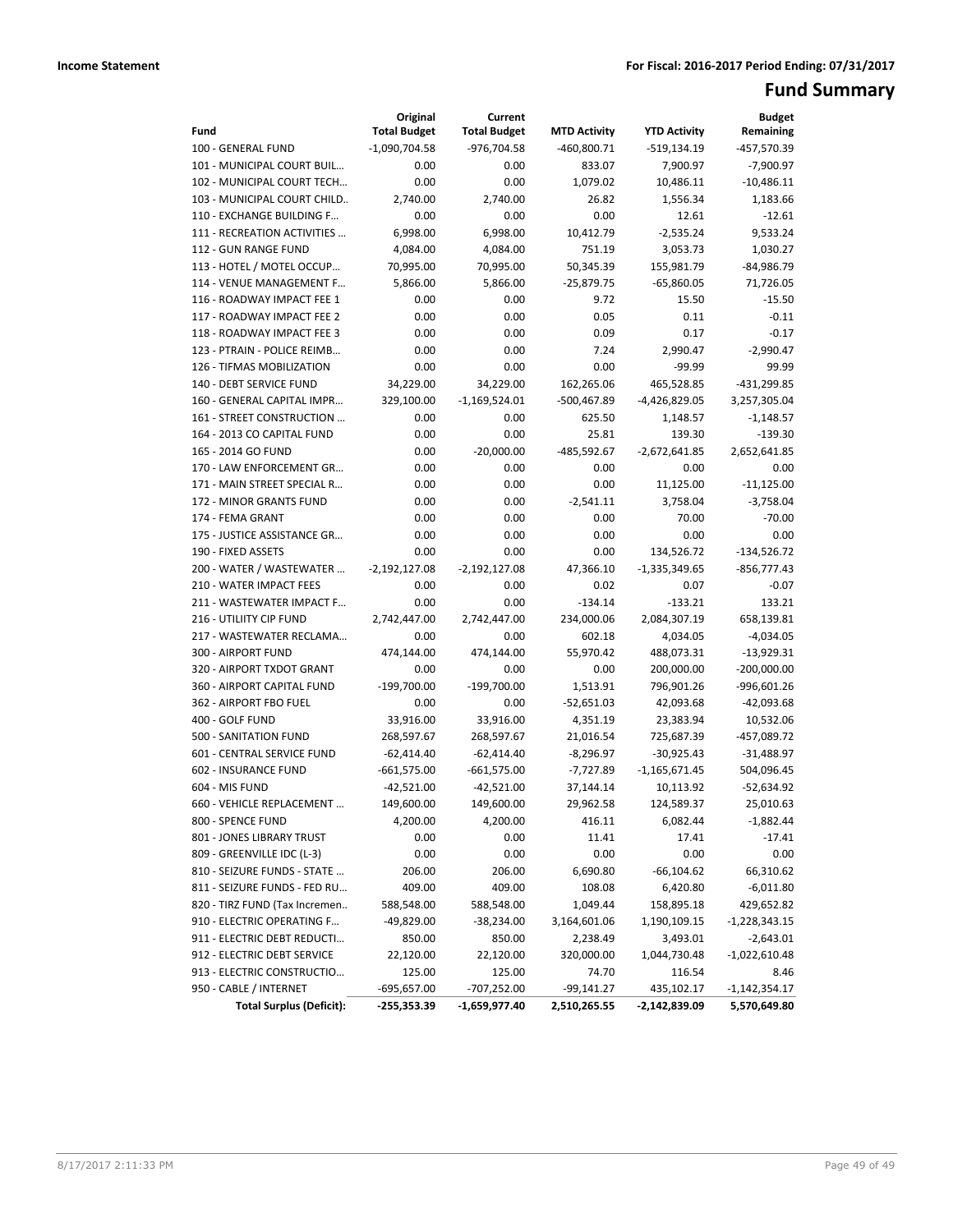**Income Statement** **For Fiscal: 2016-2017 Period Ending: 07/31/2017**

# Fund Summary

| Fund | Original Total Budget | Current Total Budget | MTD Activity | YTD Activity | Budget Remaining |
|---|---|---|---|---|---|
| 100 - GENERAL FUND | -1,090,704.58 | -976,704.58 | -460,800.71 | -519,134.19 | -457,570.39 |
| 101 - MUNICIPAL COURT BUIL… | 0.00 | 0.00 | 833.07 | 7,900.97 | -7,900.97 |
| 102 - MUNICIPAL COURT TECH… | 0.00 | 0.00 | 1,079.02 | 10,486.11 | -10,486.11 |
| 103 - MUNICIPAL COURT CHILD.. | 2,740.00 | 2,740.00 | 26.82 | 1,556.34 | 1,183.66 |
| 110 - EXCHANGE BUILDING F… | 0.00 | 0.00 | 0.00 | 12.61 | -12.61 |
| 111 - RECREATION ACTIVITIES … | 6,998.00 | 6,998.00 | 10,412.79 | -2,535.24 | 9,533.24 |
| 112 - GUN RANGE FUND | 4,084.00 | 4,084.00 | 751.19 | 3,053.73 | 1,030.27 |
| 113 - HOTEL / MOTEL OCCUP… | 70,995.00 | 70,995.00 | 50,345.39 | 155,981.79 | -84,986.79 |
| 114 - VENUE MANAGEMENT F… | 5,866.00 | 5,866.00 | -25,879.75 | -65,860.05 | 71,726.05 |
| 116 - ROADWAY IMPACT FEE 1 | 0.00 | 0.00 | 9.72 | 15.50 | -15.50 |
| 117 - ROADWAY IMPACT FEE 2 | 0.00 | 0.00 | 0.05 | 0.11 | -0.11 |
| 118 - ROADWAY IMPACT FEE 3 | 0.00 | 0.00 | 0.09 | 0.17 | -0.17 |
| 123 - PTRAIN - POLICE REIMB… | 0.00 | 0.00 | 7.24 | 2,990.47 | -2,990.47 |
| 126 - TIFMAS MOBILIZATION | 0.00 | 0.00 | 0.00 | -99.99 | 99.99 |
| 140 - DEBT SERVICE FUND | 34,229.00 | 34,229.00 | 162,265.06 | 465,528.85 | -431,299.85 |
| 160 - GENERAL CAPITAL IMPR… | 329,100.00 | -1,169,524.01 | -500,467.89 | -4,426,829.05 | 3,257,305.04 |
| 161 - STREET CONSTRUCTION … | 0.00 | 0.00 | 625.50 | 1,148.57 | -1,148.57 |
| 164 - 2013 CO CAPITAL FUND | 0.00 | 0.00 | 25.81 | 139.30 | -139.30 |
| 165 - 2014 GO FUND | 0.00 | -20,000.00 | -485,592.67 | -2,672,641.85 | 2,652,641.85 |
| 170 - LAW ENFORCEMENT GR… | 0.00 | 0.00 | 0.00 | 0.00 | 0.00 |
| 171 - MAIN STREET SPECIAL R… | 0.00 | 0.00 | 0.00 | 11,125.00 | -11,125.00 |
| 172 - MINOR GRANTS FUND | 0.00 | 0.00 | -2,541.11 | 3,758.04 | -3,758.04 |
| 174 - FEMA GRANT | 0.00 | 0.00 | 0.00 | 70.00 | -70.00 |
| 175 - JUSTICE ASSISTANCE GR… | 0.00 | 0.00 | 0.00 | 0.00 | 0.00 |
| 190 - FIXED ASSETS | 0.00 | 0.00 | 0.00 | 134,526.72 | -134,526.72 |
| 200 - WATER / WASTEWATER … | -2,192,127.08 | -2,192,127.08 | 47,366.10 | -1,335,349.65 | -856,777.43 |
| 210 - WATER IMPACT FEES | 0.00 | 0.00 | 0.02 | 0.07 | -0.07 |
| 211 - WASTEWATER IMPACT F… | 0.00 | 0.00 | -134.14 | -133.21 | 133.21 |
| 216 - UTILIITY CIP FUND | 2,742,447.00 | 2,742,447.00 | 234,000.06 | 2,084,307.19 | 658,139.81 |
| 217 - WASTEWATER RECLAMA… | 0.00 | 0.00 | 602.18 | 4,034.05 | -4,034.05 |
| 300 - AIRPORT FUND | 474,144.00 | 474,144.00 | 55,970.42 | 488,073.31 | -13,929.31 |
| 320 - AIRPORT TXDOT GRANT | 0.00 | 0.00 | 0.00 | 200,000.00 | -200,000.00 |
| 360 - AIRPORT CAPITAL FUND | -199,700.00 | -199,700.00 | 1,513.91 | 796,901.26 | -996,601.26 |
| 362 - AIRPORT FBO FUEL | 0.00 | 0.00 | -52,651.03 | 42,093.68 | -42,093.68 |
| 400 - GOLF FUND | 33,916.00 | 33,916.00 | 4,351.19 | 23,383.94 | 10,532.06 |
| 500 - SANITATION FUND | 268,597.67 | 268,597.67 | 21,016.54 | 725,687.39 | -457,089.72 |
| 601 - CENTRAL SERVICE FUND | -62,414.40 | -62,414.40 | -8,296.97 | -30,925.43 | -31,488.97 |
| 602 - INSURANCE FUND | -661,575.00 | -661,575.00 | -7,727.89 | -1,165,671.45 | 504,096.45 |
| 604 - MIS FUND | -42,521.00 | -42,521.00 | 37,144.14 | 10,113.92 | -52,634.92 |
| 660 - VEHICLE REPLACEMENT … | 149,600.00 | 149,600.00 | 29,962.58 | 124,589.37 | 25,010.63 |
| 800 - SPENCE FUND | 4,200.00 | 4,200.00 | 416.11 | 6,082.44 | -1,882.44 |
| 801 - JONES LIBRARY TRUST | 0.00 | 0.00 | 11.41 | 17.41 | -17.41 |
| 809 - GREENVILLE IDC (L-3) | 0.00 | 0.00 | 0.00 | 0.00 | 0.00 |
| 810 - SEIZURE FUNDS - STATE … | 206.00 | 206.00 | 6,690.80 | -66,104.62 | 66,310.62 |
| 811 - SEIZURE FUNDS - FED RU… | 409.00 | 409.00 | 108.08 | 6,420.80 | -6,011.80 |
| 820 - TIRZ FUND (Tax Incremen.. | 588,548.00 | 588,548.00 | 1,049.44 | 158,895.18 | 429,652.82 |
| 910 - ELECTRIC OPERATING F… | -49,829.00 | -38,234.00 | 3,164,601.06 | 1,190,109.15 | -1,228,343.15 |
| 911 - ELECTRIC DEBT REDUCTI… | 850.00 | 850.00 | 2,238.49 | 3,493.01 | -2,643.01 |
| 912 - ELECTRIC DEBT SERVICE | 22,120.00 | 22,120.00 | 320,000.00 | 1,044,730.48 | -1,022,610.48 |
| 913 - ELECTRIC CONSTRUCTIO… | 125.00 | 125.00 | 74.70 | 116.54 | 8.46 |
| 950 - CABLE / INTERNET | -695,657.00 | -707,252.00 | -99,141.27 | 435,102.17 | -1,142,354.17 |
| **Total Surplus (Deficit):** | **-255,353.39** | **-1,659,977.40** | **2,510,265.55** | **-2,142,839.09** | **5,570,649.80** |